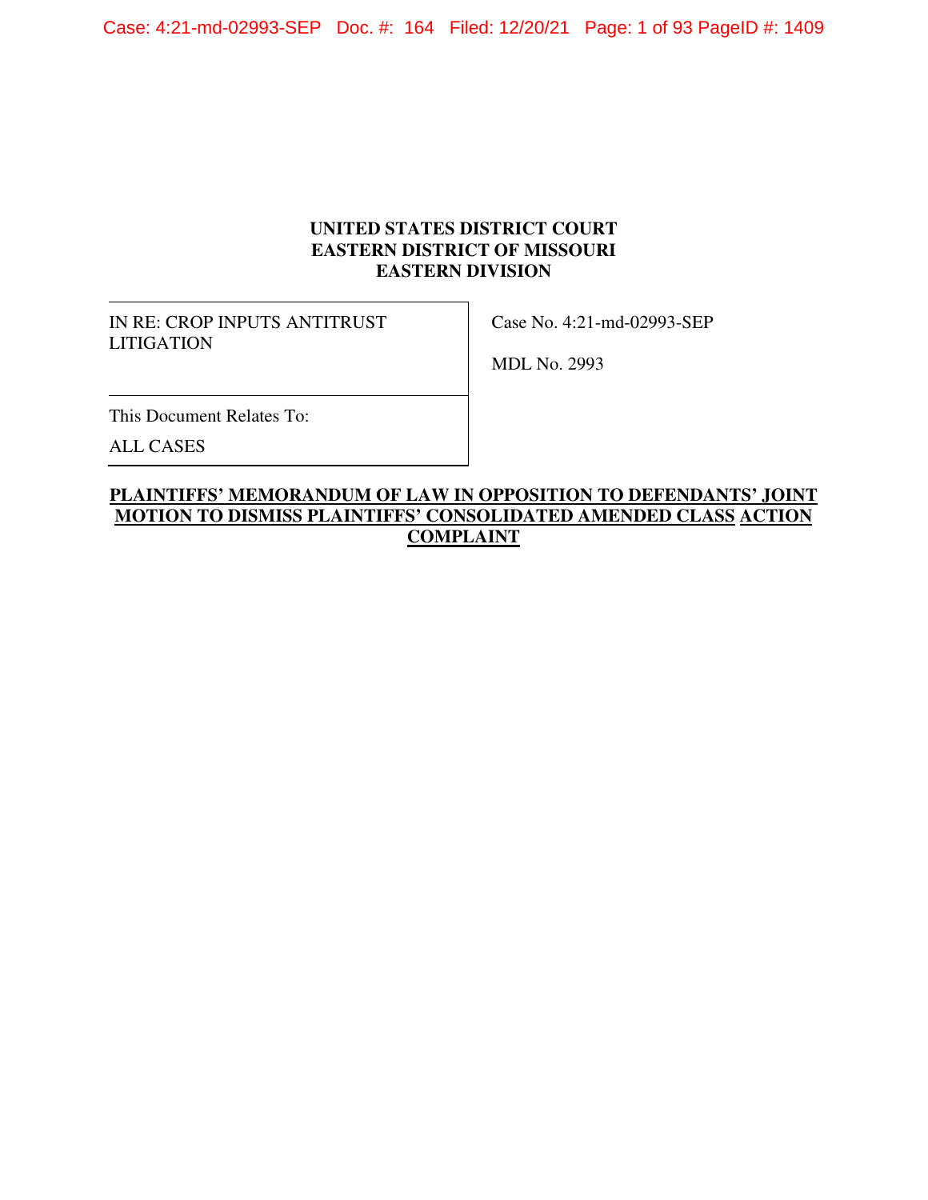**UNITED STATES DISTRICT COURT**
**EASTERN DISTRICT OF MISSOURI**
**EASTERN DIVISION**

| IN RE: CROP INPUTS ANTITRUST LITIGATION | Case No. 4:21-md-02993-SEP |
| --- | --- |
| | MDL No. 2993 |
| This Document Relates To: ALL CASES | |

**PLAINTIFFS' MEMORANDUM OF LAW IN OPPOSITION TO DEFENDANTS' JOINT MOTION TO DISMISS PLAINTIFFS' CONSOLIDATED AMENDED CLASS ACTION COMPLAINT**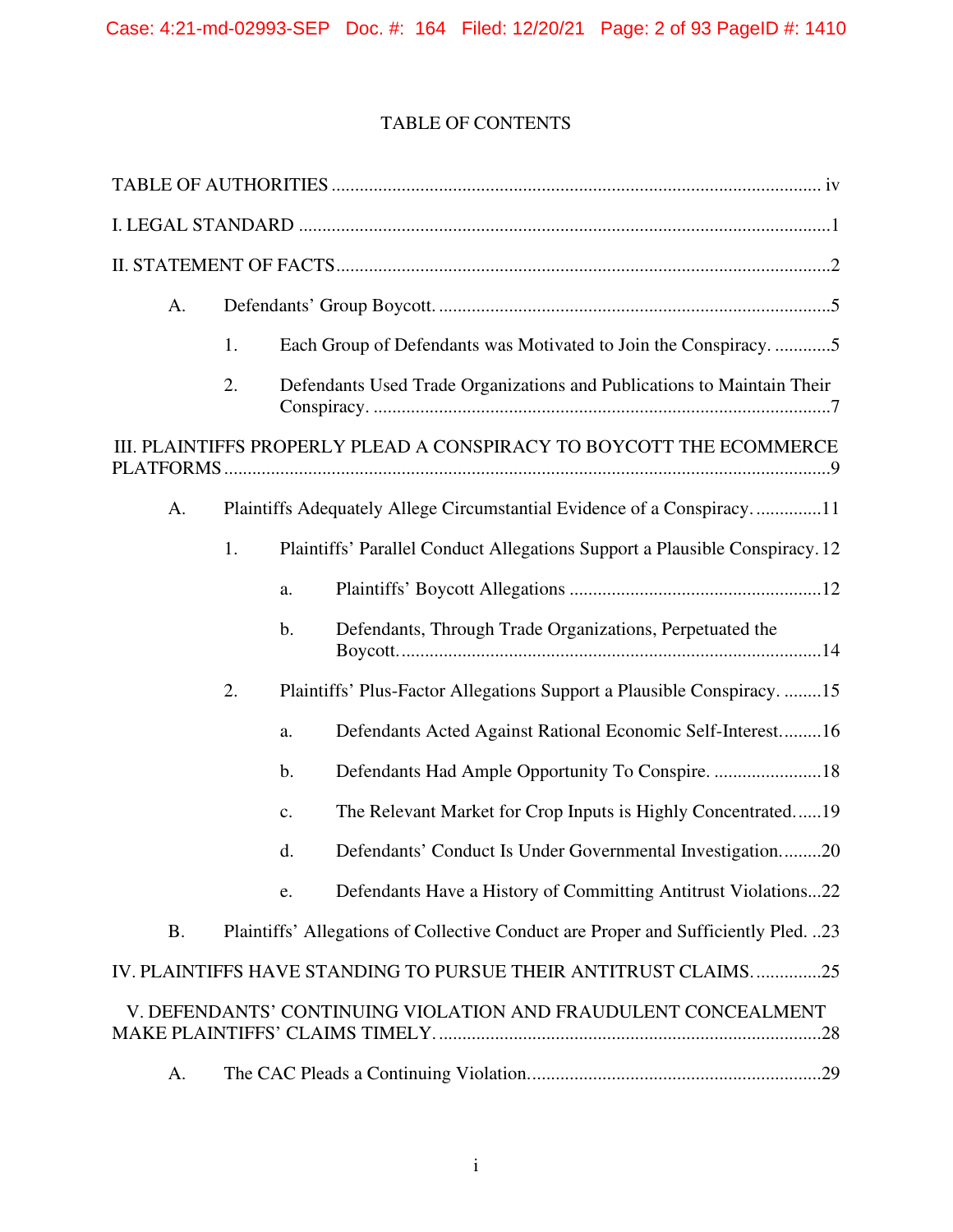TABLE OF CONTENTS

TABLE OF AUTHORITIES ........................................................................................................ iv

I. LEGAL STANDARD ..................................................................................................................1

II. STATEMENT OF FACTS .........................................................................................................2

A. Defendants' Group Boycott. ....................................................................................5

1. Each Group of Defendants was Motivated to Join the Conspiracy. ............5

2. Defendants Used Trade Organizations and Publications to Maintain Their Conspiracy. ..................................................................................................7

III. PLAINTIFFS PROPERLY PLEAD A CONSPIRACY TO BOYCOTT THE ECOMMERCE PLATFORMS .................................................................................................................................9

A. Plaintiffs Adequately Allege Circumstantial Evidence of a Conspiracy. ..............11

1. Plaintiffs' Parallel Conduct Allegations Support a Plausible Conspiracy. 12

a. Plaintiffs' Boycott Allegations ......................................................12

b. Defendants, Through Trade Organizations, Perpetuated the Boycott. ..........................................................................................14

2. Plaintiffs' Plus-Factor Allegations Support a Plausible Conspiracy. ........15

a. Defendants Acted Against Rational Economic Self-Interest. ........16

b. Defendants Had Ample Opportunity To Conspire. .......................18

c. The Relevant Market for Crop Inputs is Highly Concentrated. .....19

d. Defendants' Conduct Is Under Governmental Investigation. ........20

e. Defendants Have a History of Committing Antitrust Violations...22

B. Plaintiffs' Allegations of Collective Conduct are Proper and Sufficiently Pled. ..23

IV. PLAINTIFFS HAVE STANDING TO PURSUE THEIR ANTITRUST CLAIMS. ..............25

V. DEFENDANTS' CONTINUING VIOLATION AND FRAUDULENT CONCEALMENT MAKE PLAINTIFFS' CLAIMS TIMELY. ..................................................................................28

A. The CAC Pleads a Continuing Violation. .............................................................29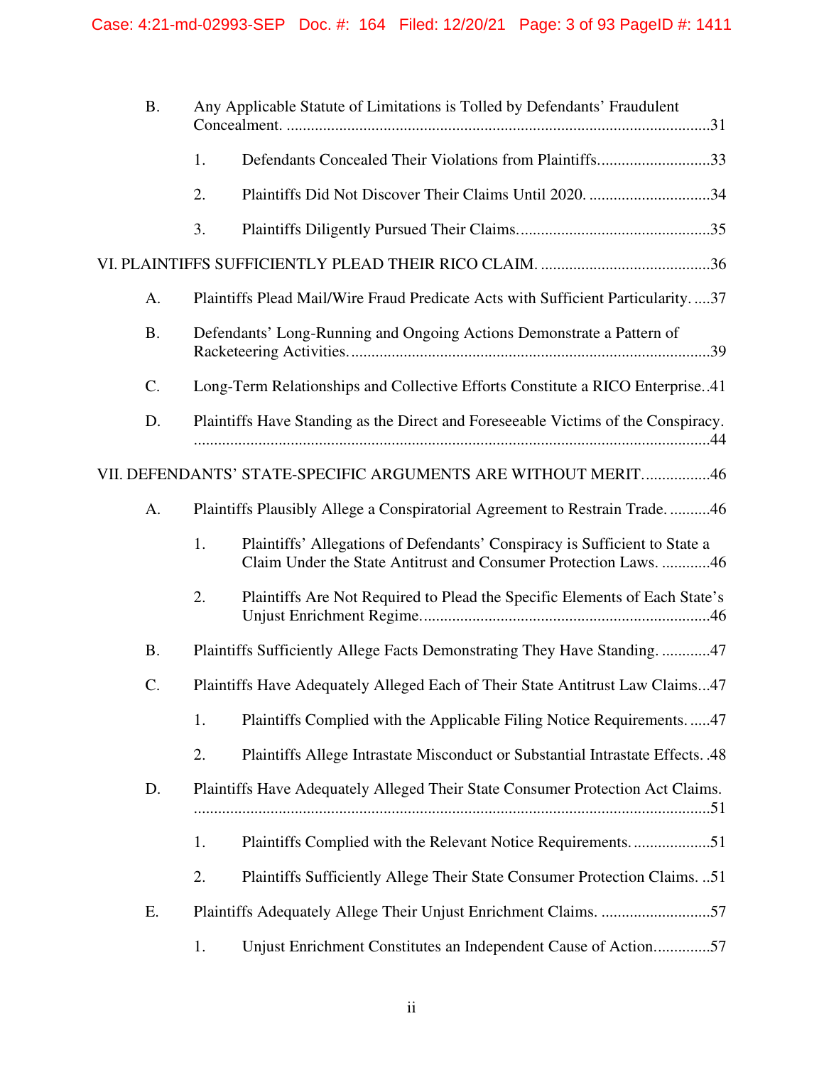B. Any Applicable Statute of Limitations is Tolled by Defendants' Fraudulent Concealment. ....31

1. Defendants Concealed Their Violations from Plaintiffs. ....33

2. Plaintiffs Did Not Discover Their Claims Until 2020. ....34

3. Plaintiffs Diligently Pursued Their Claims. ....35

VI. PLAINTIFFS SUFFICIENTLY PLEAD THEIR RICO CLAIM. ....36

A. Plaintiffs Plead Mail/Wire Fraud Predicate Acts with Sufficient Particularity. ....37

B. Defendants' Long-Running and Ongoing Actions Demonstrate a Pattern of Racketeering Activities. ....39

C. Long-Term Relationships and Collective Efforts Constitute a RICO Enterprise. ....41

D. Plaintiffs Have Standing as the Direct and Foreseeable Victims of the Conspiracy. ....44

VII. DEFENDANTS' STATE-SPECIFIC ARGUMENTS ARE WITHOUT MERIT. ....46

A. Plaintiffs Plausibly Allege a Conspiratorial Agreement to Restrain Trade. ....46

1. Plaintiffs' Allegations of Defendants' Conspiracy is Sufficient to State a Claim Under the State Antitrust and Consumer Protection Laws. ....46

2. Plaintiffs Are Not Required to Plead the Specific Elements of Each State's Unjust Enrichment Regime. ....46

B. Plaintiffs Sufficiently Allege Facts Demonstrating They Have Standing. ....47

C. Plaintiffs Have Adequately Alleged Each of Their State Antitrust Law Claims. ....47

1. Plaintiffs Complied with the Applicable Filing Notice Requirements. ....47

2. Plaintiffs Allege Intrastate Misconduct or Substantial Intrastate Effects. ....48

D. Plaintiffs Have Adequately Alleged Their State Consumer Protection Act Claims. ....51

1. Plaintiffs Complied with the Relevant Notice Requirements. ....51

2. Plaintiffs Sufficiently Allege Their State Consumer Protection Claims. ....51

E. Plaintiffs Adequately Allege Their Unjust Enrichment Claims. ....57

1. Unjust Enrichment Constitutes an Independent Cause of Action. ....57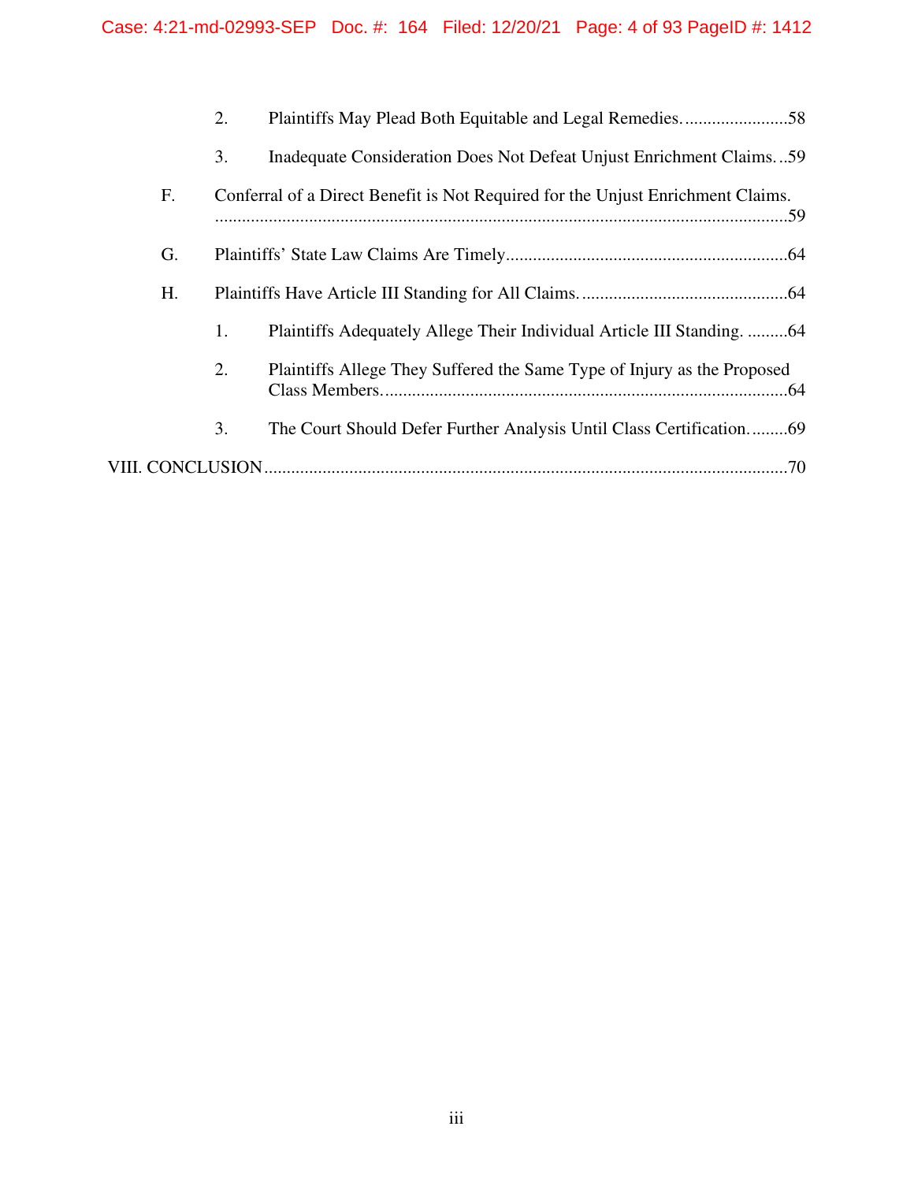2. Plaintiffs May Plead Both Equitable and Legal Remedies........................58

3. Inadequate Consideration Does Not Defeat Unjust Enrichment Claims...59

F. Conferral of a Direct Benefit is Not Required for the Unjust Enrichment Claims. ..........................................................................................................................59

G. Plaintiffs' State Law Claims Are Timely..............................................................64

H. Plaintiffs Have Article III Standing for All Claims...............................................64

1. Plaintiffs Adequately Allege Their Individual Article III Standing. .........64

2. Plaintiffs Allege They Suffered the Same Type of Injury as the Proposed Class Members...........................................................................................64

3. The Court Should Defer Further Analysis Until Class Certification.........69

VIII. CONCLUSION.....................................................................................................................70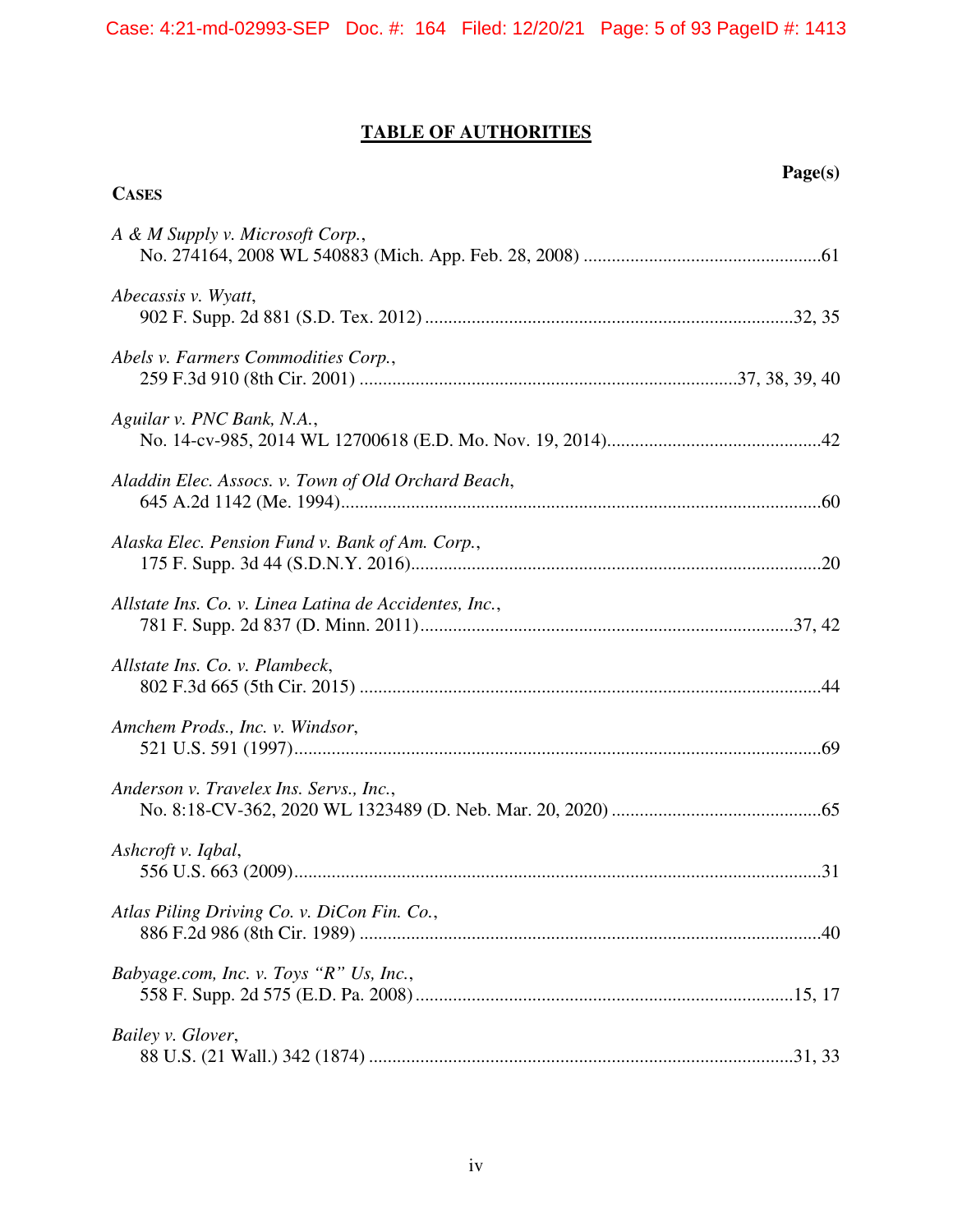# TABLE OF AUTHORITIES

**Page(s)**

**CASES**

*A & M Supply v. Microsoft Corp.*,
No. 274164, 2008 WL 540883 (Mich. App. Feb. 28, 2008) ....................................................61

*Abecassis v. Wyatt*,
902 F. Supp. 2d 881 (S.D. Tex. 2012) ...............................................................................32, 35

*Abels v. Farmers Commodities Corp.*,
259 F.3d 910 (8th Cir. 2001) ...............................................................................37, 38, 39, 40

*Aguilar v. PNC Bank, N.A.*,
No. 14-cv-985, 2014 WL 12700618 (E.D. Mo. Nov. 19, 2014)..............................................42

*Aladdin Elec. Assocs. v. Town of Old Orchard Beach*,
645 A.2d 1142 (Me. 1994).......................................................................................................60

*Alaska Elec. Pension Fund v. Bank of Am. Corp.*,
175 F. Supp. 3d 44 (S.D.N.Y. 2016).......................................................................................20

*Allstate Ins. Co. v. Linea Latina de Accidentes, Inc.*,
781 F. Supp. 2d 837 (D. Minn. 2011)................................................................................37, 42

*Allstate Ins. Co. v. Plambeck*,
802 F.3d 665 (5th Cir. 2015) ...................................................................................................44

*Amchem Prods., Inc. v. Windsor*,
521 U.S. 591 (1997).................................................................................................................69

*Anderson v. Travelex Ins. Servs., Inc.*,
No. 8:18-CV-362, 2020 WL 1323489 (D. Neb. Mar. 20, 2020) .............................................65

*Ashcroft v. Iqbal*,
556 U.S. 663 (2009).................................................................................................................31

*Atlas Piling Driving Co. v. DiCon Fin. Co.*,
886 F.2d 986 (8th Cir. 1989) ...................................................................................................40

*Babyage.com, Inc. v. Toys "R" Us, Inc.*,
558 F. Supp. 2d 575 (E.D. Pa. 2008) .................................................................................15, 17

*Bailey v. Glover*,
88 U.S. (21 Wall.) 342 (1874) ...........................................................................................31, 33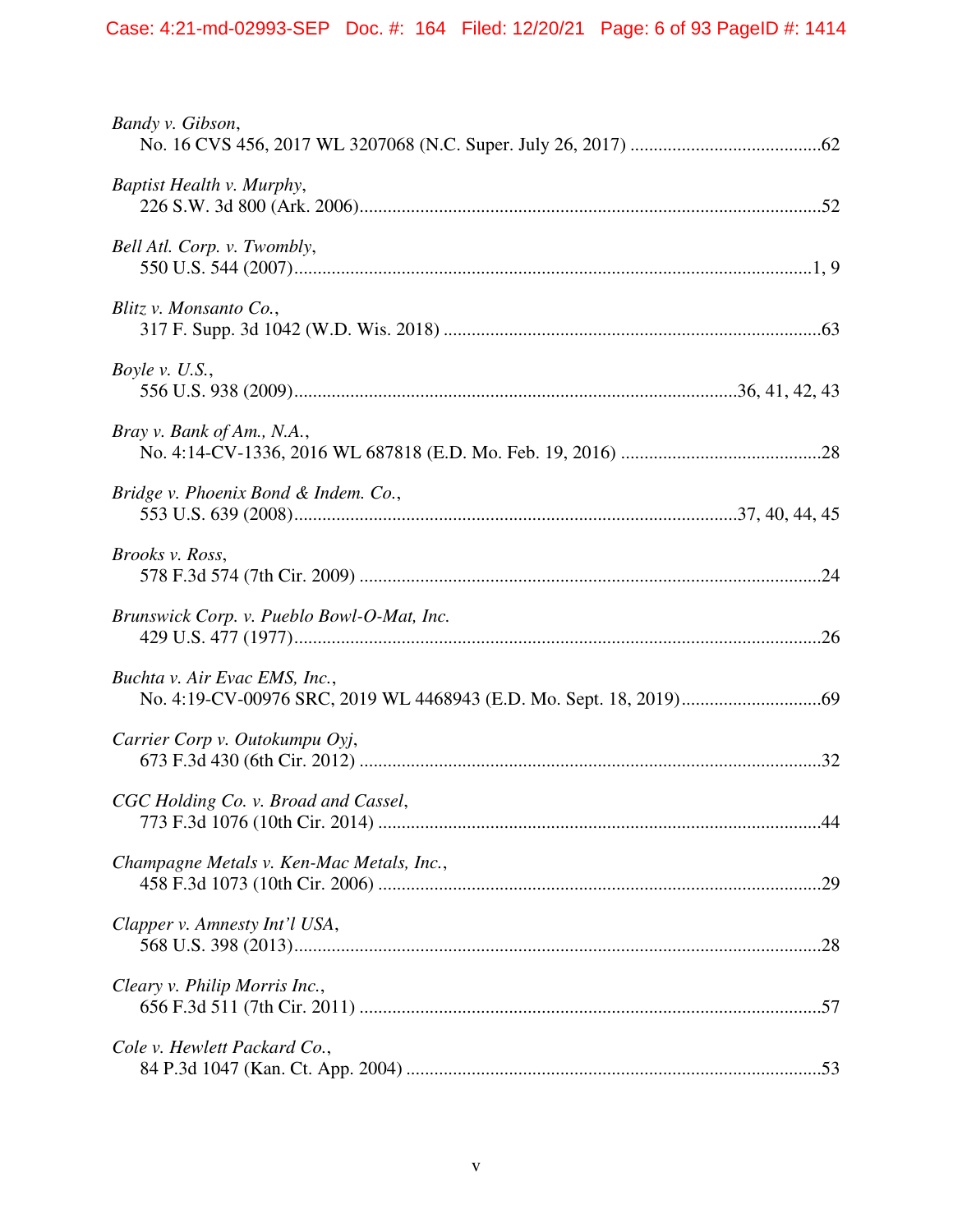*Bandy v. Gibson*,
No. 16 CVS 456, 2017 WL 3207068 (N.C. Super. July 26, 2017) .........................................62

*Baptist Health v. Murphy*,
226 S.W. 3d 800 (Ark. 2006)..................................................................................................52

*Bell Atl. Corp. v. Twombly*,
550 U.S. 544 (2007)..............................................................................................................1, 9

*Blitz v. Monsanto Co.*,
317 F. Supp. 3d 1042 (W.D. Wis. 2018) ................................................................................63

*Boyle v. U.S.*,
556 U.S. 938 (2009)...............................................................................................36, 41, 42, 43

*Bray v. Bank of Am., N.A.*,
No. 4:14-CV-1336, 2016 WL 687818 (E.D. Mo. Feb. 19, 2016) ...........................................28

*Bridge v. Phoenix Bond & Indem. Co.*,
553 U.S. 639 (2008)...............................................................................................37, 40, 44, 45

*Brooks v. Ross*,
578 F.3d 574 (7th Cir. 2009) ..................................................................................................24

*Brunswick Corp. v. Pueblo Bowl-O-Mat, Inc.*
429 U.S. 477 (1977)................................................................................................................26

*Buchta v. Air Evac EMS, Inc.*,
No. 4:19-CV-00976 SRC, 2019 WL 4468943 (E.D. Mo. Sept. 18, 2019).............................69

*Carrier Corp v. Outokumpu Oyj*,
673 F.3d 430 (6th Cir. 2012) ..................................................................................................32

*CGC Holding Co. v. Broad and Cassel*,
773 F.3d 1076 (10th Cir. 2014) ..............................................................................................44

*Champagne Metals v. Ken-Mac Metals, Inc.*,
458 F.3d 1073 (10th Cir. 2006) ..............................................................................................29

*Clapper v. Amnesty Int'l USA*,
568 U.S. 398 (2013)................................................................................................................28

*Cleary v. Philip Morris Inc.*,
656 F.3d 511 (7th Cir. 2011) ..................................................................................................57

*Cole v. Hewlett Packard Co.*,
84 P.3d 1047 (Kan. Ct. App. 2004) ........................................................................................53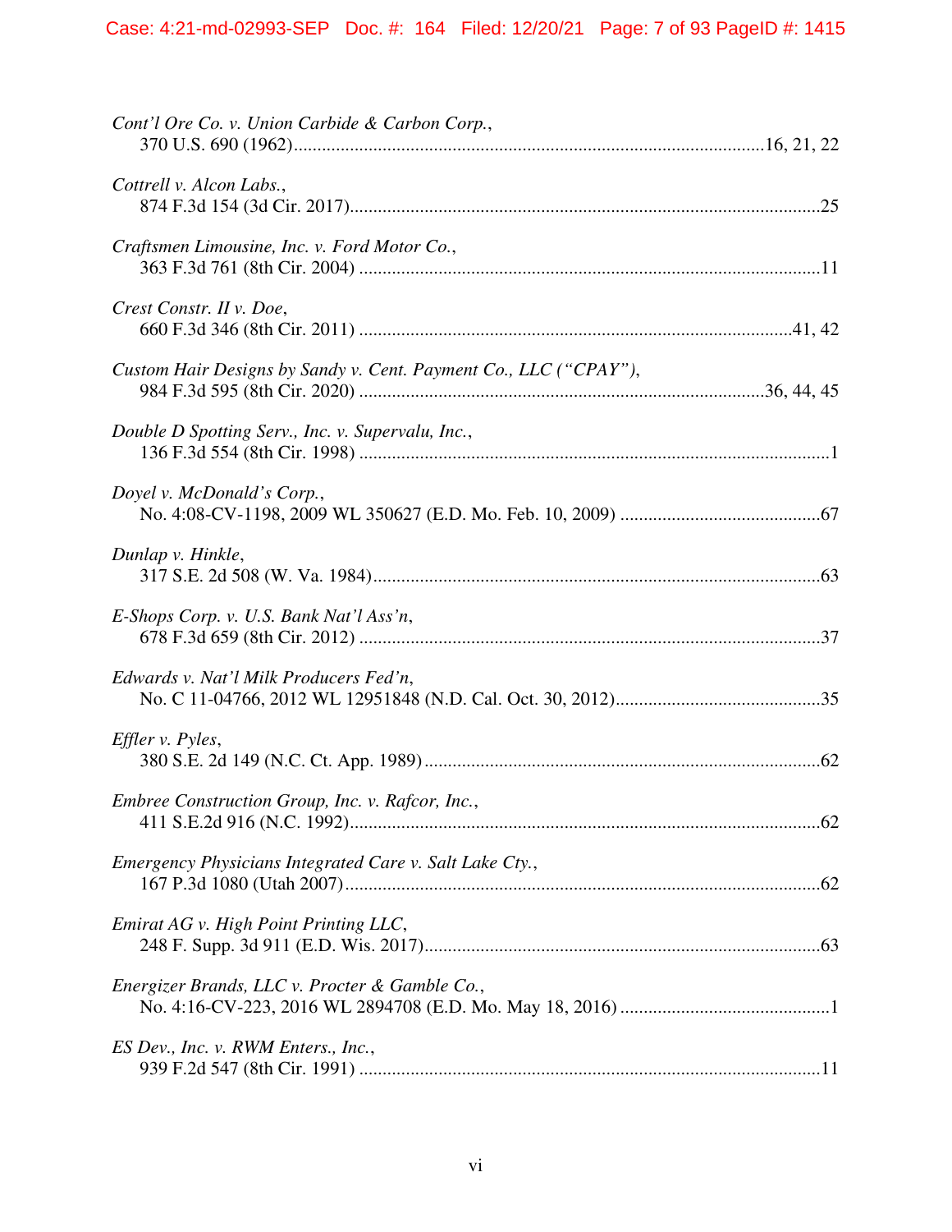*Cont'l Ore Co. v. Union Carbide & Carbon Corp.*,
370 U.S. 690 (1962)....................................................................................................16, 21, 22

*Cottrell v. Alcon Labs.*,
874 F.3d 154 (3d Cir. 2017)....................................................................................................25

*Craftsmen Limousine, Inc. v. Ford Motor Co.*,
363 F.3d 761 (8th Cir. 2004) ..................................................................................................11

*Crest Constr. II v. Doe*,
660 F.3d 346 (8th Cir. 2011) ............................................................................................41, 42

*Custom Hair Designs by Sandy v. Cent. Payment Co., LLC ("CPAY")*,
984 F.3d 595 (8th Cir. 2020) ......................................................................................36, 44, 45

*Double D Spotting Serv., Inc. v. Supervalu, Inc.*,
136 F.3d 554 (8th Cir. 1998) ....................................................................................................1

*Doyel v. McDonald's Corp.*,
No. 4:08-CV-1198, 2009 WL 350627 (E.D. Mo. Feb. 10, 2009) ..........................................67

*Dunlap v. Hinkle*,
317 S.E. 2d 508 (W. Va. 1984)...............................................................................................63

*E-Shops Corp. v. U.S. Bank Nat'l Ass'n*,
678 F.3d 659 (8th Cir. 2012) ..................................................................................................37

*Edwards v. Nat'l Milk Producers Fed'n*,
No. C 11-04766, 2012 WL 12951848 (N.D. Cal. Oct. 30, 2012)...........................................35

*Effler v. Pyles*,
380 S.E. 2d 149 (N.C. Ct. App. 1989)....................................................................................62

*Embree Construction Group, Inc. v. Rafcor, Inc.*,
411 S.E.2d 916 (N.C. 1992)....................................................................................................62

*Emergency Physicians Integrated Care v. Salt Lake Cty.*,
167 P.3d 1080 (Utah 2007).....................................................................................................62

*Emirat AG v. High Point Printing LLC*,
248 F. Supp. 3d 911 (E.D. Wis. 2017)....................................................................................63

*Energizer Brands, LLC v. Procter & Gamble Co.*,
No. 4:16-CV-223, 2016 WL 2894708 (E.D. Mo. May 18, 2016) ............................................1

*ES Dev., Inc. v. RWM Enters., Inc.*,
939 F.2d 547 (8th Cir. 1991) ..................................................................................................11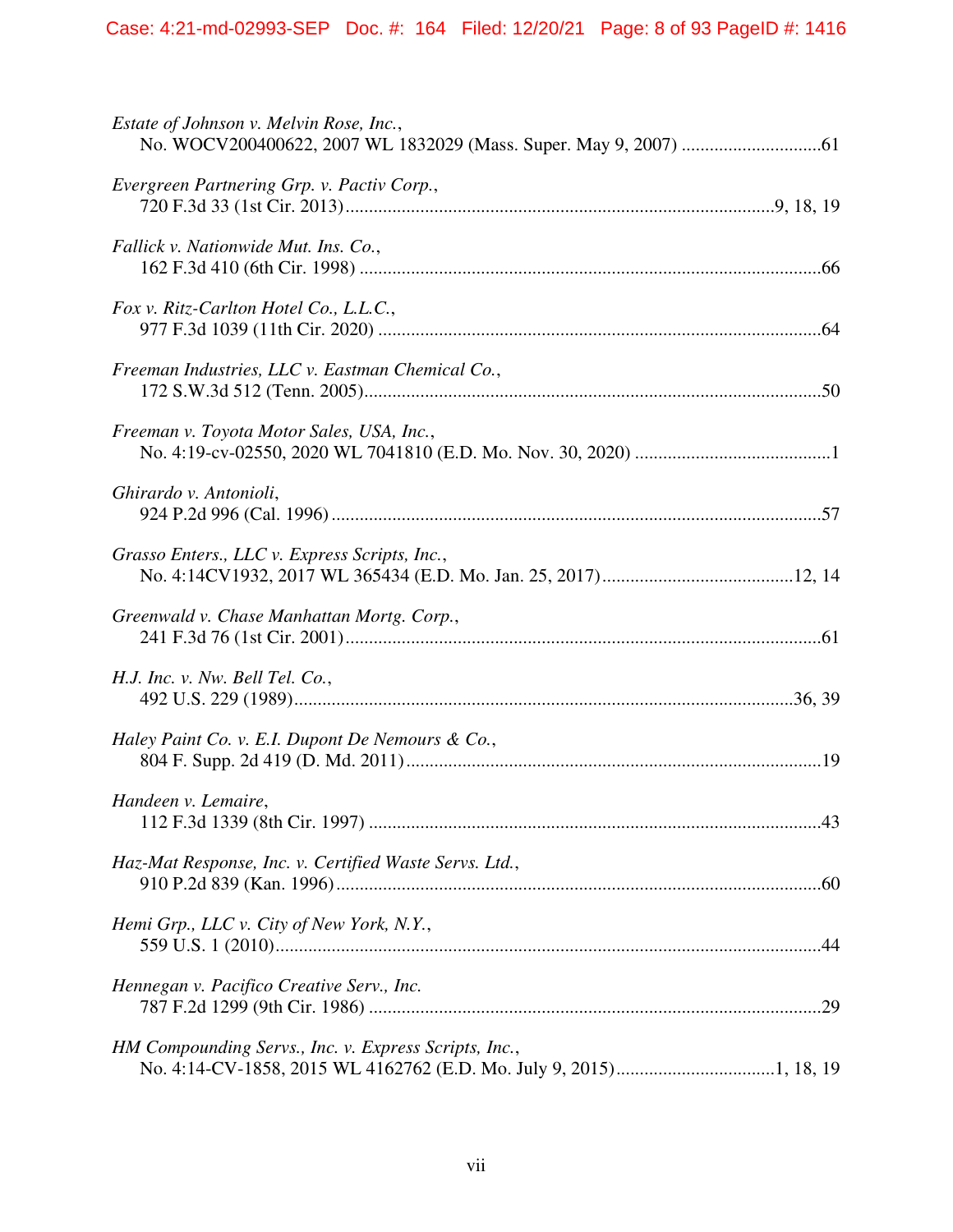*Estate of Johnson v. Melvin Rose, Inc.*,
No. WOCV200400622, 2007 WL 1832029 (Mass. Super. May 9, 2007) ..............................61

*Evergreen Partnering Grp. v. Pactiv Corp.*,
720 F.3d 33 (1st Cir. 2013)...........................................................................................9, 18, 19

*Fallick v. Nationwide Mut. Ins. Co.*,
162 F.3d 410 (6th Cir. 1998) ..................................................................................................66

*Fox v. Ritz-Carlton Hotel Co., L.L.C.*,
977 F.3d 1039 (11th Cir. 2020) ..............................................................................................64

*Freeman Industries, LLC v. Eastman Chemical Co.*,
172 S.W.3d 512 (Tenn. 2005).................................................................................................50

*Freeman v. Toyota Motor Sales, USA, Inc.*,
No. 4:19-cv-02550, 2020 WL 7041810 (E.D. Mo. Nov. 30, 2020) ..........................................1

*Ghirardo v. Antonioli*,
924 P.2d 996 (Cal. 1996) ........................................................................................................57

*Grasso Enters., LLC v. Express Scripts, Inc.*,
No. 4:14CV1932, 2017 WL 365434 (E.D. Mo. Jan. 25, 2017).........................................12, 14

*Greenwald v. Chase Manhattan Mortg. Corp.*,
241 F.3d 76 (1st Cir. 2001).....................................................................................................61

*H.J. Inc. v. Nw. Bell Tel. Co.*,
492 U.S. 229 (1989).........................................................................................................36, 39

*Haley Paint Co. v. E.I. Dupont De Nemours & Co.*,
804 F. Supp. 2d 419 (D. Md. 2011) ........................................................................................19

*Handeen v. Lemaire*,
112 F.3d 1339 (8th Cir. 1997) ................................................................................................43

*Haz-Mat Response, Inc. v. Certified Waste Servs. Ltd.*,
910 P.2d 839 (Kan. 1996) .......................................................................................................60

*Hemi Grp., LLC v. City of New York, N.Y.*,
559 U.S. 1 (2010)....................................................................................................................44

*Hennegan v. Pacifico Creative Serv., Inc.*
787 F.2d 1299 (9th Cir. 1986) ................................................................................................29

*HM Compounding Servs., Inc. v. Express Scripts, Inc.*,
No. 4:14-CV-1858, 2015 WL 4162762 (E.D. Mo. July 9, 2015).................................1, 18, 19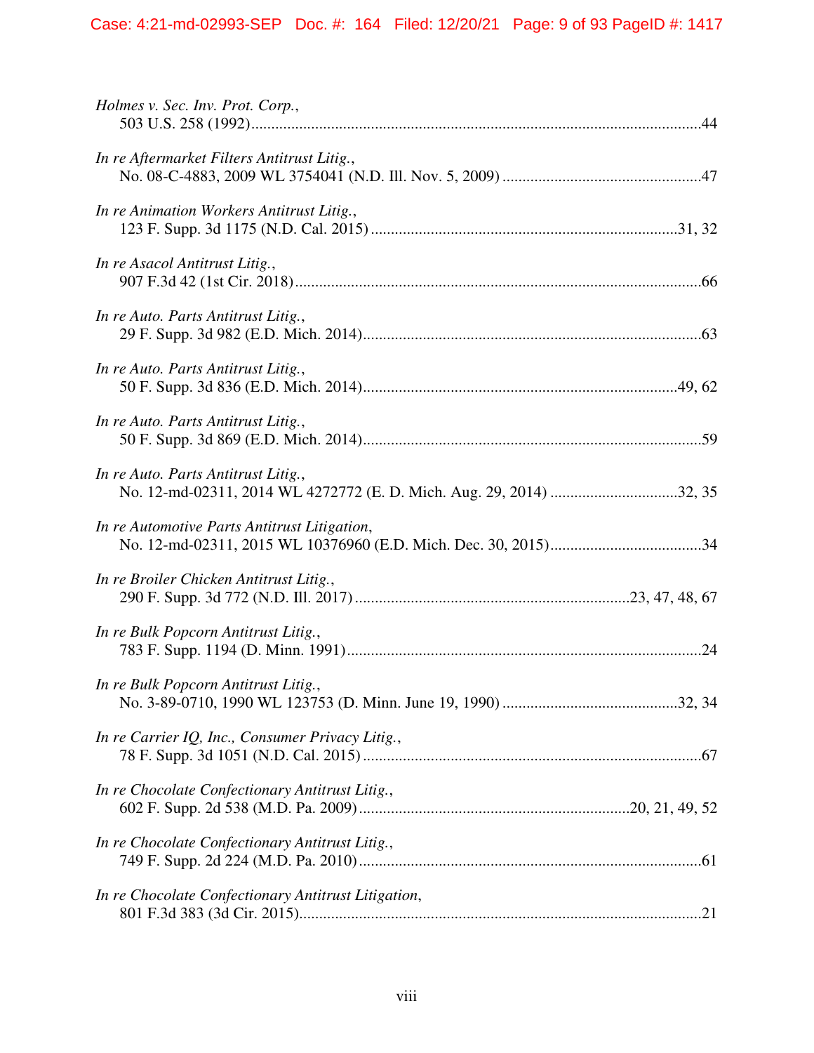*Holmes v. Sec. Inv. Prot. Corp.*,
503 U.S. 258 (1992) ....................................................................................................44

*In re Aftermarket Filters Antitrust Litig.*,
No. 08-C-4883, 2009 WL 3754041 (N.D. Ill. Nov. 5, 2009) ...............................................47

*In re Animation Workers Antitrust Litig.*,
123 F. Supp. 3d 1175 (N.D. Cal. 2015) ......................................................................31, 32

*In re Asacol Antitrust Litig.*,
907 F.3d 42 (1st Cir. 2018) ...........................................................................................66

*In re Auto. Parts Antitrust Litig.*,
29 F. Supp. 3d 982 (E.D. Mich. 2014) ...........................................................................63

*In re Auto. Parts Antitrust Litig.*,
50 F. Supp. 3d 836 (E.D. Mich. 2014) ......................................................................49, 62

*In re Auto. Parts Antitrust Litig.*,
50 F. Supp. 3d 869 (E.D. Mich. 2014) ...........................................................................59

*In re Auto. Parts Antitrust Litig.*,
No. 12-md-02311, 2014 WL 4272772 (E. D. Mich. Aug. 29, 2014) ..............................32, 35

*In re Automotive Parts Antitrust Litigation*,
No. 12-md-02311, 2015 WL 10376960 (E.D. Mich. Dec. 30, 2015) .....................................34

*In re Broiler Chicken Antitrust Litig.*,
290 F. Supp. 3d 772 (N.D. Ill. 2017) ................................................................23, 47, 48, 67

*In re Bulk Popcorn Antitrust Litig.*,
783 F. Supp. 1194 (D. Minn. 1991) ...............................................................................24

*In re Bulk Popcorn Antitrust Litig.*,
No. 3-89-0710, 1990 WL 123753 (D. Minn. June 19, 1990) ..........................................32, 34

*In re Carrier IQ, Inc., Consumer Privacy Litig.*,
78 F. Supp. 3d 1051 (N.D. Cal. 2015) ............................................................................67

*In re Chocolate Confectionary Antitrust Litig.*,
602 F. Supp. 2d 538 (M.D. Pa. 2009) ..................................................................20, 21, 49, 52

*In re Chocolate Confectionary Antitrust Litig.*,
749 F. Supp. 2d 224 (M.D. Pa. 2010) .............................................................................61

*In re Chocolate Confectionary Antitrust Litigation*,
801 F.3d 383 (3d Cir. 2015) ...........................................................................................21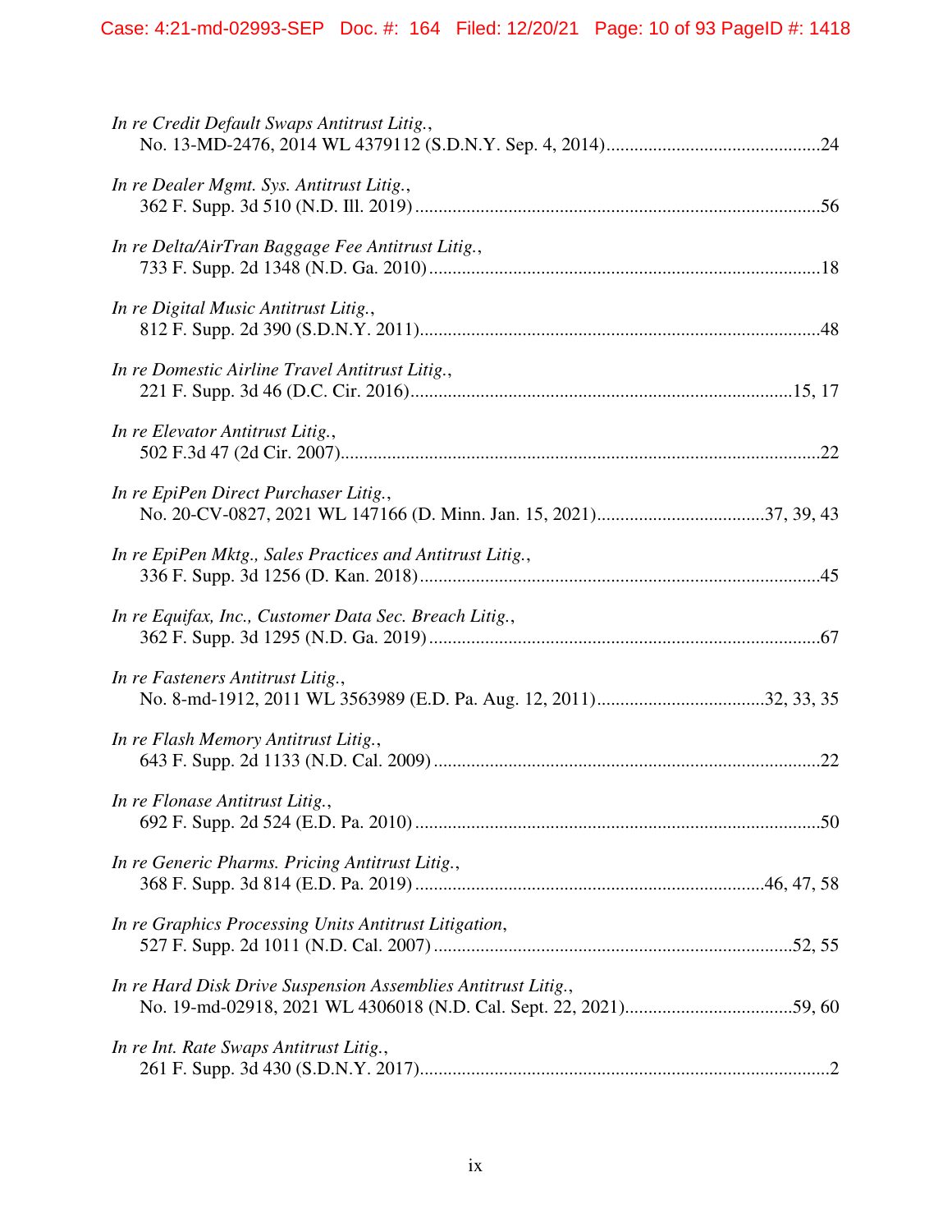*In re Credit Default Swaps Antitrust Litig.*,
No. 13-MD-2476, 2014 WL 4379112 (S.D.N.Y. Sep. 4, 2014)..............................................24

*In re Dealer Mgmt. Sys. Antitrust Litig.*,
362 F. Supp. 3d 510 (N.D. Ill. 2019)........................................................................................56

*In re Delta/AirTran Baggage Fee Antitrust Litig.*,
733 F. Supp. 2d 1348 (N.D. Ga. 2010)....................................................................................18

*In re Digital Music Antitrust Litig.*,
812 F. Supp. 2d 390 (S.D.N.Y. 2011)......................................................................................48

*In re Domestic Airline Travel Antitrust Litig.*,
221 F. Supp. 3d 46 (D.C. Cir. 2016)..................................................................................15, 17

*In re Elevator Antitrust Litig.*,
502 F.3d 47 (2d Cir. 2007)........................................................................................................22

*In re EpiPen Direct Purchaser Litig.*,
No. 20-CV-0827, 2021 WL 147166 (D. Minn. Jan. 15, 2021)....................................37, 39, 43

*In re EpiPen Mktg., Sales Practices and Antitrust Litig.*,
336 F. Supp. 3d 1256 (D. Kan. 2018)......................................................................................45

*In re Equifax, Inc., Customer Data Sec. Breach Litig.*,
362 F. Supp. 3d 1295 (N.D. Ga. 2019)....................................................................................67

*In re Fasteners Antitrust Litig.*,
No. 8-md-1912, 2011 WL 3563989 (E.D. Pa. Aug. 12, 2011)....................................32, 33, 35

*In re Flash Memory Antitrust Litig.*,
643 F. Supp. 2d 1133 (N.D. Cal. 2009)...................................................................................22

*In re Flonase Antitrust Litig.*,
692 F. Supp. 2d 524 (E.D. Pa. 2010).......................................................................................50

*In re Generic Pharms. Pricing Antitrust Litig.*,
368 F. Supp. 3d 814 (E.D. Pa. 2019)..........................................................................46, 47, 58

*In re Graphics Processing Units Antitrust Litigation*,
527 F. Supp. 2d 1011 (N.D. Cal. 2007).............................................................................52, 55

*In re Hard Disk Drive Suspension Assemblies Antitrust Litig.*,
No. 19-md-02918, 2021 WL 4306018 (N.D. Cal. Sept. 22, 2021)....................................59, 60

*In re Int. Rate Swaps Antitrust Litig.*,
261 F. Supp. 3d 430 (S.D.N.Y. 2017)........................................................................................2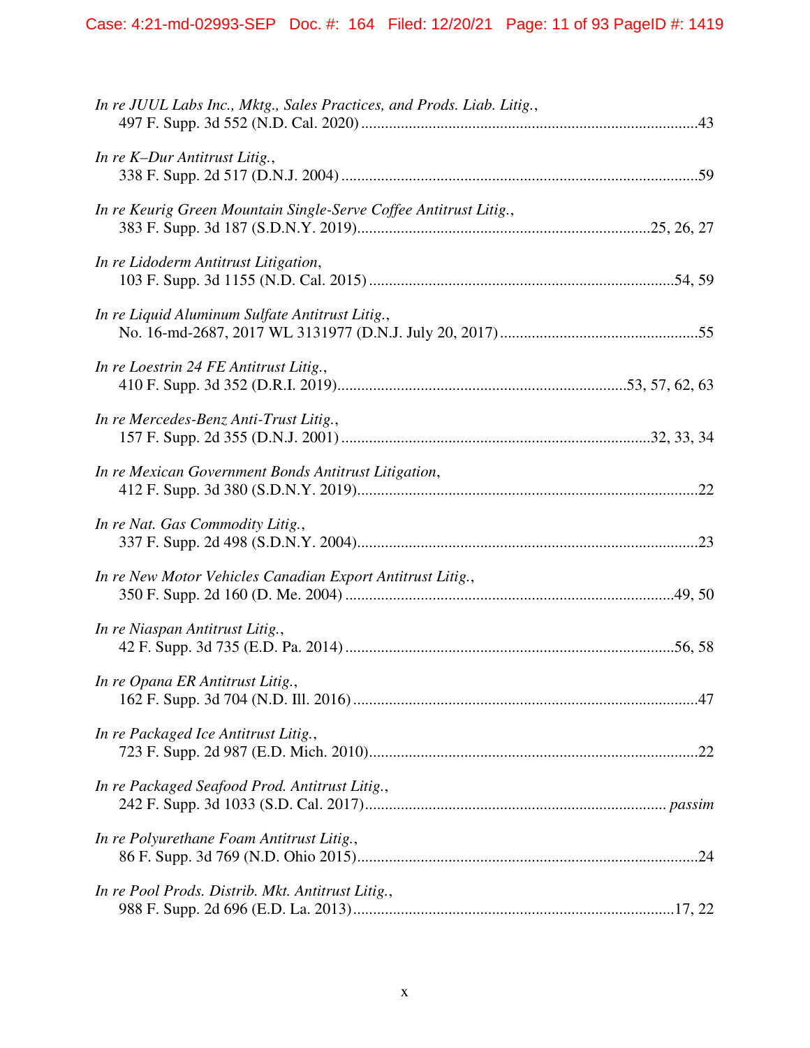*In re JUUL Labs Inc., Mktg., Sales Practices, and Prods. Liab. Litig.*,
497 F. Supp. 3d 552 (N.D. Cal. 2020) ....................................................................................43

*In re K–Dur Antitrust Litig.*,
338 F. Supp. 2d 517 (D.N.J. 2004) .........................................................................................59

*In re Keurig Green Mountain Single-Serve Coffee Antitrust Litig.*,
383 F. Supp. 3d 187 (S.D.N.Y. 2019).........................................................................25, 26, 27

*In re Lidoderm Antitrust Litigation*,
103 F. Supp. 3d 1155 (N.D. Cal. 2015) ............................................................................54, 59

*In re Liquid Aluminum Sulfate Antitrust Litig.*,
No. 16-md-2687, 2017 WL 3131977 (D.N.J. July 20, 2017) .................................................55

*In re Loestrin 24 FE Antitrust Litig.*,
410 F. Supp. 3d 352 (D.R.I. 2019)........................................................................53, 57, 62, 63

*In re Mercedes-Benz Anti-Trust Litig.*,
157 F. Supp. 2d 355 (D.N.J. 2001) ............................................................................32, 33, 34

*In re Mexican Government Bonds Antitrust Litigation*,
412 F. Supp. 3d 380 (S.D.N.Y. 2019)....................................................................................22

*In re Nat. Gas Commodity Litig.*,
337 F. Supp. 2d 498 (S.D.N.Y. 2004).....................................................................................23

*In re New Motor Vehicles Canadian Export Antitrust Litig.*,
350 F. Supp. 2d 160 (D. Me. 2004) ..................................................................................49, 50

*In re Niaspan Antitrust Litig.*,
42 F. Supp. 3d 735 (E.D. Pa. 2014) ..................................................................................56, 58

*In re Opana ER Antitrust Litig.*,
162 F. Supp. 3d 704 (N.D. Ill. 2016) ......................................................................................47

*In re Packaged Ice Antitrust Litig.*,
723 F. Supp. 2d 987 (E.D. Mich. 2010)..................................................................................22

*In re Packaged Seafood Prod. Antitrust Litig.*,
242 F. Supp. 3d 1033 (S.D. Cal. 2017)........................................................................... *passim*

*In re Polyurethane Foam Antitrust Litig.*,
86 F. Supp. 3d 769 (N.D. Ohio 2015)......................................................................................24

*In re Pool Prods. Distrib. Mkt. Antitrust Litig.*,
988 F. Supp. 2d 696 (E.D. La. 2013)................................................................................17, 22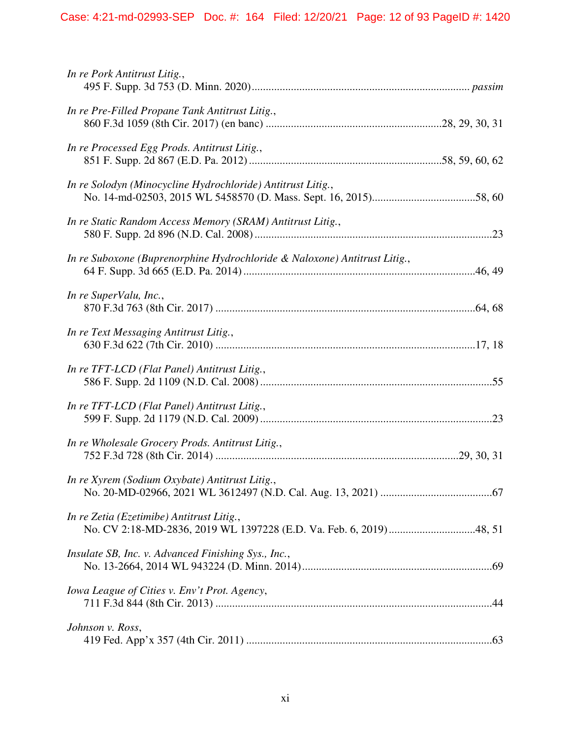*In re Pork Antitrust Litig.*,
495 F. Supp. 3d 753 (D. Minn. 2020) ............................................................................... *passim*

*In re Pre-Filled Propane Tank Antitrust Litig.*,
860 F.3d 1059 (8th Cir. 2017) (en banc) ...............................................................28, 29, 30, 31

*In re Processed Egg Prods. Antitrust Litig.*,
851 F. Supp. 2d 867 (E.D. Pa. 2012) ....................................................................58, 59, 60, 62

*In re Solodyn (Minocycline Hydrochloride) Antitrust Litig.*,
No. 14-md-02503, 2015 WL 5458570 (D. Mass. Sept. 16, 2015).....................................58, 60

*In re Static Random Access Memory (SRAM) Antitrust Litig.*,
580 F. Supp. 2d 896 (N.D. Cal. 2008) .....................................................................................23

*In re Suboxone (Buprenorphine Hydrochloride & Naloxone) Antitrust Litig.*,
64 F. Supp. 3d 665 (E.D. Pa. 2014) ...................................................................................46, 49

*In re SuperValu, Inc.*,
870 F.3d 763 (8th Cir. 2017) .............................................................................................64, 68

*In re Text Messaging Antitrust Litig.*,
630 F.3d 622 (7th Cir. 2010) .............................................................................................17, 18

*In re TFT-LCD (Flat Panel) Antitrust Litig.*,
586 F. Supp. 2d 1109 (N.D. Cal. 2008) ...................................................................................55

*In re TFT-LCD (Flat Panel) Antitrust Litig.*,
599 F. Supp. 2d 1179 (N.D. Cal. 2009) ...................................................................................23

*In re Wholesale Grocery Prods. Antitrust Litig.*,
752 F.3d 728 (8th Cir. 2014) ......................................................................................29, 30, 31

*In re Xyrem (Sodium Oxybate) Antitrust Litig.*,
No. 20-MD-02966, 2021 WL 3612497 (N.D. Cal. Aug. 13, 2021) ........................................67

*In re Zetia (Ezetimibe) Antitrust Litig.*,
No. CV 2:18-MD-2836, 2019 WL 1397228 (E.D. Va. Feb. 6, 2019) ...............................48, 51

*Insulate SB, Inc. v. Advanced Finishing Sys., Inc.*,
No. 13-2664, 2014 WL 943224 (D. Minn. 2014)....................................................................69

*Iowa League of Cities v. Env't Prot. Agency*,
711 F.3d 844 (8th Cir. 2013) ....................................................................................................44

*Johnson v. Ross*,
419 Fed. App'x 357 (4th Cir. 2011) ........................................................................................63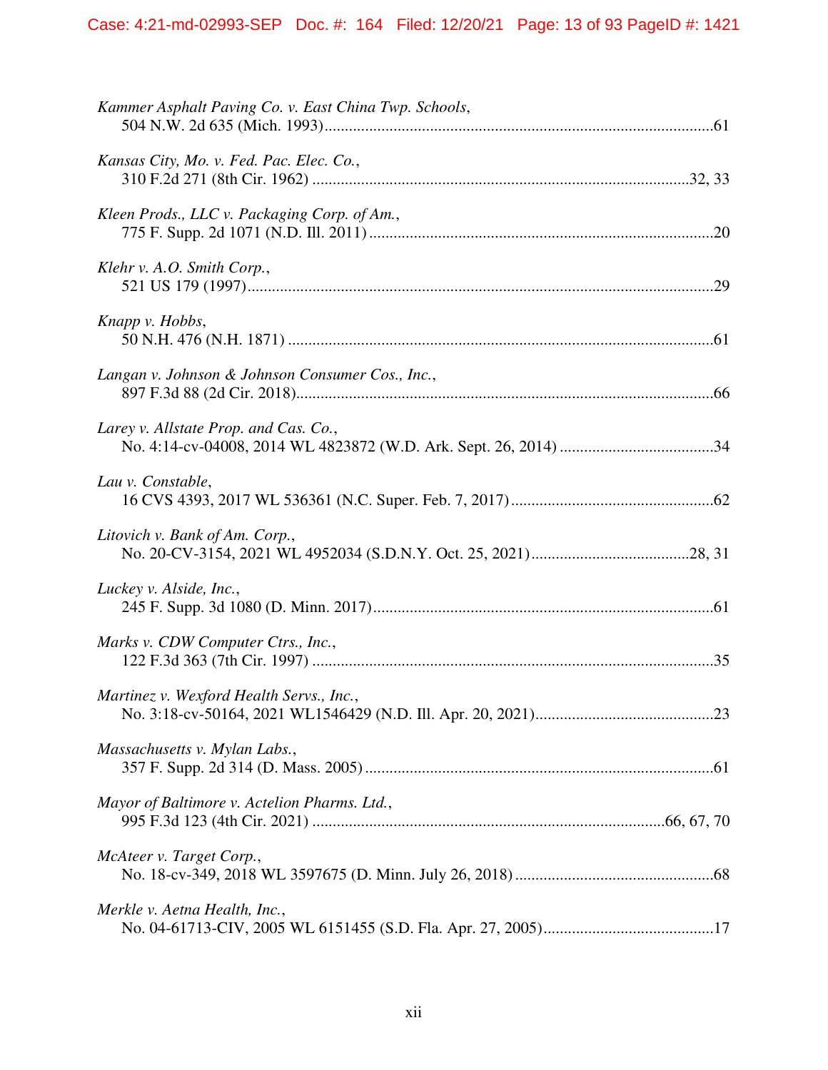*Kammer Asphalt Paving Co. v. East China Twp. Schools*,
504 N.W. 2d 635 (Mich. 1993)................................................................................................61

*Kansas City, Mo. v. Fed. Pac. Elec. Co.*,
310 F.2d 271 (8th Cir. 1962) ...........................................................................................32, 33

*Kleen Prods., LLC v. Packaging Corp. of Am.*,
775 F. Supp. 2d 1071 (N.D. Ill. 2011) ...................................................................................20

*Klehr v. A.O. Smith Corp.*,
521 US 179 (1997).................................................................................................................29

*Knapp v. Hobbs*,
50 N.H. 476 (N.H. 1871) ........................................................................................................61

*Langan v. Johnson & Johnson Consumer Cos., Inc.*,
897 F.3d 88 (2d Cir. 2018)......................................................................................................66

*Larey v. Allstate Prop. and Cas. Co.*,
No. 4:14-cv-04008, 2014 WL 4823872 (W.D. Ark. Sept. 26, 2014) ......................................34

*Lau v. Constable*,
16 CVS 4393, 2017 WL 536361 (N.C. Super. Feb. 7, 2017).................................................62

*Litovich v. Bank of Am. Corp.*,
No. 20-CV-3154, 2021 WL 4952034 (S.D.N.Y. Oct. 25, 2021).......................................28, 31

*Luckey v. Alside, Inc.*,
245 F. Supp. 3d 1080 (D. Minn. 2017)...................................................................................61

*Marks v. CDW Computer Ctrs., Inc.*,
122 F.3d 363 (7th Cir. 1997) ..................................................................................................35

*Martinez v. Wexford Health Servs., Inc.*,
No. 3:18-cv-50164, 2021 WL1546429 (N.D. Ill. Apr. 20, 2021)...........................................23

*Massachusetts v. Mylan Labs.*,
357 F. Supp. 2d 314 (D. Mass. 2005) .....................................................................................61

*Mayor of Baltimore v. Actelion Pharms. Ltd.*,
995 F.3d 123 (4th Cir. 2021) .....................................................................................66, 67, 70

*McAteer v. Target Corp.*,
No. 18-cv-349, 2018 WL 3597675 (D. Minn. July 26, 2018) ................................................68

*Merkle v. Aetna Health, Inc.*,
No. 04-61713-CIV, 2005 WL 6151455 (S.D. Fla. Apr. 27, 2005)..........................................17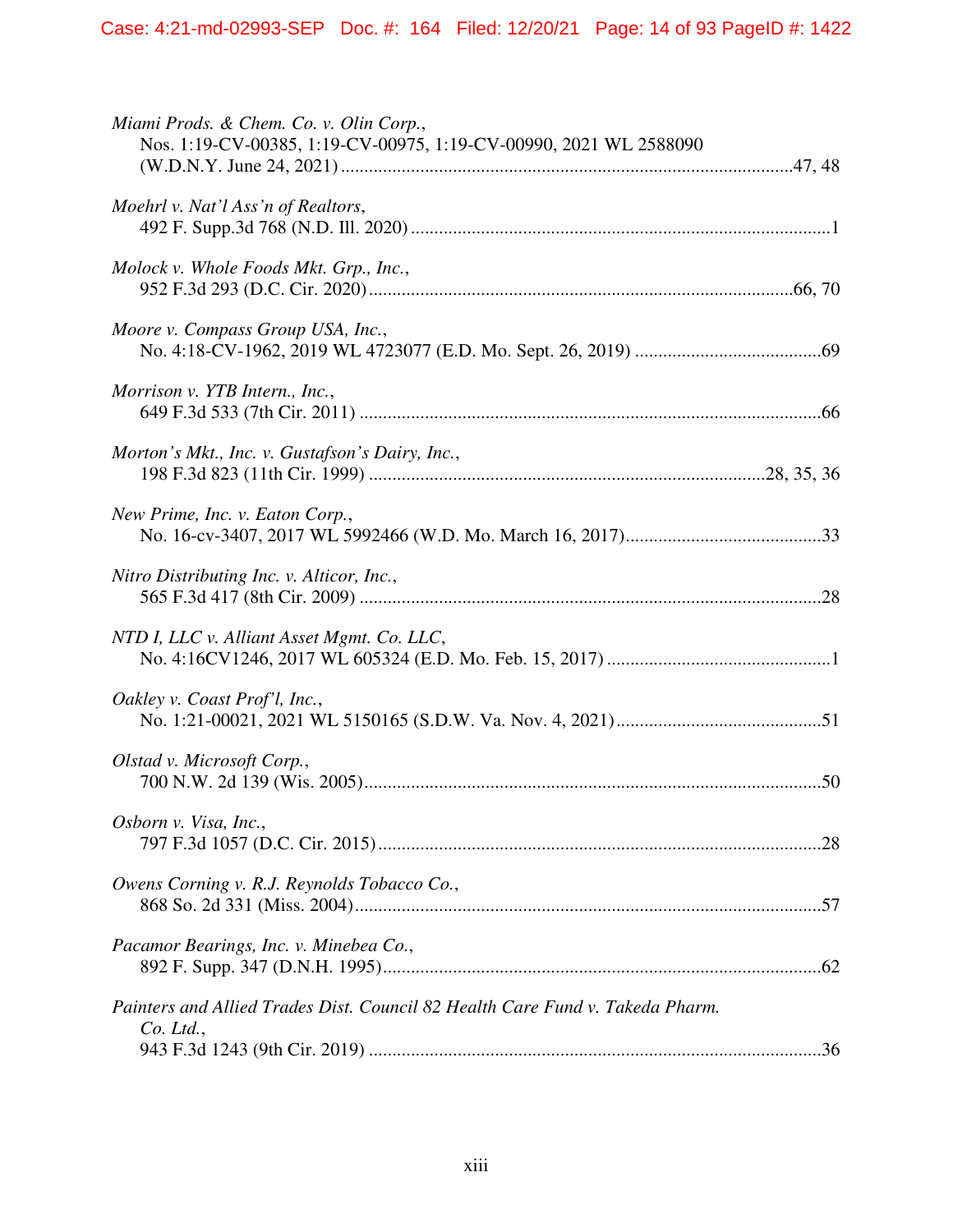*Miami Prods. & Chem. Co. v. Olin Corp.*,
Nos. 1:19-CV-00385, 1:19-CV-00975, 1:19-CV-00990, 2021 WL 2588090 (W.D.N.Y. June 24, 2021) ................................................................ 47, 48

*Moehrl v. Nat'l Ass'n of Realtors*,
492 F. Supp.3d 768 (N.D. Ill. 2020) ................................................................ 1

*Molock v. Whole Foods Mkt. Grp., Inc.*,
952 F.3d 293 (D.C. Cir. 2020) ................................................................ 66, 70

*Moore v. Compass Group USA, Inc.*,
No. 4:18-CV-1962, 2019 WL 4723077 (E.D. Mo. Sept. 26, 2019) ................................ 69

*Morrison v. YTB Intern., Inc.*,
649 F.3d 533 (7th Cir. 2011) ................................................................ 66

*Morton's Mkt., Inc. v. Gustafson's Dairy, Inc.*,
198 F.3d 823 (11th Cir. 1999) ................................................................ 28, 35, 36

*New Prime, Inc. v. Eaton Corp.*,
No. 16-cv-3407, 2017 WL 5992466 (W.D. Mo. March 16, 2017) ................................ 33

*Nitro Distributing Inc. v. Alticor, Inc.*,
565 F.3d 417 (8th Cir. 2009) ................................................................ 28

*NTD I, LLC v. Alliant Asset Mgmt. Co. LLC*,
No. 4:16CV1246, 2017 WL 605324 (E.D. Mo. Feb. 15, 2017) ................................ 1

*Oakley v. Coast Prof'l, Inc.*,
No. 1:21-00021, 2021 WL 5150165 (S.D.W. Va. Nov. 4, 2021) ................................ 51

*Olstad v. Microsoft Corp.*,
700 N.W. 2d 139 (Wis. 2005) ................................................................ 50

*Osborn v. Visa, Inc.*,
797 F.3d 1057 (D.C. Cir. 2015) ................................................................ 28

*Owens Corning v. R.J. Reynolds Tobacco Co.*,
868 So. 2d 331 (Miss. 2004) ................................................................ 57

*Pacamor Bearings, Inc. v. Minebea Co.*,
892 F. Supp. 347 (D.N.H. 1995) ................................................................ 62

*Painters and Allied Trades Dist. Council 82 Health Care Fund v. Takeda Pharm. Co. Ltd.*,
943 F.3d 1243 (9th Cir. 2019) ................................................................ 36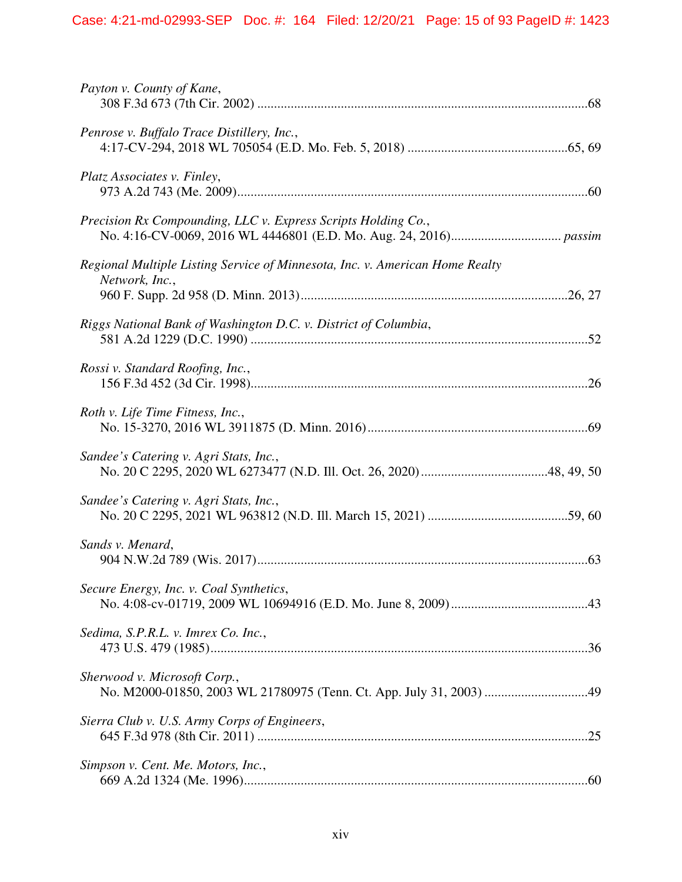*Payton v. County of Kane*,
308 F.3d 673 (7th Cir. 2002) ....................................................................................................68

*Penrose v. Buffalo Trace Distillery, Inc.*,
4:17-CV-294, 2018 WL 705054 (E.D. Mo. Feb. 5, 2018) ................................................65, 69

*Platz Associates v. Finley*,
973 A.2d 743 (Me. 2009)..........................................................................................................60

*Precision Rx Compounding, LLC v. Express Scripts Holding Co.*,
No. 4:16-CV-0069, 2016 WL 4446801 (E.D. Mo. Aug. 24, 2016)................................ *passim*

*Regional Multiple Listing Service of Minnesota, Inc. v. American Home Realty Network, Inc.*,
960 F. Supp. 2d 958 (D. Minn. 2013)................................................................................26, 27

*Riggs National Bank of Washington D.C. v. District of Columbia*,
581 A.2d 1229 (D.C. 1990) ......................................................................................................52

*Rossi v. Standard Roofing, Inc.*,
156 F.3d 452 (3d Cir. 1998)......................................................................................................26

*Roth v. Life Time Fitness, Inc.*,
No. 15-3270, 2016 WL 3911875 (D. Minn. 2016)...................................................................69

*Sandee's Catering v. Agri Stats, Inc.*,
No. 20 C 2295, 2020 WL 6273477 (N.D. Ill. Oct. 26, 2020).....................................48, 49, 50

*Sandee's Catering v. Agri Stats, Inc.*,
No. 20 C 2295, 2021 WL 963812 (N.D. Ill. March 15, 2021) ..........................................59, 60

*Sands v. Menard*,
904 N.W.2d 789 (Wis. 2017)....................................................................................................63

*Secure Energy, Inc. v. Coal Synthetics*,
No. 4:08-cv-01719, 2009 WL 10694916 (E.D. Mo. June 8, 2009).........................................43

*Sedima, S.P.R.L. v. Imrex Co. Inc.*,
473 U.S. 479 (1985)..................................................................................................................36

*Sherwood v. Microsoft Corp.*,
No. M2000-01850, 2003 WL 21780975 (Tenn. Ct. App. July 31, 2003) ...............................49

*Sierra Club v. U.S. Army Corps of Engineers*,
645 F.3d 978 (8th Cir. 2011) ....................................................................................................25

*Simpson v. Cent. Me. Motors, Inc.*,
669 A.2d 1324 (Me. 1996)........................................................................................................60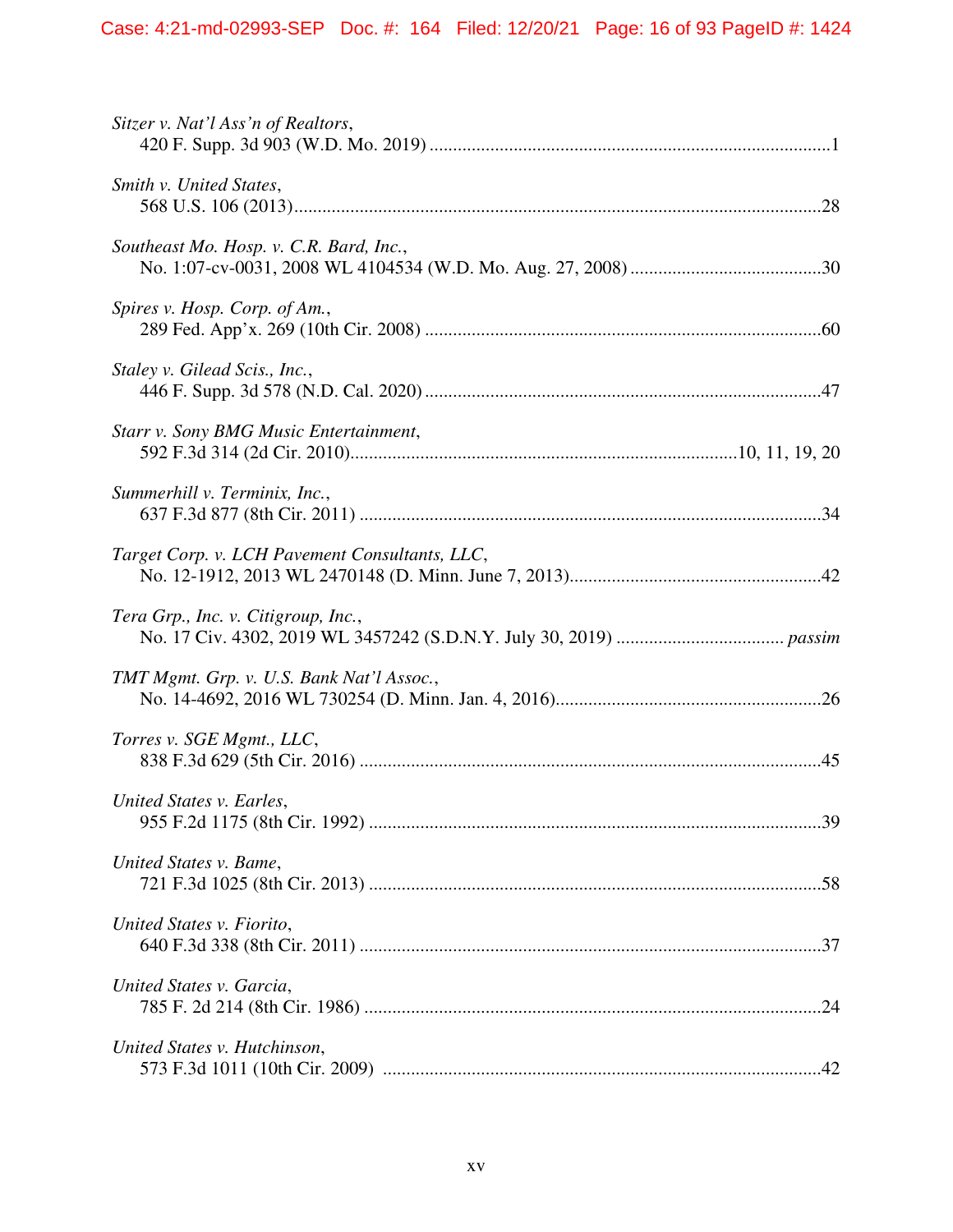*Sitzer v. Nat'l Ass'n of Realtors*,
420 F. Supp. 3d 903 (W.D. Mo. 2019) ....................................................................................1

*Smith v. United States*,
568 U.S. 106 (2013)...............................................................................................................28

*Southeast Mo. Hosp. v. C.R. Bard, Inc.*,
No. 1:07-cv-0031, 2008 WL 4104534 (W.D. Mo. Aug. 27, 2008) .........................................30

*Spires v. Hosp. Corp. of Am.*,
289 Fed. App'x. 269 (10th Cir. 2008) ....................................................................................60

*Staley v. Gilead Scis., Inc.*,
446 F. Supp. 3d 578 (N.D. Cal. 2020) ....................................................................................47

*Starr v. Sony BMG Music Entertainment*,
592 F.3d 314 (2d Cir. 2010)..................................................................................10, 11, 19, 20

*Summerhill v. Terminix, Inc.*,
637 F.3d 877 (8th Cir. 2011) ..................................................................................................34

*Target Corp. v. LCH Pavement Consultants, LLC*,
No. 12-1912, 2013 WL 2470148 (D. Minn. June 7, 2013).....................................................42

*Tera Grp., Inc. v. Citigroup, Inc.*,
No. 17 Civ. 4302, 2019 WL 3457242 (S.D.N.Y. July 30, 2019) ................................... *passim*

*TMT Mgmt. Grp. v. U.S. Bank Nat'l Assoc.*,
No. 14-4692, 2016 WL 730254 (D. Minn. Jan. 4, 2016)........................................................26

*Torres v. SGE Mgmt., LLC*,
838 F.3d 629 (5th Cir. 2016) ..................................................................................................45

*United States v. Earles*,
955 F.2d 1175 (8th Cir. 1992) ................................................................................................39

*United States v. Bame*,
721 F.3d 1025 (8th Cir. 2013) ................................................................................................58

*United States v. Fiorito*,
640 F.3d 338 (8th Cir. 2011) ..................................................................................................37

*United States v. Garcia*,
785 F. 2d 214 (8th Cir. 1986) .................................................................................................24

*United States v. Hutchinson*,
573 F.3d 1011 (10th Cir. 2009) .............................................................................................42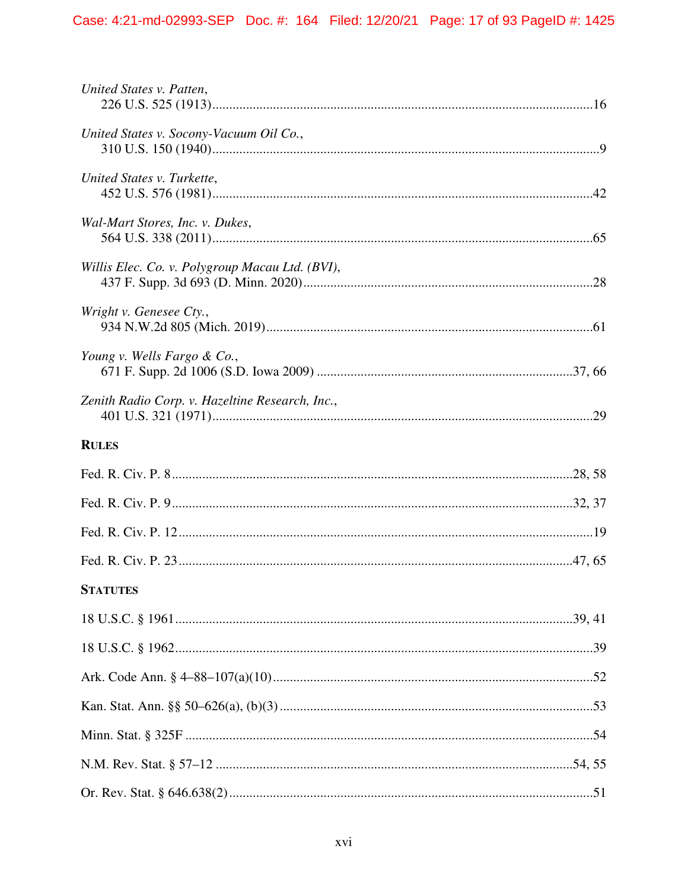*United States v. Patten*,
226 U.S. 525 (1913)....................................................................................................16

*United States v. Socony-Vacuum Oil Co.*,
310 U.S. 150 (1940)......................................................................................................9

*United States v. Turkette*,
452 U.S. 576 (1981)....................................................................................................42

*Wal-Mart Stores, Inc. v. Dukes*,
564 U.S. 338 (2011)....................................................................................................65

*Willis Elec. Co. v. Polygroup Macau Ltd. (BVI)*,
437 F. Supp. 3d 693 (D. Minn. 2020)..........................................................................28

*Wright v. Genesee Cty.*,
934 N.W.2d 805 (Mich. 2019)......................................................................................61

*Young v. Wells Fargo & Co.*,
671 F. Supp. 2d 1006 (S.D. Iowa 2009) ...............................................................37, 66

*Zenith Radio Corp. v. Hazeltine Research, Inc.*,
401 U.S. 321 (1971)....................................................................................................29

**RULES**

Fed. R. Civ. P. 8 ...................................................................................................28, 58

Fed. R. Civ. P. 9 ...................................................................................................32, 37

Fed. R. Civ. P. 12 ..........................................................................................................19

Fed. R. Civ. P. 23 .................................................................................................47, 65

**STATUTES**

18 U.S.C. § 1961 ..................................................................................................39, 41

18 U.S.C. § 1962 ............................................................................................................39

Ark. Code Ann. § 4–88–107(a)(10) ...............................................................................52

Kan. Stat. Ann. §§ 50–626(a), (b)(3) .............................................................................53

Minn. Stat. § 325F .........................................................................................................54

N.M. Rev. Stat. § 57–12 ........................................................................................54, 55

Or. Rev. Stat. § 646.638(2) ............................................................................................51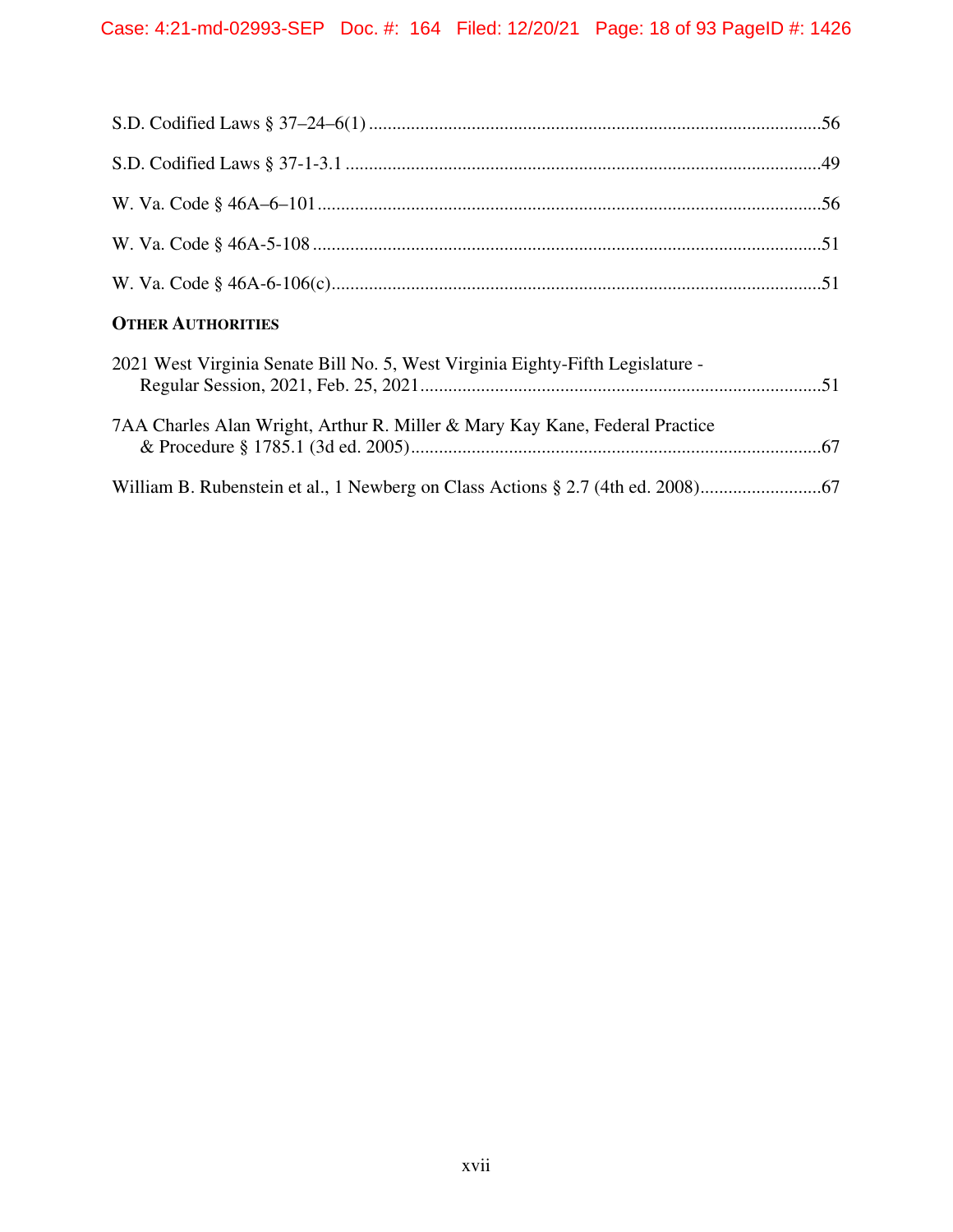S.D. Codified Laws § 37–24–6(1) ....................................................................................................56

S.D. Codified Laws § 37-1-3.1 ........................................................................................................49

W. Va. Code § 46A–6–101 ..............................................................................................................56

W. Va. Code § 46A-5-108 ...............................................................................................................51

W. Va. Code § 46A-6-106(c)...........................................................................................................51

**OTHER AUTHORITIES**

2021 West Virginia Senate Bill No. 5, West Virginia Eighty-Fifth Legislature - Regular Session, 2021, Feb. 25, 2021.......................................................................................51

7AA Charles Alan Wright, Arthur R. Miller & Mary Kay Kane, Federal Practice & Procedure § 1785.1 (3d ed. 2005)..........................................................................................67

William B. Rubenstein et al., 1 Newberg on Class Actions § 2.7 (4th ed. 2008)..........................67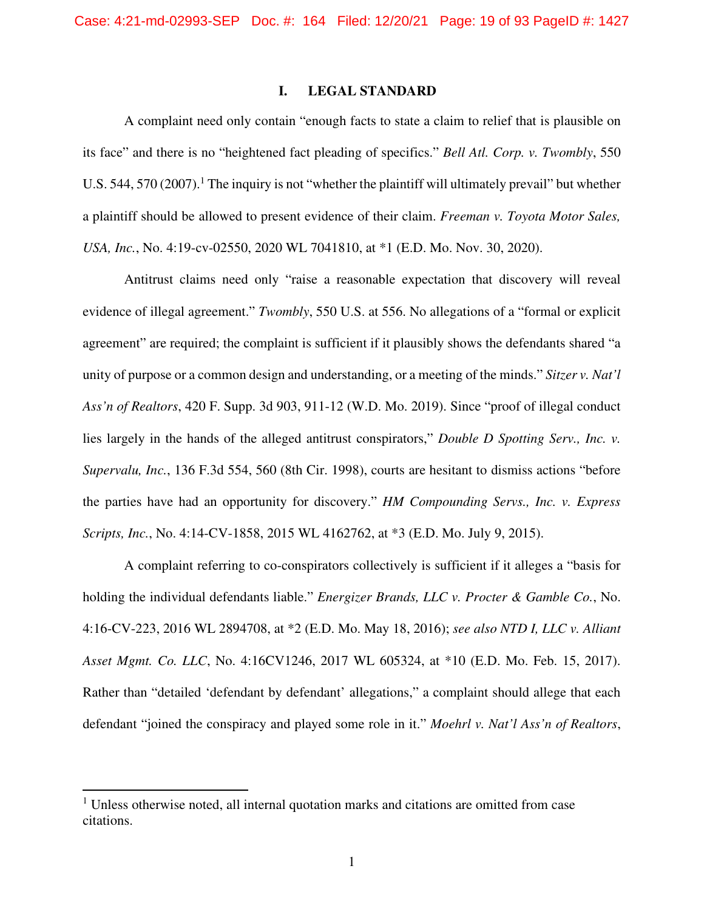## I. LEGAL STANDARD

A complaint need only contain "enough facts to state a claim to relief that is plausible on its face" and there is no "heightened fact pleading of specifics." *Bell Atl. Corp. v. Twombly*, 550 U.S. 544, 570 (2007).[1] The inquiry is not "whether the plaintiff will ultimately prevail" but whether a plaintiff should be allowed to present evidence of their claim. *Freeman v. Toyota Motor Sales, USA, Inc.*, No. 4:19-cv-02550, 2020 WL 7041810, at *1 (E.D. Mo. Nov. 30, 2020).

Antitrust claims need only "raise a reasonable expectation that discovery will reveal evidence of illegal agreement." *Twombly*, 550 U.S. at 556. No allegations of a "formal or explicit agreement" are required; the complaint is sufficient if it plausibly shows the defendants shared "a unity of purpose or a common design and understanding, or a meeting of the minds." *Sitzer v. Nat'l Ass'n of Realtors*, 420 F. Supp. 3d 903, 911-12 (W.D. Mo. 2019). Since "proof of illegal conduct lies largely in the hands of the alleged antitrust conspirators," *Double D Spotting Serv., Inc. v. Supervalu, Inc.*, 136 F.3d 554, 560 (8th Cir. 1998), courts are hesitant to dismiss actions "before the parties have had an opportunity for discovery." *HM Compounding Servs., Inc. v. Express Scripts, Inc.*, No. 4:14-CV-1858, 2015 WL 4162762, at *3 (E.D. Mo. July 9, 2015).

A complaint referring to co-conspirators collectively is sufficient if it alleges a "basis for holding the individual defendants liable." *Energizer Brands, LLC v. Procter & Gamble Co.*, No. 4:16-CV-223, 2016 WL 2894708, at *2 (E.D. Mo. May 18, 2016); *see also NTD I, LLC v. Alliant Asset Mgmt. Co. LLC*, No. 4:16CV1246, 2017 WL 605324, at *10 (E.D. Mo. Feb. 15, 2017). Rather than "detailed 'defendant by defendant' allegations," a complaint should allege that each defendant "joined the conspiracy and played some role in it." *Moehrl v. Nat'l Ass'n of Realtors*,

---

[1] Unless otherwise noted, all internal quotation marks and citations are omitted from case citations.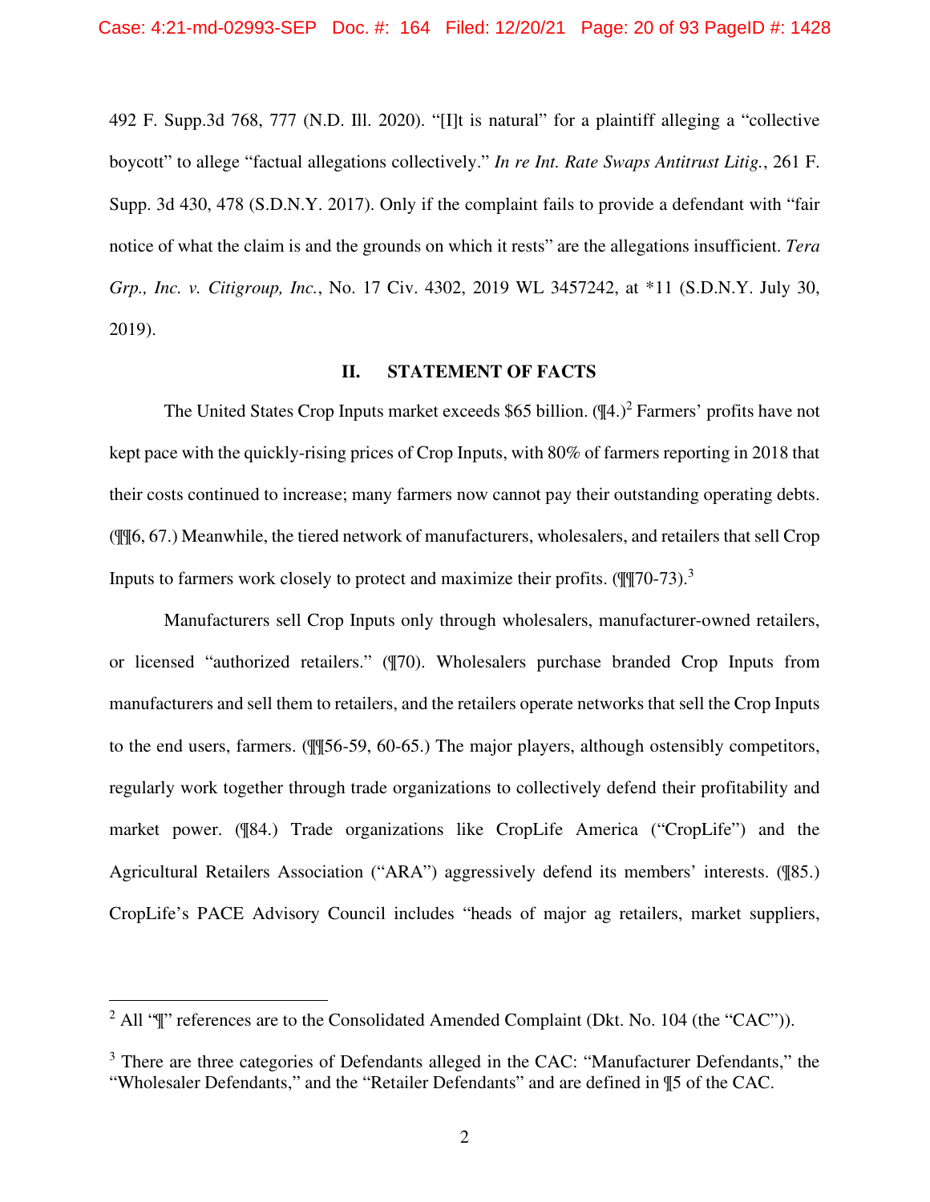492 F. Supp.3d 768, 777 (N.D. Ill. 2020). "[I]t is natural" for a plaintiff alleging a "collective boycott" to allege "factual allegations collectively." *In re Int. Rate Swaps Antitrust Litig.*, 261 F. Supp. 3d 430, 478 (S.D.N.Y. 2017). Only if the complaint fails to provide a defendant with "fair notice of what the claim is and the grounds on which it rests" are the allegations insufficient. *Tera Grp., Inc. v. Citigroup, Inc.*, No. 17 Civ. 4302, 2019 WL 3457242, at *11 (S.D.N.Y. July 30, 2019).

## II. STATEMENT OF FACTS

The United States Crop Inputs market exceeds $65 billion. (¶4.)[2] Farmers' profits have not kept pace with the quickly-rising prices of Crop Inputs, with 80% of farmers reporting in 2018 that their costs continued to increase; many farmers now cannot pay their outstanding operating debts. (¶¶6, 67.) Meanwhile, the tiered network of manufacturers, wholesalers, and retailers that sell Crop Inputs to farmers work closely to protect and maximize their profits. (¶¶70-73).[3]

Manufacturers sell Crop Inputs only through wholesalers, manufacturer-owned retailers, or licensed "authorized retailers." (¶70). Wholesalers purchase branded Crop Inputs from manufacturers and sell them to retailers, and the retailers operate networks that sell the Crop Inputs to the end users, farmers. (¶¶56-59, 60-65.) The major players, although ostensibly competitors, regularly work together through trade organizations to collectively defend their profitability and market power. (¶84.) Trade organizations like CropLife America ("CropLife") and the Agricultural Retailers Association ("ARA") aggressively defend its members' interests. (¶85.) CropLife's PACE Advisory Council includes "heads of major ag retailers, market suppliers,

---

[2] All "¶" references are to the Consolidated Amended Complaint (Dkt. No. 104 (the "CAC")).

[3] There are three categories of Defendants alleged in the CAC: "Manufacturer Defendants," the "Wholesaler Defendants," and the "Retailer Defendants" and are defined in ¶5 of the CAC.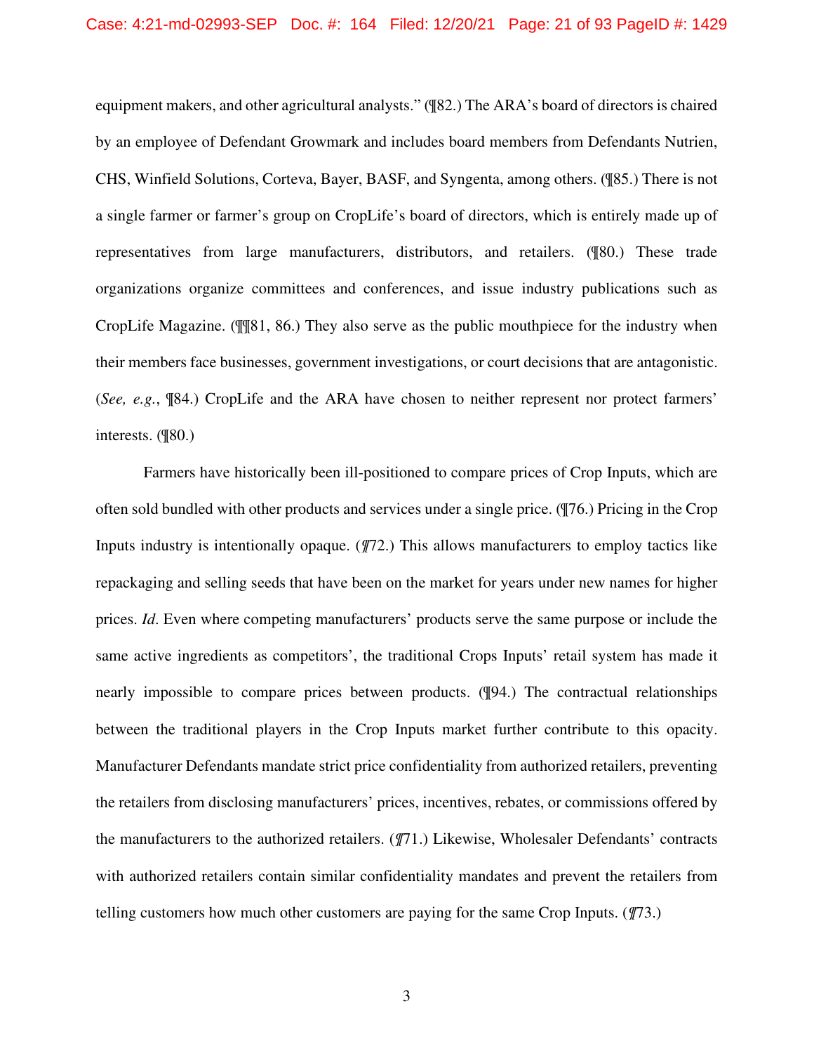equipment makers, and other agricultural analysts." (¶82.) The ARA's board of directors is chaired by an employee of Defendant Growmark and includes board members from Defendants Nutrien, CHS, Winfield Solutions, Corteva, Bayer, BASF, and Syngenta, among others. (¶85.) There is not a single farmer or farmer's group on CropLife's board of directors, which is entirely made up of representatives from large manufacturers, distributors, and retailers. (¶80.) These trade organizations organize committees and conferences, and issue industry publications such as CropLife Magazine. (¶¶81, 86.) They also serve as the public mouthpiece for the industry when their members face businesses, government investigations, or court decisions that are antagonistic. (*See, e.g.*, ¶84.) CropLife and the ARA have chosen to neither represent nor protect farmers' interests. (¶80.)

Farmers have historically been ill-positioned to compare prices of Crop Inputs, which are often sold bundled with other products and services under a single price. (¶76.) Pricing in the Crop Inputs industry is intentionally opaque. (*¶*72.) This allows manufacturers to employ tactics like repackaging and selling seeds that have been on the market for years under new names for higher prices. *Id*. Even where competing manufacturers' products serve the same purpose or include the same active ingredients as competitors', the traditional Crops Inputs' retail system has made it nearly impossible to compare prices between products. (¶94.) The contractual relationships between the traditional players in the Crop Inputs market further contribute to this opacity. Manufacturer Defendants mandate strict price confidentiality from authorized retailers, preventing the retailers from disclosing manufacturers' prices, incentives, rebates, or commissions offered by the manufacturers to the authorized retailers. (*¶*71.) Likewise, Wholesaler Defendants' contracts with authorized retailers contain similar confidentiality mandates and prevent the retailers from telling customers how much other customers are paying for the same Crop Inputs. (*¶*73.)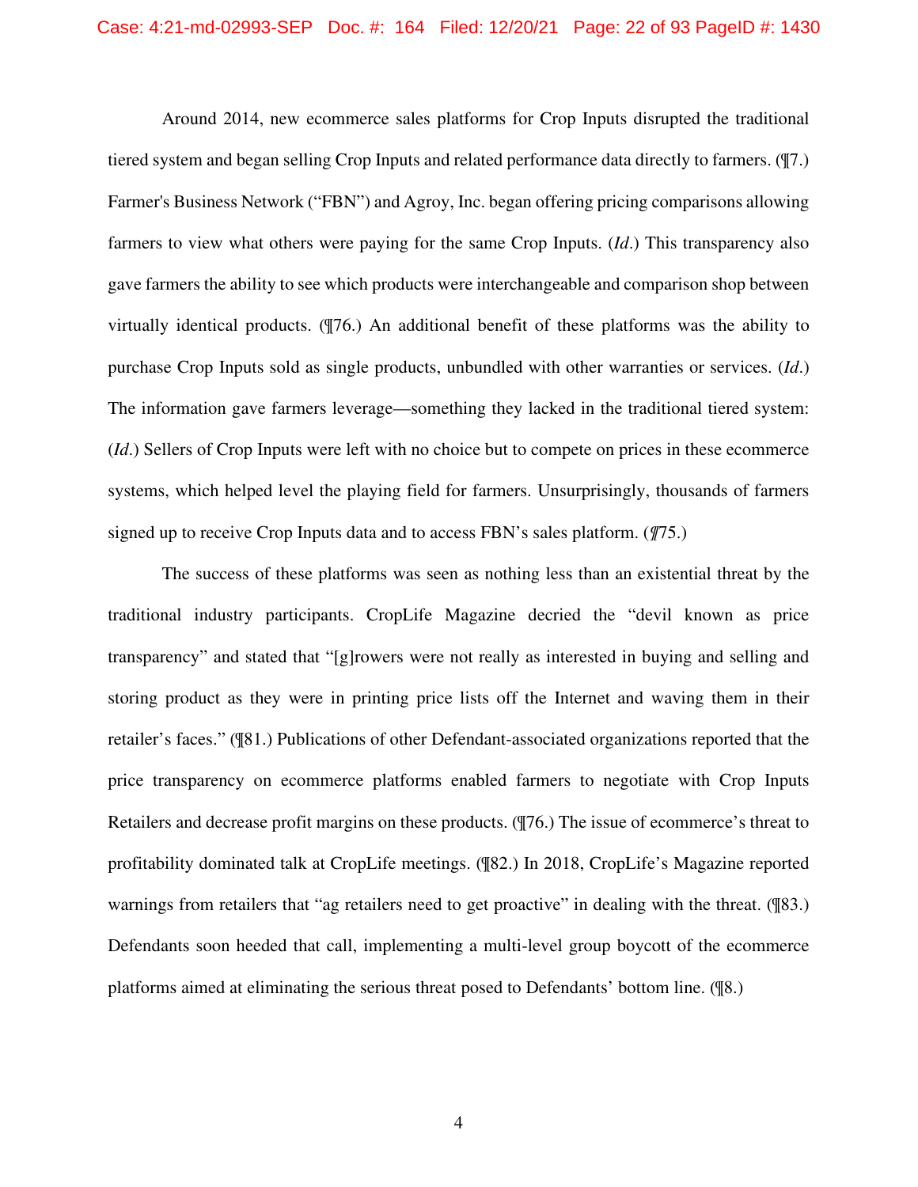Around 2014, new ecommerce sales platforms for Crop Inputs disrupted the traditional tiered system and began selling Crop Inputs and related performance data directly to farmers. (¶7.) Farmer's Business Network ("FBN") and Agroy, Inc. began offering pricing comparisons allowing farmers to view what others were paying for the same Crop Inputs. (*Id*.) This transparency also gave farmers the ability to see which products were interchangeable and comparison shop between virtually identical products. (¶76.) An additional benefit of these platforms was the ability to purchase Crop Inputs sold as single products, unbundled with other warranties or services. (*Id*.) The information gave farmers leverage—something they lacked in the traditional tiered system: (*Id*.) Sellers of Crop Inputs were left with no choice but to compete on prices in these ecommerce systems, which helped level the playing field for farmers. Unsurprisingly, thousands of farmers signed up to receive Crop Inputs data and to access FBN's sales platform. (*¶*75.)

The success of these platforms was seen as nothing less than an existential threat by the traditional industry participants. CropLife Magazine decried the "devil known as price transparency" and stated that "[g]rowers were not really as interested in buying and selling and storing product as they were in printing price lists off the Internet and waving them in their retailer's faces." (¶81.) Publications of other Defendant-associated organizations reported that the price transparency on ecommerce platforms enabled farmers to negotiate with Crop Inputs Retailers and decrease profit margins on these products. (¶76.) The issue of ecommerce's threat to profitability dominated talk at CropLife meetings. (¶82.) In 2018, CropLife's Magazine reported warnings from retailers that "ag retailers need to get proactive" in dealing with the threat. (¶83.) Defendants soon heeded that call, implementing a multi-level group boycott of the ecommerce platforms aimed at eliminating the serious threat posed to Defendants' bottom line. (¶8.)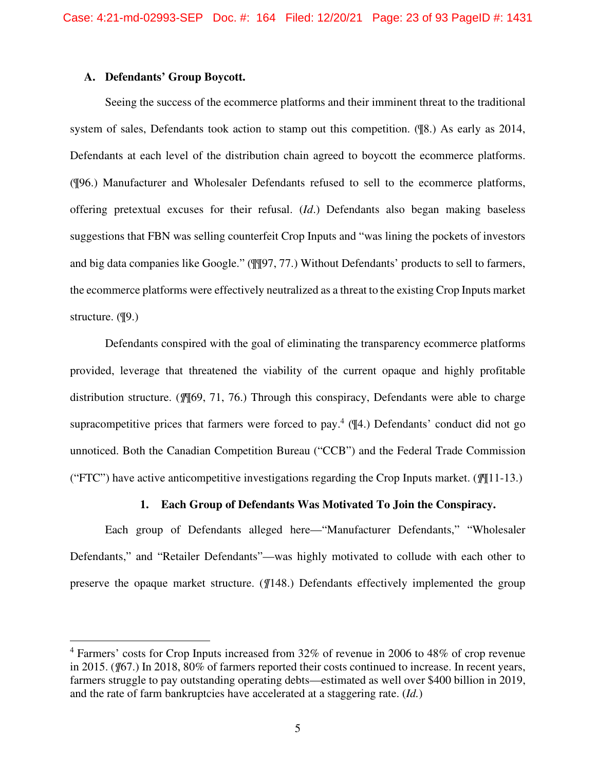### A. Defendants' Group Boycott.

Seeing the success of the ecommerce platforms and their imminent threat to the traditional system of sales, Defendants took action to stamp out this competition. (¶8.) As early as 2014, Defendants at each level of the distribution chain agreed to boycott the ecommerce platforms. (¶96.) Manufacturer and Wholesaler Defendants refused to sell to the ecommerce platforms, offering pretextual excuses for their refusal. (*Id*.) Defendants also began making baseless suggestions that FBN was selling counterfeit Crop Inputs and "was lining the pockets of investors and big data companies like Google." (¶¶97, 77.) Without Defendants' products to sell to farmers, the ecommerce platforms were effectively neutralized as a threat to the existing Crop Inputs market structure. (¶9.)

Defendants conspired with the goal of eliminating the transparency ecommerce platforms provided, leverage that threatened the viability of the current opaque and highly profitable distribution structure. (¶¶69, 71, 76.) Through this conspiracy, Defendants were able to charge supracompetitive prices that farmers were forced to pay.[4] (¶4.) Defendants' conduct did not go unnoticed. Both the Canadian Competition Bureau ("CCB") and the Federal Trade Commission ("FTC") have active anticompetitive investigations regarding the Crop Inputs market. (¶¶11-13.)

#### 1. Each Group of Defendants Was Motivated To Join the Conspiracy.

Each group of Defendants alleged here—"Manufacturer Defendants," "Wholesaler Defendants," and "Retailer Defendants"—was highly motivated to collude with each other to preserve the opaque market structure. (¶148.) Defendants effectively implemented the group

---

[4] Farmers' costs for Crop Inputs increased from 32% of revenue in 2006 to 48% of crop revenue in 2015. (¶67.) In 2018, 80% of farmers reported their costs continued to increase. In recent years, farmers struggle to pay outstanding operating debts—estimated as well over $400 billion in 2019, and the rate of farm bankruptcies have accelerated at a staggering rate. (*Id.*)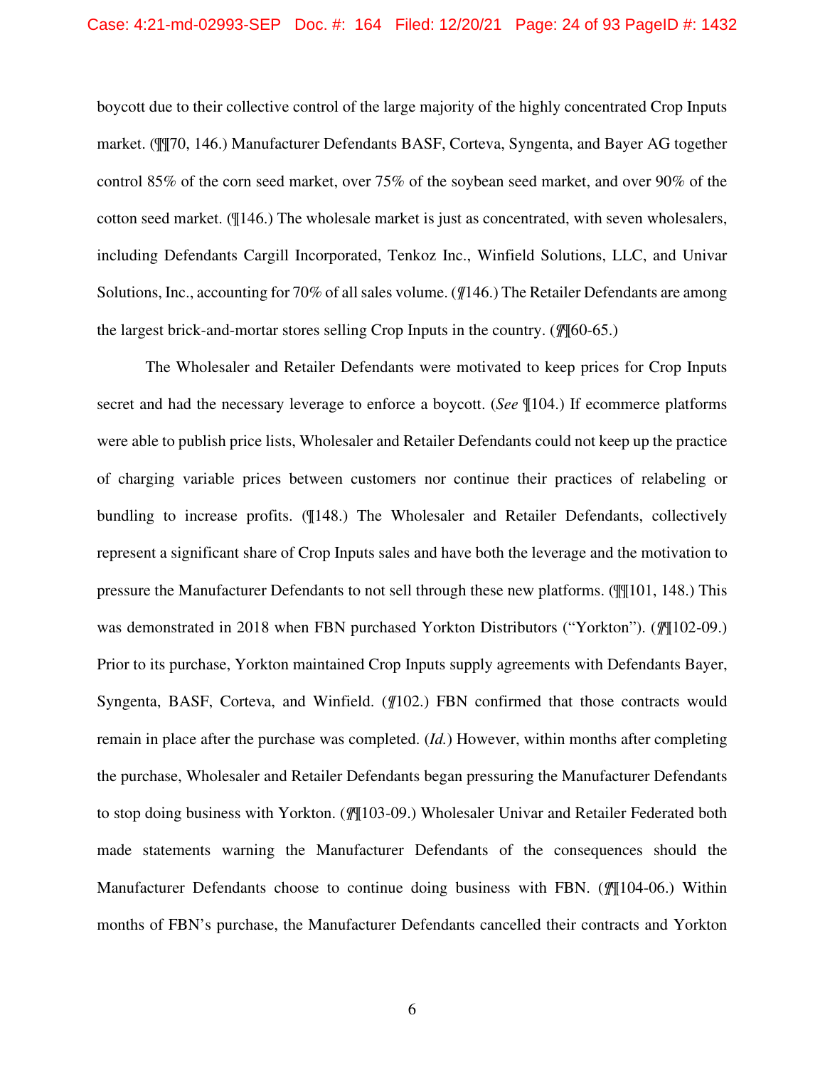boycott due to their collective control of the large majority of the highly concentrated Crop Inputs market. (¶¶70, 146.) Manufacturer Defendants BASF, Corteva, Syngenta, and Bayer AG together control 85% of the corn seed market, over 75% of the soybean seed market, and over 90% of the cotton seed market. (¶146.) The wholesale market is just as concentrated, with seven wholesalers, including Defendants Cargill Incorporated, Tenkoz Inc., Winfield Solutions, LLC, and Univar Solutions, Inc., accounting for 70% of all sales volume. (¶146.) The Retailer Defendants are among the largest brick-and-mortar stores selling Crop Inputs in the country. (¶¶60-65.)

The Wholesaler and Retailer Defendants were motivated to keep prices for Crop Inputs secret and had the necessary leverage to enforce a boycott. (*See* ¶104.) If ecommerce platforms were able to publish price lists, Wholesaler and Retailer Defendants could not keep up the practice of charging variable prices between customers nor continue their practices of relabeling or bundling to increase profits. (¶148.) The Wholesaler and Retailer Defendants, collectively represent a significant share of Crop Inputs sales and have both the leverage and the motivation to pressure the Manufacturer Defendants to not sell through these new platforms. (¶¶101, 148.) This was demonstrated in 2018 when FBN purchased Yorkton Distributors ("Yorkton"). (¶¶102-09.) Prior to its purchase, Yorkton maintained Crop Inputs supply agreements with Defendants Bayer, Syngenta, BASF, Corteva, and Winfield. (¶102.) FBN confirmed that those contracts would remain in place after the purchase was completed. (*Id.*) However, within months after completing the purchase, Wholesaler and Retailer Defendants began pressuring the Manufacturer Defendants to stop doing business with Yorkton. (¶¶103-09.) Wholesaler Univar and Retailer Federated both made statements warning the Manufacturer Defendants of the consequences should the Manufacturer Defendants choose to continue doing business with FBN. (¶¶104-06.) Within months of FBN's purchase, the Manufacturer Defendants cancelled their contracts and Yorkton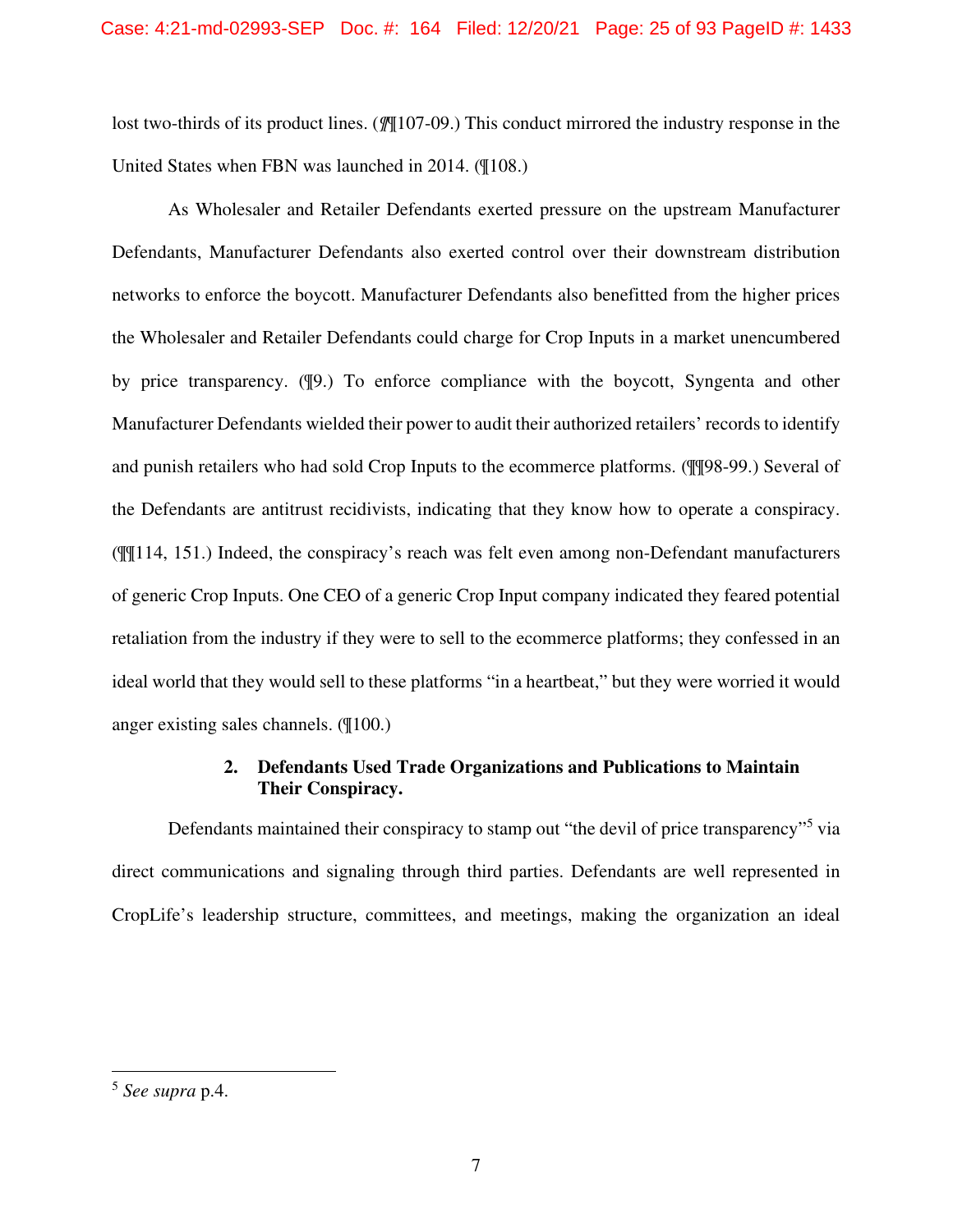lost two-thirds of its product lines. (¶¶107-09.) This conduct mirrored the industry response in the United States when FBN was launched in 2014. (¶108.)

As Wholesaler and Retailer Defendants exerted pressure on the upstream Manufacturer Defendants, Manufacturer Defendants also exerted control over their downstream distribution networks to enforce the boycott. Manufacturer Defendants also benefitted from the higher prices the Wholesaler and Retailer Defendants could charge for Crop Inputs in a market unencumbered by price transparency. (¶9.) To enforce compliance with the boycott, Syngenta and other Manufacturer Defendants wielded their power to audit their authorized retailers' records to identify and punish retailers who had sold Crop Inputs to the ecommerce platforms. (¶¶98-99.) Several of the Defendants are antitrust recidivists, indicating that they know how to operate a conspiracy. (¶¶114, 151.) Indeed, the conspiracy's reach was felt even among non-Defendant manufacturers of generic Crop Inputs. One CEO of a generic Crop Input company indicated they feared potential retaliation from the industry if they were to sell to the ecommerce platforms; they confessed in an ideal world that they would sell to these platforms "in a heartbeat," but they were worried it would anger existing sales channels. (¶100.)

### 2. Defendants Used Trade Organizations and Publications to Maintain Their Conspiracy.

Defendants maintained their conspiracy to stamp out "the devil of price transparency"[5] via direct communications and signaling through third parties. Defendants are well represented in CropLife's leadership structure, committees, and meetings, making the organization an ideal

---

[5] *See supra* p.4.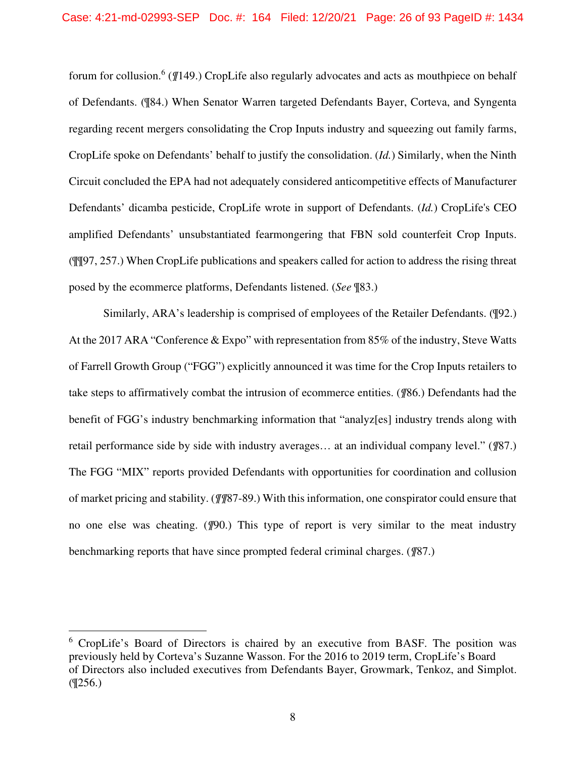forum for collusion.[6] (¶149.) CropLife also regularly advocates and acts as mouthpiece on behalf of Defendants. (¶84.) When Senator Warren targeted Defendants Bayer, Corteva, and Syngenta regarding recent mergers consolidating the Crop Inputs industry and squeezing out family farms, CropLife spoke on Defendants' behalf to justify the consolidation. (*Id.*) Similarly, when the Ninth Circuit concluded the EPA had not adequately considered anticompetitive effects of Manufacturer Defendants' dicamba pesticide, CropLife wrote in support of Defendants. (*Id.*) CropLife's CEO amplified Defendants' unsubstantiated fearmongering that FBN sold counterfeit Crop Inputs. (¶¶97, 257.) When CropLife publications and speakers called for action to address the rising threat posed by the ecommerce platforms, Defendants listened. (*See* ¶83.)

Similarly, ARA's leadership is comprised of employees of the Retailer Defendants. (¶92.) At the 2017 ARA "Conference & Expo" with representation from 85% of the industry, Steve Watts of Farrell Growth Group ("FGG") explicitly announced it was time for the Crop Inputs retailers to take steps to affirmatively combat the intrusion of ecommerce entities. (¶86.) Defendants had the benefit of FGG's industry benchmarking information that "analyz[es] industry trends along with retail performance side by side with industry averages… at an individual company level." (¶87.) The FGG "MIX" reports provided Defendants with opportunities for coordination and collusion of market pricing and stability. (¶¶87-89.) With this information, one conspirator could ensure that no one else was cheating. (¶90.) This type of report is very similar to the meat industry benchmarking reports that have since prompted federal criminal charges. (¶87.)

---

[6] CropLife's Board of Directors is chaired by an executive from BASF. The position was previously held by Corteva's Suzanne Wasson. For the 2016 to 2019 term, CropLife's Board of Directors also included executives from Defendants Bayer, Growmark, Tenkoz, and Simplot. (¶256.)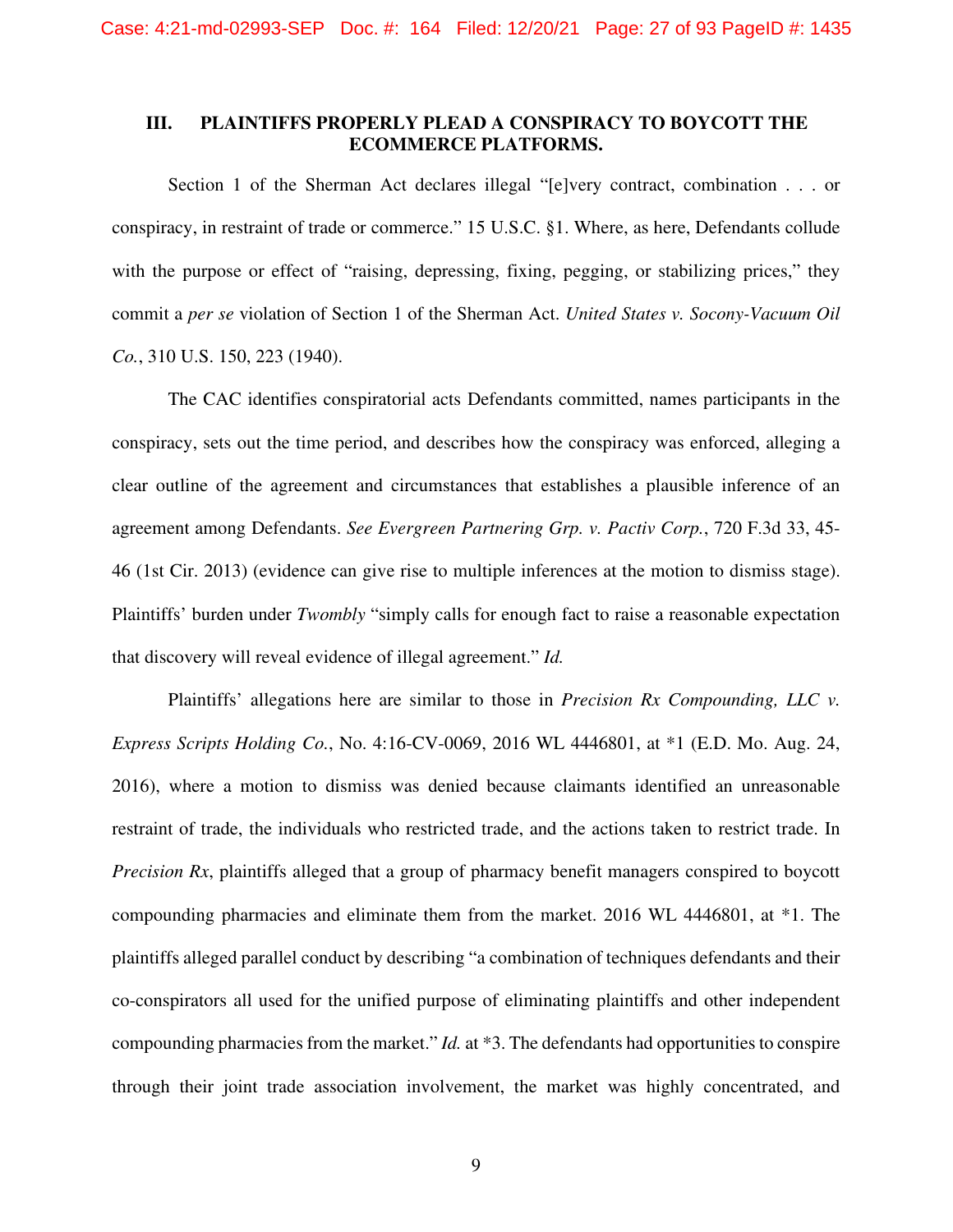## III. PLAINTIFFS PROPERLY PLEAD A CONSPIRACY TO BOYCOTT THE ECOMMERCE PLATFORMS.

Section 1 of the Sherman Act declares illegal "[e]very contract, combination . . . or conspiracy, in restraint of trade or commerce." 15 U.S.C. §1. Where, as here, Defendants collude with the purpose or effect of "raising, depressing, fixing, pegging, or stabilizing prices," they commit a *per se* violation of Section 1 of the Sherman Act. *United States v. Socony-Vacuum Oil Co.*, 310 U.S. 150, 223 (1940).

The CAC identifies conspiratorial acts Defendants committed, names participants in the conspiracy, sets out the time period, and describes how the conspiracy was enforced, alleging a clear outline of the agreement and circumstances that establishes a plausible inference of an agreement among Defendants. *See Evergreen Partnering Grp. v. Pactiv Corp.*, 720 F.3d 33, 45-46 (1st Cir. 2013) (evidence can give rise to multiple inferences at the motion to dismiss stage). Plaintiffs' burden under *Twombly* "simply calls for enough fact to raise a reasonable expectation that discovery will reveal evidence of illegal agreement." *Id.*

Plaintiffs' allegations here are similar to those in *Precision Rx Compounding, LLC v. Express Scripts Holding Co.*, No. 4:16-CV-0069, 2016 WL 4446801, at *1 (E.D. Mo. Aug. 24, 2016), where a motion to dismiss was denied because claimants identified an unreasonable restraint of trade, the individuals who restricted trade, and the actions taken to restrict trade. In *Precision Rx*, plaintiffs alleged that a group of pharmacy benefit managers conspired to boycott compounding pharmacies and eliminate them from the market. 2016 WL 4446801, at *1. The plaintiffs alleged parallel conduct by describing "a combination of techniques defendants and their co-conspirators all used for the unified purpose of eliminating plaintiffs and other independent compounding pharmacies from the market." *Id.* at *3. The defendants had opportunities to conspire through their joint trade association involvement, the market was highly concentrated, and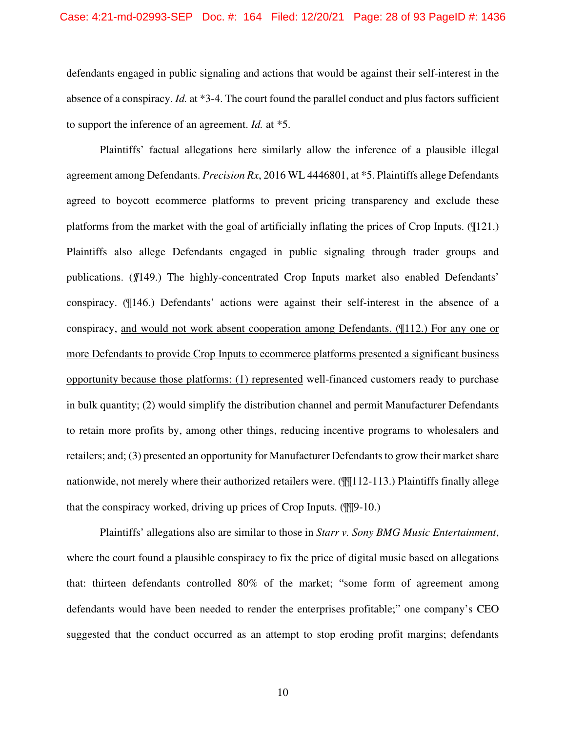defendants engaged in public signaling and actions that would be against their self-interest in the absence of a conspiracy. *Id.* at *3-4. The court found the parallel conduct and plus factors sufficient to support the inference of an agreement. *Id.* at *5.

Plaintiffs' factual allegations here similarly allow the inference of a plausible illegal agreement among Defendants. *Precision Rx*, 2016 WL 4446801, at *5. Plaintiffs allege Defendants agreed to boycott ecommerce platforms to prevent pricing transparency and exclude these platforms from the market with the goal of artificially inflating the prices of Crop Inputs. (¶121.) Plaintiffs also allege Defendants engaged in public signaling through trader groups and publications. (¶149.) The highly-concentrated Crop Inputs market also enabled Defendants' conspiracy. (¶146.) Defendants' actions were against their self-interest in the absence of a conspiracy, <u>and would not work absent cooperation among Defendants. (¶112.) For any one or more Defendants to provide Crop Inputs to ecommerce platforms presented a significant business opportunity because those platforms: (1) represented</u> well-financed customers ready to purchase in bulk quantity; (2) would simplify the distribution channel and permit Manufacturer Defendants to retain more profits by, among other things, reducing incentive programs to wholesalers and retailers; and; (3) presented an opportunity for Manufacturer Defendants to grow their market share nationwide, not merely where their authorized retailers were. (¶¶112-113.) Plaintiffs finally allege that the conspiracy worked, driving up prices of Crop Inputs. (¶¶9-10.)

Plaintiffs' allegations also are similar to those in *Starr v. Sony BMG Music Entertainment*, where the court found a plausible conspiracy to fix the price of digital music based on allegations that: thirteen defendants controlled 80% of the market; "some form of agreement among defendants would have been needed to render the enterprises profitable;" one company's CEO suggested that the conduct occurred as an attempt to stop eroding profit margins; defendants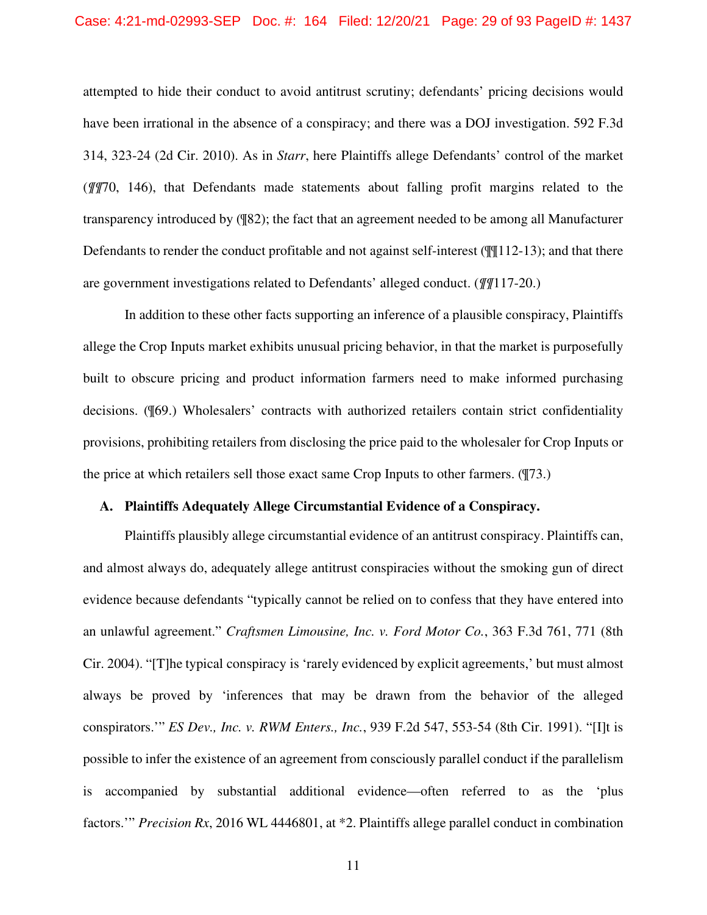attempted to hide their conduct to avoid antitrust scrutiny; defendants' pricing decisions would have been irrational in the absence of a conspiracy; and there was a DOJ investigation. 592 F.3d 314, 323-24 (2d Cir. 2010). As in *Starr*, here Plaintiffs allege Defendants' control of the market (¶¶70, 146), that Defendants made statements about falling profit margins related to the transparency introduced by (¶82); the fact that an agreement needed to be among all Manufacturer Defendants to render the conduct profitable and not against self-interest (¶¶112-13); and that there are government investigations related to Defendants' alleged conduct. (¶¶117-20.)

In addition to these other facts supporting an inference of a plausible conspiracy, Plaintiffs allege the Crop Inputs market exhibits unusual pricing behavior, in that the market is purposefully built to obscure pricing and product information farmers need to make informed purchasing decisions. (¶69.) Wholesalers' contracts with authorized retailers contain strict confidentiality provisions, prohibiting retailers from disclosing the price paid to the wholesaler for Crop Inputs or the price at which retailers sell those exact same Crop Inputs to other farmers. (¶73.)

### A. Plaintiffs Adequately Allege Circumstantial Evidence of a Conspiracy.

Plaintiffs plausibly allege circumstantial evidence of an antitrust conspiracy. Plaintiffs can, and almost always do, adequately allege antitrust conspiracies without the smoking gun of direct evidence because defendants "typically cannot be relied on to confess that they have entered into an unlawful agreement." *Craftsmen Limousine, Inc. v. Ford Motor Co.*, 363 F.3d 761, 771 (8th Cir. 2004). "[T]he typical conspiracy is 'rarely evidenced by explicit agreements,' but must almost always be proved by 'inferences that may be drawn from the behavior of the alleged conspirators.'" *ES Dev., Inc. v. RWM Enters., Inc.*, 939 F.2d 547, 553-54 (8th Cir. 1991). "[I]t is possible to infer the existence of an agreement from consciously parallel conduct if the parallelism is accompanied by substantial additional evidence—often referred to as the 'plus factors.'" *Precision Rx*, 2016 WL 4446801, at *2. Plaintiffs allege parallel conduct in combination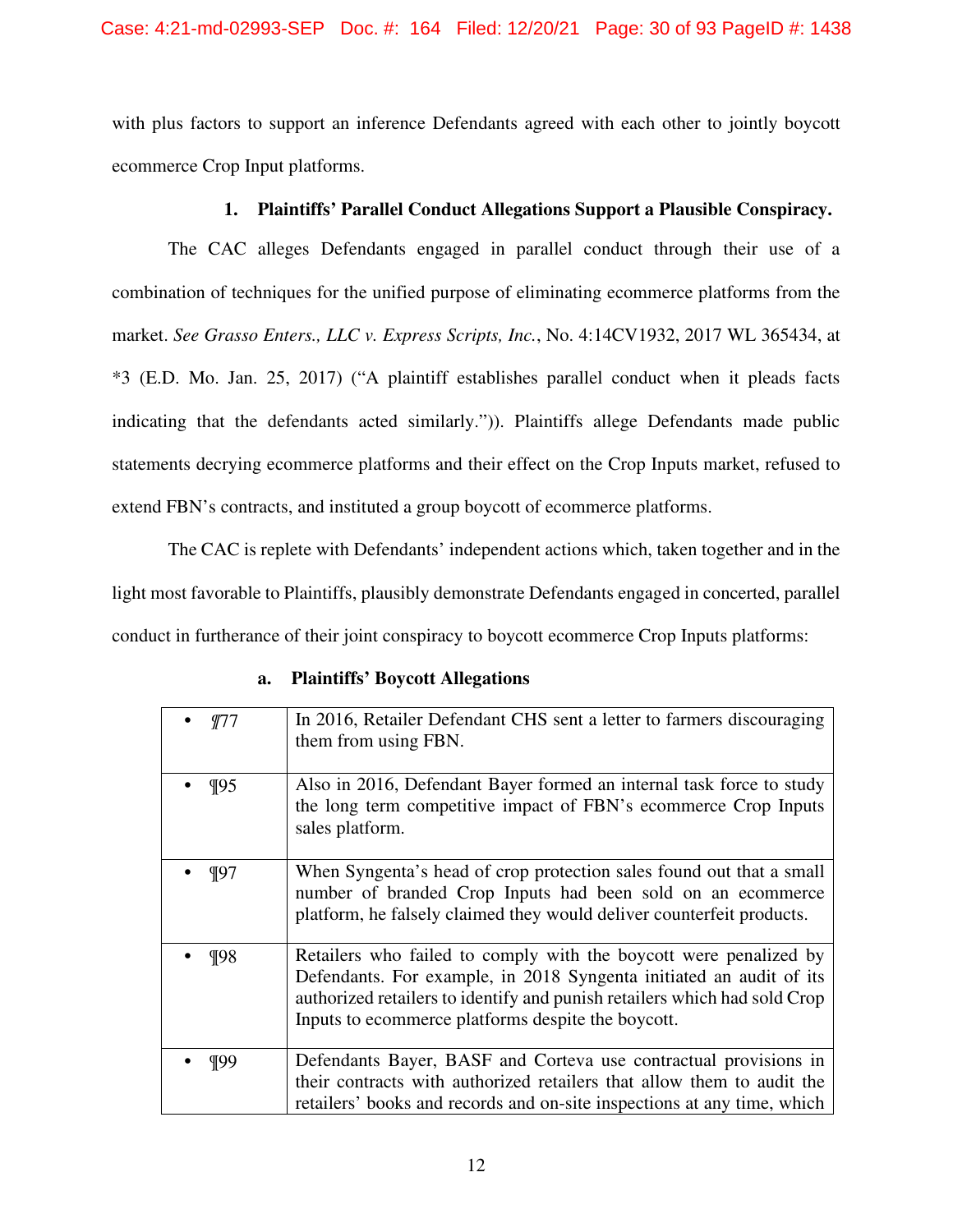with plus factors to support an inference Defendants agreed with each other to jointly boycott ecommerce Crop Input platforms.

### 1. Plaintiffs' Parallel Conduct Allegations Support a Plausible Conspiracy.

The CAC alleges Defendants engaged in parallel conduct through their use of a combination of techniques for the unified purpose of eliminating ecommerce platforms from the market. *See Grasso Enters., LLC v. Express Scripts, Inc.*, No. 4:14CV1932, 2017 WL 365434, at *3 (E.D. Mo. Jan. 25, 2017) ("A plaintiff establishes parallel conduct when it pleads facts indicating that the defendants acted similarly.")). Plaintiffs allege Defendants made public statements decrying ecommerce platforms and their effect on the Crop Inputs market, refused to extend FBN's contracts, and instituted a group boycott of ecommerce platforms.

The CAC is replete with Defendants' independent actions which, taken together and in the light most favorable to Plaintiffs, plausibly demonstrate Defendants engaged in concerted, parallel conduct in furtherance of their joint conspiracy to boycott ecommerce Crop Inputs platforms:

#### a. Plaintiffs' Boycott Allegations

| | |
|---|---|
| • ¶77 | In 2016, Retailer Defendant CHS sent a letter to farmers discouraging them from using FBN. |
| • ¶95 | Also in 2016, Defendant Bayer formed an internal task force to study the long term competitive impact of FBN's ecommerce Crop Inputs sales platform. |
| • ¶97 | When Syngenta's head of crop protection sales found out that a small number of branded Crop Inputs had been sold on an ecommerce platform, he falsely claimed they would deliver counterfeit products. |
| • ¶98 | Retailers who failed to comply with the boycott were penalized by Defendants. For example, in 2018 Syngenta initiated an audit of its authorized retailers to identify and punish retailers which had sold Crop Inputs to ecommerce platforms despite the boycott. |
| • ¶99 | Defendants Bayer, BASF and Corteva use contractual provisions in their contracts with authorized retailers that allow them to audit the retailers' books and records and on-site inspections at any time, which |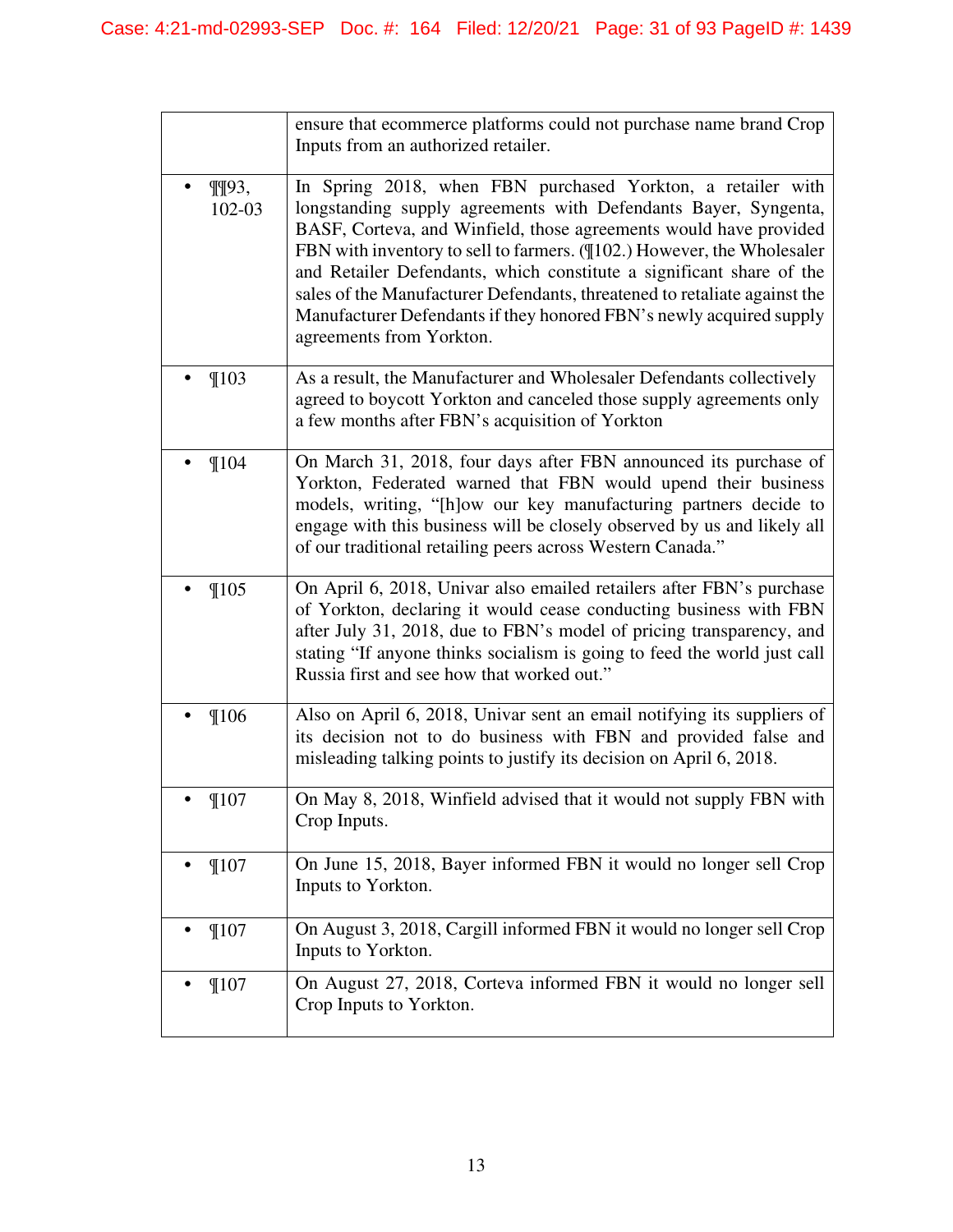| | |
|---|---|
| | ensure that ecommerce platforms could not purchase name brand Crop Inputs from an authorized retailer. |
| • ¶¶93, 102-03 | In Spring 2018, when FBN purchased Yorkton, a retailer with longstanding supply agreements with Defendants Bayer, Syngenta, BASF, Corteva, and Winfield, those agreements would have provided FBN with inventory to sell to farmers. (¶102.) However, the Wholesaler and Retailer Defendants, which constitute a significant share of the sales of the Manufacturer Defendants, threatened to retaliate against the Manufacturer Defendants if they honored FBN's newly acquired supply agreements from Yorkton. |
| • ¶103 | As a result, the Manufacturer and Wholesaler Defendants collectively agreed to boycott Yorkton and canceled those supply agreements only a few months after FBN's acquisition of Yorkton |
| • ¶104 | On March 31, 2018, four days after FBN announced its purchase of Yorkton, Federated warned that FBN would upend their business models, writing, "[h]ow our key manufacturing partners decide to engage with this business will be closely observed by us and likely all of our traditional retailing peers across Western Canada." |
| • ¶105 | On April 6, 2018, Univar also emailed retailers after FBN's purchase of Yorkton, declaring it would cease conducting business with FBN after July 31, 2018, due to FBN's model of pricing transparency, and stating "If anyone thinks socialism is going to feed the world just call Russia first and see how that worked out." |
| • ¶106 | Also on April 6, 2018, Univar sent an email notifying its suppliers of its decision not to do business with FBN and provided false and misleading talking points to justify its decision on April 6, 2018. |
| • ¶107 | On May 8, 2018, Winfield advised that it would not supply FBN with Crop Inputs. |
| • ¶107 | On June 15, 2018, Bayer informed FBN it would no longer sell Crop Inputs to Yorkton. |
| • ¶107 | On August 3, 2018, Cargill informed FBN it would no longer sell Crop Inputs to Yorkton. |
| • ¶107 | On August 27, 2018, Corteva informed FBN it would no longer sell Crop Inputs to Yorkton. |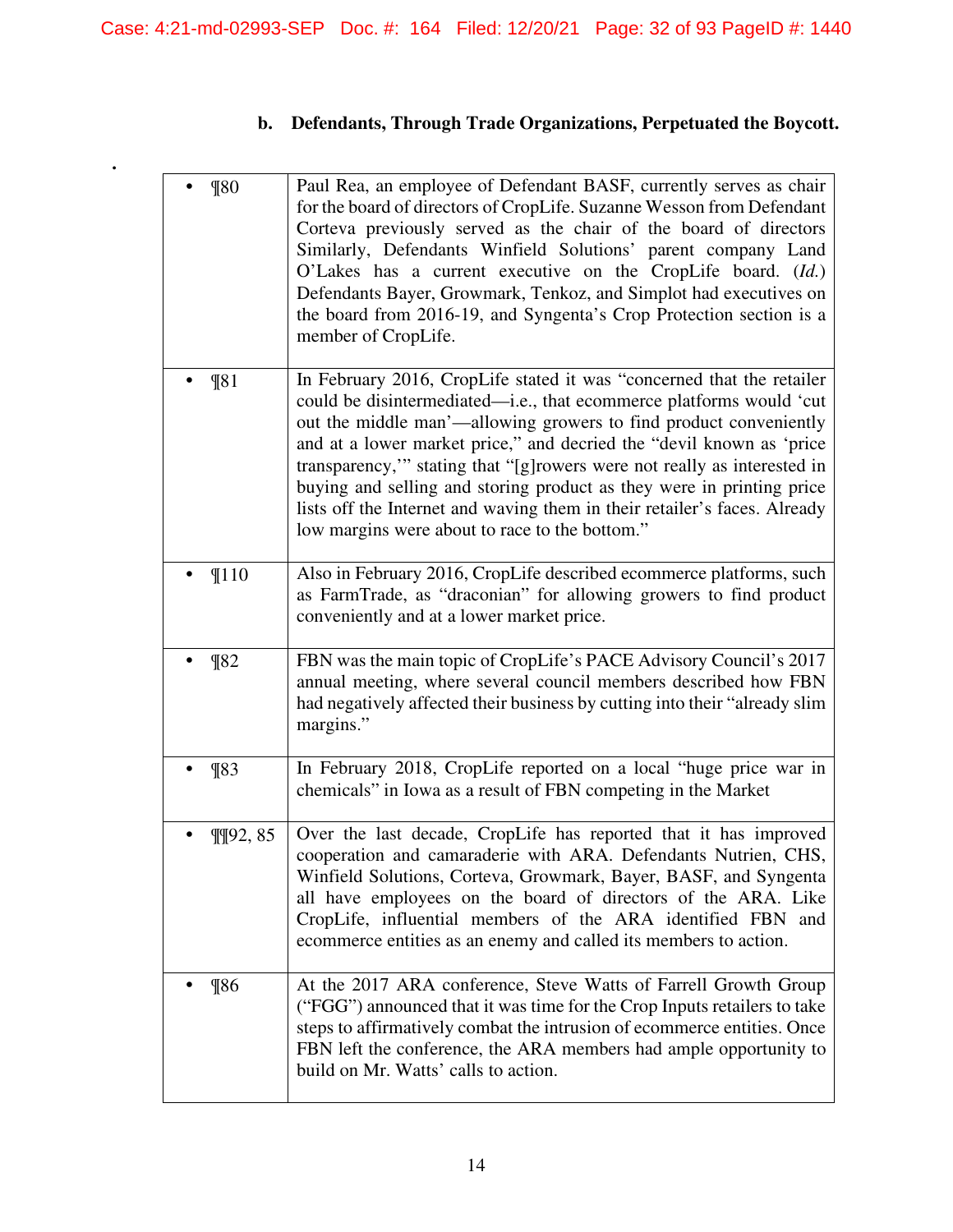### b. Defendants, Through Trade Organizations, Perpetuated the Boycott.

.

| | |
|---|---|
| • ¶80 | Paul Rea, an employee of Defendant BASF, currently serves as chair for the board of directors of CropLife. Suzanne Wesson from Defendant Corteva previously served as the chair of the board of directors Similarly, Defendants Winfield Solutions' parent company Land O'Lakes has a current executive on the CropLife board. (*Id.*) Defendants Bayer, Growmark, Tenkoz, and Simplot had executives on the board from 2016-19, and Syngenta's Crop Protection section is a member of CropLife. |
| • ¶81 | In February 2016, CropLife stated it was "concerned that the retailer could be disintermediated—i.e., that ecommerce platforms would 'cut out the middle man'—allowing growers to find product conveniently and at a lower market price," and decried the "devil known as 'price transparency,'" stating that "[g]rowers were not really as interested in buying and selling and storing product as they were in printing price lists off the Internet and waving them in their retailer's faces. Already low margins were about to race to the bottom." |
| • ¶110 | Also in February 2016, CropLife described ecommerce platforms, such as FarmTrade, as "draconian" for allowing growers to find product conveniently and at a lower market price. |
| • ¶82 | FBN was the main topic of CropLife's PACE Advisory Council's 2017 annual meeting, where several council members described how FBN had negatively affected their business by cutting into their "already slim margins." |
| • ¶83 | In February 2018, CropLife reported on a local "huge price war in chemicals" in Iowa as a result of FBN competing in the Market |
| • ¶¶92, 85 | Over the last decade, CropLife has reported that it has improved cooperation and camaraderie with ARA. Defendants Nutrien, CHS, Winfield Solutions, Corteva, Growmark, Bayer, BASF, and Syngenta all have employees on the board of directors of the ARA. Like CropLife, influential members of the ARA identified FBN and ecommerce entities as an enemy and called its members to action. |
| • ¶86 | At the 2017 ARA conference, Steve Watts of Farrell Growth Group ("FGG") announced that it was time for the Crop Inputs retailers to take steps to affirmatively combat the intrusion of ecommerce entities. Once FBN left the conference, the ARA members had ample opportunity to build on Mr. Watts' calls to action. |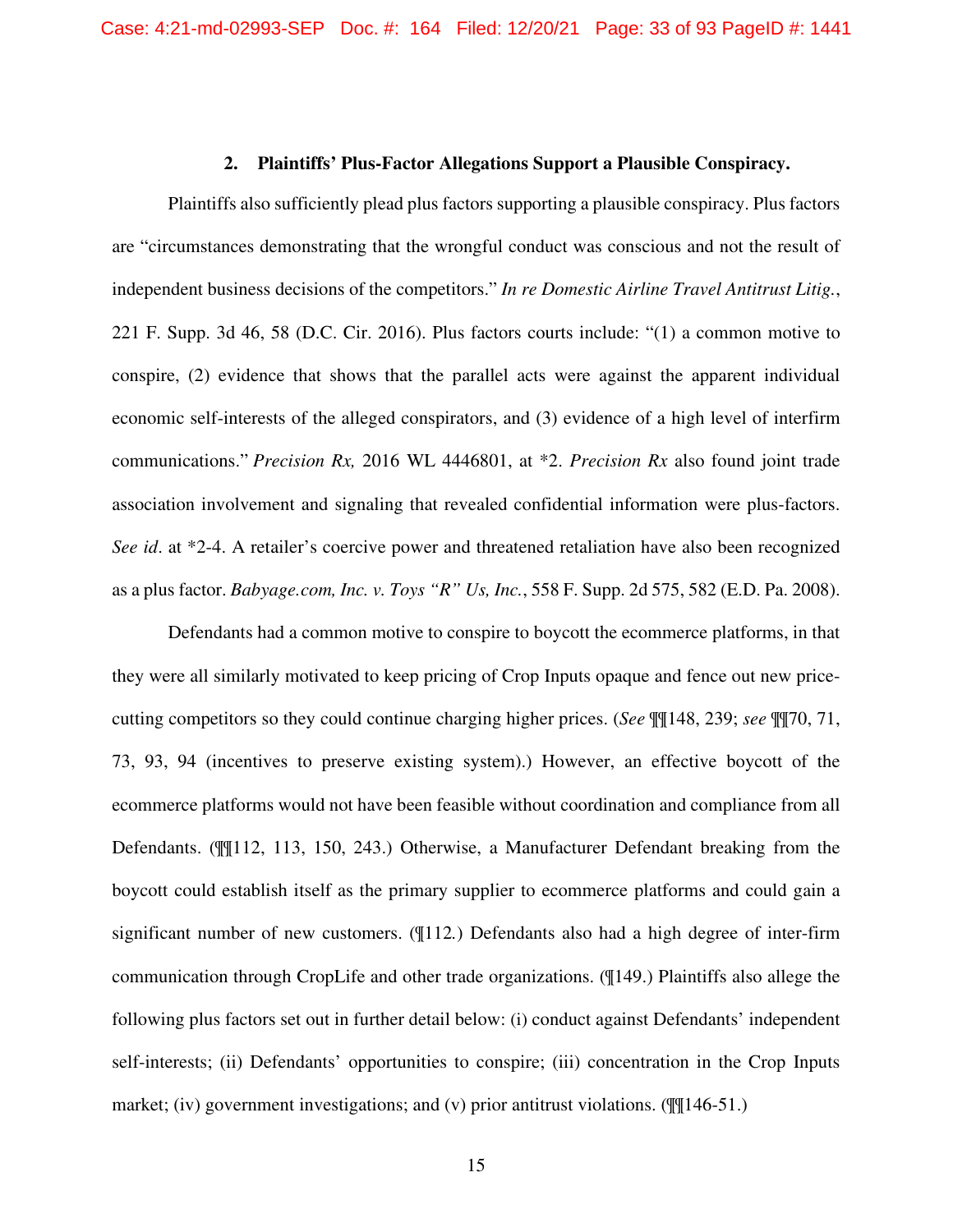### 2. Plaintiffs' Plus-Factor Allegations Support a Plausible Conspiracy.

Plaintiffs also sufficiently plead plus factors supporting a plausible conspiracy. Plus factors are "circumstances demonstrating that the wrongful conduct was conscious and not the result of independent business decisions of the competitors." *In re Domestic Airline Travel Antitrust Litig.*, 221 F. Supp. 3d 46, 58 (D.C. Cir. 2016). Plus factors courts include: "(1) a common motive to conspire, (2) evidence that shows that the parallel acts were against the apparent individual economic self-interests of the alleged conspirators, and (3) evidence of a high level of interfirm communications." *Precision Rx,* 2016 WL 4446801, at *2. *Precision Rx* also found joint trade association involvement and signaling that revealed confidential information were plus-factors. *See id*. at *2-4. A retailer's coercive power and threatened retaliation have also been recognized as a plus factor. *Babyage.com, Inc. v. Toys "R" Us, Inc.*, 558 F. Supp. 2d 575, 582 (E.D. Pa. 2008).

Defendants had a common motive to conspire to boycott the ecommerce platforms, in that they were all similarly motivated to keep pricing of Crop Inputs opaque and fence out new price-cutting competitors so they could continue charging higher prices. (*See* ¶¶148, 239; *see* ¶¶70, 71, 73, 93, 94 (incentives to preserve existing system).) However, an effective boycott of the ecommerce platforms would not have been feasible without coordination and compliance from all Defendants. (¶¶112, 113, 150, 243.) Otherwise, a Manufacturer Defendant breaking from the boycott could establish itself as the primary supplier to ecommerce platforms and could gain a significant number of new customers. (¶112.) Defendants also had a high degree of inter-firm communication through CropLife and other trade organizations. (¶149.) Plaintiffs also allege the following plus factors set out in further detail below: (i) conduct against Defendants' independent self-interests; (ii) Defendants' opportunities to conspire; (iii) concentration in the Crop Inputs market; (iv) government investigations; and (v) prior antitrust violations. (¶¶146-51.)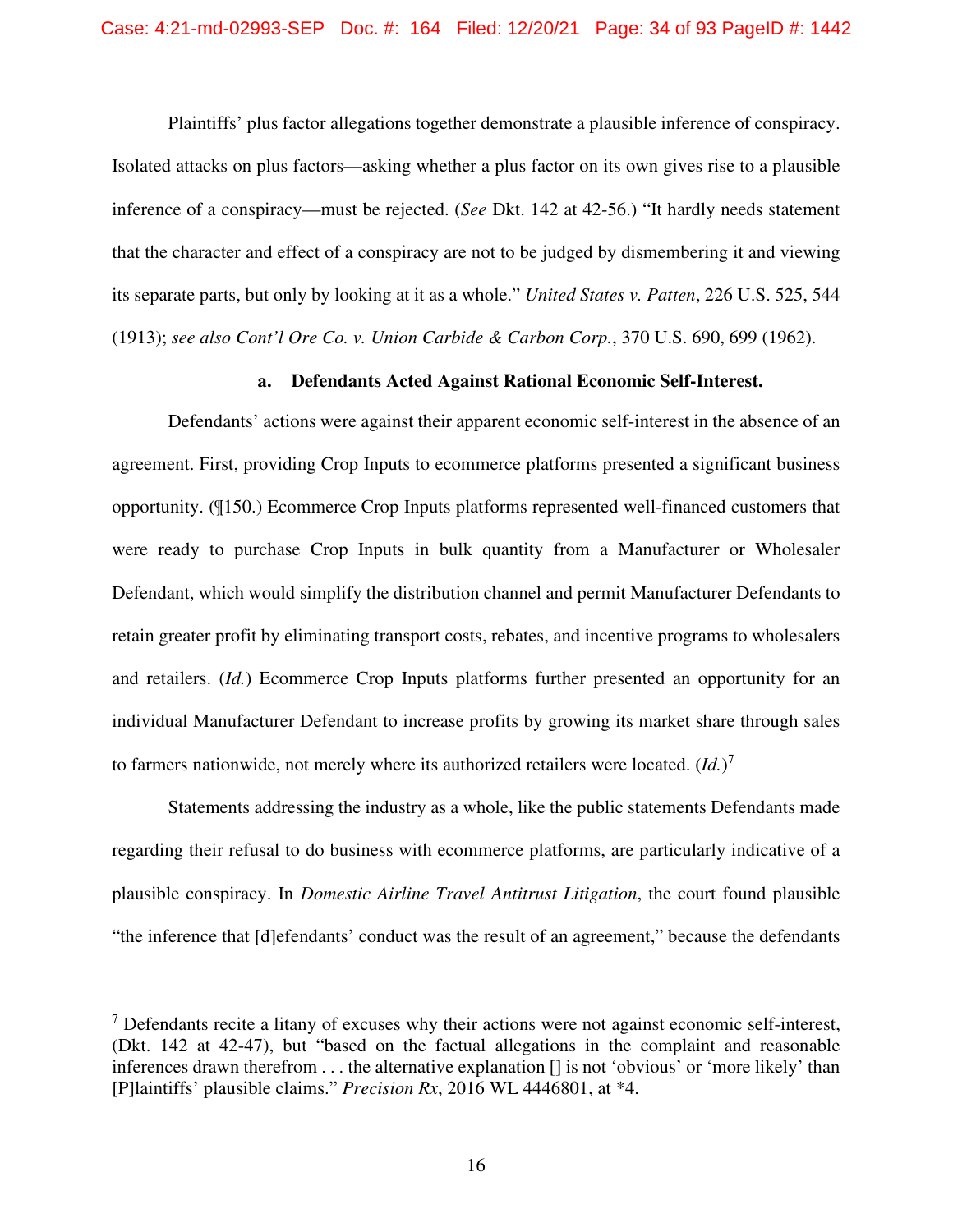Plaintiffs' plus factor allegations together demonstrate a plausible inference of conspiracy. Isolated attacks on plus factors—asking whether a plus factor on its own gives rise to a plausible inference of a conspiracy—must be rejected. (*See* Dkt. 142 at 42-56.) "It hardly needs statement that the character and effect of a conspiracy are not to be judged by dismembering it and viewing its separate parts, but only by looking at it as a whole." *United States v. Patten*, 226 U.S. 525, 544 (1913); *see also Cont'l Ore Co. v. Union Carbide & Carbon Corp.*, 370 U.S. 690, 699 (1962).

#### a. Defendants Acted Against Rational Economic Self-Interest.

Defendants' actions were against their apparent economic self-interest in the absence of an agreement. First, providing Crop Inputs to ecommerce platforms presented a significant business opportunity. (¶150.) Ecommerce Crop Inputs platforms represented well-financed customers that were ready to purchase Crop Inputs in bulk quantity from a Manufacturer or Wholesaler Defendant, which would simplify the distribution channel and permit Manufacturer Defendants to retain greater profit by eliminating transport costs, rebates, and incentive programs to wholesalers and retailers. (*Id.*) Ecommerce Crop Inputs platforms further presented an opportunity for an individual Manufacturer Defendant to increase profits by growing its market share through sales to farmers nationwide, not merely where its authorized retailers were located. (*Id.*)[7]

Statements addressing the industry as a whole, like the public statements Defendants made regarding their refusal to do business with ecommerce platforms, are particularly indicative of a plausible conspiracy. In *Domestic Airline Travel Antitrust Litigation*, the court found plausible "the inference that [d]efendants' conduct was the result of an agreement," because the defendants

---

[7] Defendants recite a litany of excuses why their actions were not against economic self-interest, (Dkt. 142 at 42-47), but "based on the factual allegations in the complaint and reasonable inferences drawn therefrom . . . the alternative explanation [] is not 'obvious' or 'more likely' than [P]laintiffs' plausible claims." *Precision Rx*, 2016 WL 4446801, at *4.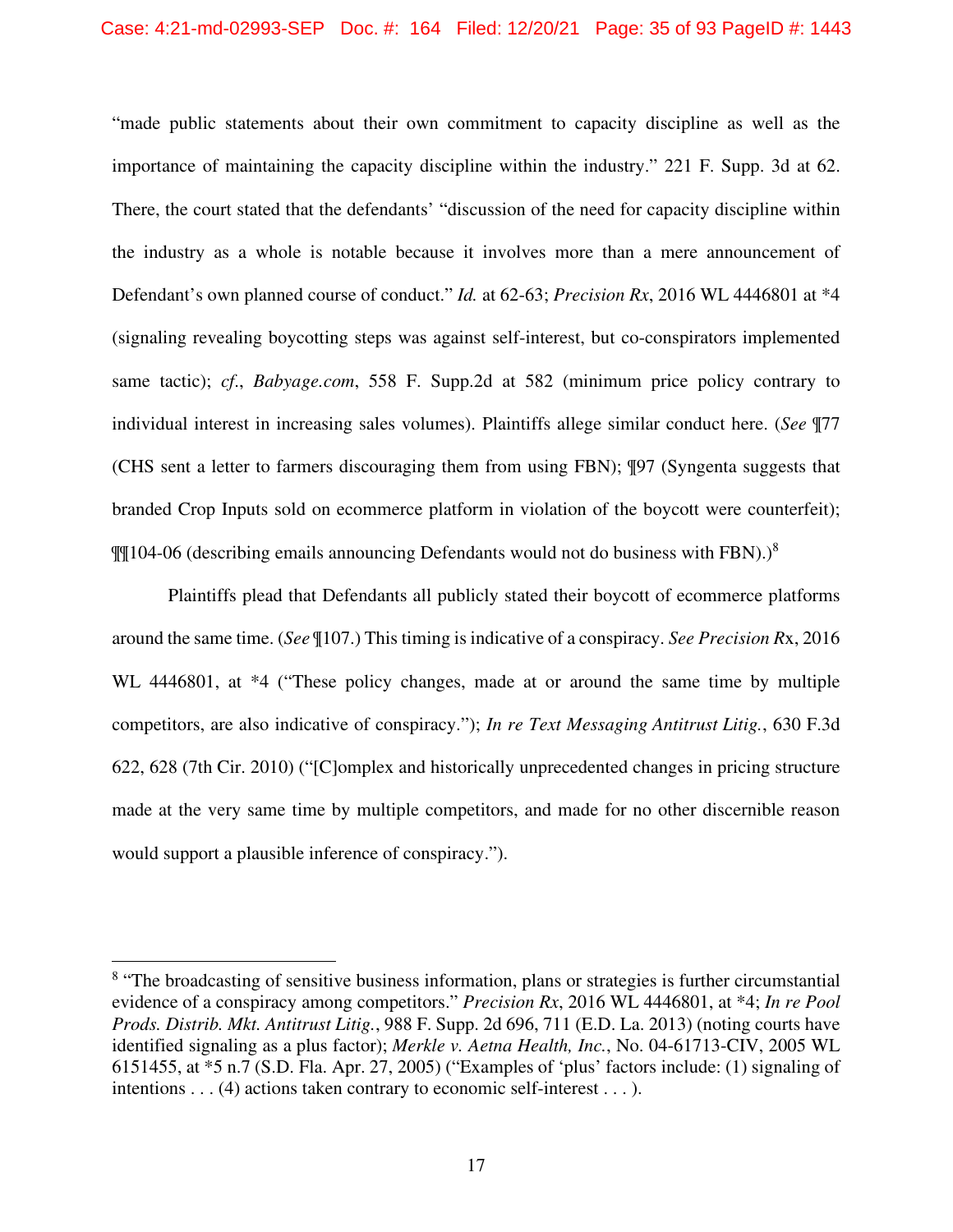"made public statements about their own commitment to capacity discipline as well as the importance of maintaining the capacity discipline within the industry." 221 F. Supp. 3d at 62. There, the court stated that the defendants' "discussion of the need for capacity discipline within the industry as a whole is notable because it involves more than a mere announcement of Defendant's own planned course of conduct." *Id.* at 62-63; *Precision Rx*, 2016 WL 4446801 at *4 (signaling revealing boycotting steps was against self-interest, but co-conspirators implemented same tactic); *cf.*, *Babyage.com*, 558 F. Supp.2d at 582 (minimum price policy contrary to individual interest in increasing sales volumes). Plaintiffs allege similar conduct here. (*See* ¶77 (CHS sent a letter to farmers discouraging them from using FBN); ¶97 (Syngenta suggests that branded Crop Inputs sold on ecommerce platform in violation of the boycott were counterfeit); ¶¶104-06 (describing emails announcing Defendants would not do business with FBN).)[8]

Plaintiffs plead that Defendants all publicly stated their boycott of ecommerce platforms around the same time. (*See* ¶107.) This timing is indicative of a conspiracy. *See Precision R*x, 2016 WL 4446801, at *4 ("These policy changes, made at or around the same time by multiple competitors, are also indicative of conspiracy."); *In re Text Messaging Antitrust Litig.*, 630 F.3d 622, 628 (7th Cir. 2010) ("[C]omplex and historically unprecedented changes in pricing structure made at the very same time by multiple competitors, and made for no other discernible reason would support a plausible inference of conspiracy.").

---

[8] "The broadcasting of sensitive business information, plans or strategies is further circumstantial evidence of a conspiracy among competitors." *Precision Rx*, 2016 WL 4446801, at *4; *In re Pool Prods. Distrib. Mkt. Antitrust Litig.*, 988 F. Supp. 2d 696, 711 (E.D. La. 2013) (noting courts have identified signaling as a plus factor); *Merkle v. Aetna Health, Inc.*, No. 04-61713-CIV, 2005 WL 6151455, at *5 n.7 (S.D. Fla. Apr. 27, 2005) ("Examples of 'plus' factors include: (1) signaling of intentions . . . (4) actions taken contrary to economic self-interest . . . ).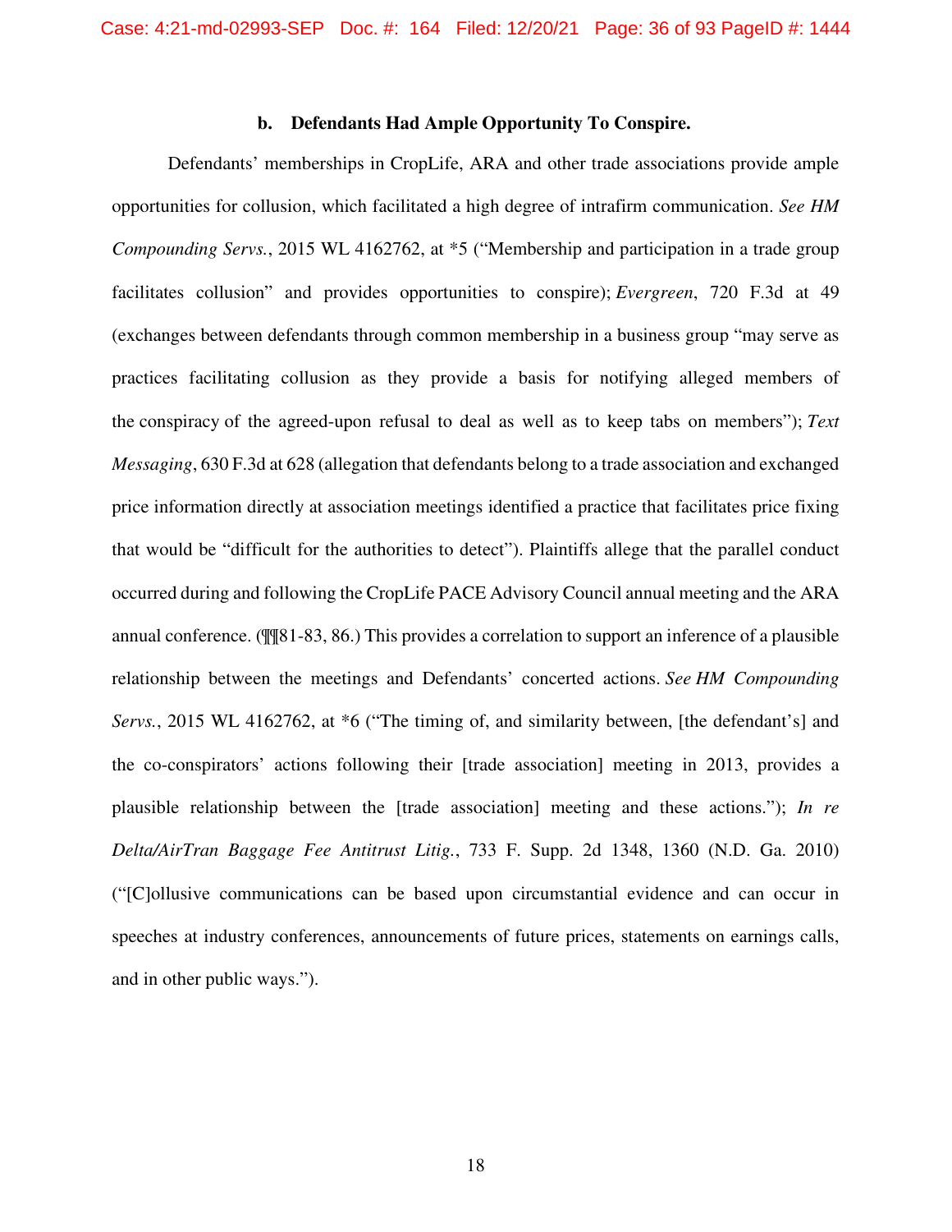#### b. Defendants Had Ample Opportunity To Conspire.

Defendants' memberships in CropLife, ARA and other trade associations provide ample opportunities for collusion, which facilitated a high degree of intrafirm communication. *See HM Compounding Servs.*, 2015 WL 4162762, at *5 ("Membership and participation in a trade group facilitates collusion" and provides opportunities to conspire); *Evergreen*, 720 F.3d at 49 (exchanges between defendants through common membership in a business group "may serve as practices facilitating collusion as they provide a basis for notifying alleged members of the conspiracy of the agreed-upon refusal to deal as well as to keep tabs on members"); *Text Messaging*, 630 F.3d at 628 (allegation that defendants belong to a trade association and exchanged price information directly at association meetings identified a practice that facilitates price fixing that would be "difficult for the authorities to detect"). Plaintiffs allege that the parallel conduct occurred during and following the CropLife PACE Advisory Council annual meeting and the ARA annual conference. (¶¶81-83, 86.) This provides a correlation to support an inference of a plausible relationship between the meetings and Defendants' concerted actions. *See HM Compounding Servs.*, 2015 WL 4162762, at *6 ("The timing of, and similarity between, [the defendant's] and the co-conspirators' actions following their [trade association] meeting in 2013, provides a plausible relationship between the [trade association] meeting and these actions."); *In re Delta/AirTran Baggage Fee Antitrust Litig.*, 733 F. Supp. 2d 1348, 1360 (N.D. Ga. 2010) ("[C]ollusive communications can be based upon circumstantial evidence and can occur in speeches at industry conferences, announcements of future prices, statements on earnings calls, and in other public ways.").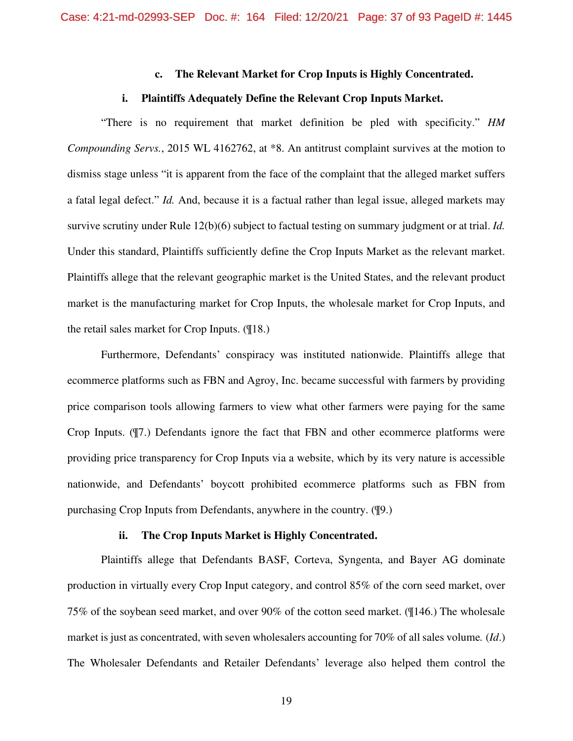#### c. The Relevant Market for Crop Inputs is Highly Concentrated.

##### i. Plaintiffs Adequately Define the Relevant Crop Inputs Market.

"There is no requirement that market definition be pled with specificity." *HM Compounding Servs.*, 2015 WL 4162762, at *8. An antitrust complaint survives at the motion to dismiss stage unless "it is apparent from the face of the complaint that the alleged market suffers a fatal legal defect." *Id.* And, because it is a factual rather than legal issue, alleged markets may survive scrutiny under Rule 12(b)(6) subject to factual testing on summary judgment or at trial. *Id.* Under this standard, Plaintiffs sufficiently define the Crop Inputs Market as the relevant market. Plaintiffs allege that the relevant geographic market is the United States, and the relevant product market is the manufacturing market for Crop Inputs, the wholesale market for Crop Inputs, and the retail sales market for Crop Inputs. (¶18.)

Furthermore, Defendants' conspiracy was instituted nationwide. Plaintiffs allege that ecommerce platforms such as FBN and Agroy, Inc. became successful with farmers by providing price comparison tools allowing farmers to view what other farmers were paying for the same Crop Inputs. (¶7.) Defendants ignore the fact that FBN and other ecommerce platforms were providing price transparency for Crop Inputs via a website, which by its very nature is accessible nationwide, and Defendants' boycott prohibited ecommerce platforms such as FBN from purchasing Crop Inputs from Defendants, anywhere in the country. (¶9.)

##### ii. The Crop Inputs Market is Highly Concentrated.

Plaintiffs allege that Defendants BASF, Corteva, Syngenta, and Bayer AG dominate production in virtually every Crop Input category, and control 85% of the corn seed market, over 75% of the soybean seed market, and over 90% of the cotton seed market. (¶146.) The wholesale market is just as concentrated, with seven wholesalers accounting for 70% of all sales volume. (*Id.*) The Wholesaler Defendants and Retailer Defendants' leverage also helped them control the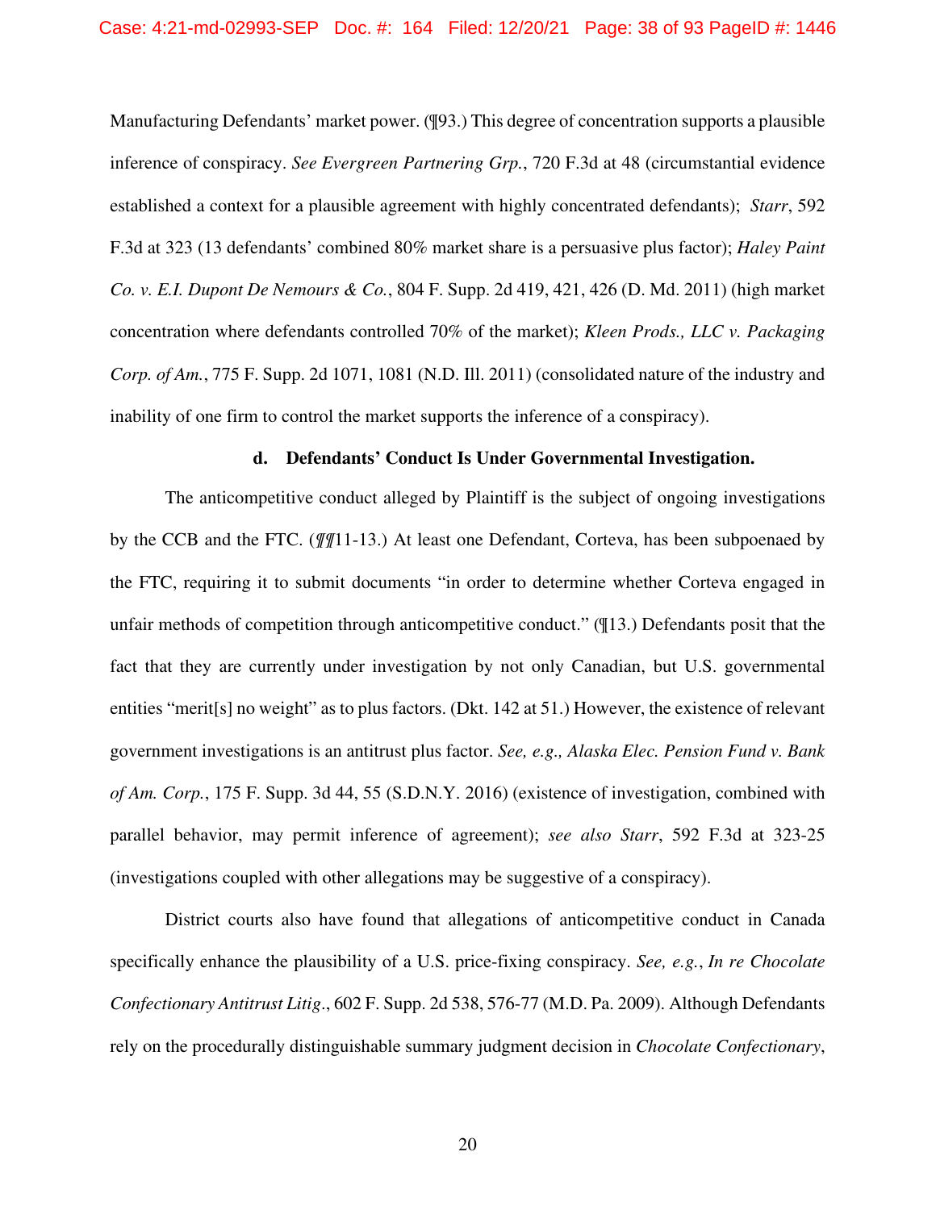Manufacturing Defendants' market power. (¶93.) This degree of concentration supports a plausible inference of conspiracy. *See Evergreen Partnering Grp.*, 720 F.3d at 48 (circumstantial evidence established a context for a plausible agreement with highly concentrated defendants); *Starr*, 592 F.3d at 323 (13 defendants' combined 80% market share is a persuasive plus factor); *Haley Paint Co. v. E.I. Dupont De Nemours & Co.*, 804 F. Supp. 2d 419, 421, 426 (D. Md. 2011) (high market concentration where defendants controlled 70% of the market); *Kleen Prods., LLC v. Packaging Corp. of Am.*, 775 F. Supp. 2d 1071, 1081 (N.D. Ill. 2011) (consolidated nature of the industry and inability of one firm to control the market supports the inference of a conspiracy).

**d. Defendants' Conduct Is Under Governmental Investigation.**

The anticompetitive conduct alleged by Plaintiff is the subject of ongoing investigations by the CCB and the FTC. (¶¶11-13.) At least one Defendant, Corteva, has been subpoenaed by the FTC, requiring it to submit documents "in order to determine whether Corteva engaged in unfair methods of competition through anticompetitive conduct." (¶13.) Defendants posit that the fact that they are currently under investigation by not only Canadian, but U.S. governmental entities "merit[s] no weight" as to plus factors. (Dkt. 142 at 51.) However, the existence of relevant government investigations is an antitrust plus factor. *See, e.g., Alaska Elec. Pension Fund v. Bank of Am. Corp.*, 175 F. Supp. 3d 44, 55 (S.D.N.Y. 2016) (existence of investigation, combined with parallel behavior, may permit inference of agreement); *see also Starr*, 592 F.3d at 323-25 (investigations coupled with other allegations may be suggestive of a conspiracy).

District courts also have found that allegations of anticompetitive conduct in Canada specifically enhance the plausibility of a U.S. price-fixing conspiracy. *See, e.g.*, *In re Chocolate Confectionary Antitrust Litig*., 602 F. Supp. 2d 538, 576-77 (M.D. Pa. 2009). Although Defendants rely on the procedurally distinguishable summary judgment decision in *Chocolate Confectionary*,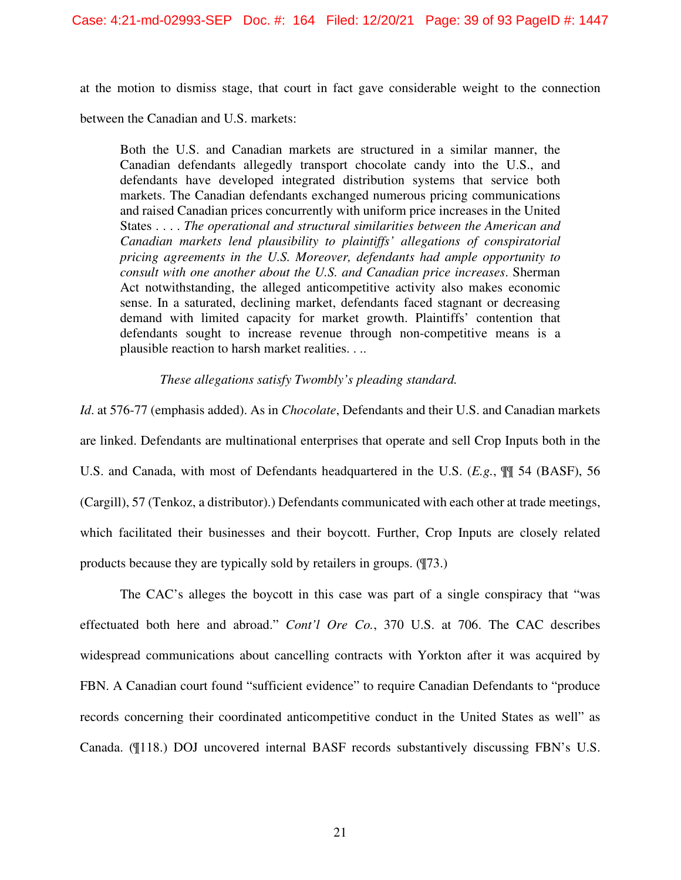at the motion to dismiss stage, that court in fact gave considerable weight to the connection between the Canadian and U.S. markets:

> Both the U.S. and Canadian markets are structured in a similar manner, the Canadian defendants allegedly transport chocolate candy into the U.S., and defendants have developed integrated distribution systems that service both markets. The Canadian defendants exchanged numerous pricing communications and raised Canadian prices concurrently with uniform price increases in the United States . . . . *The operational and structural similarities between the American and Canadian markets lend plausibility to plaintiffs' allegations of conspiratorial pricing agreements in the U.S. Moreover, defendants had ample opportunity to consult with one another about the U.S. and Canadian price increases*. Sherman Act notwithstanding, the alleged anticompetitive activity also makes economic sense. In a saturated, declining market, defendants faced stagnant or decreasing demand with limited capacity for market growth. Plaintiffs' contention that defendants sought to increase revenue through non-competitive means is a plausible reaction to harsh market realities. . ..
>
> *These allegations satisfy Twombly's pleading standard.*

*Id*. at 576-77 (emphasis added). As in *Chocolate*, Defendants and their U.S. and Canadian markets are linked. Defendants are multinational enterprises that operate and sell Crop Inputs both in the U.S. and Canada, with most of Defendants headquartered in the U.S. (*E.g.*, ¶¶ 54 (BASF), 56 (Cargill), 57 (Tenkoz, a distributor).) Defendants communicated with each other at trade meetings, which facilitated their businesses and their boycott. Further, Crop Inputs are closely related products because they are typically sold by retailers in groups. (¶73.)

The CAC's alleges the boycott in this case was part of a single conspiracy that "was effectuated both here and abroad." *Cont'l Ore Co.*, 370 U.S. at 706. The CAC describes widespread communications about cancelling contracts with Yorkton after it was acquired by FBN. A Canadian court found "sufficient evidence" to require Canadian Defendants to "produce records concerning their coordinated anticompetitive conduct in the United States as well" as Canada. (¶118.) DOJ uncovered internal BASF records substantively discussing FBN's U.S.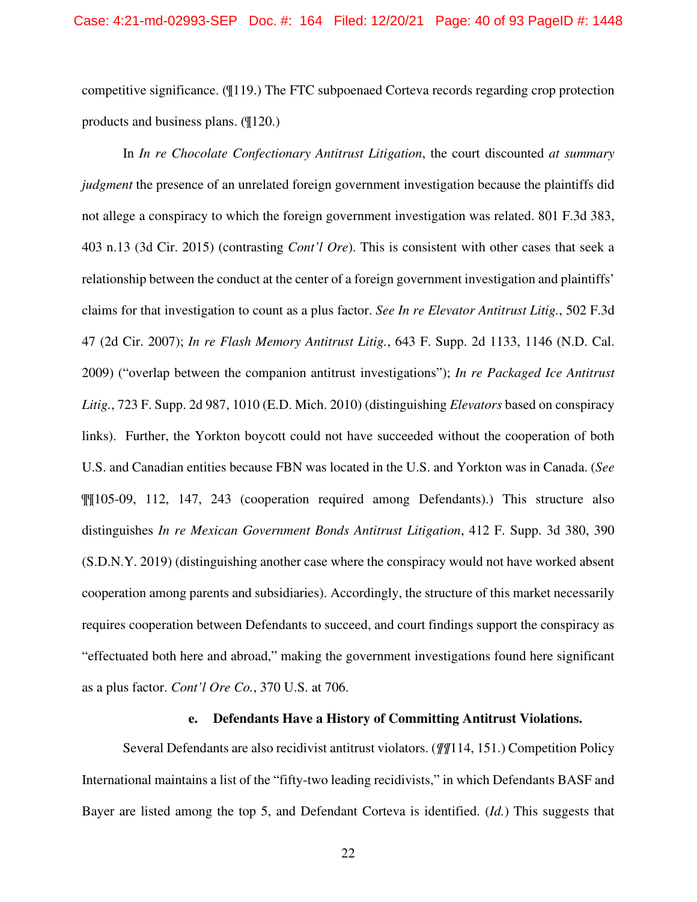competitive significance. (¶119.) The FTC subpoenaed Corteva records regarding crop protection products and business plans. (¶120.)

In *In re Chocolate Confectionary Antitrust Litigation*, the court discounted *at summary judgment* the presence of an unrelated foreign government investigation because the plaintiffs did not allege a conspiracy to which the foreign government investigation was related. 801 F.3d 383, 403 n.13 (3d Cir. 2015) (contrasting *Cont'l Ore*). This is consistent with other cases that seek a relationship between the conduct at the center of a foreign government investigation and plaintiffs' claims for that investigation to count as a plus factor. *See In re Elevator Antitrust Litig.*, 502 F.3d 47 (2d Cir. 2007); *In re Flash Memory Antitrust Litig.*, 643 F. Supp. 2d 1133, 1146 (N.D. Cal. 2009) ("overlap between the companion antitrust investigations"); *In re Packaged Ice Antitrust Litig.*, 723 F. Supp. 2d 987, 1010 (E.D. Mich. 2010) (distinguishing *Elevators* based on conspiracy links). Further, the Yorkton boycott could not have succeeded without the cooperation of both U.S. and Canadian entities because FBN was located in the U.S. and Yorkton was in Canada. (*See* ¶¶105-09, 112, 147, 243 (cooperation required among Defendants).) This structure also distinguishes *In re Mexican Government Bonds Antitrust Litigation*, 412 F. Supp. 3d 380, 390 (S.D.N.Y. 2019) (distinguishing another case where the conspiracy would not have worked absent cooperation among parents and subsidiaries). Accordingly, the structure of this market necessarily requires cooperation between Defendants to succeed, and court findings support the conspiracy as "effectuated both here and abroad," making the government investigations found here significant as a plus factor. *Cont'l Ore Co.*, 370 U.S. at 706.

#### e. Defendants Have a History of Committing Antitrust Violations.

Several Defendants are also recidivist antitrust violators. (*¶¶*114, 151.) Competition Policy International maintains a list of the "fifty-two leading recidivists," in which Defendants BASF and Bayer are listed among the top 5, and Defendant Corteva is identified. (*Id.*) This suggests that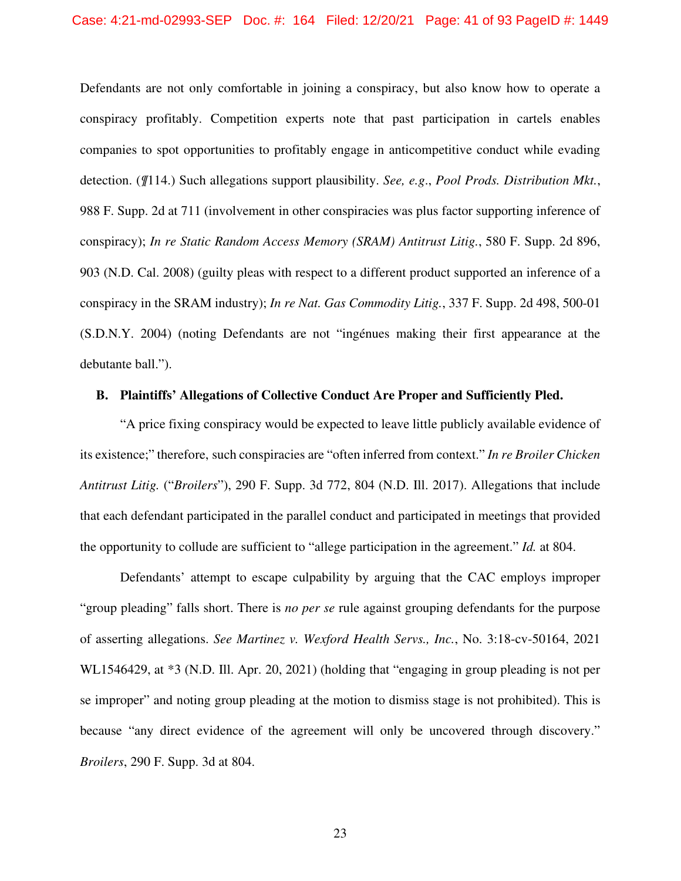Defendants are not only comfortable in joining a conspiracy, but also know how to operate a conspiracy profitably. Competition experts note that past participation in cartels enables companies to spot opportunities to profitably engage in anticompetitive conduct while evading detection. (¶114.) Such allegations support plausibility. *See, e.g.*, *Pool Prods. Distribution Mkt.*, 988 F. Supp. 2d at 711 (involvement in other conspiracies was plus factor supporting inference of conspiracy); *In re Static Random Access Memory (SRAM) Antitrust Litig.*, 580 F. Supp. 2d 896, 903 (N.D. Cal. 2008) (guilty pleas with respect to a different product supported an inference of a conspiracy in the SRAM industry); *In re Nat. Gas Commodity Litig.*, 337 F. Supp. 2d 498, 500-01 (S.D.N.Y. 2004) (noting Defendants are not "ingénues making their first appearance at the debutante ball.").

**B. Plaintiffs' Allegations of Collective Conduct Are Proper and Sufficiently Pled.**

"A price fixing conspiracy would be expected to leave little publicly available evidence of its existence;" therefore, such conspiracies are "often inferred from context." *In re Broiler Chicken Antitrust Litig.* ("*Broilers*"), 290 F. Supp. 3d 772, 804 (N.D. Ill. 2017). Allegations that include that each defendant participated in the parallel conduct and participated in meetings that provided the opportunity to collude are sufficient to "allege participation in the agreement." *Id.* at 804.

Defendants' attempt to escape culpability by arguing that the CAC employs improper "group pleading" falls short. There is *no per se* rule against grouping defendants for the purpose of asserting allegations. *See Martinez v. Wexford Health Servs., Inc.*, No. 3:18-cv-50164, 2021 WL1546429, at *3 (N.D. Ill. Apr. 20, 2021) (holding that "engaging in group pleading is not per se improper" and noting group pleading at the motion to dismiss stage is not prohibited). This is because "any direct evidence of the agreement will only be uncovered through discovery." *Broilers*, 290 F. Supp. 3d at 804.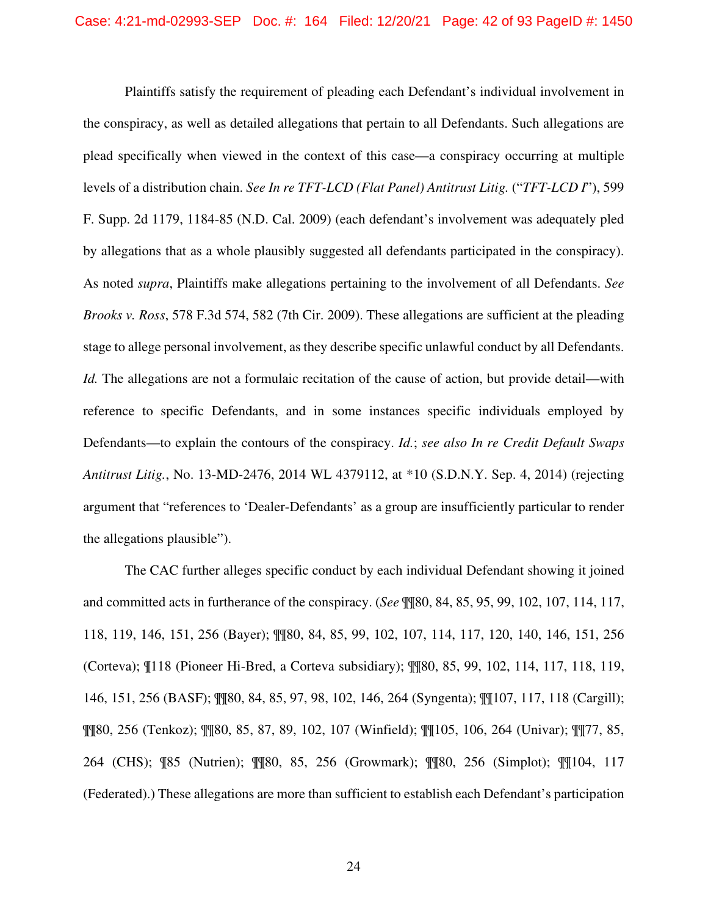Plaintiffs satisfy the requirement of pleading each Defendant's individual involvement in the conspiracy, as well as detailed allegations that pertain to all Defendants. Such allegations are plead specifically when viewed in the context of this case—a conspiracy occurring at multiple levels of a distribution chain. *See In re TFT-LCD (Flat Panel) Antitrust Litig.* ("*TFT-LCD I*"), 599 F. Supp. 2d 1179, 1184-85 (N.D. Cal. 2009) (each defendant's involvement was adequately pled by allegations that as a whole plausibly suggested all defendants participated in the conspiracy). As noted *supra*, Plaintiffs make allegations pertaining to the involvement of all Defendants. *See Brooks v. Ross*, 578 F.3d 574, 582 (7th Cir. 2009). These allegations are sufficient at the pleading stage to allege personal involvement, as they describe specific unlawful conduct by all Defendants. *Id.* The allegations are not a formulaic recitation of the cause of action, but provide detail—with reference to specific Defendants, and in some instances specific individuals employed by Defendants—to explain the contours of the conspiracy. *Id.*; *see also In re Credit Default Swaps Antitrust Litig.*, No. 13-MD-2476, 2014 WL 4379112, at *10 (S.D.N.Y. Sep. 4, 2014) (rejecting argument that "references to 'Dealer-Defendants' as a group are insufficiently particular to render the allegations plausible").

The CAC further alleges specific conduct by each individual Defendant showing it joined and committed acts in furtherance of the conspiracy. (*See* ¶¶80, 84, 85, 95, 99, 102, 107, 114, 117, 118, 119, 146, 151, 256 (Bayer); ¶¶80, 84, 85, 99, 102, 107, 114, 117, 120, 140, 146, 151, 256 (Corteva); ¶118 (Pioneer Hi-Bred, a Corteva subsidiary); ¶¶80, 85, 99, 102, 114, 117, 118, 119, 146, 151, 256 (BASF); ¶¶80, 84, 85, 97, 98, 102, 146, 264 (Syngenta); ¶¶107, 117, 118 (Cargill); ¶¶80, 256 (Tenkoz); ¶¶80, 85, 87, 89, 102, 107 (Winfield); ¶¶105, 106, 264 (Univar); ¶¶77, 85, 264 (CHS); ¶85 (Nutrien); ¶¶80, 85, 256 (Growmark); ¶¶80, 256 (Simplot); ¶¶104, 117 (Federated).) These allegations are more than sufficient to establish each Defendant's participation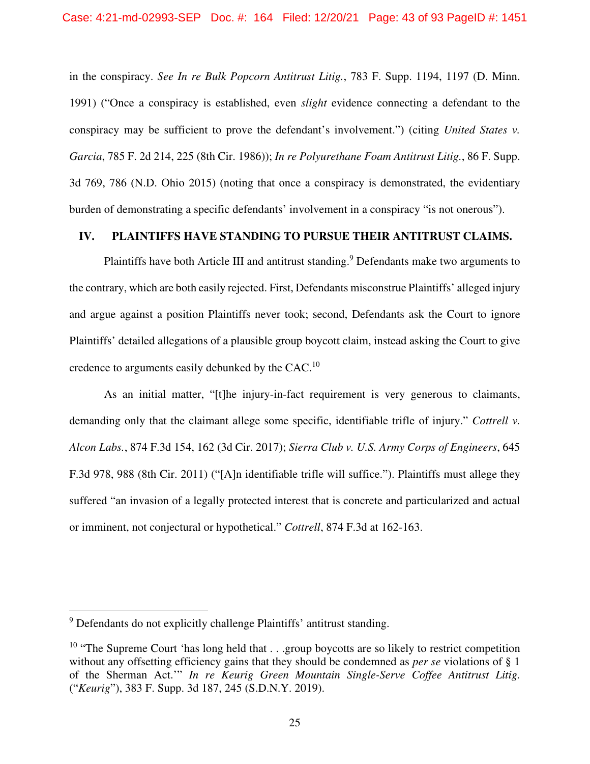in the conspiracy. *See In re Bulk Popcorn Antitrust Litig.*, 783 F. Supp. 1194, 1197 (D. Minn. 1991) ("Once a conspiracy is established, even *slight* evidence connecting a defendant to the conspiracy may be sufficient to prove the defendant's involvement.") (citing *United States v. Garcia*, 785 F. 2d 214, 225 (8th Cir. 1986)); *In re Polyurethane Foam Antitrust Litig.*, 86 F. Supp. 3d 769, 786 (N.D. Ohio 2015) (noting that once a conspiracy is demonstrated, the evidentiary burden of demonstrating a specific defendants' involvement in a conspiracy "is not onerous").

## IV. PLAINTIFFS HAVE STANDING TO PURSUE THEIR ANTITRUST CLAIMS.

Plaintiffs have both Article III and antitrust standing.[9] Defendants make two arguments to the contrary, which are both easily rejected. First, Defendants misconstrue Plaintiffs' alleged injury and argue against a position Plaintiffs never took; second, Defendants ask the Court to ignore Plaintiffs' detailed allegations of a plausible group boycott claim, instead asking the Court to give credence to arguments easily debunked by the CAC.[10]

As an initial matter, "[t]he injury-in-fact requirement is very generous to claimants, demanding only that the claimant allege some specific, identifiable trifle of injury." *Cottrell v. Alcon Labs.*, 874 F.3d 154, 162 (3d Cir. 2017); *Sierra Club v. U.S. Army Corps of Engineers*, 645 F.3d 978, 988 (8th Cir. 2011) ("[A]n identifiable trifle will suffice."). Plaintiffs must allege they suffered "an invasion of a legally protected interest that is concrete and particularized and actual or imminent, not conjectural or hypothetical." *Cottrell*, 874 F.3d at 162-163.

---

[9] Defendants do not explicitly challenge Plaintiffs' antitrust standing.

[10] "The Supreme Court 'has long held that . . .group boycotts are so likely to restrict competition without any offsetting efficiency gains that they should be condemned as *per se* violations of § 1 of the Sherman Act.'" *In re Keurig Green Mountain Single-Serve Coffee Antitrust Litig.* ("*Keurig*"), 383 F. Supp. 3d 187, 245 (S.D.N.Y. 2019).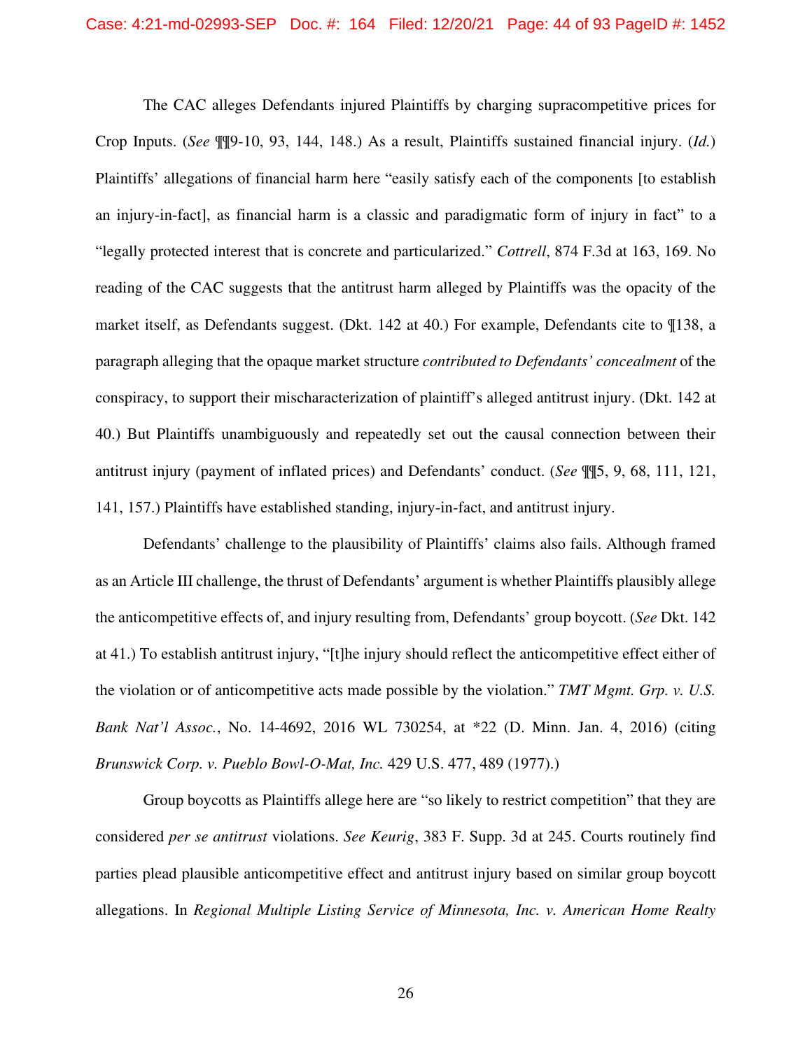The CAC alleges Defendants injured Plaintiffs by charging supracompetitive prices for Crop Inputs. (*See* ¶¶9-10, 93, 144, 148.) As a result, Plaintiffs sustained financial injury. (*Id.*) Plaintiffs' allegations of financial harm here "easily satisfy each of the components [to establish an injury-in-fact], as financial harm is a classic and paradigmatic form of injury in fact" to a "legally protected interest that is concrete and particularized." *Cottrell*, 874 F.3d at 163, 169. No reading of the CAC suggests that the antitrust harm alleged by Plaintiffs was the opacity of the market itself, as Defendants suggest. (Dkt. 142 at 40.) For example, Defendants cite to ¶138, a paragraph alleging that the opaque market structure *contributed to Defendants' concealment* of the conspiracy, to support their mischaracterization of plaintiff's alleged antitrust injury. (Dkt. 142 at 40.) But Plaintiffs unambiguously and repeatedly set out the causal connection between their antitrust injury (payment of inflated prices) and Defendants' conduct. (*See* ¶¶5, 9, 68, 111, 121, 141, 157.) Plaintiffs have established standing, injury-in-fact, and antitrust injury.

Defendants' challenge to the plausibility of Plaintiffs' claims also fails. Although framed as an Article III challenge, the thrust of Defendants' argument is whether Plaintiffs plausibly allege the anticompetitive effects of, and injury resulting from, Defendants' group boycott. (*See* Dkt. 142 at 41.) To establish antitrust injury, "[t]he injury should reflect the anticompetitive effect either of the violation or of anticompetitive acts made possible by the violation." *TMT Mgmt. Grp. v. U.S. Bank Nat'l Assoc.*, No. 14-4692, 2016 WL 730254, at *22 (D. Minn. Jan. 4, 2016) (citing *Brunswick Corp. v. Pueblo Bowl-O-Mat, Inc.* 429 U.S. 477, 489 (1977).)

Group boycotts as Plaintiffs allege here are "so likely to restrict competition" that they are considered *per se antitrust* violations. *See Keurig*, 383 F. Supp. 3d at 245. Courts routinely find parties plead plausible anticompetitive effect and antitrust injury based on similar group boycott allegations. In *Regional Multiple Listing Service of Minnesota, Inc. v. American Home Realty*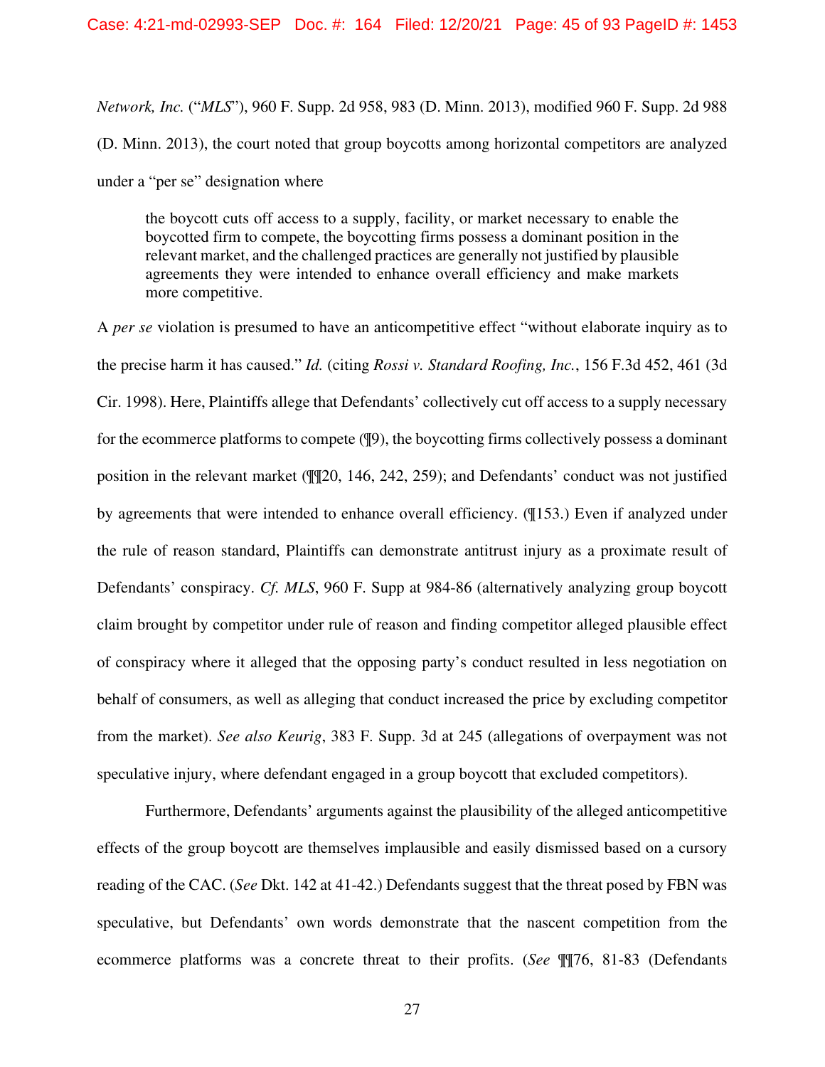*Network, Inc.* ("*MLS*"), 960 F. Supp. 2d 958, 983 (D. Minn. 2013), modified 960 F. Supp. 2d 988 (D. Minn. 2013), the court noted that group boycotts among horizontal competitors are analyzed under a "per se" designation where

> the boycott cuts off access to a supply, facility, or market necessary to enable the boycotted firm to compete, the boycotting firms possess a dominant position in the relevant market, and the challenged practices are generally not justified by plausible agreements they were intended to enhance overall efficiency and make markets more competitive.

A *per se* violation is presumed to have an anticompetitive effect "without elaborate inquiry as to the precise harm it has caused." *Id.* (citing *Rossi v. Standard Roofing, Inc.*, 156 F.3d 452, 461 (3d Cir. 1998). Here, Plaintiffs allege that Defendants' collectively cut off access to a supply necessary for the ecommerce platforms to compete (¶9), the boycotting firms collectively possess a dominant position in the relevant market (¶¶20, 146, 242, 259); and Defendants' conduct was not justified by agreements that were intended to enhance overall efficiency. (¶153.) Even if analyzed under the rule of reason standard, Plaintiffs can demonstrate antitrust injury as a proximate result of Defendants' conspiracy. *Cf. MLS*, 960 F. Supp at 984-86 (alternatively analyzing group boycott claim brought by competitor under rule of reason and finding competitor alleged plausible effect of conspiracy where it alleged that the opposing party's conduct resulted in less negotiation on behalf of consumers, as well as alleging that conduct increased the price by excluding competitor from the market). *See also Keurig*, 383 F. Supp. 3d at 245 (allegations of overpayment was not speculative injury, where defendant engaged in a group boycott that excluded competitors).

Furthermore, Defendants' arguments against the plausibility of the alleged anticompetitive effects of the group boycott are themselves implausible and easily dismissed based on a cursory reading of the CAC. (*See* Dkt. 142 at 41-42.) Defendants suggest that the threat posed by FBN was speculative, but Defendants' own words demonstrate that the nascent competition from the ecommerce platforms was a concrete threat to their profits. (*See* ¶¶76, 81-83 (Defendants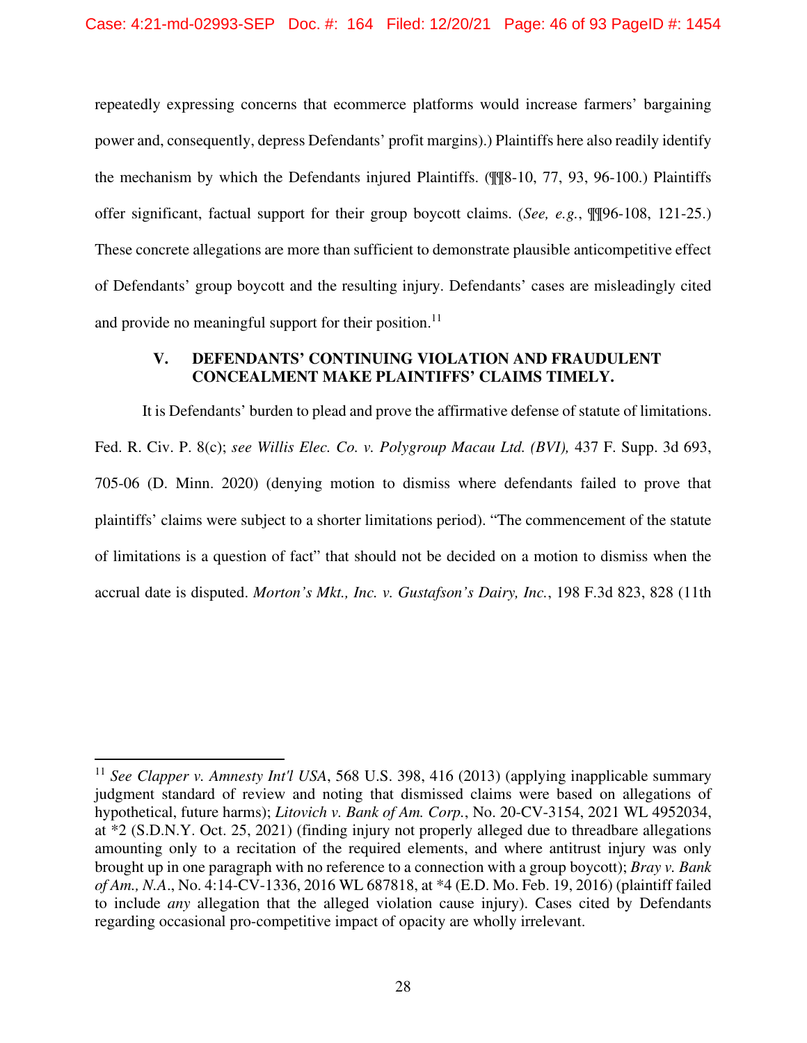repeatedly expressing concerns that ecommerce platforms would increase farmers' bargaining power and, consequently, depress Defendants' profit margins).) Plaintiffs here also readily identify the mechanism by which the Defendants injured Plaintiffs. (¶¶8-10, 77, 93, 96-100.) Plaintiffs offer significant, factual support for their group boycott claims. (*See, e.g.*, ¶¶96-108, 121-25.) These concrete allegations are more than sufficient to demonstrate plausible anticompetitive effect of Defendants' group boycott and the resulting injury. Defendants' cases are misleadingly cited and provide no meaningful support for their position.[11]

## V. DEFENDANTS' CONTINUING VIOLATION AND FRAUDULENT CONCEALMENT MAKE PLAINTIFFS' CLAIMS TIMELY.

It is Defendants' burden to plead and prove the affirmative defense of statute of limitations. Fed. R. Civ. P. 8(c); *see Willis Elec. Co. v. Polygroup Macau Ltd. (BVI),* 437 F. Supp. 3d 693, 705-06 (D. Minn. 2020) (denying motion to dismiss where defendants failed to prove that plaintiffs' claims were subject to a shorter limitations period). "The commencement of the statute of limitations is a question of fact" that should not be decided on a motion to dismiss when the accrual date is disputed. *Morton's Mkt., Inc. v. Gustafson's Dairy, Inc.*, 198 F.3d 823, 828 (11th

---

[11] *See Clapper v. Amnesty Int'l USA*, 568 U.S. 398, 416 (2013) (applying inapplicable summary judgment standard of review and noting that dismissed claims were based on allegations of hypothetical, future harms); *Litovich v. Bank of Am. Corp.*, No. 20-CV-3154, 2021 WL 4952034, at *2 (S.D.N.Y. Oct. 25, 2021) (finding injury not properly alleged due to threadbare allegations amounting only to a recitation of the required elements, and where antitrust injury was only brought up in one paragraph with no reference to a connection with a group boycott); *Bray v. Bank of Am., N.A.*, No. 4:14-CV-1336, 2016 WL 687818, at *4 (E.D. Mo. Feb. 19, 2016) (plaintiff failed to include *any* allegation that the alleged violation cause injury). Cases cited by Defendants regarding occasional pro-competitive impact of opacity are wholly irrelevant.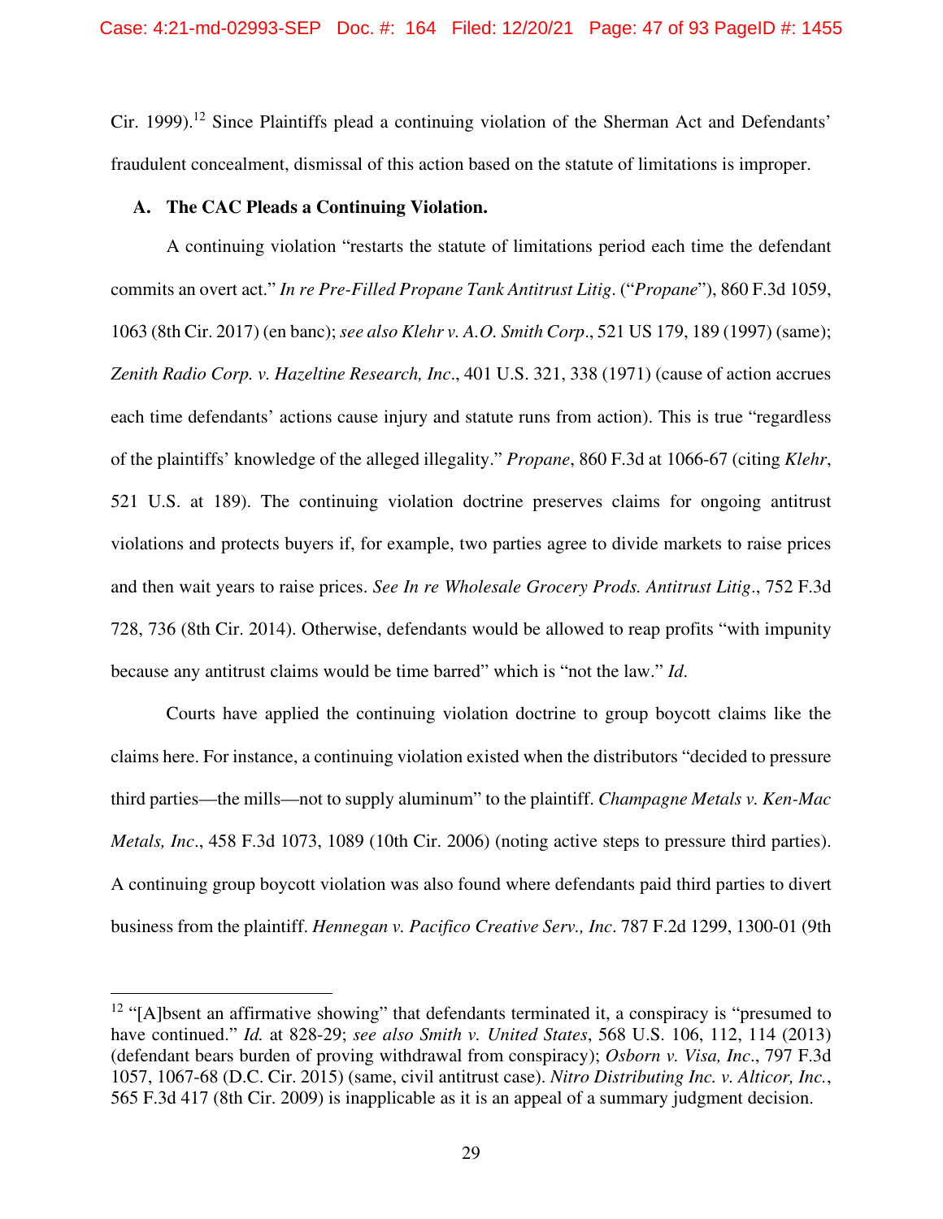Cir. 1999).[12] Since Plaintiffs plead a continuing violation of the Sherman Act and Defendants' fraudulent concealment, dismissal of this action based on the statute of limitations is improper.

### A. The CAC Pleads a Continuing Violation.

A continuing violation "restarts the statute of limitations period each time the defendant commits an overt act." *In re Pre-Filled Propane Tank Antitrust Litig*. ("*Propane*"), 860 F.3d 1059, 1063 (8th Cir. 2017) (en banc); *see also Klehr v. A.O. Smith Corp*., 521 US 179, 189 (1997) (same); *Zenith Radio Corp. v. Hazeltine Research, Inc*., 401 U.S. 321, 338 (1971) (cause of action accrues each time defendants' actions cause injury and statute runs from action). This is true "regardless of the plaintiffs' knowledge of the alleged illegality." *Propane*, 860 F.3d at 1066-67 (citing *Klehr*, 521 U.S. at 189). The continuing violation doctrine preserves claims for ongoing antitrust violations and protects buyers if, for example, two parties agree to divide markets to raise prices and then wait years to raise prices. *See In re Wholesale Grocery Prods. Antitrust Litig*., 752 F.3d 728, 736 (8th Cir. 2014). Otherwise, defendants would be allowed to reap profits "with impunity because any antitrust claims would be time barred" which is "not the law." *Id*.

Courts have applied the continuing violation doctrine to group boycott claims like the claims here. For instance, a continuing violation existed when the distributors "decided to pressure third parties—the mills—not to supply aluminum" to the plaintiff. *Champagne Metals v. Ken-Mac Metals, Inc*., 458 F.3d 1073, 1089 (10th Cir. 2006) (noting active steps to pressure third parties). A continuing group boycott violation was also found where defendants paid third parties to divert business from the plaintiff. *Hennegan v. Pacifico Creative Serv., Inc*. 787 F.2d 1299, 1300-01 (9th

[12] "[A]bsent an affirmative showing" that defendants terminated it, a conspiracy is "presumed to have continued." *Id.* at 828-29; *see also Smith v. United States*, 568 U.S. 106, 112, 114 (2013) (defendant bears burden of proving withdrawal from conspiracy); *Osborn v. Visa, Inc*., 797 F.3d 1057, 1067-68 (D.C. Cir. 2015) (same, civil antitrust case). *Nitro Distributing Inc. v. Alticor, Inc.*, 565 F.3d 417 (8th Cir. 2009) is inapplicable as it is an appeal of a summary judgment decision.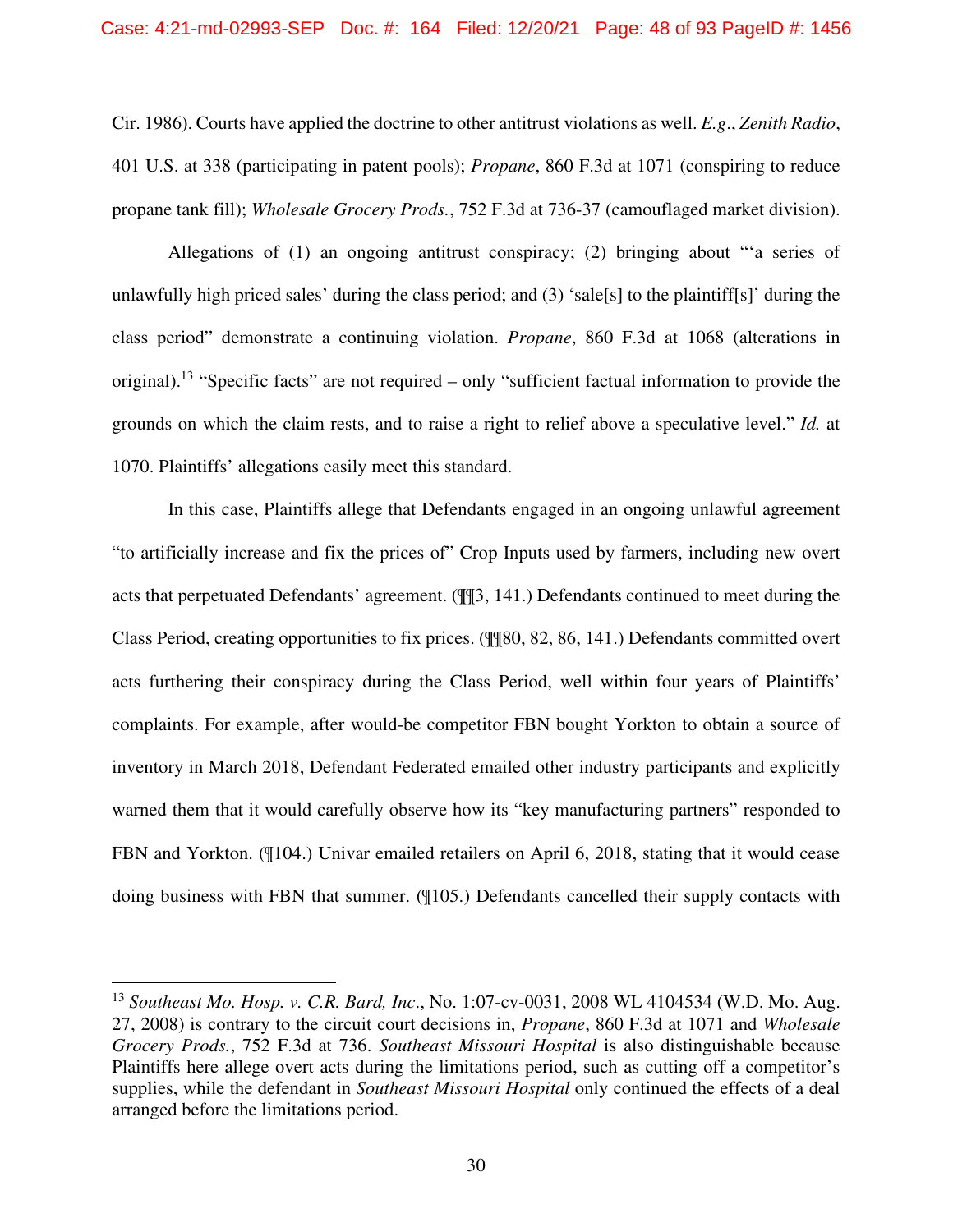Cir. 1986). Courts have applied the doctrine to other antitrust violations as well. *E.g*., *Zenith Radio*, 401 U.S. at 338 (participating in patent pools); *Propane*, 860 F.3d at 1071 (conspiring to reduce propane tank fill); *Wholesale Grocery Prods.*, 752 F.3d at 736-37 (camouflaged market division).

Allegations of (1) an ongoing antitrust conspiracy; (2) bringing about "'a series of unlawfully high priced sales' during the class period; and (3) 'sale[s] to the plaintiff[s]' during the class period" demonstrate a continuing violation. *Propane*, 860 F.3d at 1068 (alterations in original).[13] "Specific facts" are not required – only "sufficient factual information to provide the grounds on which the claim rests, and to raise a right to relief above a speculative level." *Id.* at 1070. Plaintiffs' allegations easily meet this standard.

In this case, Plaintiffs allege that Defendants engaged in an ongoing unlawful agreement "to artificially increase and fix the prices of" Crop Inputs used by farmers, including new overt acts that perpetuated Defendants' agreement. (¶¶3, 141.) Defendants continued to meet during the Class Period, creating opportunities to fix prices. (¶¶80, 82, 86, 141.) Defendants committed overt acts furthering their conspiracy during the Class Period, well within four years of Plaintiffs' complaints. For example, after would-be competitor FBN bought Yorkton to obtain a source of inventory in March 2018, Defendant Federated emailed other industry participants and explicitly warned them that it would carefully observe how its "key manufacturing partners" responded to FBN and Yorkton. (¶104.) Univar emailed retailers on April 6, 2018, stating that it would cease doing business with FBN that summer. (¶105.) Defendants cancelled their supply contacts with

---

[13] *Southeast Mo. Hosp. v. C.R. Bard, Inc*., No. 1:07-cv-0031, 2008 WL 4104534 (W.D. Mo. Aug. 27, 2008) is contrary to the circuit court decisions in, *Propane*, 860 F.3d at 1071 and *Wholesale Grocery Prods.*, 752 F.3d at 736. *Southeast Missouri Hospital* is also distinguishable because Plaintiffs here allege overt acts during the limitations period, such as cutting off a competitor's supplies, while the defendant in *Southeast Missouri Hospital* only continued the effects of a deal arranged before the limitations period.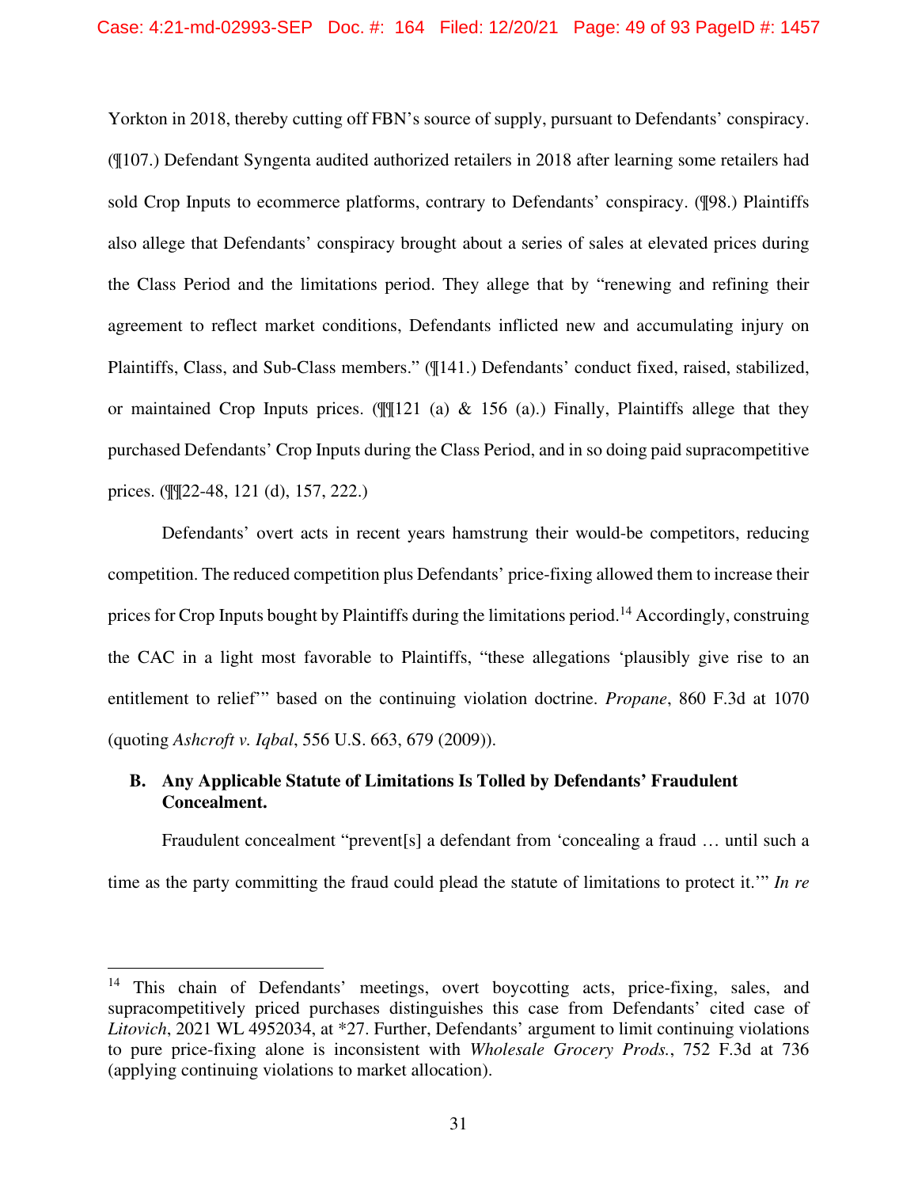Yorkton in 2018, thereby cutting off FBN's source of supply, pursuant to Defendants' conspiracy. (¶107.) Defendant Syngenta audited authorized retailers in 2018 after learning some retailers had sold Crop Inputs to ecommerce platforms, contrary to Defendants' conspiracy. (¶98.) Plaintiffs also allege that Defendants' conspiracy brought about a series of sales at elevated prices during the Class Period and the limitations period. They allege that by "renewing and refining their agreement to reflect market conditions, Defendants inflicted new and accumulating injury on Plaintiffs, Class, and Sub-Class members." (¶141.) Defendants' conduct fixed, raised, stabilized, or maintained Crop Inputs prices. (¶¶121 (a) & 156 (a).) Finally, Plaintiffs allege that they purchased Defendants' Crop Inputs during the Class Period, and in so doing paid supracompetitive prices. (¶¶22-48, 121 (d), 157, 222.)

Defendants' overt acts in recent years hamstrung their would-be competitors, reducing competition. The reduced competition plus Defendants' price-fixing allowed them to increase their prices for Crop Inputs bought by Plaintiffs during the limitations period.[14] Accordingly, construing the CAC in a light most favorable to Plaintiffs, "these allegations 'plausibly give rise to an entitlement to relief'" based on the continuing violation doctrine. *Propane*, 860 F.3d at 1070 (quoting *Ashcroft v. Iqbal*, 556 U.S. 663, 679 (2009)).

### B. Any Applicable Statute of Limitations Is Tolled by Defendants' Fraudulent Concealment.

Fraudulent concealment "prevent[s] a defendant from 'concealing a fraud … until such a time as the party committing the fraud could plead the statute of limitations to protect it.'" *In re*

---

[14] This chain of Defendants' meetings, overt boycotting acts, price-fixing, sales, and supracompetitively priced purchases distinguishes this case from Defendants' cited case of *Litovich*, 2021 WL 4952034, at *27. Further, Defendants' argument to limit continuing violations to pure price-fixing alone is inconsistent with *Wholesale Grocery Prods.*, 752 F.3d at 736 (applying continuing violations to market allocation).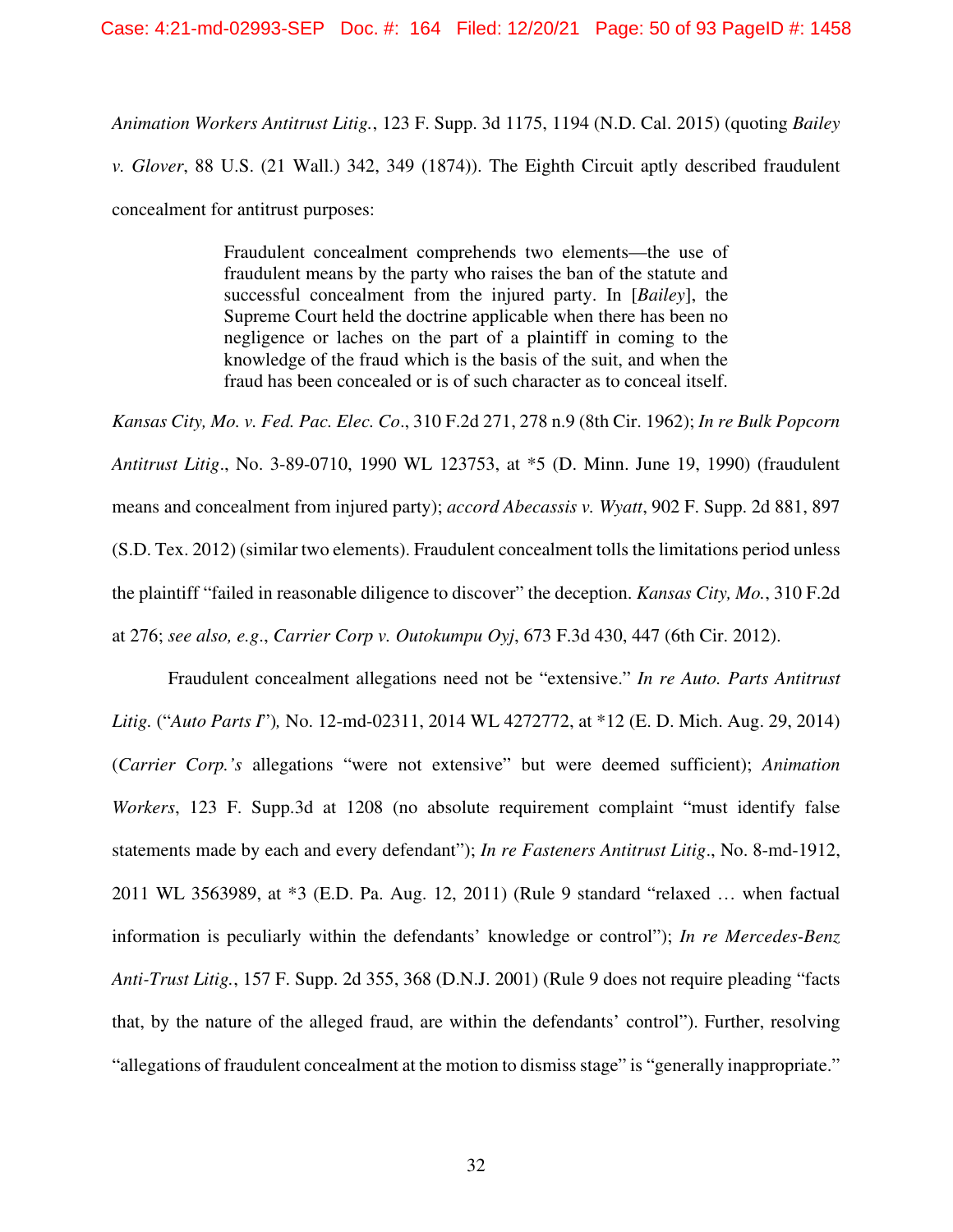*Animation Workers Antitrust Litig.*, 123 F. Supp. 3d 1175, 1194 (N.D. Cal. 2015) (quoting *Bailey v. Glover*, 88 U.S. (21 Wall.) 342, 349 (1874)). The Eighth Circuit aptly described fraudulent concealment for antitrust purposes:

> Fraudulent concealment comprehends two elements—the use of fraudulent means by the party who raises the ban of the statute and successful concealment from the injured party. In [*Bailey*], the Supreme Court held the doctrine applicable when there has been no negligence or laches on the part of a plaintiff in coming to the knowledge of the fraud which is the basis of the suit, and when the fraud has been concealed or is of such character as to conceal itself.

*Kansas City, Mo. v. Fed. Pac. Elec. Co*., 310 F.2d 271, 278 n.9 (8th Cir. 1962); *In re Bulk Popcorn Antitrust Litig*., No. 3-89-0710, 1990 WL 123753, at *5 (D. Minn. June 19, 1990) (fraudulent means and concealment from injured party); *accord Abecassis v. Wyatt*, 902 F. Supp. 2d 881, 897 (S.D. Tex. 2012) (similar two elements). Fraudulent concealment tolls the limitations period unless the plaintiff "failed in reasonable diligence to discover" the deception. *Kansas City, Mo.*, 310 F.2d at 276; *see also, e.g*., *Carrier Corp v. Outokumpu Oyj*, 673 F.3d 430, 447 (6th Cir. 2012).

Fraudulent concealment allegations need not be "extensive." *In re Auto. Parts Antitrust Litig.* ("*Auto Parts I*")*,* No. 12-md-02311, 2014 WL 4272772, at *12 (E. D. Mich. Aug. 29, 2014) (*Carrier Corp.'s* allegations "were not extensive" but were deemed sufficient); *Animation Workers*, 123 F. Supp.3d at 1208 (no absolute requirement complaint "must identify false statements made by each and every defendant"); *In re Fasteners Antitrust Litig*., No. 8-md-1912, 2011 WL 3563989, at *3 (E.D. Pa. Aug. 12, 2011) (Rule 9 standard "relaxed … when factual information is peculiarly within the defendants' knowledge or control"); *In re Mercedes-Benz Anti-Trust Litig.*, 157 F. Supp. 2d 355, 368 (D.N.J. 2001) (Rule 9 does not require pleading "facts that, by the nature of the alleged fraud, are within the defendants' control"). Further, resolving "allegations of fraudulent concealment at the motion to dismiss stage" is "generally inappropriate."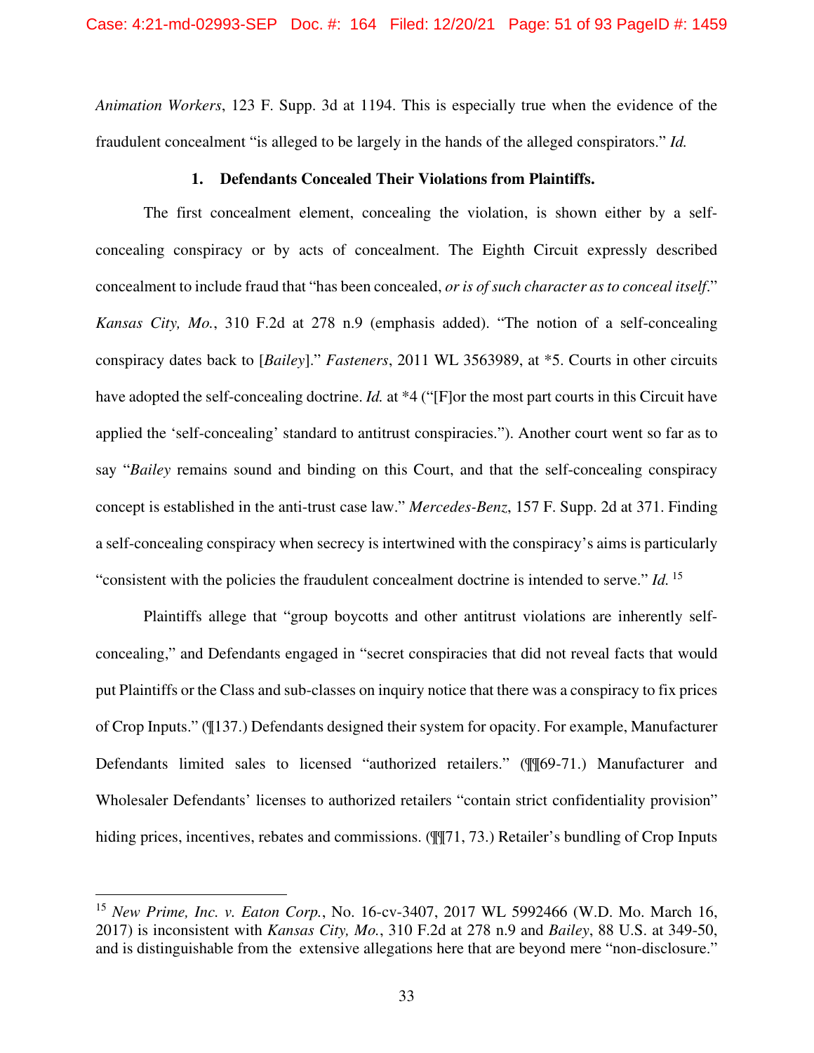*Animation Workers*, 123 F. Supp. 3d at 1194. This is especially true when the evidence of the fraudulent concealment "is alleged to be largely in the hands of the alleged conspirators." *Id.*

### 1. Defendants Concealed Their Violations from Plaintiffs.

The first concealment element, concealing the violation, is shown either by a self-concealing conspiracy or by acts of concealment. The Eighth Circuit expressly described concealment to include fraud that "has been concealed, *or is of such character as to conceal itself*." *Kansas City, Mo.*, 310 F.2d at 278 n.9 (emphasis added). "The notion of a self-concealing conspiracy dates back to [*Bailey*]." *Fasteners*, 2011 WL 3563989, at *5. Courts in other circuits have adopted the self-concealing doctrine. *Id.* at *4 ("[F]or the most part courts in this Circuit have applied the 'self-concealing' standard to antitrust conspiracies."). Another court went so far as to say "*Bailey* remains sound and binding on this Court, and that the self-concealing conspiracy concept is established in the anti-trust case law." *Mercedes-Benz*, 157 F. Supp. 2d at 371. Finding a self-concealing conspiracy when secrecy is intertwined with the conspiracy's aims is particularly "consistent with the policies the fraudulent concealment doctrine is intended to serve." *Id.* [15]

Plaintiffs allege that "group boycotts and other antitrust violations are inherently self-concealing," and Defendants engaged in "secret conspiracies that did not reveal facts that would put Plaintiffs or the Class and sub-classes on inquiry notice that there was a conspiracy to fix prices of Crop Inputs." (¶137.) Defendants designed their system for opacity. For example, Manufacturer Defendants limited sales to licensed "authorized retailers." (¶¶69-71.) Manufacturer and Wholesaler Defendants' licenses to authorized retailers "contain strict confidentiality provision" hiding prices, incentives, rebates and commissions. (¶¶71, 73.) Retailer's bundling of Crop Inputs

---

[15] *New Prime, Inc. v. Eaton Corp.*, No. 16-cv-3407, 2017 WL 5992466 (W.D. Mo. March 16, 2017) is inconsistent with *Kansas City, Mo.*, 310 F.2d at 278 n.9 and *Bailey*, 88 U.S. at 349-50, and is distinguishable from the extensive allegations here that are beyond mere "non-disclosure."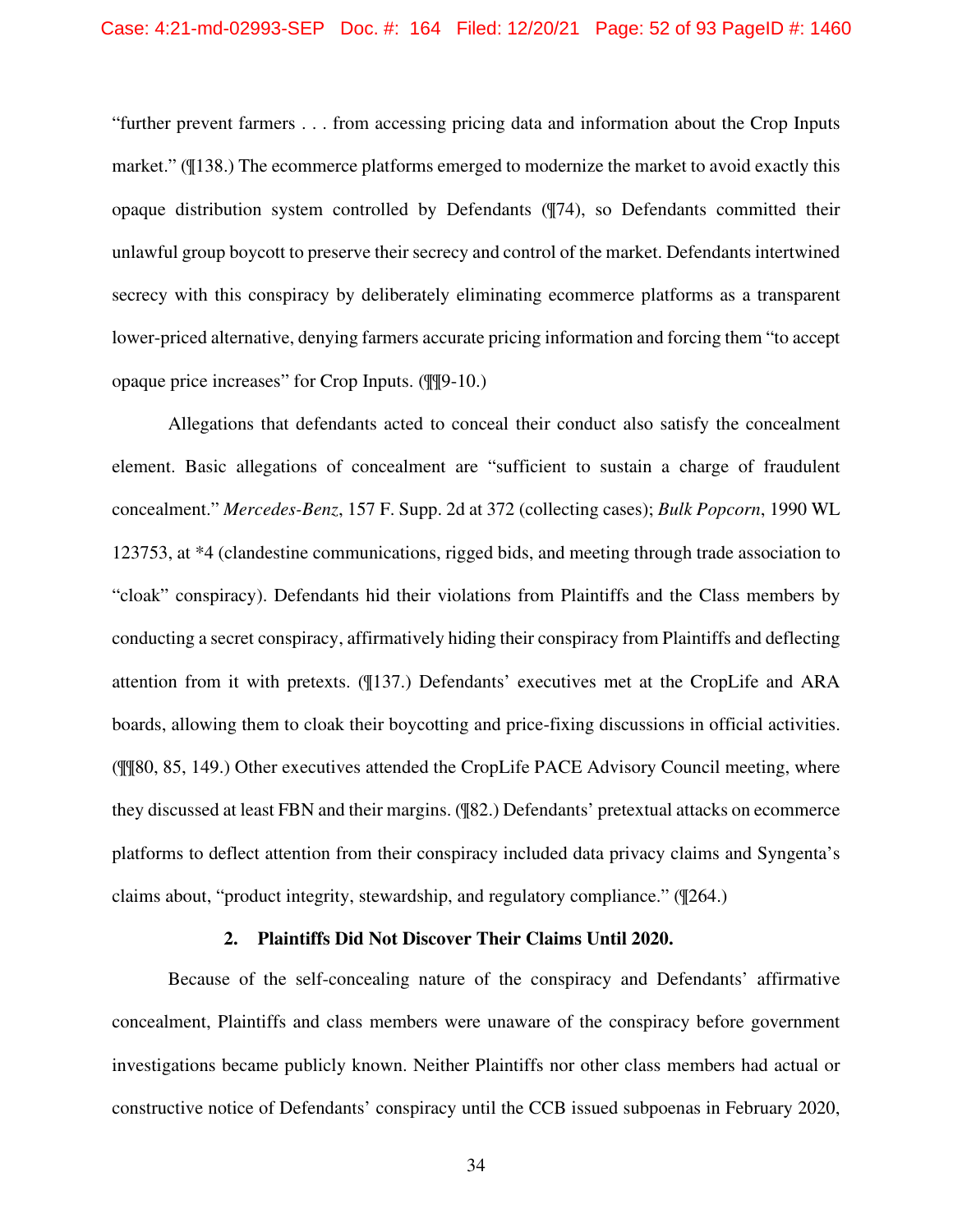"further prevent farmers . . . from accessing pricing data and information about the Crop Inputs market." (¶138.) The ecommerce platforms emerged to modernize the market to avoid exactly this opaque distribution system controlled by Defendants (¶74), so Defendants committed their unlawful group boycott to preserve their secrecy and control of the market. Defendants intertwined secrecy with this conspiracy by deliberately eliminating ecommerce platforms as a transparent lower-priced alternative, denying farmers accurate pricing information and forcing them "to accept opaque price increases" for Crop Inputs. (¶¶9-10.)

Allegations that defendants acted to conceal their conduct also satisfy the concealment element. Basic allegations of concealment are "sufficient to sustain a charge of fraudulent concealment." *Mercedes-Benz*, 157 F. Supp. 2d at 372 (collecting cases); *Bulk Popcorn*, 1990 WL 123753, at *4 (clandestine communications, rigged bids, and meeting through trade association to "cloak" conspiracy). Defendants hid their violations from Plaintiffs and the Class members by conducting a secret conspiracy, affirmatively hiding their conspiracy from Plaintiffs and deflecting attention from it with pretexts. (¶137.) Defendants' executives met at the CropLife and ARA boards, allowing them to cloak their boycotting and price-fixing discussions in official activities. (¶¶80, 85, 149.) Other executives attended the CropLife PACE Advisory Council meeting, where they discussed at least FBN and their margins. (¶82.) Defendants' pretextual attacks on ecommerce platforms to deflect attention from their conspiracy included data privacy claims and Syngenta's claims about, "product integrity, stewardship, and regulatory compliance." (¶264.)

### 2. Plaintiffs Did Not Discover Their Claims Until 2020.

Because of the self-concealing nature of the conspiracy and Defendants' affirmative concealment, Plaintiffs and class members were unaware of the conspiracy before government investigations became publicly known. Neither Plaintiffs nor other class members had actual or constructive notice of Defendants' conspiracy until the CCB issued subpoenas in February 2020,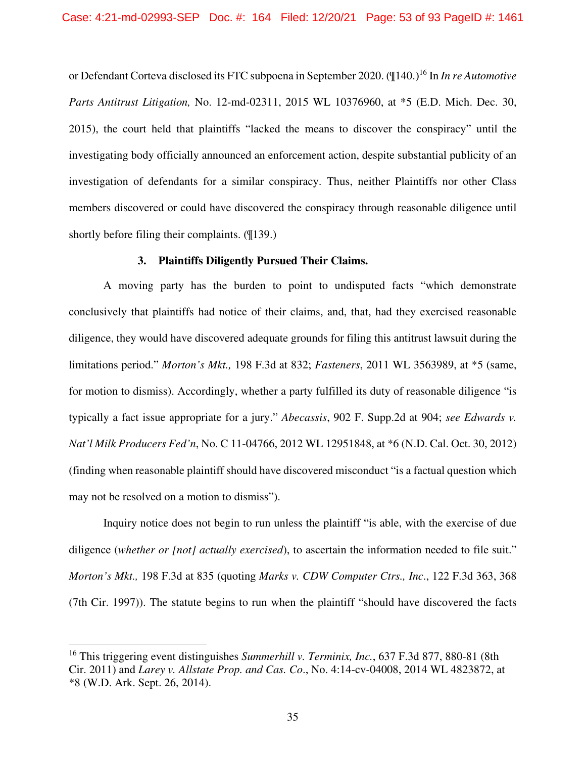or Defendant Corteva disclosed its FTC subpoena in September 2020. (¶140.)[16] In *In re Automotive Parts Antitrust Litigation,* No. 12-md-02311, 2015 WL 10376960, at *5 (E.D. Mich. Dec. 30, 2015), the court held that plaintiffs "lacked the means to discover the conspiracy" until the investigating body officially announced an enforcement action, despite substantial publicity of an investigation of defendants for a similar conspiracy. Thus, neither Plaintiffs nor other Class members discovered or could have discovered the conspiracy through reasonable diligence until shortly before filing their complaints. (¶139.)

### 3. Plaintiffs Diligently Pursued Their Claims.

A moving party has the burden to point to undisputed facts "which demonstrate conclusively that plaintiffs had notice of their claims, and, that, had they exercised reasonable diligence, they would have discovered adequate grounds for filing this antitrust lawsuit during the limitations period." *Morton's Mkt.,* 198 F.3d at 832; *Fasteners*, 2011 WL 3563989, at *5 (same, for motion to dismiss). Accordingly, whether a party fulfilled its duty of reasonable diligence "is typically a fact issue appropriate for a jury." *Abecassis*, 902 F. Supp.2d at 904; *see Edwards v. Nat'l Milk Producers Fed'n*, No. C 11-04766, 2012 WL 12951848, at *6 (N.D. Cal. Oct. 30, 2012) (finding when reasonable plaintiff should have discovered misconduct "is a factual question which may not be resolved on a motion to dismiss").

Inquiry notice does not begin to run unless the plaintiff "is able, with the exercise of due diligence (*whether or [not] actually exercised*), to ascertain the information needed to file suit." *Morton's Mkt.,* 198 F.3d at 835 (quoting *Marks v. CDW Computer Ctrs., Inc*., 122 F.3d 363, 368 (7th Cir. 1997)). The statute begins to run when the plaintiff "should have discovered the facts

---

[16] This triggering event distinguishes *Summerhill v. Terminix, Inc.*, 637 F.3d 877, 880-81 (8th Cir. 2011) and *Larey v. Allstate Prop. and Cas. Co*., No. 4:14-cv-04008, 2014 WL 4823872, at *8 (W.D. Ark. Sept. 26, 2014).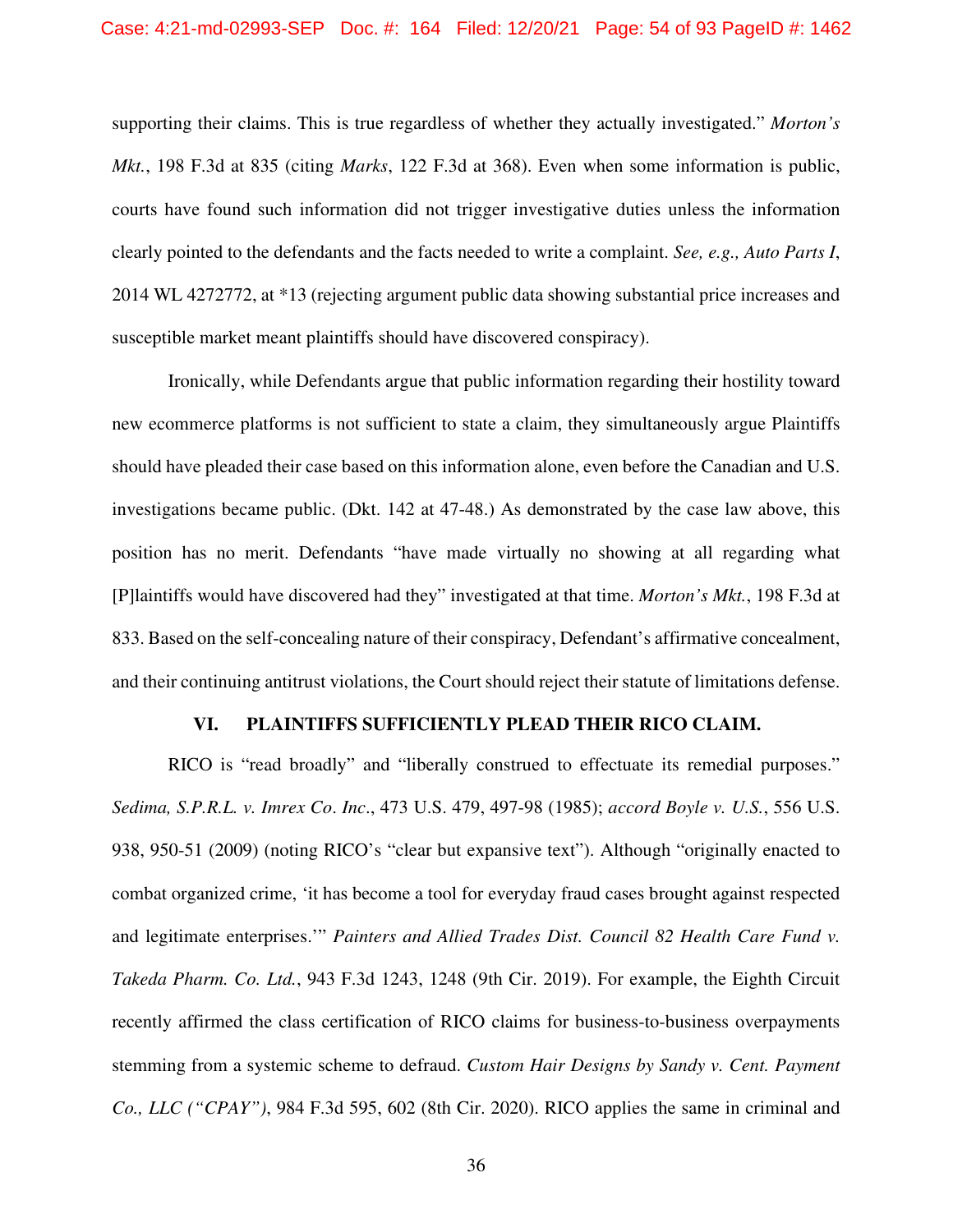supporting their claims. This is true regardless of whether they actually investigated." *Morton's Mkt.*, 198 F.3d at 835 (citing *Marks*, 122 F.3d at 368). Even when some information is public, courts have found such information did not trigger investigative duties unless the information clearly pointed to the defendants and the facts needed to write a complaint. *See, e.g., Auto Parts I*, 2014 WL 4272772, at *13 (rejecting argument public data showing substantial price increases and susceptible market meant plaintiffs should have discovered conspiracy).

Ironically, while Defendants argue that public information regarding their hostility toward new ecommerce platforms is not sufficient to state a claim, they simultaneously argue Plaintiffs should have pleaded their case based on this information alone, even before the Canadian and U.S. investigations became public. (Dkt. 142 at 47-48.) As demonstrated by the case law above, this position has no merit. Defendants "have made virtually no showing at all regarding what [P]laintiffs would have discovered had they" investigated at that time. *Morton's Mkt.*, 198 F.3d at 833. Based on the self-concealing nature of their conspiracy, Defendant's affirmative concealment, and their continuing antitrust violations, the Court should reject their statute of limitations defense.

## VI. PLAINTIFFS SUFFICIENTLY PLEAD THEIR RICO CLAIM.

RICO is "read broadly" and "liberally construed to effectuate its remedial purposes." *Sedima, S.P.R.L. v. Imrex Co. Inc.*, 473 U.S. 479, 497-98 (1985); *accord Boyle v. U.S.*, 556 U.S. 938, 950-51 (2009) (noting RICO's "clear but expansive text"). Although "originally enacted to combat organized crime, 'it has become a tool for everyday fraud cases brought against respected and legitimate enterprises.'" *Painters and Allied Trades Dist. Council 82 Health Care Fund v. Takeda Pharm. Co. Ltd.*, 943 F.3d 1243, 1248 (9th Cir. 2019). For example, the Eighth Circuit recently affirmed the class certification of RICO claims for business-to-business overpayments stemming from a systemic scheme to defraud. *Custom Hair Designs by Sandy v. Cent. Payment Co., LLC ("CPAY")*, 984 F.3d 595, 602 (8th Cir. 2020). RICO applies the same in criminal and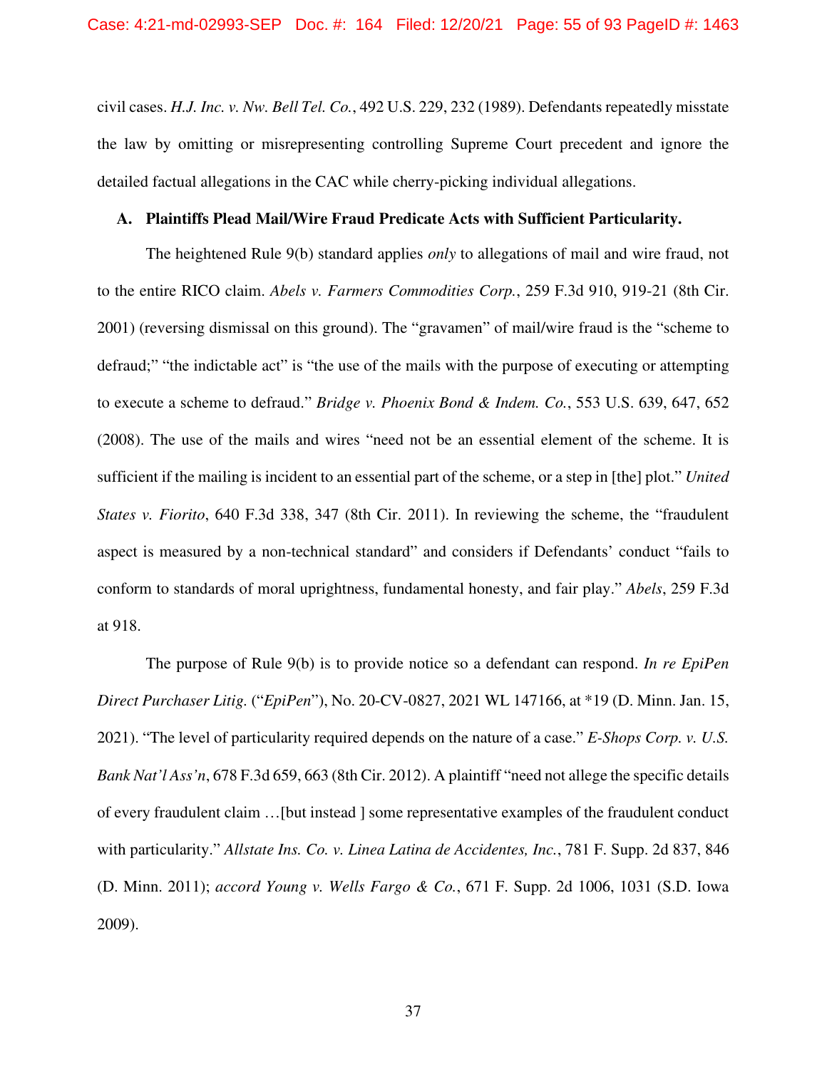civil cases. *H.J. Inc. v. Nw. Bell Tel. Co.*, 492 U.S. 229, 232 (1989). Defendants repeatedly misstate the law by omitting or misrepresenting controlling Supreme Court precedent and ignore the detailed factual allegations in the CAC while cherry-picking individual allegations.

**A. Plaintiffs Plead Mail/Wire Fraud Predicate Acts with Sufficient Particularity.**

The heightened Rule 9(b) standard applies *only* to allegations of mail and wire fraud, not to the entire RICO claim. *Abels v. Farmers Commodities Corp.*, 259 F.3d 910, 919-21 (8th Cir. 2001) (reversing dismissal on this ground). The "gravamen" of mail/wire fraud is the "scheme to defraud;" "the indictable act" is "the use of the mails with the purpose of executing or attempting to execute a scheme to defraud." *Bridge v. Phoenix Bond & Indem. Co.*, 553 U.S. 639, 647, 652 (2008). The use of the mails and wires "need not be an essential element of the scheme. It is sufficient if the mailing is incident to an essential part of the scheme, or a step in [the] plot." *United States v. Fiorito*, 640 F.3d 338, 347 (8th Cir. 2011). In reviewing the scheme, the "fraudulent aspect is measured by a non-technical standard" and considers if Defendants' conduct "fails to conform to standards of moral uprightness, fundamental honesty, and fair play." *Abels*, 259 F.3d at 918.

The purpose of Rule 9(b) is to provide notice so a defendant can respond. *In re EpiPen Direct Purchaser Litig.* ("*EpiPen*"), No. 20-CV-0827, 2021 WL 147166, at *19 (D. Minn. Jan. 15, 2021). "The level of particularity required depends on the nature of a case." *E-Shops Corp. v. U.S. Bank Nat'l Ass'n*, 678 F.3d 659, 663 (8th Cir. 2012). A plaintiff "need not allege the specific details of every fraudulent claim …[but instead ] some representative examples of the fraudulent conduct with particularity." *Allstate Ins. Co. v. Linea Latina de Accidentes, Inc.*, 781 F. Supp. 2d 837, 846 (D. Minn. 2011); *accord Young v. Wells Fargo & Co.*, 671 F. Supp. 2d 1006, 1031 (S.D. Iowa 2009).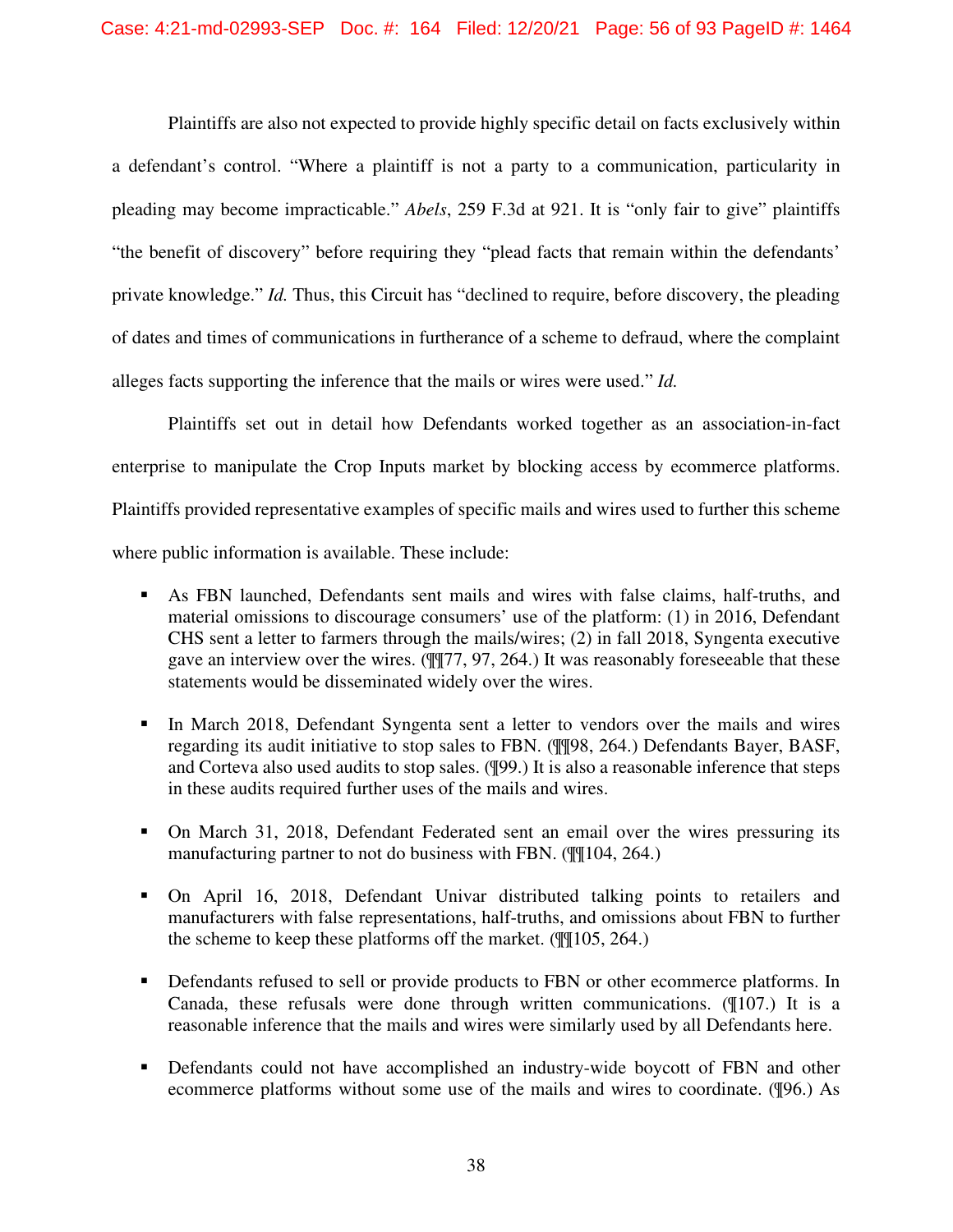Plaintiffs are also not expected to provide highly specific detail on facts exclusively within a defendant's control. "Where a plaintiff is not a party to a communication, particularity in pleading may become impracticable." *Abels*, 259 F.3d at 921. It is "only fair to give" plaintiffs "the benefit of discovery" before requiring they "plead facts that remain within the defendants' private knowledge." *Id.* Thus, this Circuit has "declined to require, before discovery, the pleading of dates and times of communications in furtherance of a scheme to defraud, where the complaint alleges facts supporting the inference that the mails or wires were used." *Id.*

Plaintiffs set out in detail how Defendants worked together as an association-in-fact enterprise to manipulate the Crop Inputs market by blocking access by ecommerce platforms. Plaintiffs provided representative examples of specific mails and wires used to further this scheme where public information is available. These include:

- As FBN launched, Defendants sent mails and wires with false claims, half-truths, and material omissions to discourage consumers' use of the platform: (1) in 2016, Defendant CHS sent a letter to farmers through the mails/wires; (2) in fall 2018, Syngenta executive gave an interview over the wires. (¶¶77, 97, 264.) It was reasonably foreseeable that these statements would be disseminated widely over the wires.

- In March 2018, Defendant Syngenta sent a letter to vendors over the mails and wires regarding its audit initiative to stop sales to FBN. (¶¶98, 264.) Defendants Bayer, BASF, and Corteva also used audits to stop sales. (¶99.) It is also a reasonable inference that steps in these audits required further uses of the mails and wires.

- On March 31, 2018, Defendant Federated sent an email over the wires pressuring its manufacturing partner to not do business with FBN. (¶¶104, 264.)

- On April 16, 2018, Defendant Univar distributed talking points to retailers and manufacturers with false representations, half-truths, and omissions about FBN to further the scheme to keep these platforms off the market. (¶¶105, 264.)

- Defendants refused to sell or provide products to FBN or other ecommerce platforms. In Canada, these refusals were done through written communications. (¶107.) It is a reasonable inference that the mails and wires were similarly used by all Defendants here.

- Defendants could not have accomplished an industry-wide boycott of FBN and other ecommerce platforms without some use of the mails and wires to coordinate. (¶96.) As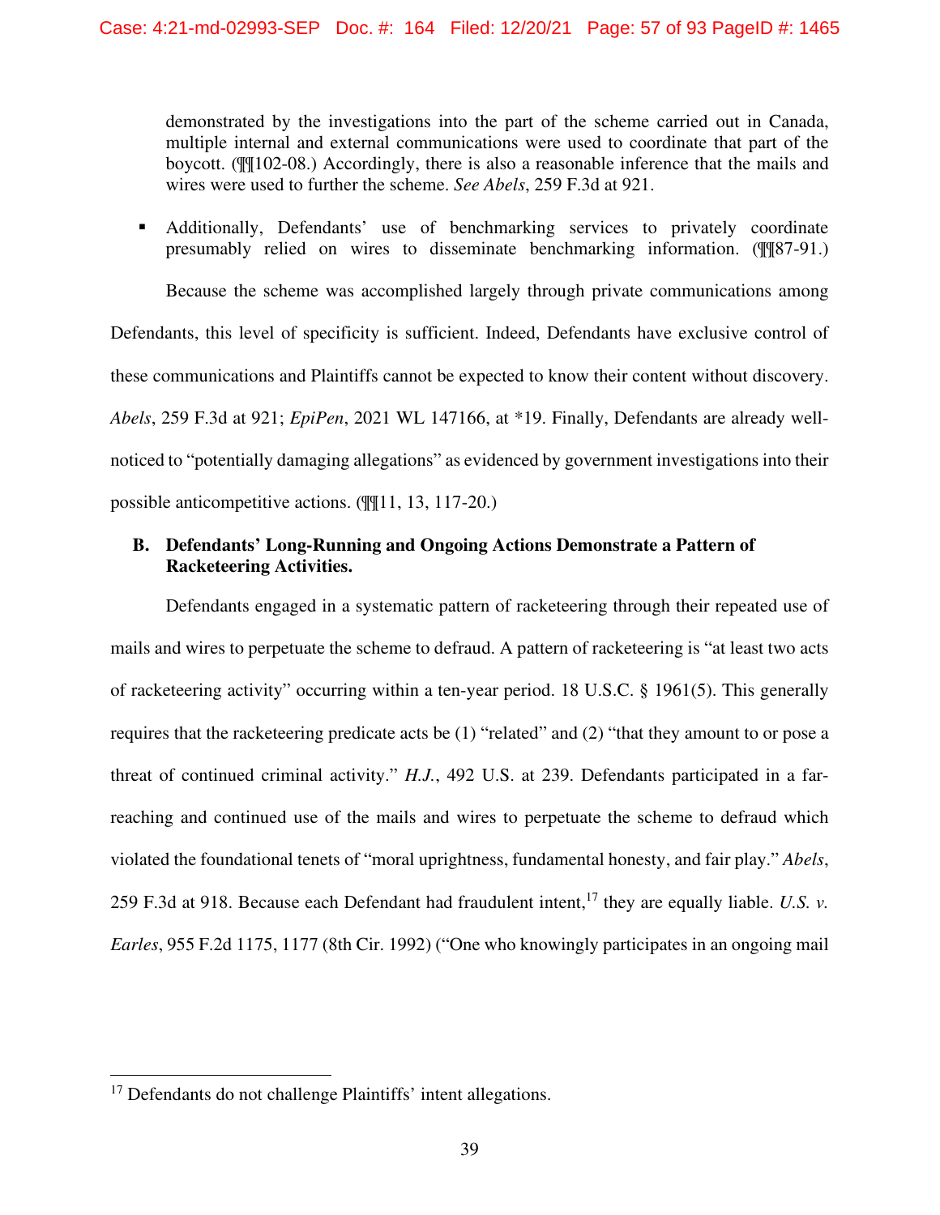demonstrated by the investigations into the part of the scheme carried out in Canada, multiple internal and external communications were used to coordinate that part of the boycott. (¶¶102-08.) Accordingly, there is also a reasonable inference that the mails and wires were used to further the scheme. *See Abels*, 259 F.3d at 921.

- Additionally, Defendants' use of benchmarking services to privately coordinate presumably relied on wires to disseminate benchmarking information. (¶¶87-91.)

Because the scheme was accomplished largely through private communications among Defendants, this level of specificity is sufficient. Indeed, Defendants have exclusive control of these communications and Plaintiffs cannot be expected to know their content without discovery. *Abels*, 259 F.3d at 921; *EpiPen*, 2021 WL 147166, at *19. Finally, Defendants are already well-noticed to "potentially damaging allegations" as evidenced by government investigations into their possible anticompetitive actions. (¶¶11, 13, 117-20.)

### B. Defendants' Long-Running and Ongoing Actions Demonstrate a Pattern of Racketeering Activities.

Defendants engaged in a systematic pattern of racketeering through their repeated use of mails and wires to perpetuate the scheme to defraud. A pattern of racketeering is "at least two acts of racketeering activity" occurring within a ten-year period. 18 U.S.C. § 1961(5). This generally requires that the racketeering predicate acts be (1) "related" and (2) "that they amount to or pose a threat of continued criminal activity." *H.J.*, 492 U.S. at 239. Defendants participated in a far-reaching and continued use of the mails and wires to perpetuate the scheme to defraud which violated the foundational tenets of "moral uprightness, fundamental honesty, and fair play." *Abels*, 259 F.3d at 918. Because each Defendant had fraudulent intent,[17] they are equally liable. *U.S. v. Earles*, 955 F.2d 1175, 1177 (8th Cir. 1992) ("One who knowingly participates in an ongoing mail

---

[17] Defendants do not challenge Plaintiffs' intent allegations.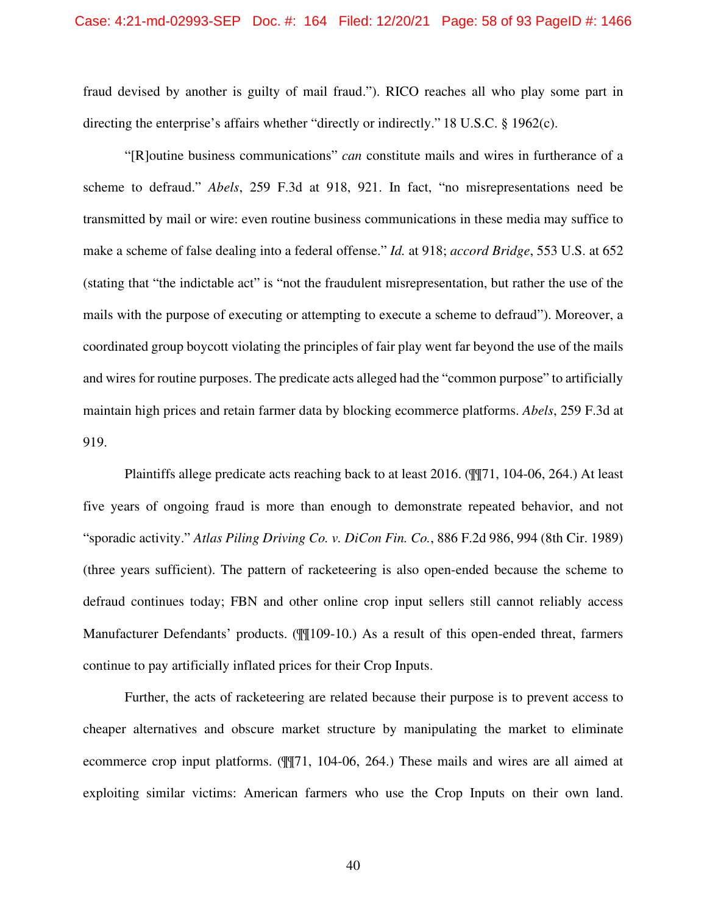fraud devised by another is guilty of mail fraud."). RICO reaches all who play some part in directing the enterprise's affairs whether "directly or indirectly." 18 U.S.C. § 1962(c).

"[R]outine business communications" *can* constitute mails and wires in furtherance of a scheme to defraud." *Abels*, 259 F.3d at 918, 921. In fact, "no misrepresentations need be transmitted by mail or wire: even routine business communications in these media may suffice to make a scheme of false dealing into a federal offense." *Id.* at 918; *accord Bridge*, 553 U.S. at 652 (stating that "the indictable act" is "not the fraudulent misrepresentation, but rather the use of the mails with the purpose of executing or attempting to execute a scheme to defraud"). Moreover, a coordinated group boycott violating the principles of fair play went far beyond the use of the mails and wires for routine purposes. The predicate acts alleged had the "common purpose" to artificially maintain high prices and retain farmer data by blocking ecommerce platforms. *Abels*, 259 F.3d at 919.

Plaintiffs allege predicate acts reaching back to at least 2016. (¶¶71, 104-06, 264.) At least five years of ongoing fraud is more than enough to demonstrate repeated behavior, and not "sporadic activity." *Atlas Piling Driving Co. v. DiCon Fin. Co.*, 886 F.2d 986, 994 (8th Cir. 1989) (three years sufficient). The pattern of racketeering is also open-ended because the scheme to defraud continues today; FBN and other online crop input sellers still cannot reliably access Manufacturer Defendants' products. (¶¶109-10.) As a result of this open-ended threat, farmers continue to pay artificially inflated prices for their Crop Inputs.

Further, the acts of racketeering are related because their purpose is to prevent access to cheaper alternatives and obscure market structure by manipulating the market to eliminate ecommerce crop input platforms. (¶¶71, 104-06, 264.) These mails and wires are all aimed at exploiting similar victims: American farmers who use the Crop Inputs on their own land.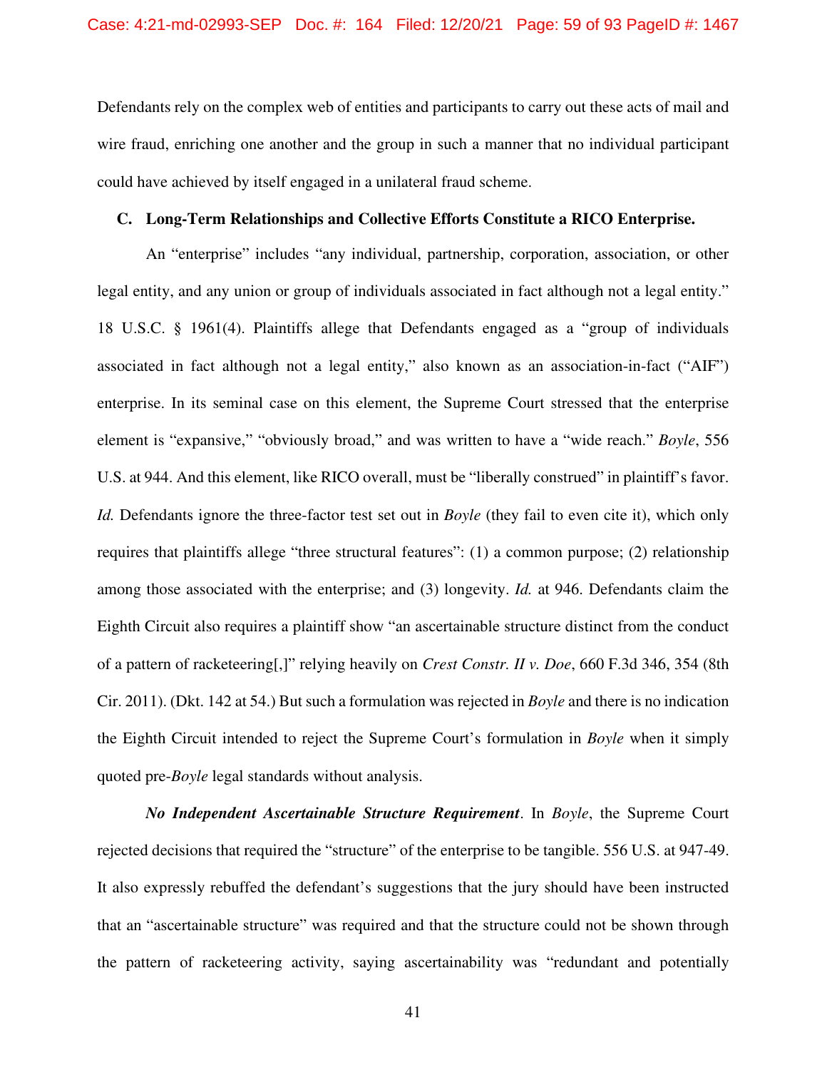Defendants rely on the complex web of entities and participants to carry out these acts of mail and wire fraud, enriching one another and the group in such a manner that no individual participant could have achieved by itself engaged in a unilateral fraud scheme.

### C. Long-Term Relationships and Collective Efforts Constitute a RICO Enterprise.

An "enterprise" includes "any individual, partnership, corporation, association, or other legal entity, and any union or group of individuals associated in fact although not a legal entity." 18 U.S.C. § 1961(4). Plaintiffs allege that Defendants engaged as a "group of individuals associated in fact although not a legal entity," also known as an association-in-fact ("AIF") enterprise. In its seminal case on this element, the Supreme Court stressed that the enterprise element is "expansive," "obviously broad," and was written to have a "wide reach." *Boyle*, 556 U.S. at 944. And this element, like RICO overall, must be "liberally construed" in plaintiff's favor. *Id.* Defendants ignore the three-factor test set out in *Boyle* (they fail to even cite it), which only requires that plaintiffs allege "three structural features": (1) a common purpose; (2) relationship among those associated with the enterprise; and (3) longevity. *Id.* at 946. Defendants claim the Eighth Circuit also requires a plaintiff show "an ascertainable structure distinct from the conduct of a pattern of racketeering[,]" relying heavily on *Crest Constr. II v. Doe*, 660 F.3d 346, 354 (8th Cir. 2011). (Dkt. 142 at 54.) But such a formulation was rejected in *Boyle* and there is no indication the Eighth Circuit intended to reject the Supreme Court's formulation in *Boyle* when it simply quoted pre-*Boyle* legal standards without analysis.

***No Independent Ascertainable Structure Requirement***. In *Boyle*, the Supreme Court rejected decisions that required the "structure" of the enterprise to be tangible. 556 U.S. at 947-49. It also expressly rebuffed the defendant's suggestions that the jury should have been instructed that an "ascertainable structure" was required and that the structure could not be shown through the pattern of racketeering activity, saying ascertainability was "redundant and potentially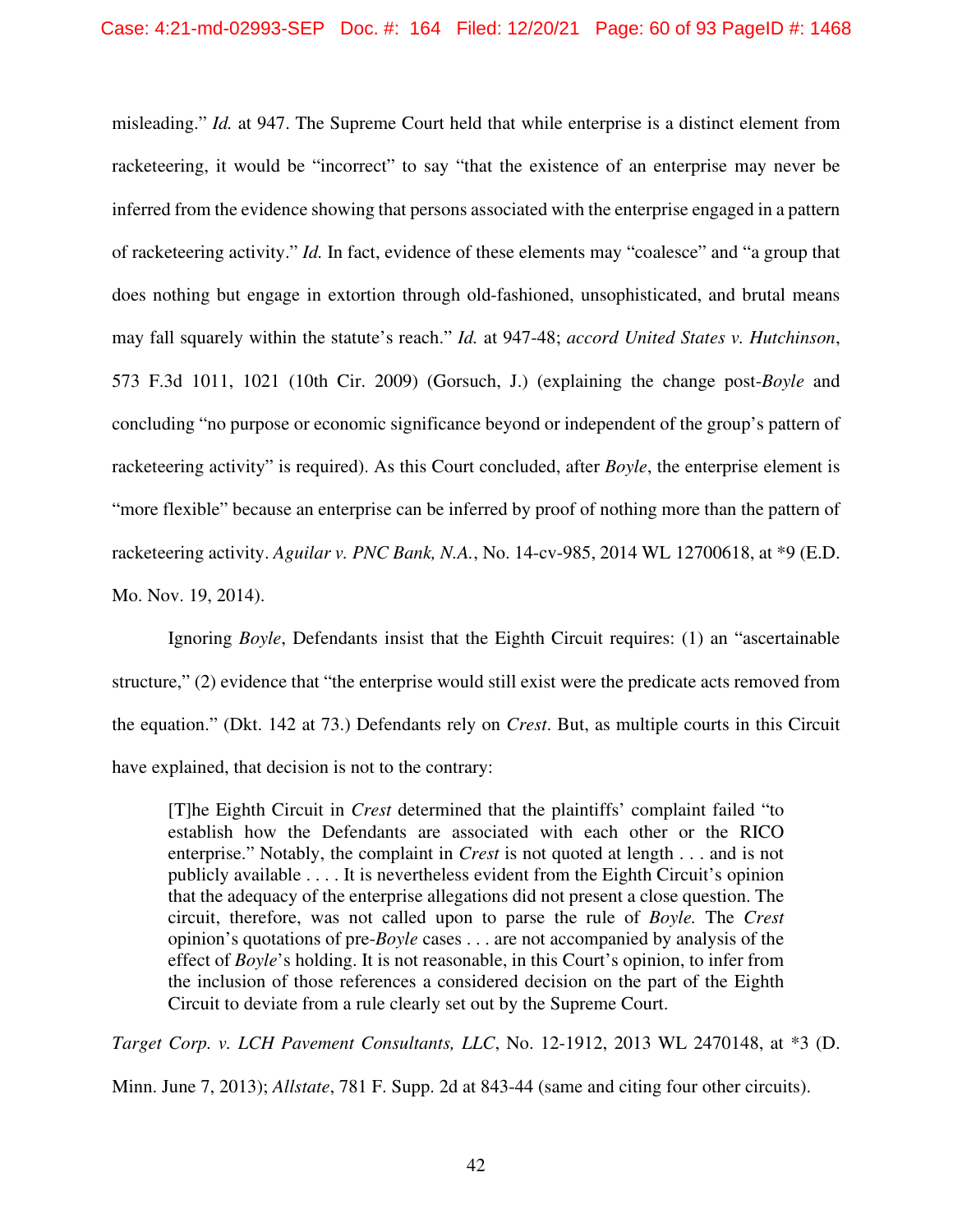misleading." *Id.* at 947. The Supreme Court held that while enterprise is a distinct element from racketeering, it would be "incorrect" to say "that the existence of an enterprise may never be inferred from the evidence showing that persons associated with the enterprise engaged in a pattern of racketeering activity." *Id.* In fact, evidence of these elements may "coalesce" and "a group that does nothing but engage in extortion through old-fashioned, unsophisticated, and brutal means may fall squarely within the statute's reach." *Id.* at 947-48; *accord United States v. Hutchinson*, 573 F.3d 1011, 1021 (10th Cir. 2009) (Gorsuch, J.) (explaining the change post-*Boyle* and concluding "no purpose or economic significance beyond or independent of the group's pattern of racketeering activity" is required). As this Court concluded, after *Boyle*, the enterprise element is "more flexible" because an enterprise can be inferred by proof of nothing more than the pattern of racketeering activity. *Aguilar v. PNC Bank, N.A.*, No. 14-cv-985, 2014 WL 12700618, at *9 (E.D. Mo. Nov. 19, 2014).

Ignoring *Boyle*, Defendants insist that the Eighth Circuit requires: (1) an "ascertainable structure," (2) evidence that "the enterprise would still exist were the predicate acts removed from the equation." (Dkt. 142 at 73.) Defendants rely on *Crest*. But, as multiple courts in this Circuit have explained, that decision is not to the contrary:

> [T]he Eighth Circuit in *Crest* determined that the plaintiffs' complaint failed "to establish how the Defendants are associated with each other or the RICO enterprise." Notably, the complaint in *Crest* is not quoted at length . . . and is not publicly available . . . . It is nevertheless evident from the Eighth Circuit's opinion that the adequacy of the enterprise allegations did not present a close question. The circuit, therefore, was not called upon to parse the rule of *Boyle.* The *Crest* opinion's quotations of pre-*Boyle* cases . . . are not accompanied by analysis of the effect of *Boyle*'s holding. It is not reasonable, in this Court's opinion, to infer from the inclusion of those references a considered decision on the part of the Eighth Circuit to deviate from a rule clearly set out by the Supreme Court.

*Target Corp. v. LCH Pavement Consultants, LLC*, No. 12-1912, 2013 WL 2470148, at *3 (D. Minn. June 7, 2013); *Allstate*, 781 F. Supp. 2d at 843-44 (same and citing four other circuits).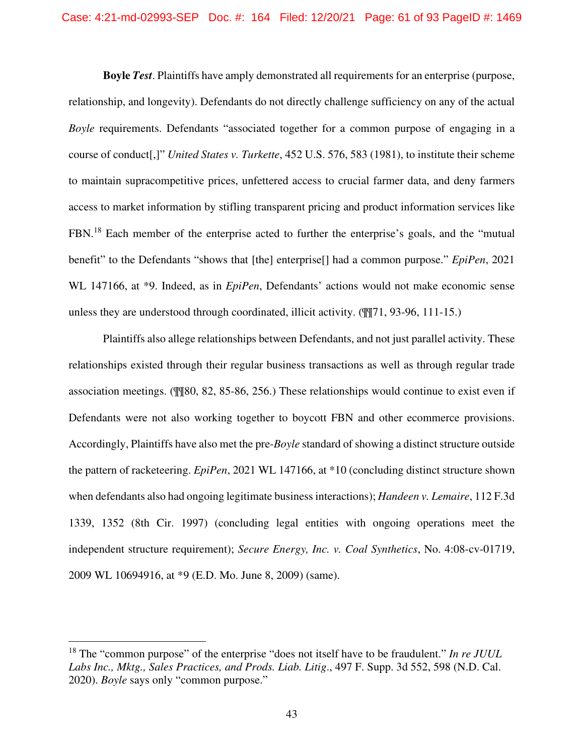**Boyle *Test***. Plaintiffs have amply demonstrated all requirements for an enterprise (purpose, relationship, and longevity). Defendants do not directly challenge sufficiency on any of the actual *Boyle* requirements. Defendants "associated together for a common purpose of engaging in a course of conduct[,]" *United States v. Turkette*, 452 U.S. 576, 583 (1981), to institute their scheme to maintain supracompetitive prices, unfettered access to crucial farmer data, and deny farmers access to market information by stifling transparent pricing and product information services like FBN.[18] Each member of the enterprise acted to further the enterprise's goals, and the "mutual benefit" to the Defendants "shows that [the] enterprise[] had a common purpose." *EpiPen*, 2021 WL 147166, at *9. Indeed, as in *EpiPen*, Defendants' actions would not make economic sense unless they are understood through coordinated, illicit activity. (¶¶71, 93-96, 111-15.)

Plaintiffs also allege relationships between Defendants, and not just parallel activity. These relationships existed through their regular business transactions as well as through regular trade association meetings. (¶¶80, 82, 85-86, 256.) These relationships would continue to exist even if Defendants were not also working together to boycott FBN and other ecommerce provisions. Accordingly, Plaintiffs have also met the pre-*Boyle* standard of showing a distinct structure outside the pattern of racketeering. *EpiPen*, 2021 WL 147166, at *10 (concluding distinct structure shown when defendants also had ongoing legitimate business interactions); *Handeen v. Lemaire*, 112 F.3d 1339, 1352 (8th Cir. 1997) (concluding legal entities with ongoing operations meet the independent structure requirement); *Secure Energy, Inc. v. Coal Synthetics*, No. 4:08-cv-01719, 2009 WL 10694916, at *9 (E.D. Mo. June 8, 2009) (same).

---

[18] The "common purpose" of the enterprise "does not itself have to be fraudulent." *In re JUUL Labs Inc., Mktg., Sales Practices, and Prods. Liab. Litig*., 497 F. Supp. 3d 552, 598 (N.D. Cal. 2020). *Boyle* says only "common purpose."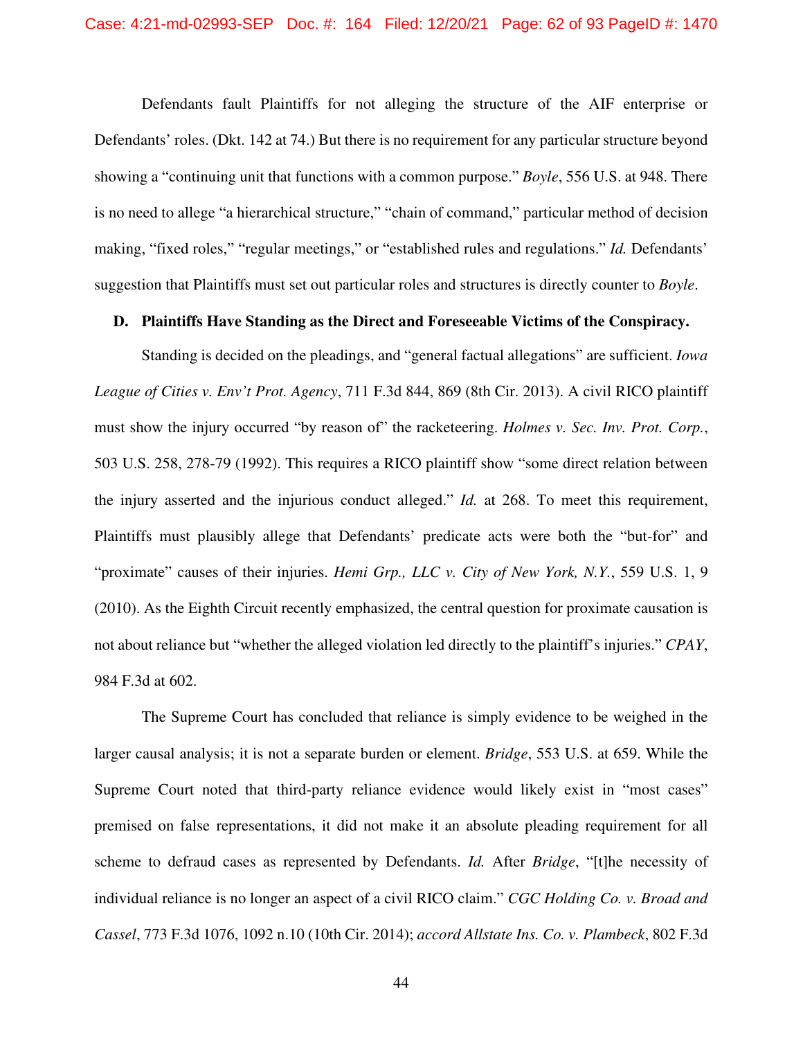Defendants fault Plaintiffs for not alleging the structure of the AIF enterprise or Defendants' roles. (Dkt. 142 at 74.) But there is no requirement for any particular structure beyond showing a "continuing unit that functions with a common purpose." *Boyle*, 556 U.S. at 948. There is no need to allege "a hierarchical structure," "chain of command," particular method of decision making, "fixed roles," "regular meetings," or "established rules and regulations." *Id.* Defendants' suggestion that Plaintiffs must set out particular roles and structures is directly counter to *Boyle*.

**D. Plaintiffs Have Standing as the Direct and Foreseeable Victims of the Conspiracy.**

Standing is decided on the pleadings, and "general factual allegations" are sufficient. *Iowa League of Cities v. Env't Prot. Agency*, 711 F.3d 844, 869 (8th Cir. 2013). A civil RICO plaintiff must show the injury occurred "by reason of" the racketeering. *Holmes v. Sec. Inv. Prot. Corp.*, 503 U.S. 258, 278-79 (1992). This requires a RICO plaintiff show "some direct relation between the injury asserted and the injurious conduct alleged." *Id.* at 268. To meet this requirement, Plaintiffs must plausibly allege that Defendants' predicate acts were both the "but-for" and "proximate" causes of their injuries. *Hemi Grp., LLC v. City of New York, N.Y.*, 559 U.S. 1, 9 (2010). As the Eighth Circuit recently emphasized, the central question for proximate causation is not about reliance but "whether the alleged violation led directly to the plaintiff's injuries." *CPAY*, 984 F.3d at 602.

The Supreme Court has concluded that reliance is simply evidence to be weighed in the larger causal analysis; it is not a separate burden or element. *Bridge*, 553 U.S. at 659. While the Supreme Court noted that third-party reliance evidence would likely exist in "most cases" premised on false representations, it did not make it an absolute pleading requirement for all scheme to defraud cases as represented by Defendants. *Id.* After *Bridge*, "[t]he necessity of individual reliance is no longer an aspect of a civil RICO claim." *CGC Holding Co. v. Broad and Cassel*, 773 F.3d 1076, 1092 n.10 (10th Cir. 2014); *accord Allstate Ins. Co. v. Plambeck*, 802 F.3d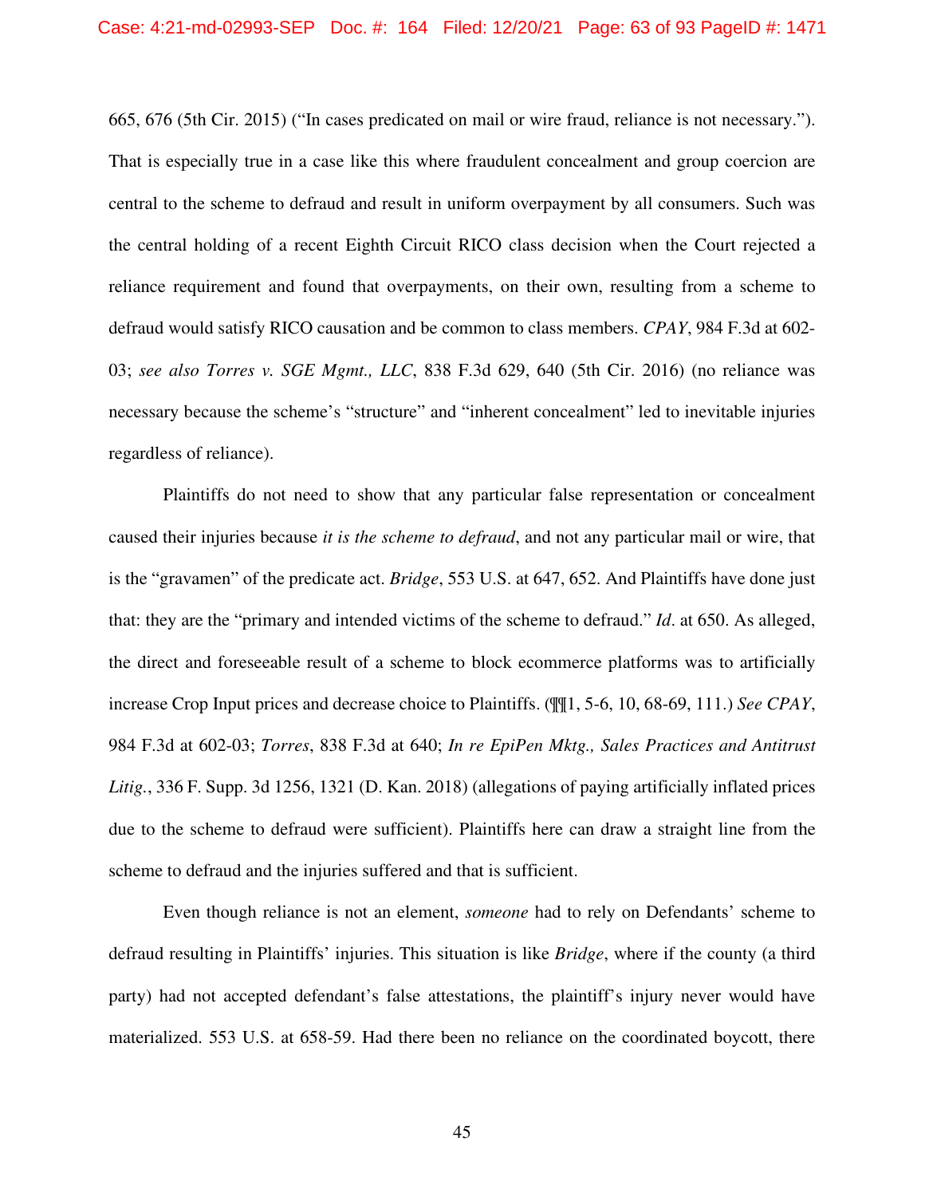665, 676 (5th Cir. 2015) ("In cases predicated on mail or wire fraud, reliance is not necessary."). That is especially true in a case like this where fraudulent concealment and group coercion are central to the scheme to defraud and result in uniform overpayment by all consumers. Such was the central holding of a recent Eighth Circuit RICO class decision when the Court rejected a reliance requirement and found that overpayments, on their own, resulting from a scheme to defraud would satisfy RICO causation and be common to class members. *CPAY*, 984 F.3d at 602-03; *see also Torres v. SGE Mgmt., LLC*, 838 F.3d 629, 640 (5th Cir. 2016) (no reliance was necessary because the scheme's "structure" and "inherent concealment" led to inevitable injuries regardless of reliance).

Plaintiffs do not need to show that any particular false representation or concealment caused their injuries because *it is the scheme to defraud*, and not any particular mail or wire, that is the "gravamen" of the predicate act. *Bridge*, 553 U.S. at 647, 652. And Plaintiffs have done just that: they are the "primary and intended victims of the scheme to defraud." *Id*. at 650. As alleged, the direct and foreseeable result of a scheme to block ecommerce platforms was to artificially increase Crop Input prices and decrease choice to Plaintiffs. (¶¶1, 5-6, 10, 68-69, 111.) *See CPAY*, 984 F.3d at 602-03; *Torres*, 838 F.3d at 640; *In re EpiPen Mktg., Sales Practices and Antitrust Litig.*, 336 F. Supp. 3d 1256, 1321 (D. Kan. 2018) (allegations of paying artificially inflated prices due to the scheme to defraud were sufficient). Plaintiffs here can draw a straight line from the scheme to defraud and the injuries suffered and that is sufficient.

Even though reliance is not an element, *someone* had to rely on Defendants' scheme to defraud resulting in Plaintiffs' injuries. This situation is like *Bridge*, where if the county (a third party) had not accepted defendant's false attestations, the plaintiff's injury never would have materialized. 553 U.S. at 658-59. Had there been no reliance on the coordinated boycott, there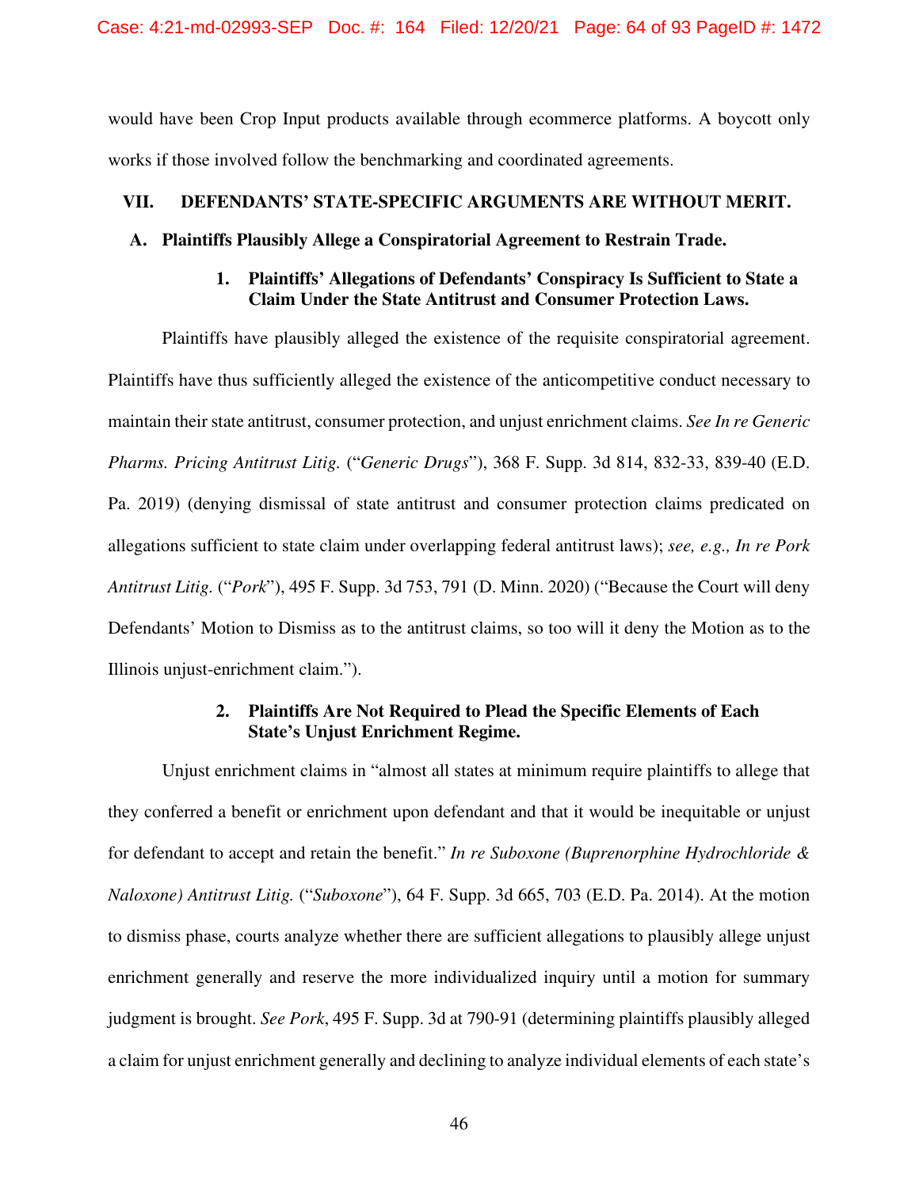would have been Crop Input products available through ecommerce platforms. A boycott only works if those involved follow the benchmarking and coordinated agreements.

## VII. DEFENDANTS' STATE-SPECIFIC ARGUMENTS ARE WITHOUT MERIT.

### A. Plaintiffs Plausibly Allege a Conspiratorial Agreement to Restrain Trade.

#### 1. Plaintiffs' Allegations of Defendants' Conspiracy Is Sufficient to State a Claim Under the State Antitrust and Consumer Protection Laws.

Plaintiffs have plausibly alleged the existence of the requisite conspiratorial agreement. Plaintiffs have thus sufficiently alleged the existence of the anticompetitive conduct necessary to maintain their state antitrust, consumer protection, and unjust enrichment claims. *See In re Generic Pharms. Pricing Antitrust Litig.* ("*Generic Drugs*"), 368 F. Supp. 3d 814, 832-33, 839-40 (E.D. Pa. 2019) (denying dismissal of state antitrust and consumer protection claims predicated on allegations sufficient to state claim under overlapping federal antitrust laws); *see, e.g., In re Pork Antitrust Litig.* ("*Pork*"), 495 F. Supp. 3d 753, 791 (D. Minn. 2020) ("Because the Court will deny Defendants' Motion to Dismiss as to the antitrust claims, so too will it deny the Motion as to the Illinois unjust-enrichment claim.").

#### 2. Plaintiffs Are Not Required to Plead the Specific Elements of Each State's Unjust Enrichment Regime.

Unjust enrichment claims in "almost all states at minimum require plaintiffs to allege that they conferred a benefit or enrichment upon defendant and that it would be inequitable or unjust for defendant to accept and retain the benefit." *In re Suboxone (Buprenorphine Hydrochloride & Naloxone) Antitrust Litig.* ("*Suboxone*"), 64 F. Supp. 3d 665, 703 (E.D. Pa. 2014). At the motion to dismiss phase, courts analyze whether there are sufficient allegations to plausibly allege unjust enrichment generally and reserve the more individualized inquiry until a motion for summary judgment is brought. *See Pork*, 495 F. Supp. 3d at 790-91 (determining plaintiffs plausibly alleged a claim for unjust enrichment generally and declining to analyze individual elements of each state's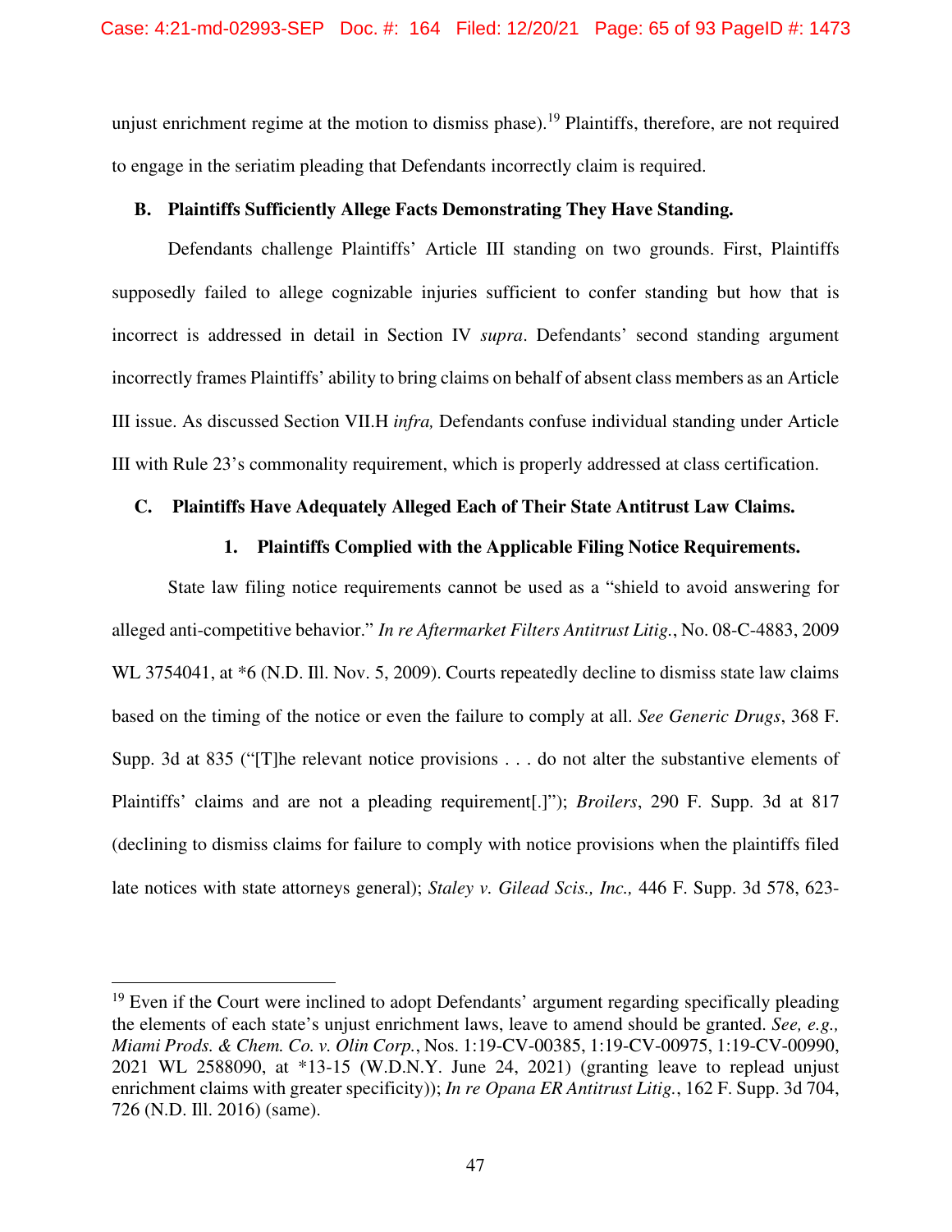unjust enrichment regime at the motion to dismiss phase).[19] Plaintiffs, therefore, are not required to engage in the seriatim pleading that Defendants incorrectly claim is required.

### B. Plaintiffs Sufficiently Allege Facts Demonstrating They Have Standing.

Defendants challenge Plaintiffs' Article III standing on two grounds. First, Plaintiffs supposedly failed to allege cognizable injuries sufficient to confer standing but how that is incorrect is addressed in detail in Section IV *supra*. Defendants' second standing argument incorrectly frames Plaintiffs' ability to bring claims on behalf of absent class members as an Article III issue. As discussed Section VII.H *infra,* Defendants confuse individual standing under Article III with Rule 23's commonality requirement, which is properly addressed at class certification.

### C. Plaintiffs Have Adequately Alleged Each of Their State Antitrust Law Claims.

#### 1. Plaintiffs Complied with the Applicable Filing Notice Requirements.

State law filing notice requirements cannot be used as a "shield to avoid answering for alleged anti-competitive behavior." *In re Aftermarket Filters Antitrust Litig.*, No. 08-C-4883, 2009 WL 3754041, at *6 (N.D. Ill. Nov. 5, 2009). Courts repeatedly decline to dismiss state law claims based on the timing of the notice or even the failure to comply at all. *See Generic Drugs*, 368 F. Supp. 3d at 835 ("[T]he relevant notice provisions . . . do not alter the substantive elements of Plaintiffs' claims and are not a pleading requirement[.]"); *Broilers*, 290 F. Supp. 3d at 817 (declining to dismiss claims for failure to comply with notice provisions when the plaintiffs filed late notices with state attorneys general); *Staley v. Gilead Scis., Inc.,* 446 F. Supp. 3d 578, 623-

---

[19] Even if the Court were inclined to adopt Defendants' argument regarding specifically pleading the elements of each state's unjust enrichment laws, leave to amend should be granted. *See, e.g., Miami Prods. & Chem. Co. v. Olin Corp.*, Nos. 1:19-CV-00385, 1:19-CV-00975, 1:19-CV-00990, 2021 WL 2588090, at *13-15 (W.D.N.Y. June 24, 2021) (granting leave to replead unjust enrichment claims with greater specificity)); *In re Opana ER Antitrust Litig.*, 162 F. Supp. 3d 704, 726 (N.D. Ill. 2016) (same).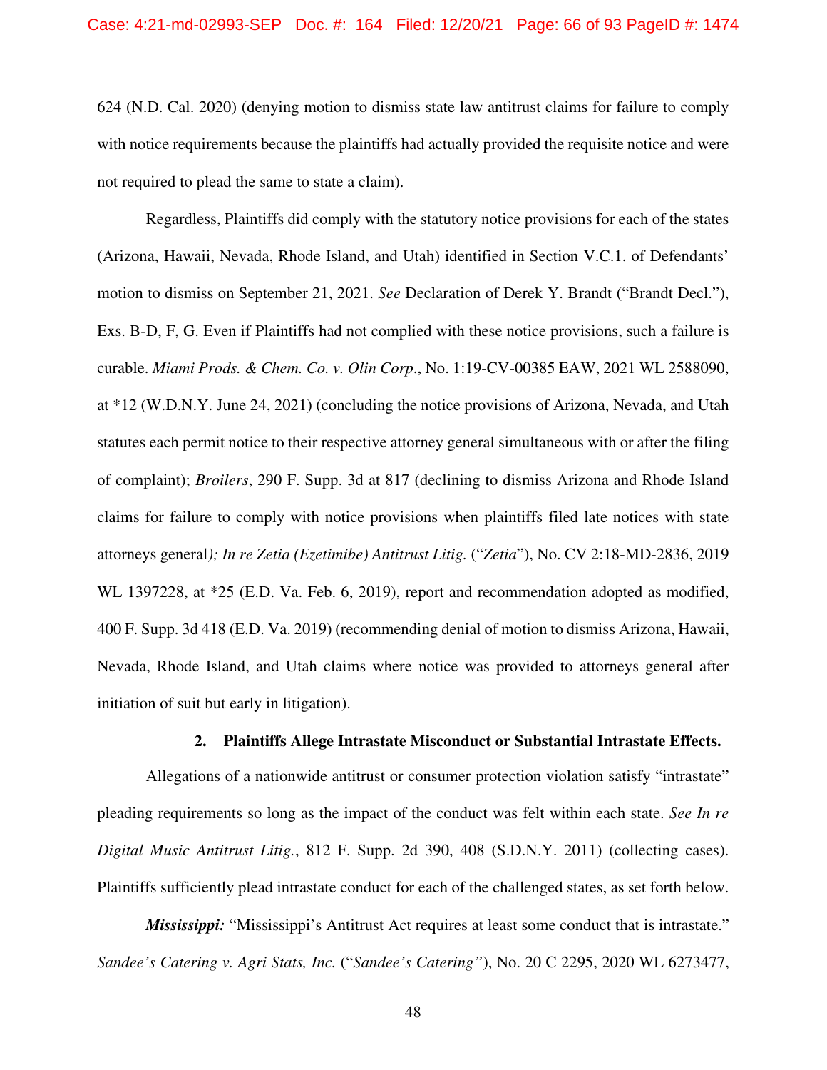624 (N.D. Cal. 2020) (denying motion to dismiss state law antitrust claims for failure to comply with notice requirements because the plaintiffs had actually provided the requisite notice and were not required to plead the same to state a claim).

Regardless, Plaintiffs did comply with the statutory notice provisions for each of the states (Arizona, Hawaii, Nevada, Rhode Island, and Utah) identified in Section V.C.1. of Defendants' motion to dismiss on September 21, 2021. *See* Declaration of Derek Y. Brandt ("Brandt Decl."), Exs. B-D, F, G. Even if Plaintiffs had not complied with these notice provisions, such a failure is curable. *Miami Prods. & Chem. Co. v. Olin Corp.*, No. 1:19-CV-00385 EAW, 2021 WL 2588090, at *12 (W.D.N.Y. June 24, 2021) (concluding the notice provisions of Arizona, Nevada, and Utah statutes each permit notice to their respective attorney general simultaneous with or after the filing of complaint); *Broilers*, 290 F. Supp. 3d at 817 (declining to dismiss Arizona and Rhode Island claims for failure to comply with notice provisions when plaintiffs filed late notices with state attorneys general); *In re Zetia (Ezetimibe) Antitrust Litig.* ("*Zetia*"), No. CV 2:18-MD-2836, 2019 WL 1397228, at *25 (E.D. Va. Feb. 6, 2019), report and recommendation adopted as modified, 400 F. Supp. 3d 418 (E.D. Va. 2019) (recommending denial of motion to dismiss Arizona, Hawaii, Nevada, Rhode Island, and Utah claims where notice was provided to attorneys general after initiation of suit but early in litigation).

### 2. Plaintiffs Allege Intrastate Misconduct or Substantial Intrastate Effects.

Allegations of a nationwide antitrust or consumer protection violation satisfy "intrastate" pleading requirements so long as the impact of the conduct was felt within each state. *See In re Digital Music Antitrust Litig.*, 812 F. Supp. 2d 390, 408 (S.D.N.Y. 2011) (collecting cases). Plaintiffs sufficiently plead intrastate conduct for each of the challenged states, as set forth below.

***Mississippi:*** "Mississippi's Antitrust Act requires at least some conduct that is intrastate." *Sandee's Catering v. Agri Stats, Inc.* ("*Sandee's Catering*"), No. 20 C 2295, 2020 WL 6273477,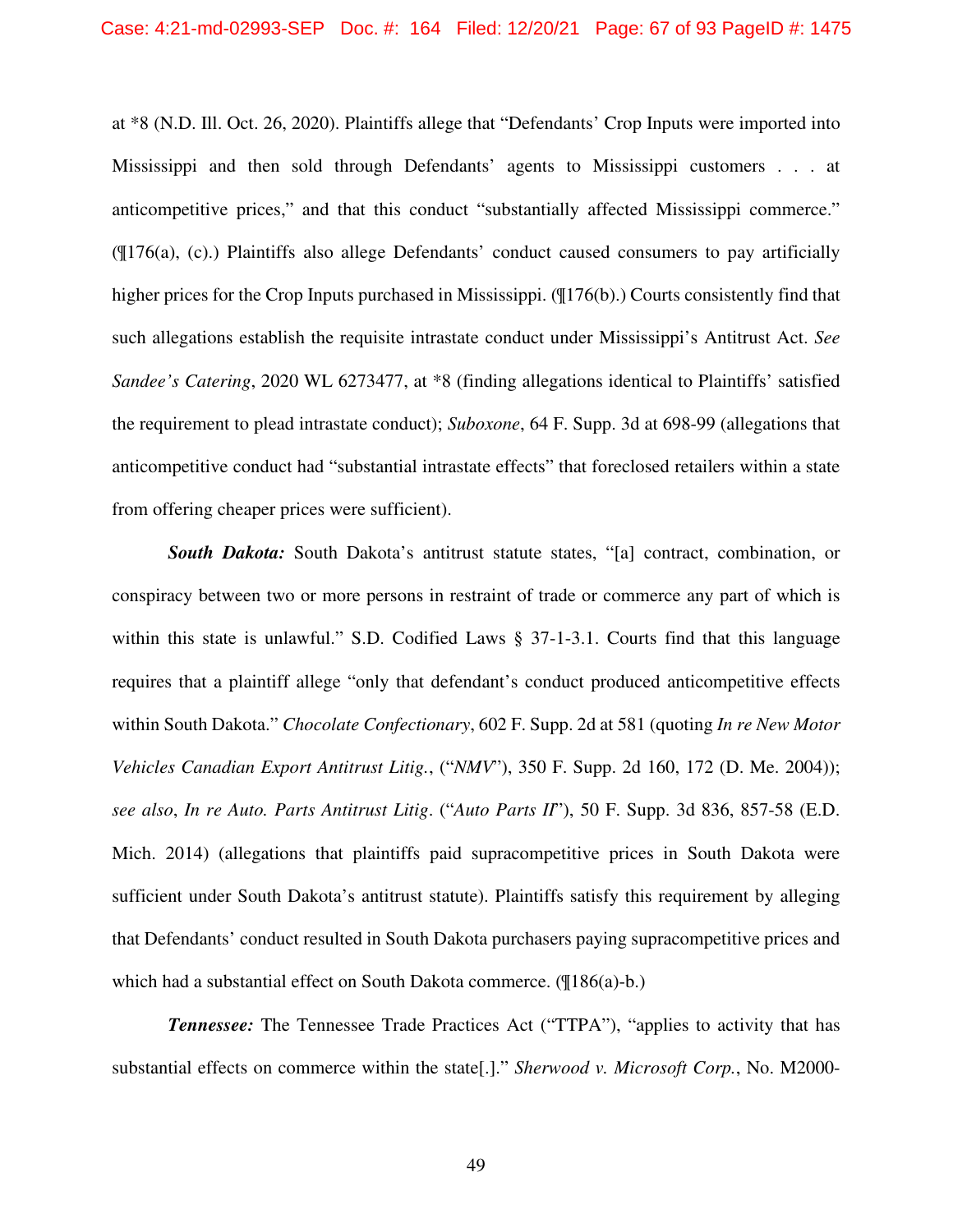at *8 (N.D. Ill. Oct. 26, 2020). Plaintiffs allege that "Defendants' Crop Inputs were imported into Mississippi and then sold through Defendants' agents to Mississippi customers . . . at anticompetitive prices," and that this conduct "substantially affected Mississippi commerce." (¶176(a), (c).) Plaintiffs also allege Defendants' conduct caused consumers to pay artificially higher prices for the Crop Inputs purchased in Mississippi. (¶176(b).) Courts consistently find that such allegations establish the requisite intrastate conduct under Mississippi's Antitrust Act. *See Sandee's Catering*, 2020 WL 6273477, at *8 (finding allegations identical to Plaintiffs' satisfied the requirement to plead intrastate conduct); *Suboxone*, 64 F. Supp. 3d at 698-99 (allegations that anticompetitive conduct had "substantial intrastate effects" that foreclosed retailers within a state from offering cheaper prices were sufficient).

***South Dakota:*** South Dakota's antitrust statute states, "[a] contract, combination, or conspiracy between two or more persons in restraint of trade or commerce any part of which is within this state is unlawful." S.D. Codified Laws § 37-1-3.1. Courts find that this language requires that a plaintiff allege "only that defendant's conduct produced anticompetitive effects within South Dakota." *Chocolate Confectionary*, 602 F. Supp. 2d at 581 (quoting *In re New Motor Vehicles Canadian Export Antitrust Litig.*, ("*NMV*"), 350 F. Supp. 2d 160, 172 (D. Me. 2004)); *see also*, *In re Auto. Parts Antitrust Litig*. ("*Auto Parts II*"), 50 F. Supp. 3d 836, 857-58 (E.D. Mich. 2014) (allegations that plaintiffs paid supracompetitive prices in South Dakota were sufficient under South Dakota's antitrust statute). Plaintiffs satisfy this requirement by alleging that Defendants' conduct resulted in South Dakota purchasers paying supracompetitive prices and which had a substantial effect on South Dakota commerce. (¶186(a)-b.)

***Tennessee:*** The Tennessee Trade Practices Act ("TTPA"), "applies to activity that has substantial effects on commerce within the state[.]." *Sherwood v. Microsoft Corp.*, No. M2000-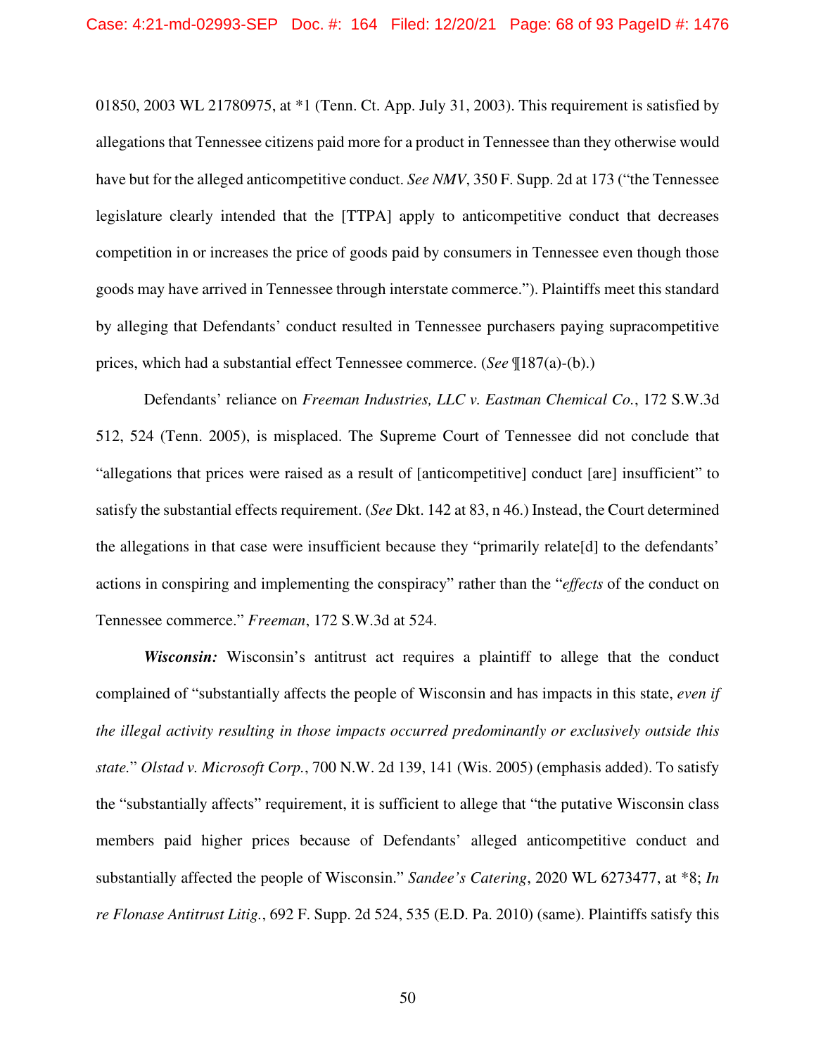01850, 2003 WL 21780975, at *1 (Tenn. Ct. App. July 31, 2003). This requirement is satisfied by allegations that Tennessee citizens paid more for a product in Tennessee than they otherwise would have but for the alleged anticompetitive conduct. *See NMV*, 350 F. Supp. 2d at 173 ("the Tennessee legislature clearly intended that the [TTPA] apply to anticompetitive conduct that decreases competition in or increases the price of goods paid by consumers in Tennessee even though those goods may have arrived in Tennessee through interstate commerce."). Plaintiffs meet this standard by alleging that Defendants' conduct resulted in Tennessee purchasers paying supracompetitive prices, which had a substantial effect Tennessee commerce. (*See* ¶187(a)-(b).)

Defendants' reliance on *Freeman Industries, LLC v. Eastman Chemical Co.*, 172 S.W.3d 512, 524 (Tenn. 2005), is misplaced. The Supreme Court of Tennessee did not conclude that "allegations that prices were raised as a result of [anticompetitive] conduct [are] insufficient" to satisfy the substantial effects requirement. (*See* Dkt. 142 at 83, n 46.) Instead, the Court determined the allegations in that case were insufficient because they "primarily relate[d] to the defendants' actions in conspiring and implementing the conspiracy" rather than the "*effects* of the conduct on Tennessee commerce." *Freeman*, 172 S.W.3d at 524.

***Wisconsin:*** Wisconsin's antitrust act requires a plaintiff to allege that the conduct complained of "substantially affects the people of Wisconsin and has impacts in this state, *even if the illegal activity resulting in those impacts occurred predominantly or exclusively outside this state.*" *Olstad v. Microsoft Corp.*, 700 N.W. 2d 139, 141 (Wis. 2005) (emphasis added). To satisfy the "substantially affects" requirement, it is sufficient to allege that "the putative Wisconsin class members paid higher prices because of Defendants' alleged anticompetitive conduct and substantially affected the people of Wisconsin." *Sandee's Catering*, 2020 WL 6273477, at *8; *In re Flonase Antitrust Litig.*, 692 F. Supp. 2d 524, 535 (E.D. Pa. 2010) (same). Plaintiffs satisfy this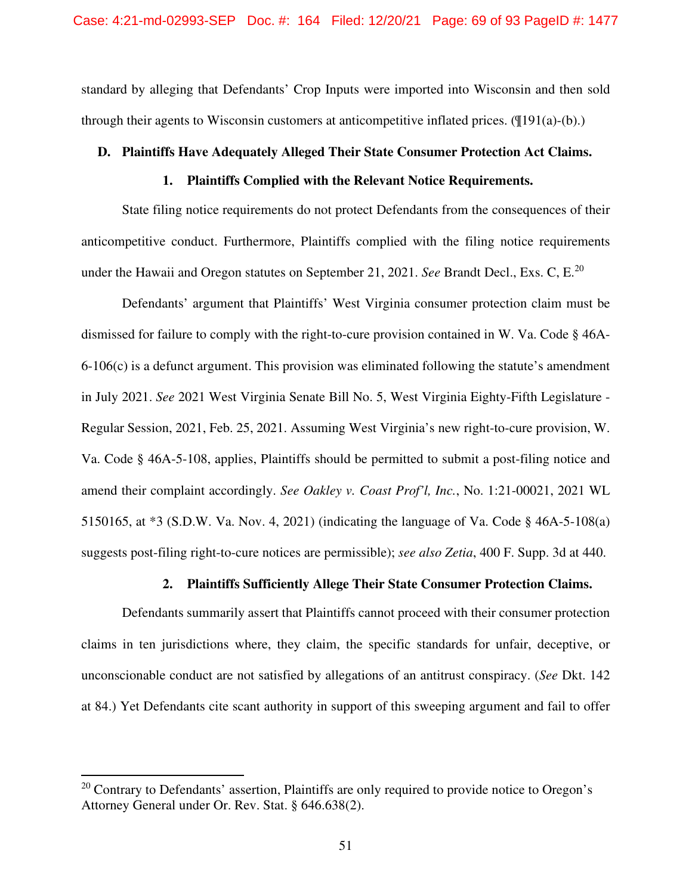standard by alleging that Defendants' Crop Inputs were imported into Wisconsin and then sold through their agents to Wisconsin customers at anticompetitive inflated prices. (¶191(a)-(b).)

### D. Plaintiffs Have Adequately Alleged Their State Consumer Protection Act Claims.

#### 1. Plaintiffs Complied with the Relevant Notice Requirements.

State filing notice requirements do not protect Defendants from the consequences of their anticompetitive conduct. Furthermore, Plaintiffs complied with the filing notice requirements under the Hawaii and Oregon statutes on September 21, 2021. *See* Brandt Decl., Exs. C, E.[20]

Defendants' argument that Plaintiffs' West Virginia consumer protection claim must be dismissed for failure to comply with the right-to-cure provision contained in W. Va. Code § 46A-6-106(c) is a defunct argument. This provision was eliminated following the statute's amendment in July 2021. *See* 2021 West Virginia Senate Bill No. 5, West Virginia Eighty-Fifth Legislature - Regular Session, 2021, Feb. 25, 2021. Assuming West Virginia's new right-to-cure provision, W. Va. Code § 46A-5-108, applies, Plaintiffs should be permitted to submit a post-filing notice and amend their complaint accordingly. *See Oakley v. Coast Prof'l, Inc.*, No. 1:21-00021, 2021 WL 5150165, at *3 (S.D.W. Va. Nov. 4, 2021) (indicating the language of Va. Code § 46A-5-108(a) suggests post-filing right-to-cure notices are permissible); *see also Zetia*, 400 F. Supp. 3d at 440.

#### 2. Plaintiffs Sufficiently Allege Their State Consumer Protection Claims.

Defendants summarily assert that Plaintiffs cannot proceed with their consumer protection claims in ten jurisdictions where, they claim, the specific standards for unfair, deceptive, or unconscionable conduct are not satisfied by allegations of an antitrust conspiracy. (*See* Dkt. 142 at 84.) Yet Defendants cite scant authority in support of this sweeping argument and fail to offer

---

[20] Contrary to Defendants' assertion, Plaintiffs are only required to provide notice to Oregon's Attorney General under Or. Rev. Stat. § 646.638(2).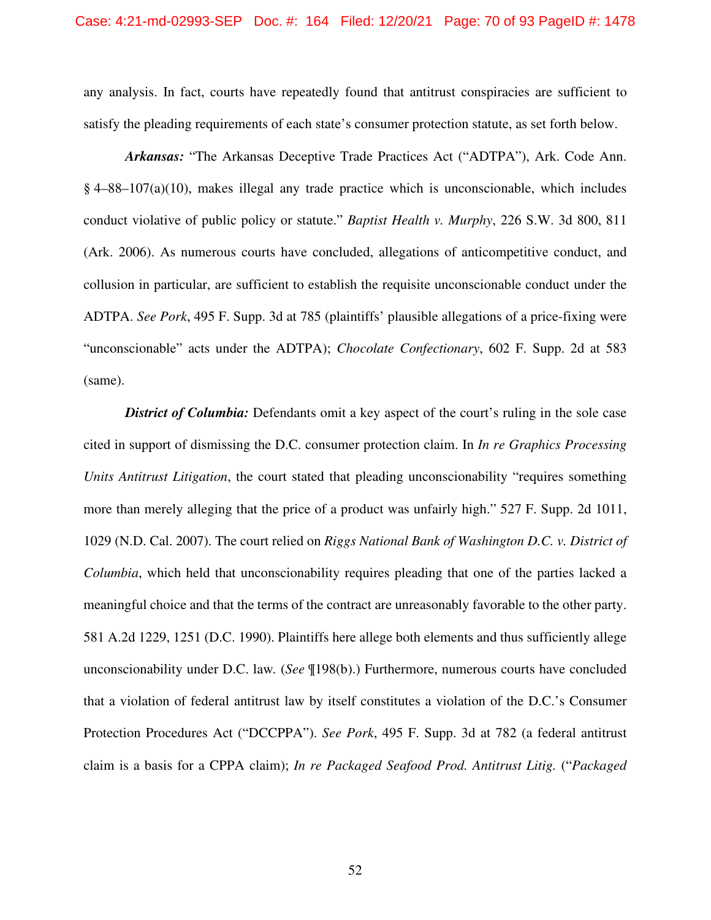any analysis. In fact, courts have repeatedly found that antitrust conspiracies are sufficient to satisfy the pleading requirements of each state's consumer protection statute, as set forth below.

***Arkansas:*** "The Arkansas Deceptive Trade Practices Act ("ADTPA"), Ark. Code Ann. § 4–88–107(a)(10), makes illegal any trade practice which is unconscionable, which includes conduct violative of public policy or statute." *Baptist Health v. Murphy*, 226 S.W. 3d 800, 811 (Ark. 2006). As numerous courts have concluded, allegations of anticompetitive conduct, and collusion in particular, are sufficient to establish the requisite unconscionable conduct under the ADTPA. *See Pork*, 495 F. Supp. 3d at 785 (plaintiffs' plausible allegations of a price-fixing were "unconscionable" acts under the ADTPA); *Chocolate Confectionary*, 602 F. Supp. 2d at 583 (same).

***District of Columbia:*** Defendants omit a key aspect of the court's ruling in the sole case cited in support of dismissing the D.C. consumer protection claim. In *In re Graphics Processing Units Antitrust Litigation*, the court stated that pleading unconscionability "requires something more than merely alleging that the price of a product was unfairly high." 527 F. Supp. 2d 1011, 1029 (N.D. Cal. 2007). The court relied on *Riggs National Bank of Washington D.C. v. District of Columbia*, which held that unconscionability requires pleading that one of the parties lacked a meaningful choice and that the terms of the contract are unreasonably favorable to the other party. 581 A.2d 1229, 1251 (D.C. 1990). Plaintiffs here allege both elements and thus sufficiently allege unconscionability under D.C. law. (*See* ¶198(b).) Furthermore, numerous courts have concluded that a violation of federal antitrust law by itself constitutes a violation of the D.C.'s Consumer Protection Procedures Act ("DCCPPA"). *See Pork*, 495 F. Supp. 3d at 782 (a federal antitrust claim is a basis for a CPPA claim); *In re Packaged Seafood Prod. Antitrust Litig.* ("*Packaged*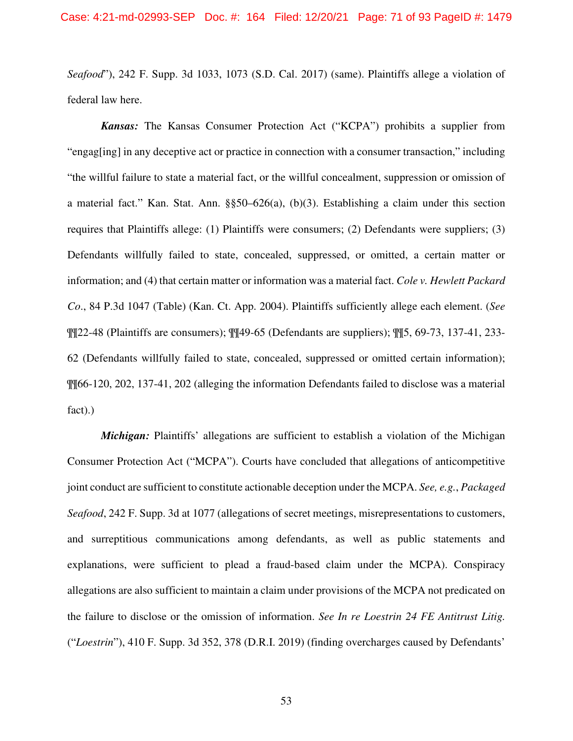*Seafood*"), 242 F. Supp. 3d 1033, 1073 (S.D. Cal. 2017) (same). Plaintiffs allege a violation of federal law here.

***Kansas:*** The Kansas Consumer Protection Act ("KCPA") prohibits a supplier from "engag[ing] in any deceptive act or practice in connection with a consumer transaction," including "the willful failure to state a material fact, or the willful concealment, suppression or omission of a material fact." Kan. Stat. Ann. §§50–626(a), (b)(3). Establishing a claim under this section requires that Plaintiffs allege: (1) Plaintiffs were consumers; (2) Defendants were suppliers; (3) Defendants willfully failed to state, concealed, suppressed, or omitted, a certain matter or information; and (4) that certain matter or information was a material fact. *Cole v. Hewlett Packard Co*., 84 P.3d 1047 (Table) (Kan. Ct. App. 2004). Plaintiffs sufficiently allege each element. (*See* ¶¶22-48 (Plaintiffs are consumers); ¶¶49-65 (Defendants are suppliers); ¶¶5, 69-73, 137-41, 233-62 (Defendants willfully failed to state, concealed, suppressed or omitted certain information); ¶¶66-120, 202, 137-41, 202 (alleging the information Defendants failed to disclose was a material fact).)

***Michigan:*** Plaintiffs' allegations are sufficient to establish a violation of the Michigan Consumer Protection Act ("MCPA"). Courts have concluded that allegations of anticompetitive joint conduct are sufficient to constitute actionable deception under the MCPA. *See, e.g.*, *Packaged Seafood*, 242 F. Supp. 3d at 1077 (allegations of secret meetings, misrepresentations to customers, and surreptitious communications among defendants, as well as public statements and explanations, were sufficient to plead a fraud-based claim under the MCPA). Conspiracy allegations are also sufficient to maintain a claim under provisions of the MCPA not predicated on the failure to disclose or the omission of information. *See In re Loestrin 24 FE Antitrust Litig.* ("*Loestrin*"), 410 F. Supp. 3d 352, 378 (D.R.I. 2019) (finding overcharges caused by Defendants'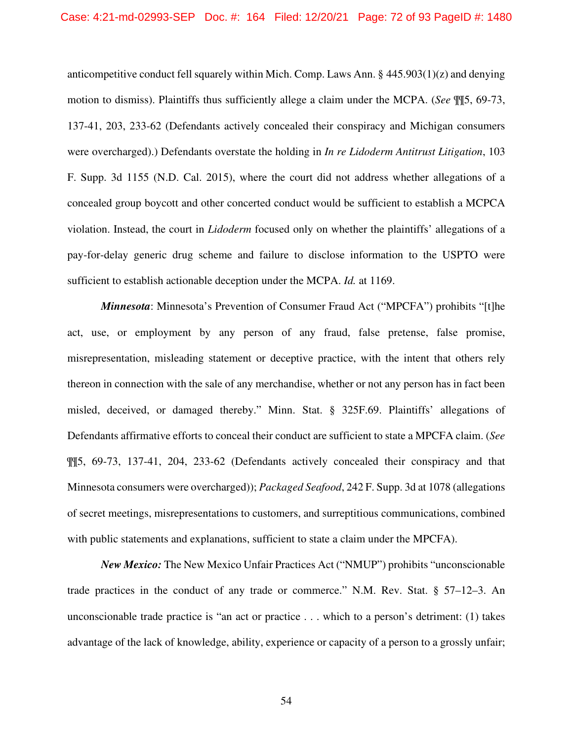anticompetitive conduct fell squarely within Mich. Comp. Laws Ann. § 445.903(1)(z) and denying motion to dismiss). Plaintiffs thus sufficiently allege a claim under the MCPA. (*See* ¶¶5, 69-73, 137-41, 203, 233-62 (Defendants actively concealed their conspiracy and Michigan consumers were overcharged).) Defendants overstate the holding in *In re Lidoderm Antitrust Litigation*, 103 F. Supp. 3d 1155 (N.D. Cal. 2015), where the court did not address whether allegations of a concealed group boycott and other concerted conduct would be sufficient to establish a MCPCA violation. Instead, the court in *Lidoderm* focused only on whether the plaintiffs' allegations of a pay-for-delay generic drug scheme and failure to disclose information to the USPTO were sufficient to establish actionable deception under the MCPA. *Id.* at 1169.

***Minnesota***: Minnesota's Prevention of Consumer Fraud Act ("MPCFA") prohibits "[t]he act, use, or employment by any person of any fraud, false pretense, false promise, misrepresentation, misleading statement or deceptive practice, with the intent that others rely thereon in connection with the sale of any merchandise, whether or not any person has in fact been misled, deceived, or damaged thereby." Minn. Stat. § 325F.69. Plaintiffs' allegations of Defendants affirmative efforts to conceal their conduct are sufficient to state a MPCFA claim. (*See* ¶¶5, 69-73, 137-41, 204, 233-62 (Defendants actively concealed their conspiracy and that Minnesota consumers were overcharged)); *Packaged Seafood*, 242 F. Supp. 3d at 1078 (allegations of secret meetings, misrepresentations to customers, and surreptitious communications, combined with public statements and explanations, sufficient to state a claim under the MPCFA).

***New Mexico:*** The New Mexico Unfair Practices Act ("NMUP") prohibits "unconscionable trade practices in the conduct of any trade or commerce." N.M. Rev. Stat. § 57–12–3. An unconscionable trade practice is "an act or practice . . . which to a person's detriment: (1) takes advantage of the lack of knowledge, ability, experience or capacity of a person to a grossly unfair;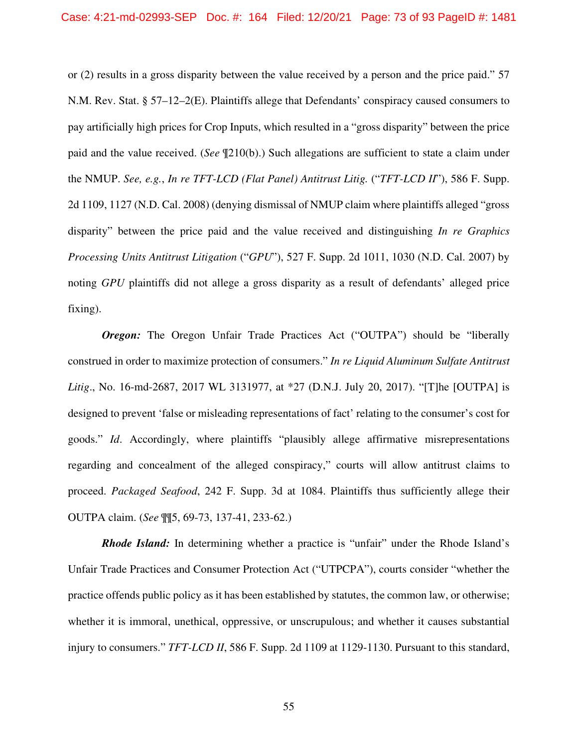or (2) results in a gross disparity between the value received by a person and the price paid." 57 N.M. Rev. Stat. § 57–12–2(E). Plaintiffs allege that Defendants' conspiracy caused consumers to pay artificially high prices for Crop Inputs, which resulted in a "gross disparity" between the price paid and the value received. (*See* ¶210(b).) Such allegations are sufficient to state a claim under the NMUP. *See, e.g.*, *In re TFT-LCD (Flat Panel) Antitrust Litig.* ("*TFT-LCD II*"), 586 F. Supp. 2d 1109, 1127 (N.D. Cal. 2008) (denying dismissal of NMUP claim where plaintiffs alleged "gross disparity" between the price paid and the value received and distinguishing *In re Graphics Processing Units Antitrust Litigation* ("*GPU*"), 527 F. Supp. 2d 1011, 1030 (N.D. Cal. 2007) by noting *GPU* plaintiffs did not allege a gross disparity as a result of defendants' alleged price fixing).

***Oregon:*** The Oregon Unfair Trade Practices Act ("OUTPA") should be "liberally construed in order to maximize protection of consumers." *In re Liquid Aluminum Sulfate Antitrust Litig*., No. 16-md-2687, 2017 WL 3131977, at *27 (D.N.J. July 20, 2017). "[T]he [OUTPA] is designed to prevent 'false or misleading representations of fact' relating to the consumer's cost for goods." *Id*. Accordingly, where plaintiffs "plausibly allege affirmative misrepresentations regarding and concealment of the alleged conspiracy," courts will allow antitrust claims to proceed. *Packaged Seafood*, 242 F. Supp. 3d at 1084. Plaintiffs thus sufficiently allege their OUTPA claim. (*See* ¶¶5, 69-73, 137-41, 233-62.)

***Rhode Island:*** In determining whether a practice is "unfair" under the Rhode Island's Unfair Trade Practices and Consumer Protection Act ("UTPCPA"), courts consider "whether the practice offends public policy as it has been established by statutes, the common law, or otherwise; whether it is immoral, unethical, oppressive, or unscrupulous; and whether it causes substantial injury to consumers." *TFT-LCD II*, 586 F. Supp. 2d 1109 at 1129-1130. Pursuant to this standard,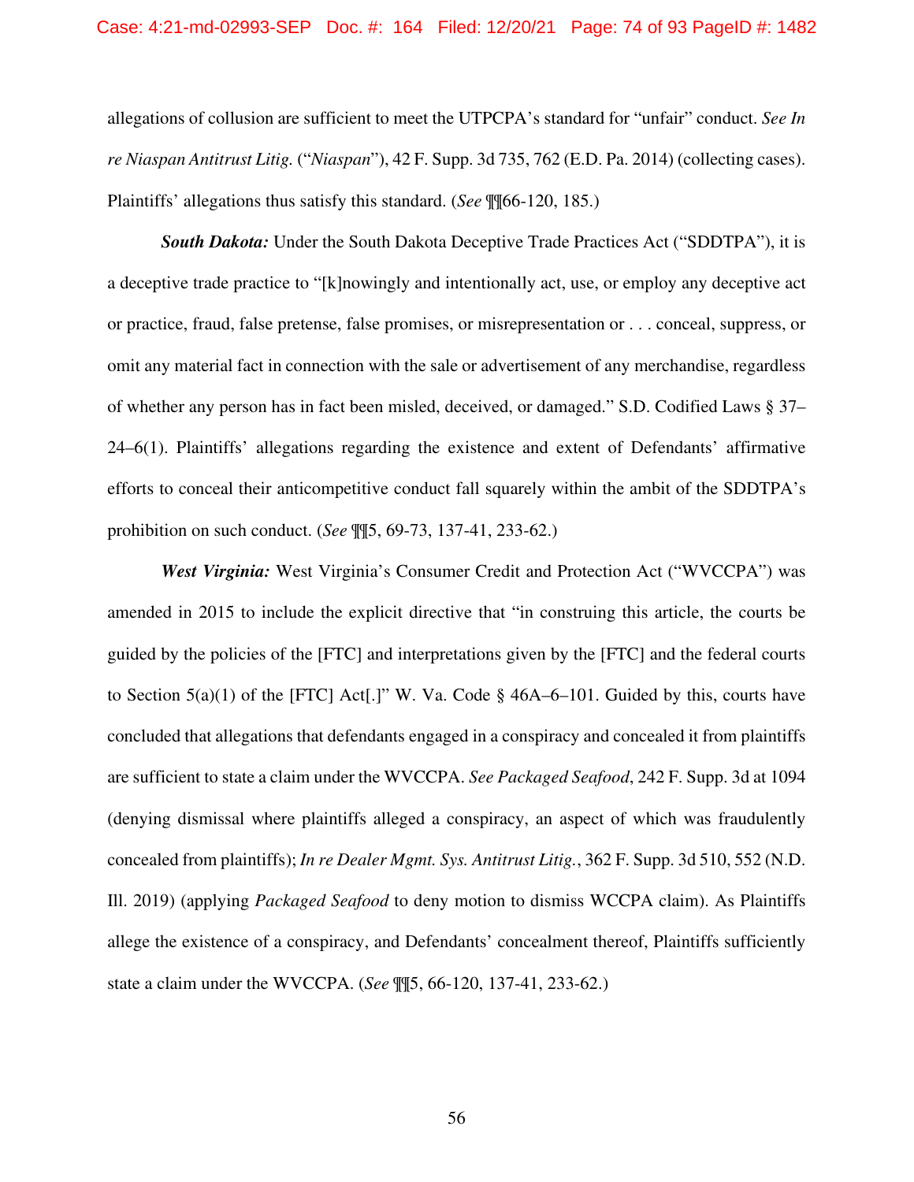allegations of collusion are sufficient to meet the UTPCPA's standard for "unfair" conduct. *See In re Niaspan Antitrust Litig.* ("*Niaspan*"), 42 F. Supp. 3d 735, 762 (E.D. Pa. 2014) (collecting cases). Plaintiffs' allegations thus satisfy this standard. (*See* ¶¶66-120, 185.)

***South Dakota:*** Under the South Dakota Deceptive Trade Practices Act ("SDDTPA"), it is a deceptive trade practice to "[k]nowingly and intentionally act, use, or employ any deceptive act or practice, fraud, false pretense, false promises, or misrepresentation or . . . conceal, suppress, or omit any material fact in connection with the sale or advertisement of any merchandise, regardless of whether any person has in fact been misled, deceived, or damaged." S.D. Codified Laws § 37–24–6(1). Plaintiffs' allegations regarding the existence and extent of Defendants' affirmative efforts to conceal their anticompetitive conduct fall squarely within the ambit of the SDDTPA's prohibition on such conduct. (*See* ¶¶5, 69-73, 137-41, 233-62.)

***West Virginia:*** West Virginia's Consumer Credit and Protection Act ("WVCCPA") was amended in 2015 to include the explicit directive that "in construing this article, the courts be guided by the policies of the [FTC] and interpretations given by the [FTC] and the federal courts to Section 5(a)(1) of the [FTC] Act[.]" W. Va. Code § 46A–6–101. Guided by this, courts have concluded that allegations that defendants engaged in a conspiracy and concealed it from plaintiffs are sufficient to state a claim under the WVCCPA. *See Packaged Seafood*, 242 F. Supp. 3d at 1094 (denying dismissal where plaintiffs alleged a conspiracy, an aspect of which was fraudulently concealed from plaintiffs); *In re Dealer Mgmt. Sys. Antitrust Litig.*, 362 F. Supp. 3d 510, 552 (N.D. Ill. 2019) (applying *Packaged Seafood* to deny motion to dismiss WCCPA claim). As Plaintiffs allege the existence of a conspiracy, and Defendants' concealment thereof, Plaintiffs sufficiently state a claim under the WVCCPA. (*See* ¶¶5, 66-120, 137-41, 233-62.)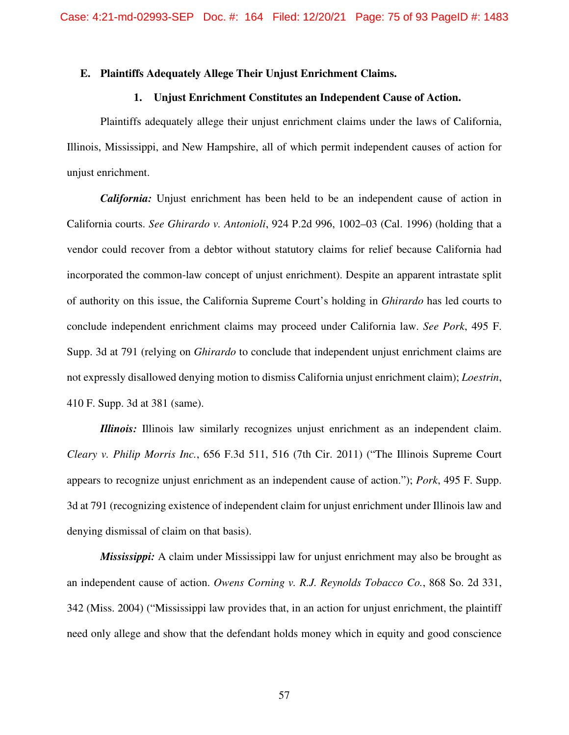### E. Plaintiffs Adequately Allege Their Unjust Enrichment Claims.

#### 1. Unjust Enrichment Constitutes an Independent Cause of Action.

Plaintiffs adequately allege their unjust enrichment claims under the laws of California, Illinois, Mississippi, and New Hampshire, all of which permit independent causes of action for unjust enrichment.

***California:*** Unjust enrichment has been held to be an independent cause of action in California courts. *See Ghirardo v. Antonioli*, 924 P.2d 996, 1002–03 (Cal. 1996) (holding that a vendor could recover from a debtor without statutory claims for relief because California had incorporated the common-law concept of unjust enrichment). Despite an apparent intrastate split of authority on this issue, the California Supreme Court's holding in *Ghirardo* has led courts to conclude independent enrichment claims may proceed under California law. *See Pork*, 495 F. Supp. 3d at 791 (relying on *Ghirardo* to conclude that independent unjust enrichment claims are not expressly disallowed denying motion to dismiss California unjust enrichment claim); *Loestrin*, 410 F. Supp. 3d at 381 (same).

***Illinois:*** Illinois law similarly recognizes unjust enrichment as an independent claim. *Cleary v. Philip Morris Inc.*, 656 F.3d 511, 516 (7th Cir. 2011) ("The Illinois Supreme Court appears to recognize unjust enrichment as an independent cause of action."); *Pork*, 495 F. Supp. 3d at 791 (recognizing existence of independent claim for unjust enrichment under Illinois law and denying dismissal of claim on that basis).

***Mississippi:*** A claim under Mississippi law for unjust enrichment may also be brought as an independent cause of action. *Owens Corning v. R.J. Reynolds Tobacco Co.*, 868 So. 2d 331, 342 (Miss. 2004) ("Mississippi law provides that, in an action for unjust enrichment, the plaintiff need only allege and show that the defendant holds money which in equity and good conscience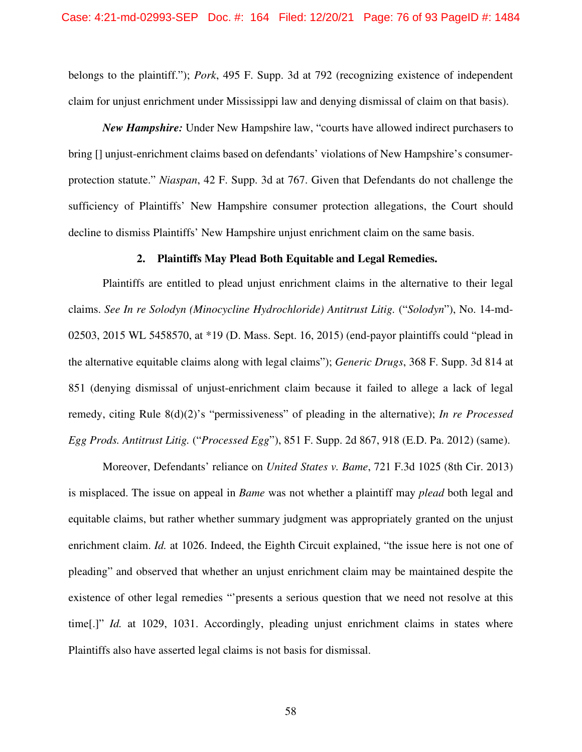belongs to the plaintiff."); *Pork*, 495 F. Supp. 3d at 792 (recognizing existence of independent claim for unjust enrichment under Mississippi law and denying dismissal of claim on that basis).

***New Hampshire:*** Under New Hampshire law, "courts have allowed indirect purchasers to bring [] unjust-enrichment claims based on defendants' violations of New Hampshire's consumer-protection statute." *Niaspan*, 42 F. Supp. 3d at 767. Given that Defendants do not challenge the sufficiency of Plaintiffs' New Hampshire consumer protection allegations, the Court should decline to dismiss Plaintiffs' New Hampshire unjust enrichment claim on the same basis.

### 2. Plaintiffs May Plead Both Equitable and Legal Remedies.

Plaintiffs are entitled to plead unjust enrichment claims in the alternative to their legal claims. *See In re Solodyn (Minocycline Hydrochloride) Antitrust Litig.* ("*Solodyn*"), No. 14-md-02503, 2015 WL 5458570, at *19 (D. Mass. Sept. 16, 2015) (end-payor plaintiffs could "plead in the alternative equitable claims along with legal claims"); *Generic Drugs*, 368 F. Supp. 3d 814 at 851 (denying dismissal of unjust-enrichment claim because it failed to allege a lack of legal remedy, citing Rule 8(d)(2)'s "permissiveness" of pleading in the alternative); *In re Processed Egg Prods. Antitrust Litig.* ("*Processed Egg*"), 851 F. Supp. 2d 867, 918 (E.D. Pa. 2012) (same).

Moreover, Defendants' reliance on *United States v. Bame*, 721 F.3d 1025 (8th Cir. 2013) is misplaced. The issue on appeal in *Bame* was not whether a plaintiff may *plead* both legal and equitable claims, but rather whether summary judgment was appropriately granted on the unjust enrichment claim. *Id.* at 1026. Indeed, the Eighth Circuit explained, "the issue here is not one of pleading" and observed that whether an unjust enrichment claim may be maintained despite the existence of other legal remedies "'presents a serious question that we need not resolve at this time[.]" *Id.* at 1029, 1031. Accordingly, pleading unjust enrichment claims in states where Plaintiffs also have asserted legal claims is not basis for dismissal.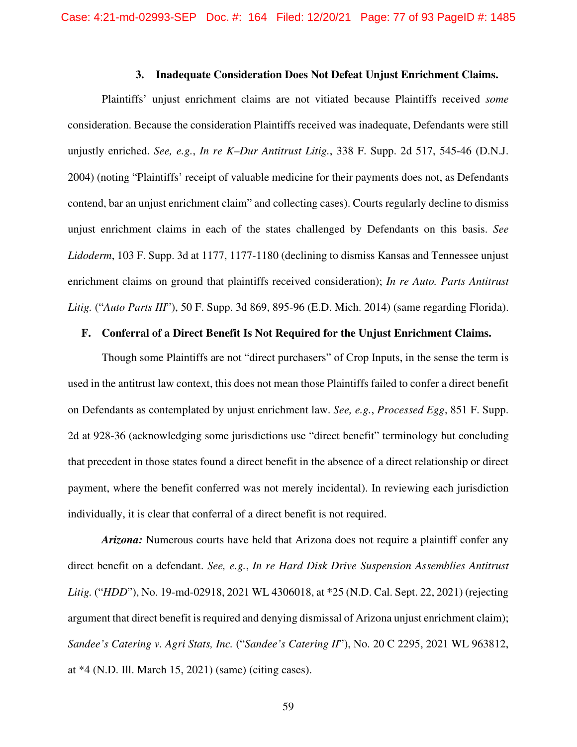### 3. Inadequate Consideration Does Not Defeat Unjust Enrichment Claims.

Plaintiffs' unjust enrichment claims are not vitiated because Plaintiffs received *some* consideration. Because the consideration Plaintiffs received was inadequate, Defendants were still unjustly enriched. *See, e.g.*, *In re K–Dur Antitrust Litig.*, 338 F. Supp. 2d 517, 545-46 (D.N.J. 2004) (noting "Plaintiffs' receipt of valuable medicine for their payments does not, as Defendants contend, bar an unjust enrichment claim" and collecting cases). Courts regularly decline to dismiss unjust enrichment claims in each of the states challenged by Defendants on this basis. *See Lidoderm*, 103 F. Supp. 3d at 1177, 1177-1180 (declining to dismiss Kansas and Tennessee unjust enrichment claims on ground that plaintiffs received consideration); *In re Auto. Parts Antitrust Litig.* ("*Auto Parts III*"), 50 F. Supp. 3d 869, 895-96 (E.D. Mich. 2014) (same regarding Florida).

## F. Conferral of a Direct Benefit Is Not Required for the Unjust Enrichment Claims.

Though some Plaintiffs are not "direct purchasers" of Crop Inputs, in the sense the term is used in the antitrust law context, this does not mean those Plaintiffs failed to confer a direct benefit on Defendants as contemplated by unjust enrichment law. *See, e.g.*, *Processed Egg*, 851 F. Supp. 2d at 928-36 (acknowledging some jurisdictions use "direct benefit" terminology but concluding that precedent in those states found a direct benefit in the absence of a direct relationship or direct payment, where the benefit conferred was not merely incidental). In reviewing each jurisdiction individually, it is clear that conferral of a direct benefit is not required.

***Arizona:*** Numerous courts have held that Arizona does not require a plaintiff confer any direct benefit on a defendant. *See, e.g.*, *In re Hard Disk Drive Suspension Assemblies Antitrust Litig.* ("*HDD*"), No. 19-md-02918, 2021 WL 4306018, at *25 (N.D. Cal. Sept. 22, 2021) (rejecting argument that direct benefit is required and denying dismissal of Arizona unjust enrichment claim); *Sandee's Catering v. Agri Stats, Inc.* ("*Sandee's Catering II*"), No. 20 C 2295, 2021 WL 963812, at *4 (N.D. Ill. March 15, 2021) (same) (citing cases).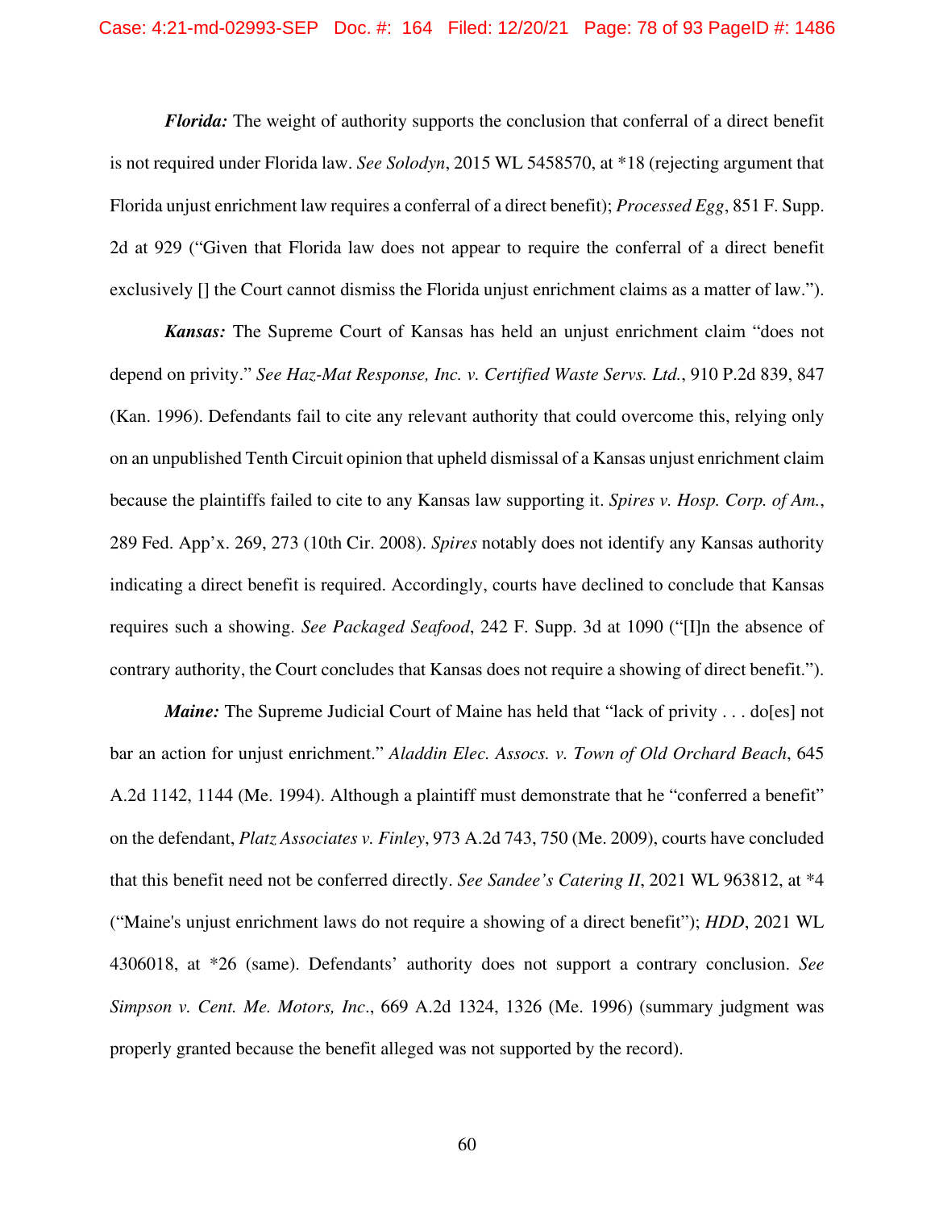***Florida:*** The weight of authority supports the conclusion that conferral of a direct benefit is not required under Florida law. *See Solodyn*, 2015 WL 5458570, at *18 (rejecting argument that Florida unjust enrichment law requires a conferral of a direct benefit); *Processed Egg*, 851 F. Supp. 2d at 929 ("Given that Florida law does not appear to require the conferral of a direct benefit exclusively [] the Court cannot dismiss the Florida unjust enrichment claims as a matter of law.").

***Kansas:*** The Supreme Court of Kansas has held an unjust enrichment claim "does not depend on privity." *See Haz-Mat Response, Inc. v. Certified Waste Servs. Ltd.*, 910 P.2d 839, 847 (Kan. 1996). Defendants fail to cite any relevant authority that could overcome this, relying only on an unpublished Tenth Circuit opinion that upheld dismissal of a Kansas unjust enrichment claim because the plaintiffs failed to cite to any Kansas law supporting it. *Spires v. Hosp. Corp. of Am.*, 289 Fed. App'x. 269, 273 (10th Cir. 2008). *Spires* notably does not identify any Kansas authority indicating a direct benefit is required. Accordingly, courts have declined to conclude that Kansas requires such a showing. *See Packaged Seafood*, 242 F. Supp. 3d at 1090 ("[I]n the absence of contrary authority, the Court concludes that Kansas does not require a showing of direct benefit.").

***Maine:*** The Supreme Judicial Court of Maine has held that "lack of privity . . . do[es] not bar an action for unjust enrichment." *Aladdin Elec. Assocs. v. Town of Old Orchard Beach*, 645 A.2d 1142, 1144 (Me. 1994). Although a plaintiff must demonstrate that he "conferred a benefit" on the defendant, *Platz Associates v. Finley*, 973 A.2d 743, 750 (Me. 2009), courts have concluded that this benefit need not be conferred directly. *See Sandee's Catering II*, 2021 WL 963812, at *4 ("Maine's unjust enrichment laws do not require a showing of a direct benefit"); *HDD*, 2021 WL 4306018, at *26 (same). Defendants' authority does not support a contrary conclusion. *See Simpson v. Cent. Me. Motors, Inc.*, 669 A.2d 1324, 1326 (Me. 1996) (summary judgment was properly granted because the benefit alleged was not supported by the record).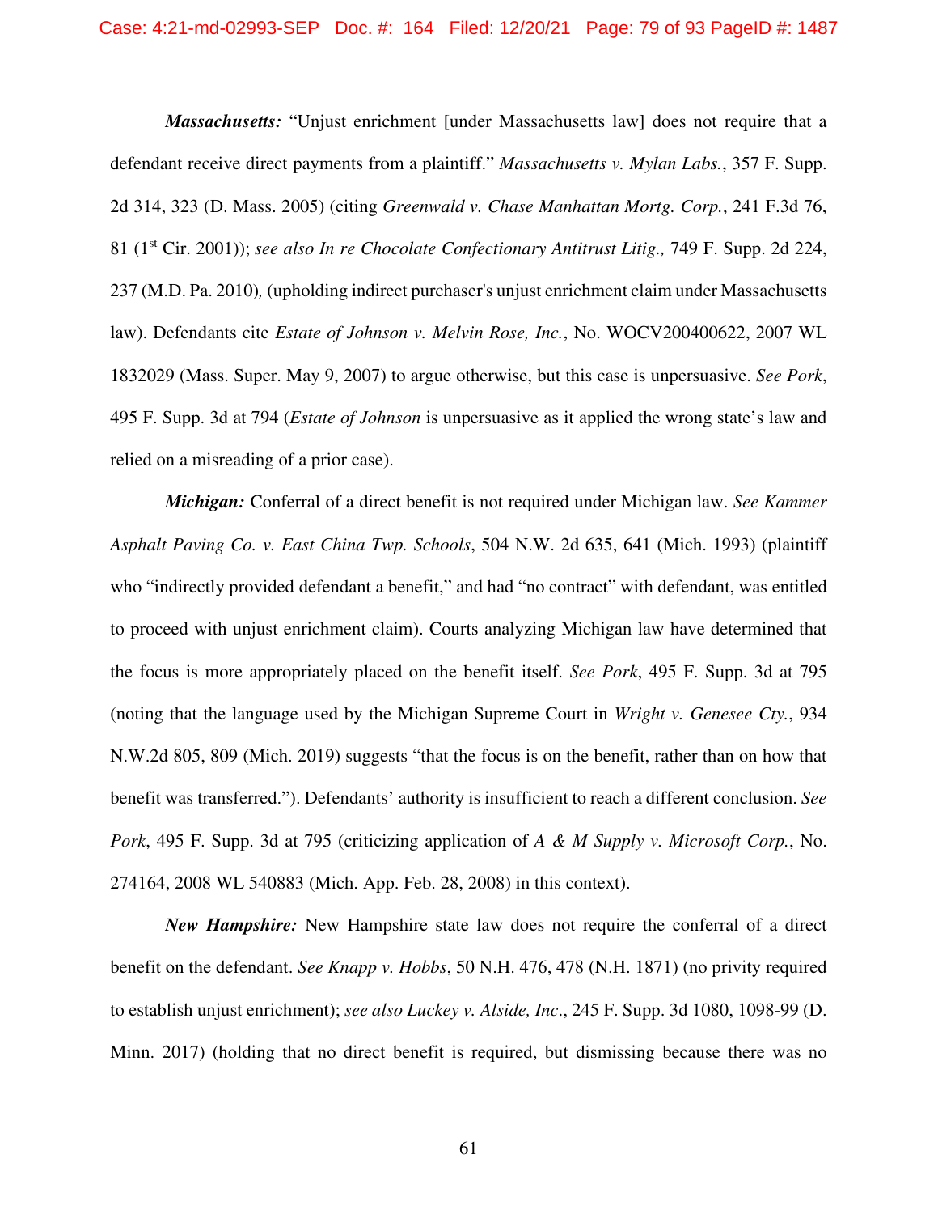***Massachusetts:*** "Unjust enrichment [under Massachusetts law] does not require that a defendant receive direct payments from a plaintiff." *Massachusetts v. Mylan Labs.*, 357 F. Supp. 2d 314, 323 (D. Mass. 2005) (citing *Greenwald v. Chase Manhattan Mortg. Corp.*, 241 F.3d 76, 81 (1st Cir. 2001)); *see also In re Chocolate Confectionary Antitrust Litig.,* 749 F. Supp. 2d 224, 237 (M.D. Pa. 2010), (upholding indirect purchaser's unjust enrichment claim under Massachusetts law). Defendants cite *Estate of Johnson v. Melvin Rose, Inc.*, No. WOCV200400622, 2007 WL 1832029 (Mass. Super. May 9, 2007) to argue otherwise, but this case is unpersuasive. *See Pork*, 495 F. Supp. 3d at 794 (*Estate of Johnson* is unpersuasive as it applied the wrong state's law and relied on a misreading of a prior case).

***Michigan:*** Conferral of a direct benefit is not required under Michigan law. *See Kammer Asphalt Paving Co. v. East China Twp. Schools*, 504 N.W. 2d 635, 641 (Mich. 1993) (plaintiff who "indirectly provided defendant a benefit," and had "no contract" with defendant, was entitled to proceed with unjust enrichment claim). Courts analyzing Michigan law have determined that the focus is more appropriately placed on the benefit itself. *See Pork*, 495 F. Supp. 3d at 795 (noting that the language used by the Michigan Supreme Court in *Wright v. Genesee Cty.*, 934 N.W.2d 805, 809 (Mich. 2019) suggests "that the focus is on the benefit, rather than on how that benefit was transferred."). Defendants' authority is insufficient to reach a different conclusion. *See Pork*, 495 F. Supp. 3d at 795 (criticizing application of *A & M Supply v. Microsoft Corp.*, No. 274164, 2008 WL 540883 (Mich. App. Feb. 28, 2008) in this context).

***New Hampshire:*** New Hampshire state law does not require the conferral of a direct benefit on the defendant. *See Knapp v. Hobbs*, 50 N.H. 476, 478 (N.H. 1871) (no privity required to establish unjust enrichment); *see also Luckey v. Alside, Inc*., 245 F. Supp. 3d 1080, 1098-99 (D. Minn. 2017) (holding that no direct benefit is required, but dismissing because there was no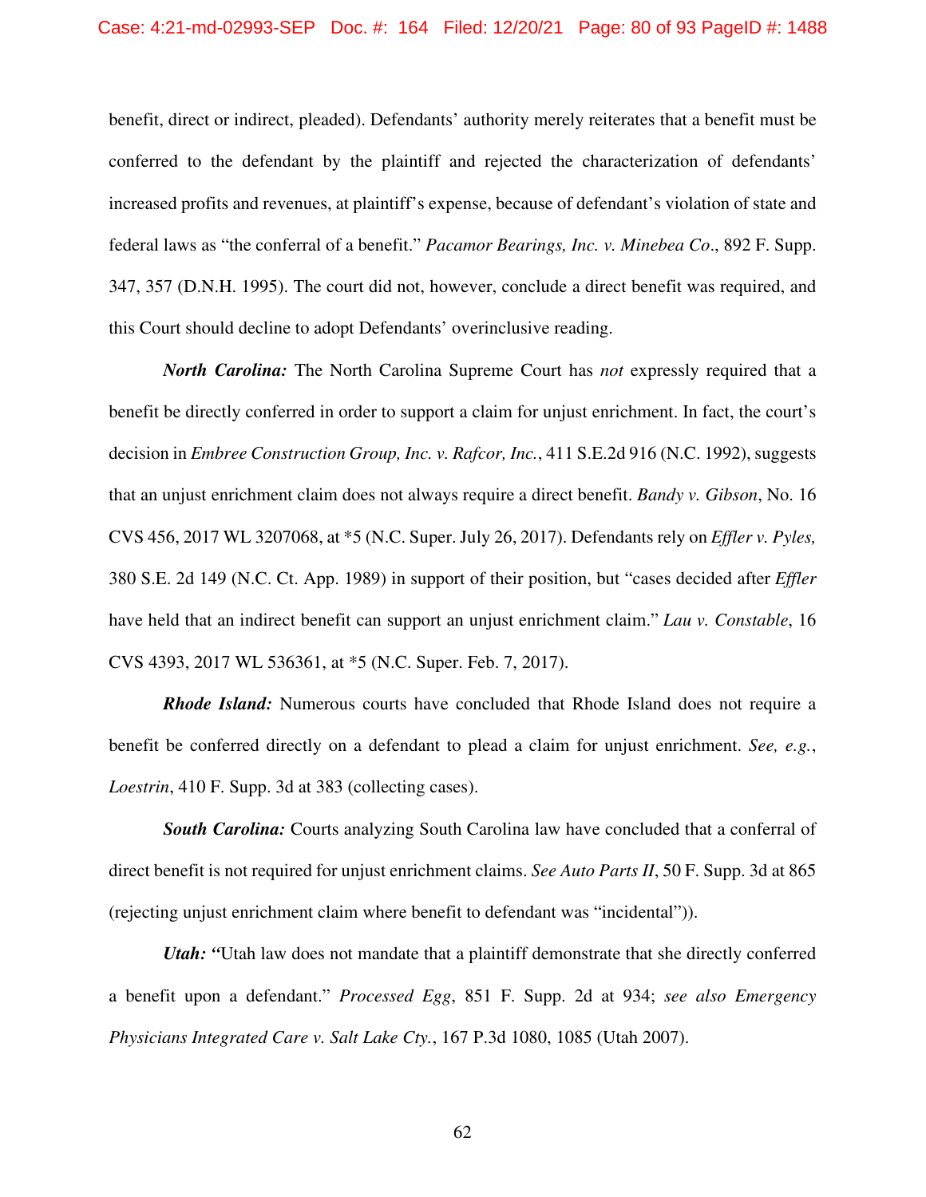benefit, direct or indirect, pleaded). Defendants' authority merely reiterates that a benefit must be conferred to the defendant by the plaintiff and rejected the characterization of defendants' increased profits and revenues, at plaintiff's expense, because of defendant's violation of state and federal laws as "the conferral of a benefit." *Pacamor Bearings, Inc. v. Minebea Co*., 892 F. Supp. 347, 357 (D.N.H. 1995). The court did not, however, conclude a direct benefit was required, and this Court should decline to adopt Defendants' overinclusive reading.

***North Carolina:*** The North Carolina Supreme Court has *not* expressly required that a benefit be directly conferred in order to support a claim for unjust enrichment. In fact, the court's decision in *Embree Construction Group, Inc. v. Rafcor, Inc.*, 411 S.E.2d 916 (N.C. 1992), suggests that an unjust enrichment claim does not always require a direct benefit. *Bandy v. Gibson*, No. 16 CVS 456, 2017 WL 3207068, at *5 (N.C. Super. July 26, 2017). Defendants rely on *Effler v. Pyles,* 380 S.E. 2d 149 (N.C. Ct. App. 1989) in support of their position, but "cases decided after *Effler* have held that an indirect benefit can support an unjust enrichment claim." *Lau v. Constable*, 16 CVS 4393, 2017 WL 536361, at *5 (N.C. Super. Feb. 7, 2017).

***Rhode Island:*** Numerous courts have concluded that Rhode Island does not require a benefit be conferred directly on a defendant to plead a claim for unjust enrichment. *See, e.g.*, *Loestrin*, 410 F. Supp. 3d at 383 (collecting cases).

***South Carolina:*** Courts analyzing South Carolina law have concluded that a conferral of direct benefit is not required for unjust enrichment claims. *See Auto Parts II*, 50 F. Supp. 3d at 865 (rejecting unjust enrichment claim where benefit to defendant was "incidental")).

***Utah:*** "Utah law does not mandate that a plaintiff demonstrate that she directly conferred a benefit upon a defendant." *Processed Egg*, 851 F. Supp. 2d at 934; *see also Emergency Physicians Integrated Care v. Salt Lake Cty.*, 167 P.3d 1080, 1085 (Utah 2007).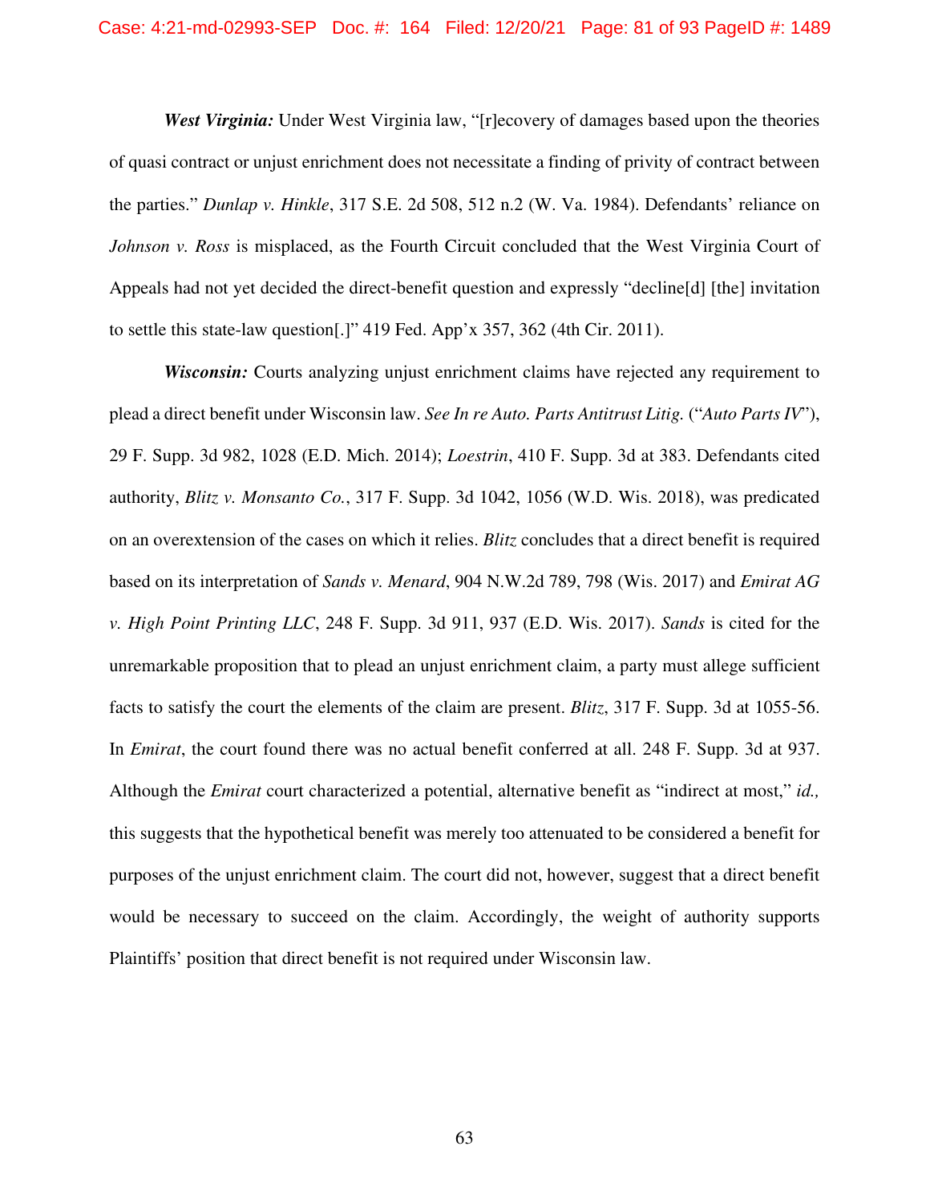***West Virginia:*** Under West Virginia law, "[r]ecovery of damages based upon the theories of quasi contract or unjust enrichment does not necessitate a finding of privity of contract between the parties." *Dunlap v. Hinkle*, 317 S.E. 2d 508, 512 n.2 (W. Va. 1984). Defendants' reliance on *Johnson v. Ross* is misplaced, as the Fourth Circuit concluded that the West Virginia Court of Appeals had not yet decided the direct-benefit question and expressly "decline[d] [the] invitation to settle this state-law question[.]" 419 Fed. App'x 357, 362 (4th Cir. 2011).

***Wisconsin:*** Courts analyzing unjust enrichment claims have rejected any requirement to plead a direct benefit under Wisconsin law. *See In re Auto. Parts Antitrust Litig.* ("*Auto Parts IV*"), 29 F. Supp. 3d 982, 1028 (E.D. Mich. 2014); *Loestrin*, 410 F. Supp. 3d at 383. Defendants cited authority, *Blitz v. Monsanto Co.*, 317 F. Supp. 3d 1042, 1056 (W.D. Wis. 2018), was predicated on an overextension of the cases on which it relies. *Blitz* concludes that a direct benefit is required based on its interpretation of *Sands v. Menard*, 904 N.W.2d 789, 798 (Wis. 2017) and *Emirat AG v. High Point Printing LLC*, 248 F. Supp. 3d 911, 937 (E.D. Wis. 2017). *Sands* is cited for the unremarkable proposition that to plead an unjust enrichment claim, a party must allege sufficient facts to satisfy the court the elements of the claim are present. *Blitz*, 317 F. Supp. 3d at 1055-56. In *Emirat*, the court found there was no actual benefit conferred at all. 248 F. Supp. 3d at 937. Although the *Emirat* court characterized a potential, alternative benefit as "indirect at most," *id.,* this suggests that the hypothetical benefit was merely too attenuated to be considered a benefit for purposes of the unjust enrichment claim. The court did not, however, suggest that a direct benefit would be necessary to succeed on the claim. Accordingly, the weight of authority supports Plaintiffs' position that direct benefit is not required under Wisconsin law.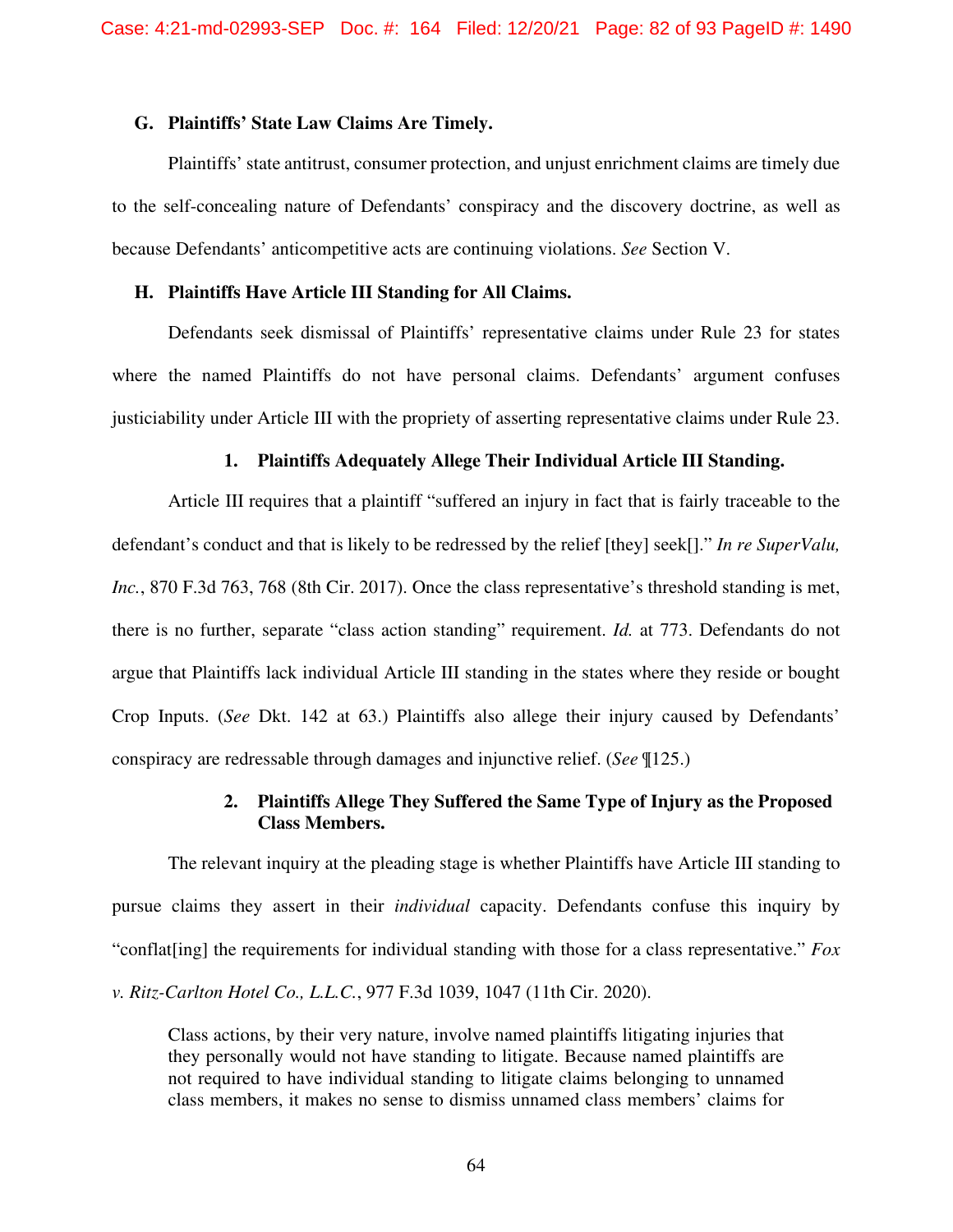### G. Plaintiffs' State Law Claims Are Timely.

Plaintiffs' state antitrust, consumer protection, and unjust enrichment claims are timely due to the self-concealing nature of Defendants' conspiracy and the discovery doctrine, as well as because Defendants' anticompetitive acts are continuing violations. *See* Section V.

### H. Plaintiffs Have Article III Standing for All Claims.

Defendants seek dismissal of Plaintiffs' representative claims under Rule 23 for states where the named Plaintiffs do not have personal claims. Defendants' argument confuses justiciability under Article III with the propriety of asserting representative claims under Rule 23.

#### 1. Plaintiffs Adequately Allege Their Individual Article III Standing.

Article III requires that a plaintiff "suffered an injury in fact that is fairly traceable to the defendant's conduct and that is likely to be redressed by the relief [they] seek[]." *In re SuperValu, Inc.*, 870 F.3d 763, 768 (8th Cir. 2017). Once the class representative's threshold standing is met, there is no further, separate "class action standing" requirement. *Id.* at 773. Defendants do not argue that Plaintiffs lack individual Article III standing in the states where they reside or bought Crop Inputs. (*See* Dkt. 142 at 63.) Plaintiffs also allege their injury caused by Defendants' conspiracy are redressable through damages and injunctive relief. (*See* ¶125.)

#### 2. Plaintiffs Allege They Suffered the Same Type of Injury as the Proposed Class Members.

The relevant inquiry at the pleading stage is whether Plaintiffs have Article III standing to pursue claims they assert in their *individual* capacity. Defendants confuse this inquiry by "conflat[ing] the requirements for individual standing with those for a class representative." *Fox v. Ritz-Carlton Hotel Co., L.L.C.*, 977 F.3d 1039, 1047 (11th Cir. 2020).

> Class actions, by their very nature, involve named plaintiffs litigating injuries that they personally would not have standing to litigate. Because named plaintiffs are not required to have individual standing to litigate claims belonging to unnamed class members, it makes no sense to dismiss unnamed class members' claims for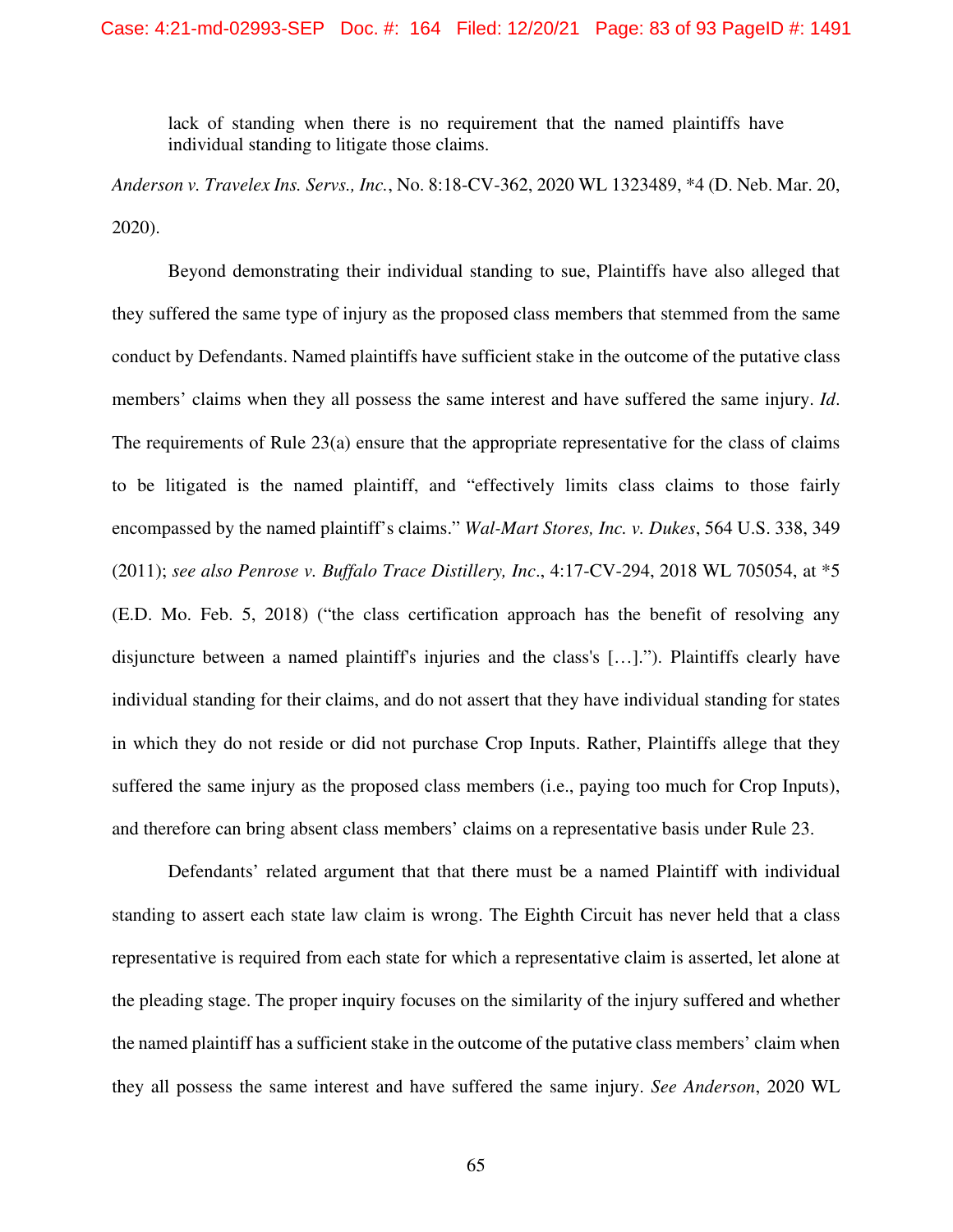> lack of standing when there is no requirement that the named plaintiffs have individual standing to litigate those claims.

*Anderson v. Travelex Ins. Servs., Inc.*, No. 8:18-CV-362, 2020 WL 1323489, *4 (D. Neb. Mar. 20, 2020).

Beyond demonstrating their individual standing to sue, Plaintiffs have also alleged that they suffered the same type of injury as the proposed class members that stemmed from the same conduct by Defendants. Named plaintiffs have sufficient stake in the outcome of the putative class members' claims when they all possess the same interest and have suffered the same injury. *Id*. The requirements of Rule 23(a) ensure that the appropriate representative for the class of claims to be litigated is the named plaintiff, and "effectively limits class claims to those fairly encompassed by the named plaintiff's claims." *Wal-Mart Stores, Inc. v. Dukes*, 564 U.S. 338, 349 (2011); *see also Penrose v. Buffalo Trace Distillery, Inc*., 4:17-CV-294, 2018 WL 705054, at *5 (E.D. Mo. Feb. 5, 2018) ("the class certification approach has the benefit of resolving any disjuncture between a named plaintiff's injuries and the class's […]."). Plaintiffs clearly have individual standing for their claims, and do not assert that they have individual standing for states in which they do not reside or did not purchase Crop Inputs. Rather, Plaintiffs allege that they suffered the same injury as the proposed class members (i.e., paying too much for Crop Inputs), and therefore can bring absent class members' claims on a representative basis under Rule 23.

Defendants' related argument that that there must be a named Plaintiff with individual standing to assert each state law claim is wrong. The Eighth Circuit has never held that a class representative is required from each state for which a representative claim is asserted, let alone at the pleading stage. The proper inquiry focuses on the similarity of the injury suffered and whether the named plaintiff has a sufficient stake in the outcome of the putative class members' claim when they all possess the same interest and have suffered the same injury. *See Anderson*, 2020 WL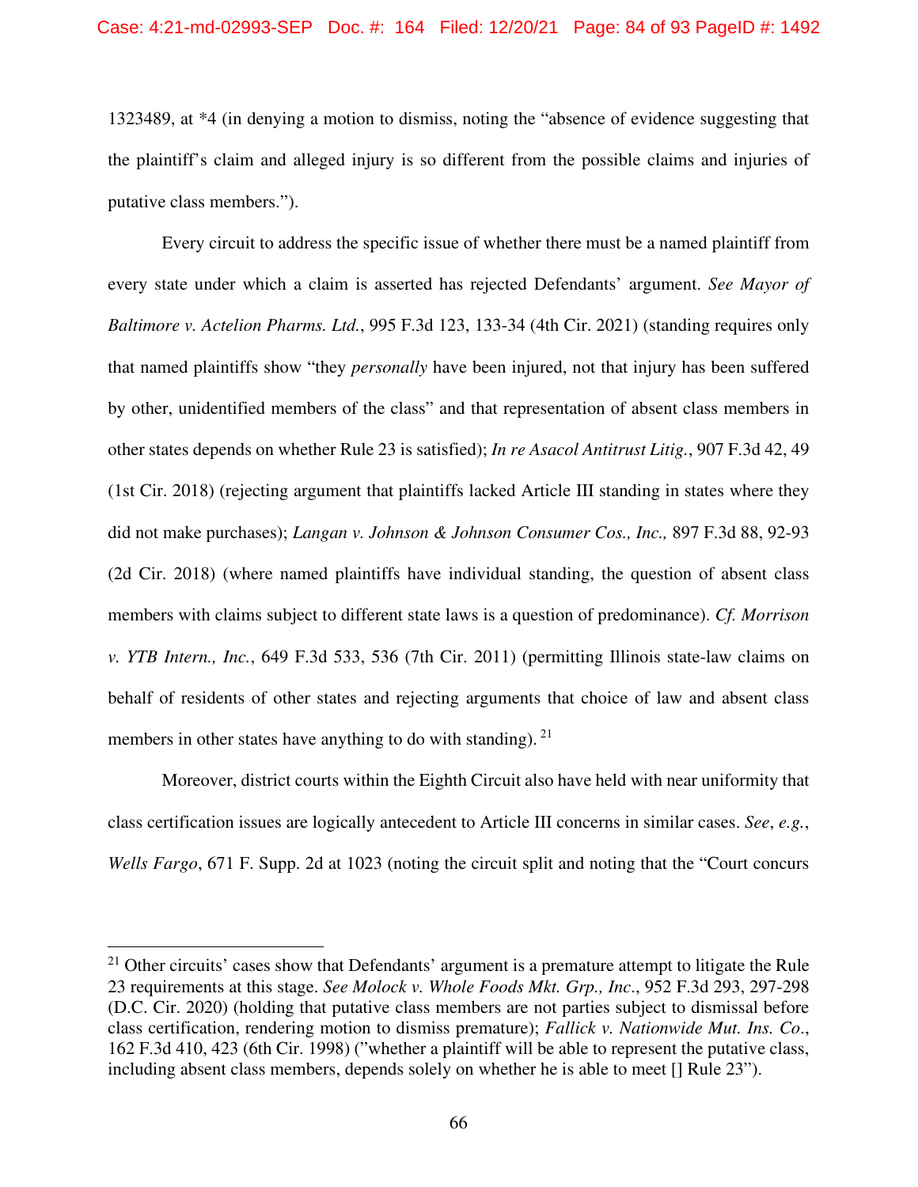1323489, at *4 (in denying a motion to dismiss, noting the "absence of evidence suggesting that the plaintiff's claim and alleged injury is so different from the possible claims and injuries of putative class members.").

Every circuit to address the specific issue of whether there must be a named plaintiff from every state under which a claim is asserted has rejected Defendants' argument. *See Mayor of Baltimore v. Actelion Pharms. Ltd.*, 995 F.3d 123, 133-34 (4th Cir. 2021) (standing requires only that named plaintiffs show "they *personally* have been injured, not that injury has been suffered by other, unidentified members of the class" and that representation of absent class members in other states depends on whether Rule 23 is satisfied); *In re Asacol Antitrust Litig.*, 907 F.3d 42, 49 (1st Cir. 2018) (rejecting argument that plaintiffs lacked Article III standing in states where they did not make purchases); *Langan v. Johnson & Johnson Consumer Cos., Inc.,* 897 F.3d 88, 92-93 (2d Cir. 2018) (where named plaintiffs have individual standing, the question of absent class members with claims subject to different state laws is a question of predominance). *Cf. Morrison v. YTB Intern., Inc.*, 649 F.3d 533, 536 (7th Cir. 2011) (permitting Illinois state-law claims on behalf of residents of other states and rejecting arguments that choice of law and absent class members in other states have anything to do with standing).[21]

Moreover, district courts within the Eighth Circuit also have held with near uniformity that class certification issues are logically antecedent to Article III concerns in similar cases. *See*, *e.g.*, *Wells Fargo*, 671 F. Supp. 2d at 1023 (noting the circuit split and noting that the "Court concurs

---

[21] Other circuits' cases show that Defendants' argument is a premature attempt to litigate the Rule 23 requirements at this stage. *See Molock v. Whole Foods Mkt. Grp., Inc*., 952 F.3d 293, 297-298 (D.C. Cir. 2020) (holding that putative class members are not parties subject to dismissal before class certification, rendering motion to dismiss premature); *Fallick v. Nationwide Mut. Ins. Co*., 162 F.3d 410, 423 (6th Cir. 1998) ("whether a plaintiff will be able to represent the putative class, including absent class members, depends solely on whether he is able to meet [] Rule 23").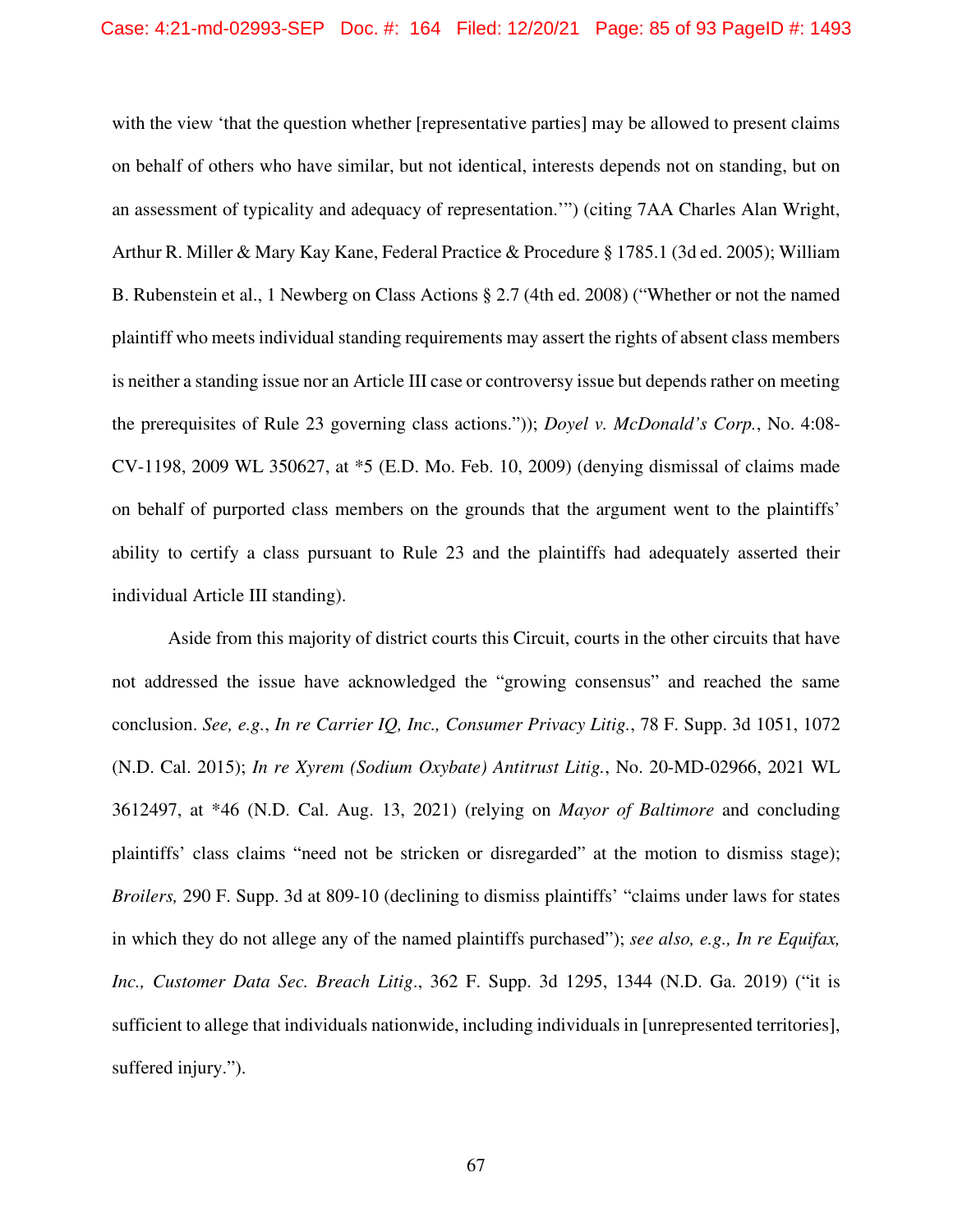with the view 'that the question whether [representative parties] may be allowed to present claims on behalf of others who have similar, but not identical, interests depends not on standing, but on an assessment of typicality and adequacy of representation.'") (citing 7AA Charles Alan Wright, Arthur R. Miller & Mary Kay Kane, Federal Practice & Procedure § 1785.1 (3d ed. 2005); William B. Rubenstein et al., 1 Newberg on Class Actions § 2.7 (4th ed. 2008) ("Whether or not the named plaintiff who meets individual standing requirements may assert the rights of absent class members is neither a standing issue nor an Article III case or controversy issue but depends rather on meeting the prerequisites of Rule 23 governing class actions.")); *Doyel v. McDonald's Corp.*, No. 4:08-CV-1198, 2009 WL 350627, at *5 (E.D. Mo. Feb. 10, 2009) (denying dismissal of claims made on behalf of purported class members on the grounds that the argument went to the plaintiffs' ability to certify a class pursuant to Rule 23 and the plaintiffs had adequately asserted their individual Article III standing).

Aside from this majority of district courts this Circuit, courts in the other circuits that have not addressed the issue have acknowledged the "growing consensus" and reached the same conclusion. *See, e.g.*, *In re Carrier IQ, Inc., Consumer Privacy Litig.*, 78 F. Supp. 3d 1051, 1072 (N.D. Cal. 2015); *In re Xyrem (Sodium Oxybate) Antitrust Litig.*, No. 20-MD-02966, 2021 WL 3612497, at *46 (N.D. Cal. Aug. 13, 2021) (relying on *Mayor of Baltimore* and concluding plaintiffs' class claims "need not be stricken or disregarded" at the motion to dismiss stage); *Broilers,* 290 F. Supp. 3d at 809-10 (declining to dismiss plaintiffs' "claims under laws for states in which they do not allege any of the named plaintiffs purchased"); *see also, e.g., In re Equifax, Inc., Customer Data Sec. Breach Litig*., 362 F. Supp. 3d 1295, 1344 (N.D. Ga. 2019) ("it is sufficient to allege that individuals nationwide, including individuals in [unrepresented territories], suffered injury.").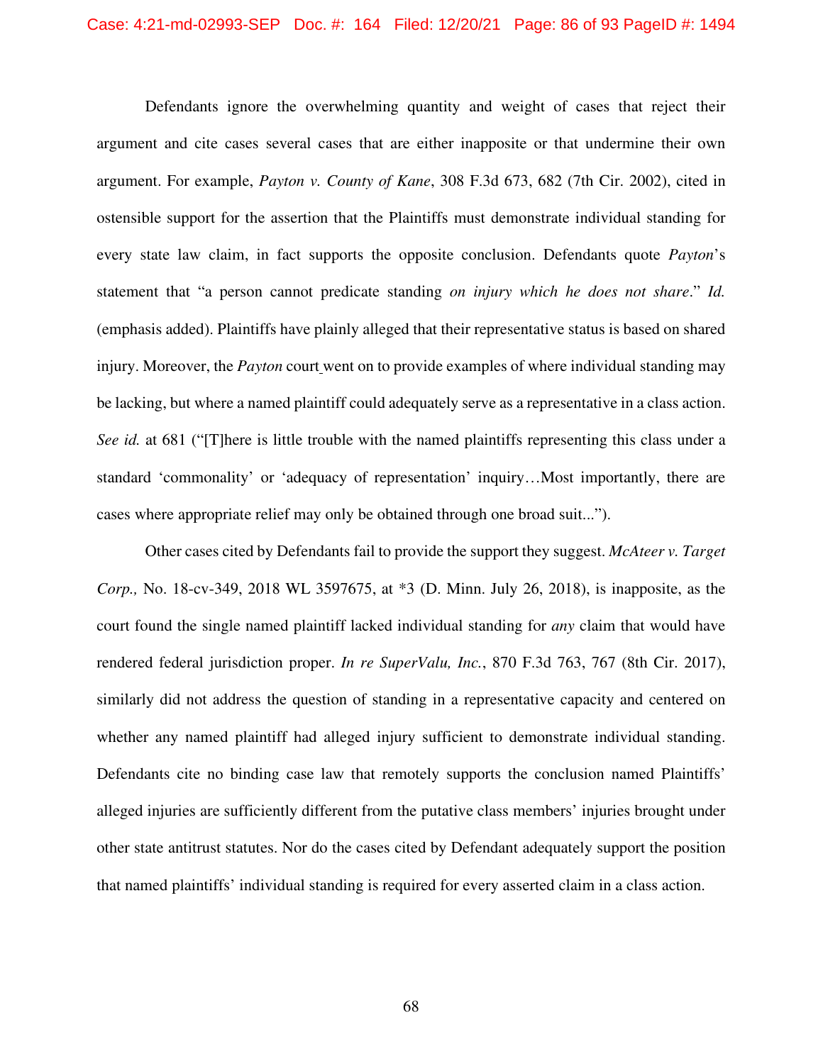Defendants ignore the overwhelming quantity and weight of cases that reject their argument and cite cases several cases that are either inapposite or that undermine their own argument. For example, *Payton v. County of Kane*, 308 F.3d 673, 682 (7th Cir. 2002), cited in ostensible support for the assertion that the Plaintiffs must demonstrate individual standing for every state law claim, in fact supports the opposite conclusion. Defendants quote *Payton*'s statement that "a person cannot predicate standing *on injury which he does not share*." *Id.* (emphasis added). Plaintiffs have plainly alleged that their representative status is based on shared injury. Moreover, the *Payton* court went on to provide examples of where individual standing may be lacking, but where a named plaintiff could adequately serve as a representative in a class action. *See id.* at 681 ("[T]here is little trouble with the named plaintiffs representing this class under a standard 'commonality' or 'adequacy of representation' inquiry…Most importantly, there are cases where appropriate relief may only be obtained through one broad suit...").

Other cases cited by Defendants fail to provide the support they suggest. *McAteer v. Target Corp.,* No. 18-cv-349, 2018 WL 3597675, at *3 (D. Minn. July 26, 2018), is inapposite, as the court found the single named plaintiff lacked individual standing for *any* claim that would have rendered federal jurisdiction proper. *In re SuperValu, Inc.*, 870 F.3d 763, 767 (8th Cir. 2017), similarly did not address the question of standing in a representative capacity and centered on whether any named plaintiff had alleged injury sufficient to demonstrate individual standing. Defendants cite no binding case law that remotely supports the conclusion named Plaintiffs' alleged injuries are sufficiently different from the putative class members' injuries brought under other state antitrust statutes. Nor do the cases cited by Defendant adequately support the position that named plaintiffs' individual standing is required for every asserted claim in a class action.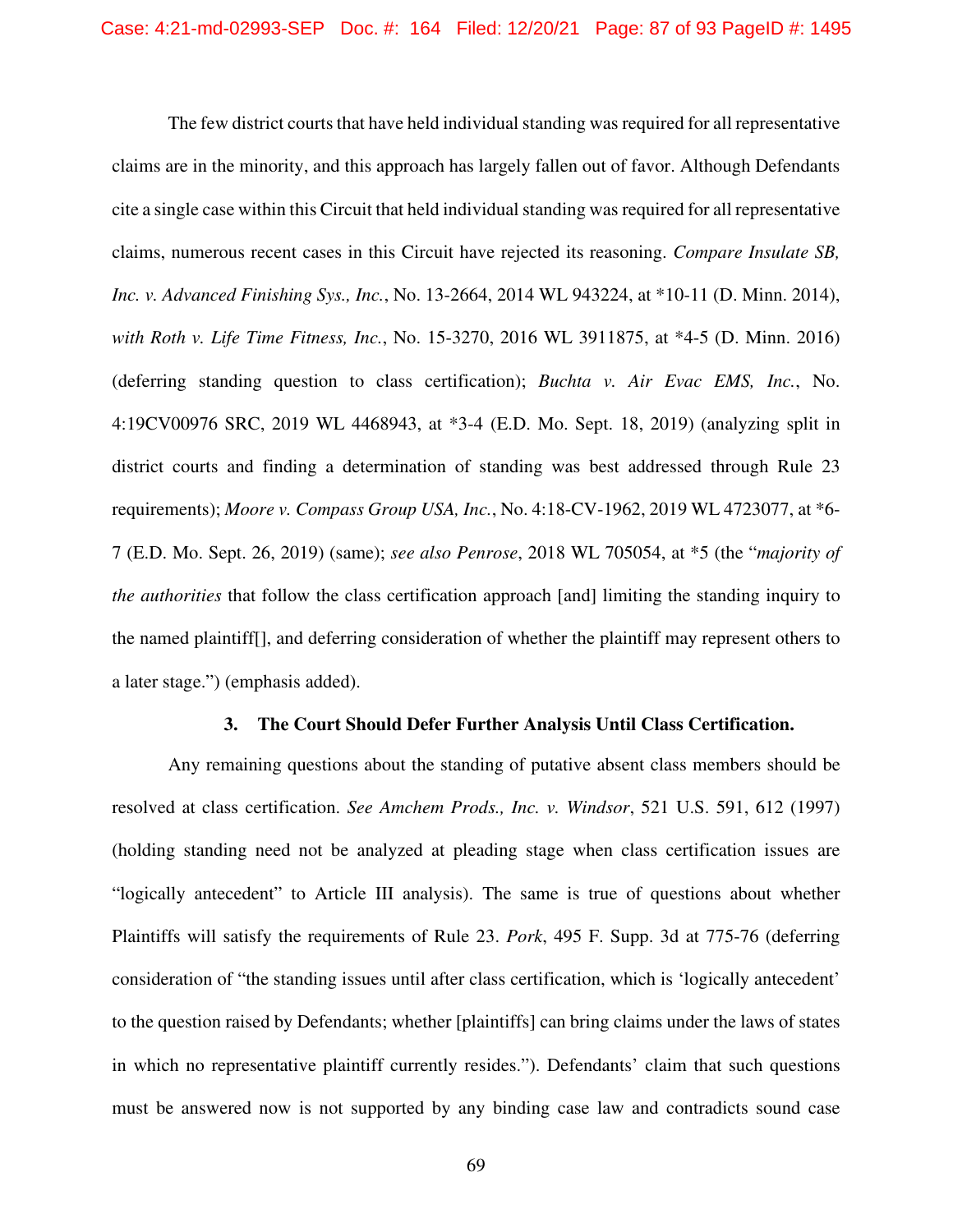The few district courts that have held individual standing was required for all representative claims are in the minority, and this approach has largely fallen out of favor. Although Defendants cite a single case within this Circuit that held individual standing was required for all representative claims, numerous recent cases in this Circuit have rejected its reasoning. *Compare Insulate SB, Inc. v. Advanced Finishing Sys., Inc.*, No. 13-2664, 2014 WL 943224, at *10-11 (D. Minn. 2014), *with Roth v. Life Time Fitness, Inc.*, No. 15-3270, 2016 WL 3911875, at *4-5 (D. Minn. 2016) (deferring standing question to class certification); *Buchta v. Air Evac EMS, Inc.*, No. 4:19CV00976 SRC, 2019 WL 4468943, at *3-4 (E.D. Mo. Sept. 18, 2019) (analyzing split in district courts and finding a determination of standing was best addressed through Rule 23 requirements); *Moore v. Compass Group USA, Inc.*, No. 4:18-CV-1962, 2019 WL 4723077, at *6-7 (E.D. Mo. Sept. 26, 2019) (same); *see also Penrose*, 2018 WL 705054, at *5 (the "*majority of the authorities* that follow the class certification approach [and] limiting the standing inquiry to the named plaintiff[], and deferring consideration of whether the plaintiff may represent others to a later stage.") (emphasis added).

### 3. The Court Should Defer Further Analysis Until Class Certification.

Any remaining questions about the standing of putative absent class members should be resolved at class certification. *See Amchem Prods., Inc. v. Windsor*, 521 U.S. 591, 612 (1997) (holding standing need not be analyzed at pleading stage when class certification issues are "logically antecedent" to Article III analysis). The same is true of questions about whether Plaintiffs will satisfy the requirements of Rule 23. *Pork*, 495 F. Supp. 3d at 775-76 (deferring consideration of "the standing issues until after class certification, which is 'logically antecedent' to the question raised by Defendants; whether [plaintiffs] can bring claims under the laws of states in which no representative plaintiff currently resides."). Defendants' claim that such questions must be answered now is not supported by any binding case law and contradicts sound case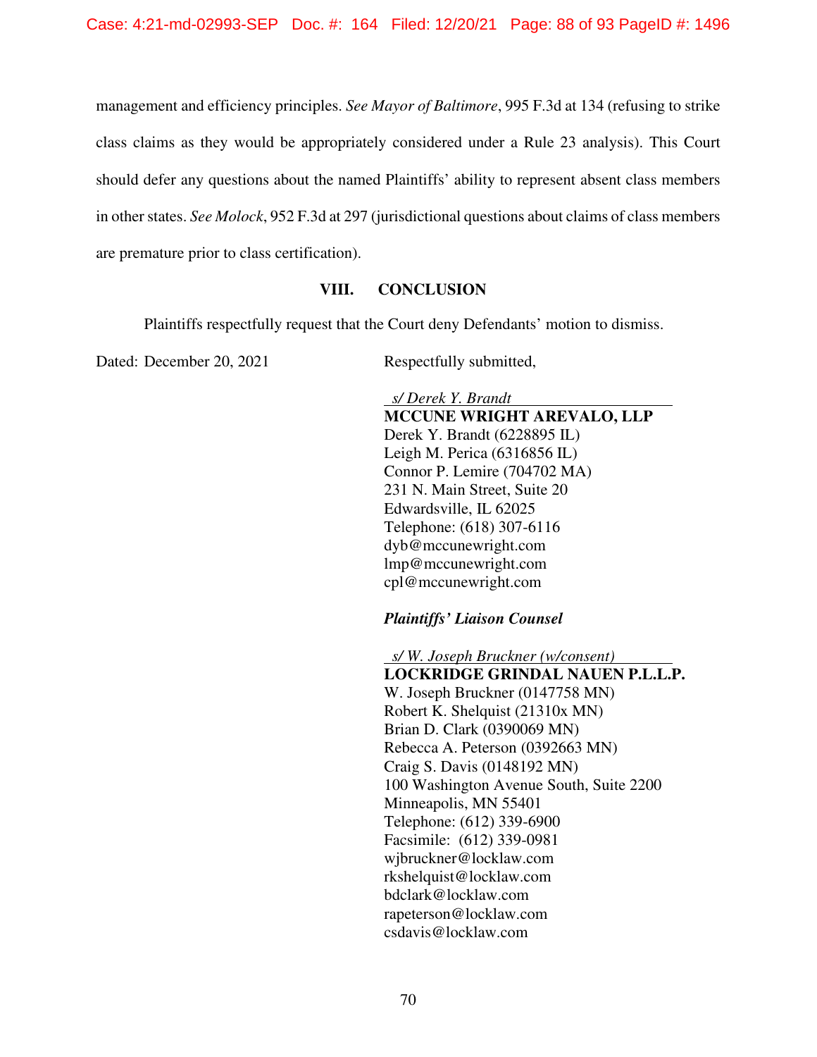management and efficiency principles. *See Mayor of Baltimore*, 995 F.3d at 134 (refusing to strike class claims as they would be appropriately considered under a Rule 23 analysis). This Court should defer any questions about the named Plaintiffs' ability to represent absent class members in other states. *See Molock*, 952 F.3d at 297 (jurisdictional questions about claims of class members are premature prior to class certification).

## VIII. CONCLUSION

Plaintiffs respectfully request that the Court deny Defendants' motion to dismiss.

Dated: December 20, 2021

Respectfully submitted,

*s/ Derek Y. Brandt*
**MCCUNE WRIGHT AREVALO, LLP**
Derek Y. Brandt (6228895 IL)
Leigh M. Perica (6316856 IL)
Connor P. Lemire (704702 MA)
231 N. Main Street, Suite 20
Edwardsville, IL 62025
Telephone: (618) 307-6116
dyb@mccunewright.com
lmp@mccunewright.com
cpl@mccunewright.com

***Plaintiffs' Liaison Counsel***

*s/ W. Joseph Bruckner (w/consent)*
**LOCKRIDGE GRINDAL NAUEN P.L.L.P.**
W. Joseph Bruckner (0147758 MN)
Robert K. Shelquist (21310x MN)
Brian D. Clark (0390069 MN)
Rebecca A. Peterson (0392663 MN)
Craig S. Davis (0148192 MN)
100 Washington Avenue South, Suite 2200
Minneapolis, MN 55401
Telephone: (612) 339-6900
Facsimile: (612) 339-0981
wjbruckner@locklaw.com
rkshelquist@locklaw.com
bdclark@locklaw.com
rapeterson@locklaw.com
csdavis@locklaw.com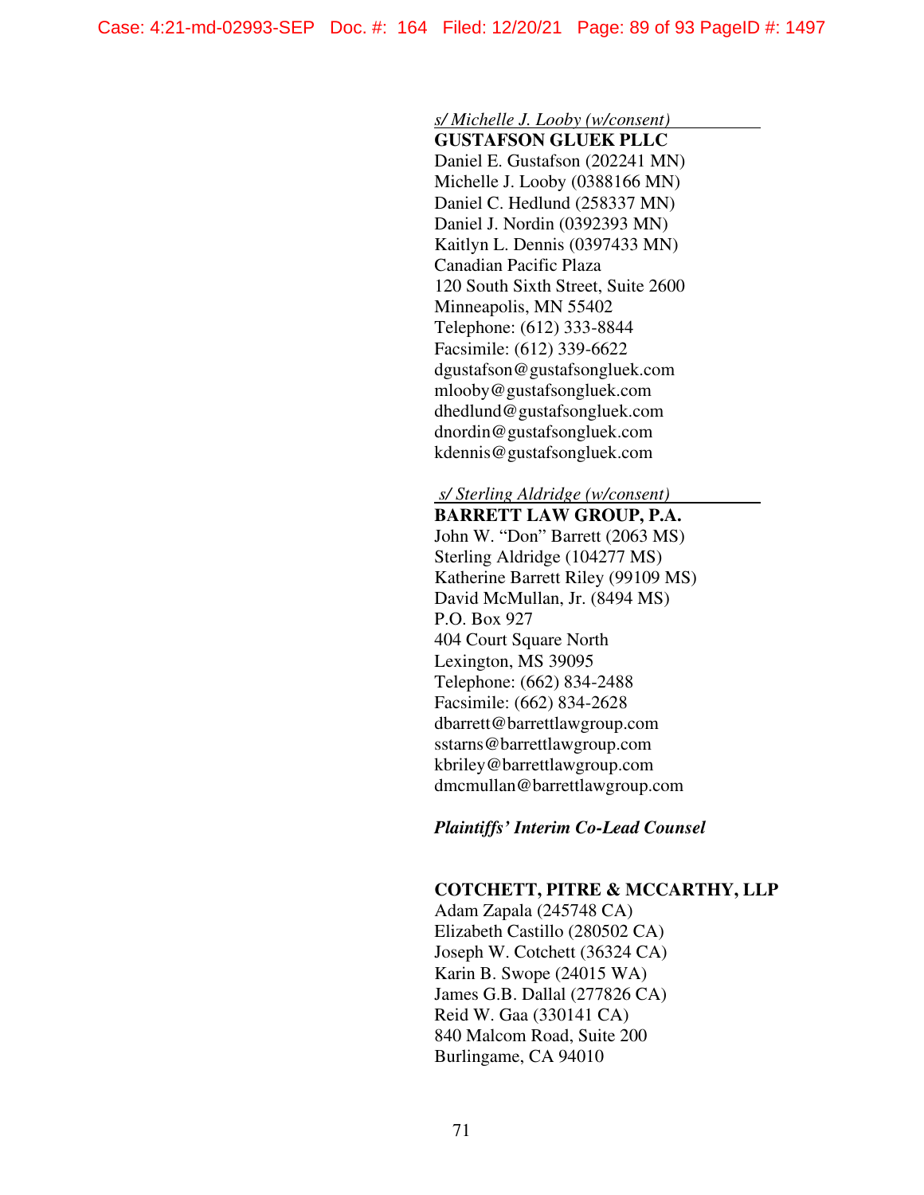*s/ Michelle J. Looby (w/consent)*
**GUSTAFSON GLUEK PLLC**
Daniel E. Gustafson (202241 MN)
Michelle J. Looby (0388166 MN)
Daniel C. Hedlund (258337 MN)
Daniel J. Nordin (0392393 MN)
Kaitlyn L. Dennis (0397433 MN)
Canadian Pacific Plaza
120 South Sixth Street, Suite 2600
Minneapolis, MN 55402
Telephone: (612) 333-8844
Facsimile: (612) 339-6622
dgustafson@gustafsongluek.com
mlooby@gustafsongluek.com
dhedlund@gustafsongluek.com
dnordin@gustafsongluek.com
kdennis@gustafsongluek.com

*s/ Sterling Aldridge (w/consent)*
**BARRETT LAW GROUP, P.A.**
John W. "Don" Barrett (2063 MS)
Sterling Aldridge (104277 MS)
Katherine Barrett Riley (99109 MS)
David McMullan, Jr. (8494 MS)
P.O. Box 927
404 Court Square North
Lexington, MS 39095
Telephone: (662) 834-2488
Facsimile: (662) 834-2628
dbarrett@barrettlawgroup.com
sstarns@barrettlawgroup.com
kbriley@barrettlawgroup.com
dmcmullan@barrettlawgroup.com

***Plaintiffs' Interim Co-Lead Counsel***

**COTCHETT, PITRE & MCCARTHY, LLP**
Adam Zapala (245748 CA)
Elizabeth Castillo (280502 CA)
Joseph W. Cotchett (36324 CA)
Karin B. Swope (24015 WA)
James G.B. Dallal (277826 CA)
Reid W. Gaa (330141 CA)
840 Malcom Road, Suite 200
Burlingame, CA 94010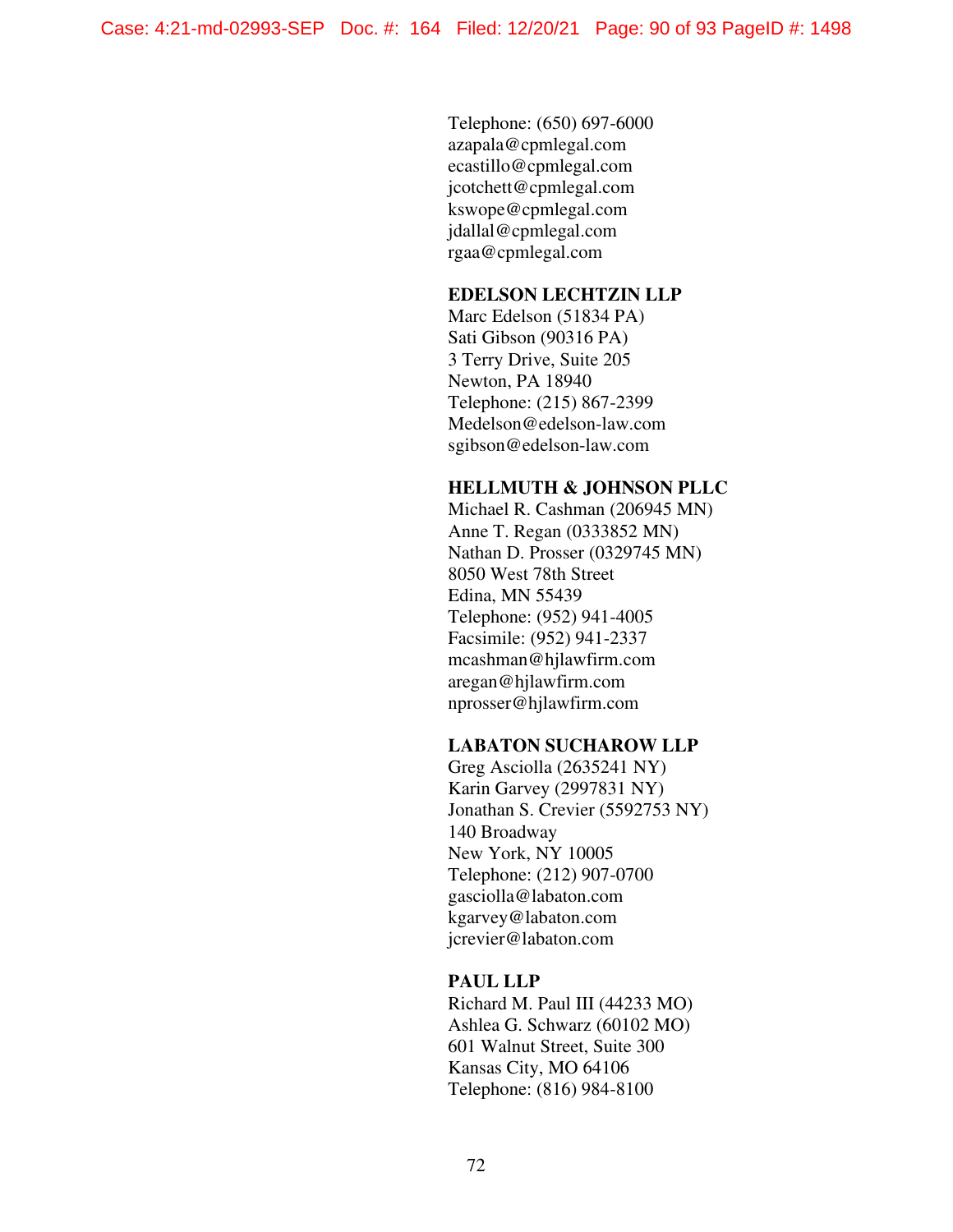Telephone: (650) 697-6000
azapala@cpmlegal.com
ecastillo@cpmlegal.com
jcotchett@cpmlegal.com
kswope@cpmlegal.com
jdallal@cpmlegal.com
rgaa@cpmlegal.com

**EDELSON LECHTZIN LLP**
Marc Edelson (51834 PA)
Sati Gibson (90316 PA)
3 Terry Drive, Suite 205
Newton, PA 18940
Telephone: (215) 867-2399
Medelson@edelson-law.com
sgibson@edelson-law.com

**HELLMUTH & JOHNSON PLLC**
Michael R. Cashman (206945 MN)
Anne T. Regan (0333852 MN)
Nathan D. Prosser (0329745 MN)
8050 West 78th Street
Edina, MN 55439
Telephone: (952) 941-4005
Facsimile: (952) 941-2337
mcashman@hjlawfirm.com
aregan@hjlawfirm.com
nprosser@hjlawfirm.com

**LABATON SUCHAROW LLP**
Greg Asciolla (2635241 NY)
Karin Garvey (2997831 NY)
Jonathan S. Crevier (5592753 NY)
140 Broadway
New York, NY 10005
Telephone: (212) 907-0700
gasciolla@labaton.com
kgarvey@labaton.com
jcrevier@labaton.com

**PAUL LLP**
Richard M. Paul III (44233 MO)
Ashlea G. Schwarz (60102 MO)
601 Walnut Street, Suite 300
Kansas City, MO 64106
Telephone: (816) 984-8100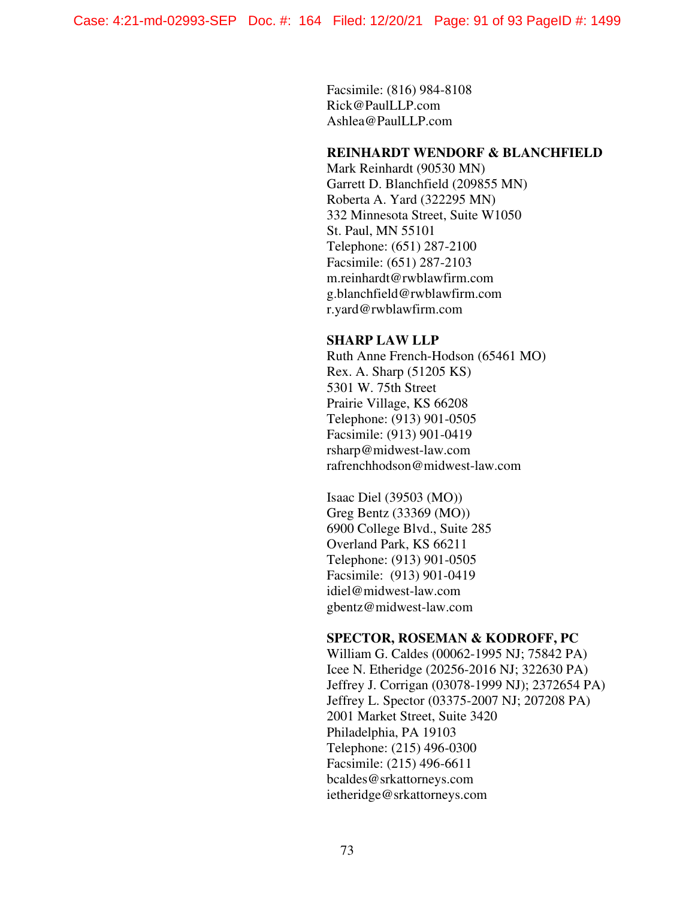Facsimile: (816) 984-8108
Rick@PaulLLP.com
Ashlea@PaulLLP.com

**REINHARDT WENDORF & BLANCHFIELD**
Mark Reinhardt (90530 MN)
Garrett D. Blanchfield (209855 MN)
Roberta A. Yard (322295 MN)
332 Minnesota Street, Suite W1050
St. Paul, MN 55101
Telephone: (651) 287-2100
Facsimile: (651) 287-2103
m.reinhardt@rwblawfirm.com
g.blanchfield@rwblawfirm.com
r.yard@rwblawfirm.com

**SHARP LAW LLP**
Ruth Anne French-Hodson (65461 MO)
Rex. A. Sharp (51205 KS)
5301 W. 75th Street
Prairie Village, KS 66208
Telephone: (913) 901-0505
Facsimile: (913) 901-0419
rsharp@midwest-law.com
rafrenchhodson@midwest-law.com

Isaac Diel (39503 (MO))
Greg Bentz (33369 (MO))
6900 College Blvd., Suite 285
Overland Park, KS 66211
Telephone: (913) 901-0505
Facsimile: (913) 901-0419
idiel@midwest-law.com
gbentz@midwest-law.com

**SPECTOR, ROSEMAN & KODROFF, PC**
William G. Caldes (00062-1995 NJ; 75842 PA)
Icee N. Etheridge (20256-2016 NJ; 322630 PA)
Jeffrey J. Corrigan (03078-1999 NJ); 2372654 PA)
Jeffrey L. Spector (03375-2007 NJ; 207208 PA)
2001 Market Street, Suite 3420
Philadelphia, PA 19103
Telephone: (215) 496-0300
Facsimile: (215) 496-6611
bcaldes@srkattorneys.com
ietheridge@srkattorneys.com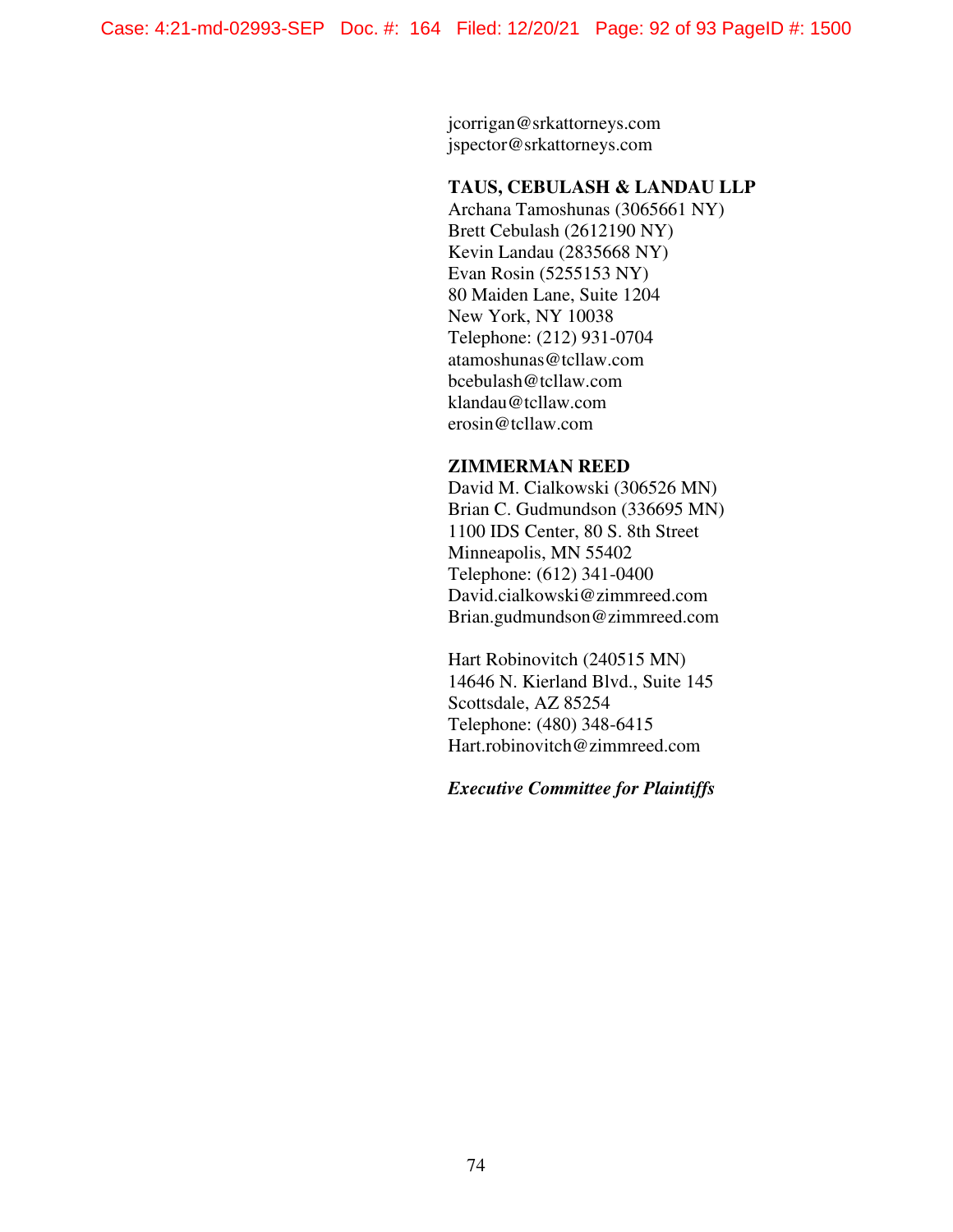jcorrigan@srkattorneys.com
jspector@srkattorneys.com

**TAUS, CEBULASH & LANDAU LLP**
Archana Tamoshunas (3065661 NY)
Brett Cebulash (2612190 NY)
Kevin Landau (2835668 NY)
Evan Rosin (5255153 NY)
80 Maiden Lane, Suite 1204
New York, NY 10038
Telephone: (212) 931-0704
atamoshunas@tcllaw.com
bcebulash@tcllaw.com
klandau@tcllaw.com
erosin@tcllaw.com

**ZIMMERMAN REED**
David M. Cialkowski (306526 MN)
Brian C. Gudmundson (336695 MN)
1100 IDS Center, 80 S. 8th Street
Minneapolis, MN 55402
Telephone: (612) 341-0400
David.cialkowski@zimmreed.com
Brian.gudmundson@zimmreed.com

Hart Robinovitch (240515 MN)
14646 N. Kierland Blvd., Suite 145
Scottsdale, AZ 85254
Telephone: (480) 348-6415
Hart.robinovitch@zimmreed.com

***Executive Committee for Plaintiffs***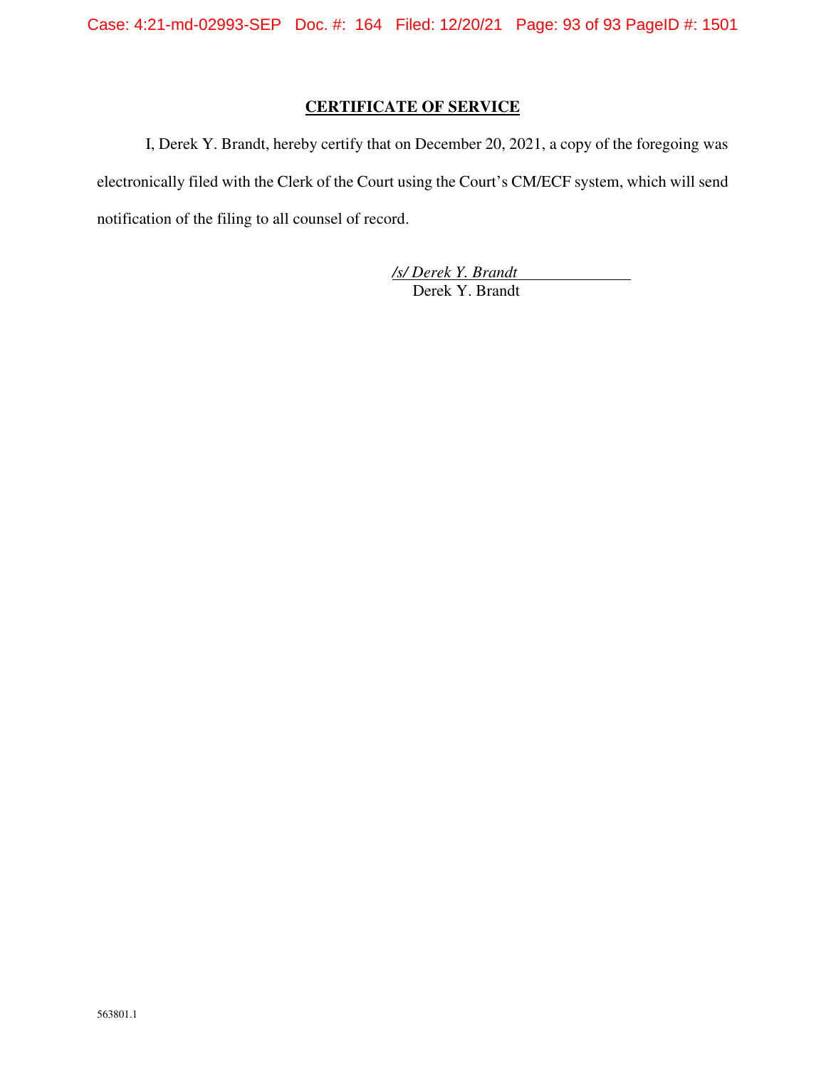## CERTIFICATE OF SERVICE

I, Derek Y. Brandt, hereby certify that on December 20, 2021, a copy of the foregoing was electronically filed with the Clerk of the Court using the Court's CM/ECF system, which will send notification of the filing to all counsel of record.

*/s/ Derek Y. Brandt*
Derek Y. Brandt

563801.1